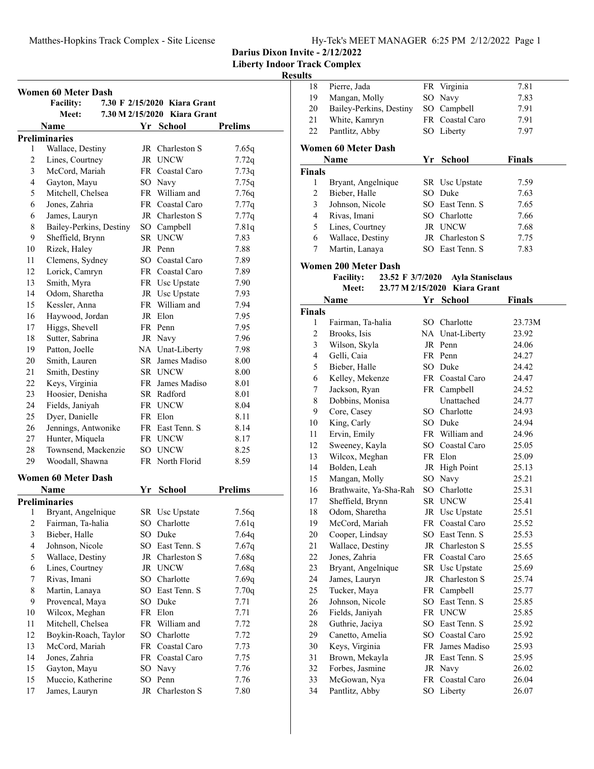**Darius Dixon Invite - 2/12/2022**
**Liberty Indoor Track Complex**
**Results**

## Women 60 Meter Dash

Facility: 7.30 F 2/15/2020 Kiara Grant
Meet: 7.30 M 2/15/2020 Kiara Grant

| | Name | Yr | School | Prelims |
|---|---|---|---|---|
| **Preliminaries** | | | | |
| 1 | Wallace, Destiny | JR | Charleston S | 7.65q |
| 2 | Lines, Courtney | JR | UNCW | 7.72q |
| 3 | McCord, Mariah | FR | Coastal Caro | 7.73q |
| 4 | Gayton, Mayu | SO | Navy | 7.75q |
| 5 | Mitchell, Chelsea | FR | William and | 7.76q |
| 6 | Jones, Zahria | FR | Coastal Caro | 7.77q |
| 6 | James, Lauryn | JR | Charleston S | 7.77q |
| 8 | Bailey-Perkins, Destiny | SO | Campbell | 7.81q |
| 9 | Sheffield, Brynn | SR | UNCW | 7.83 |
| 10 | Rizek, Haley | JR | Penn | 7.88 |
| 11 | Clemens, Sydney | SO | Coastal Caro | 7.89 |
| 12 | Lorick, Camryn | FR | Coastal Caro | 7.89 |
| 13 | Smith, Myra | FR | Usc Upstate | 7.90 |
| 14 | Odom, Sharetha | JR | Usc Upstate | 7.93 |
| 15 | Kessler, Anna | FR | William and | 7.94 |
| 16 | Haywood, Jordan | JR | Elon | 7.95 |
| 17 | Higgs, Shevell | FR | Penn | 7.95 |
| 18 | Sutter, Sabrina | JR | Navy | 7.96 |
| 19 | Patton, Joelle | NA | Unat-Liberty | 7.98 |
| 20 | Smith, Lauren | SR | James Madiso | 8.00 |
| 21 | Smith, Destiny | SR | UNCW | 8.00 |
| 22 | Keys, Virginia | FR | James Madiso | 8.01 |
| 23 | Hoosier, Denisha | SR | Radford | 8.01 |
| 24 | Fields, Janiyah | FR | UNCW | 8.04 |
| 25 | Dyer, Danielle | FR | Elon | 8.11 |
| 26 | Jennings, Antwonike | FR | East Tenn. S | 8.14 |
| 27 | Hunter, Miquela | FR | UNCW | 8.17 |
| 28 | Townsend, Mackenzie | SO | UNCW | 8.25 |
| 29 | Woodall, Shawna | FR | North Florid | 8.59 |

## Women 60 Meter Dash

| | Name | Yr | School | Prelims |
|---|---|---|---|---|
| **Preliminaries** | | | | |
| 1 | Bryant, Angelnique | SR | Usc Upstate | 7.56q |
| 2 | Fairman, Ta-halia | SO | Charlotte | 7.61q |
| 3 | Bieber, Halle | SO | Duke | 7.64q |
| 4 | Johnson, Nicole | SO | East Tenn. S | 7.67q |
| 5 | Wallace, Destiny | JR | Charleston S | 7.68q |
| 6 | Lines, Courtney | JR | UNCW | 7.68q |
| 7 | Rivas, Imani | SO | Charlotte | 7.69q |
| 8 | Martin, Lanaya | SO | East Tenn. S | 7.70q |
| 9 | Provencal, Maya | SO | Duke | 7.71 |
| 10 | Wilcox, Meghan | FR | Elon | 7.71 |
| 11 | Mitchell, Chelsea | FR | William and | 7.72 |
| 12 | Boykin-Roach, Taylor | SO | Charlotte | 7.72 |
| 13 | McCord, Mariah | FR | Coastal Caro | 7.73 |
| 14 | Jones, Zahria | FR | Coastal Caro | 7.75 |
| 15 | Gayton, Mayu | SO | Navy | 7.76 |
| 15 | Muccio, Katherine | SO | Penn | 7.76 |
| 17 | James, Lauryn | JR | Charleston S | 7.80 |
| 18 | Pierre, Jada | FR | Virginia | 7.81 |
| 19 | Mangan, Molly | SO | Navy | 7.83 |
| 20 | Bailey-Perkins, Destiny | SO | Campbell | 7.91 |
| 21 | White, Kamryn | FR | Coastal Caro | 7.91 |
| 22 | Pantlitz, Abby | SO | Liberty | 7.97 |

## Women 60 Meter Dash

| | Name | Yr | School | Finals |
|---|---|---|---|---|
| **Finals** | | | | |
| 1 | Bryant, Angelnique | SR | Usc Upstate | 7.59 |
| 2 | Bieber, Halle | SO | Duke | 7.63 |
| 3 | Johnson, Nicole | SO | East Tenn. S | 7.65 |
| 4 | Rivas, Imani | SO | Charlotte | 7.66 |
| 5 | Lines, Courtney | JR | UNCW | 7.68 |
| 6 | Wallace, Destiny | JR | Charleston S | 7.75 |
| 7 | Martin, Lanaya | SO | East Tenn. S | 7.83 |

## Women 200 Meter Dash

Facility: 23.52 F 3/7/2020 Ayla Stanisclaus
Meet: 23.77 M 2/15/2020 Kiara Grant

| | Name | Yr | School | Finals |
|---|---|---|---|---|
| **Finals** | | | | |
| 1 | Fairman, Ta-halia | SO | Charlotte | 23.73M |
| 2 | Brooks, Isis | NA | Unat-Liberty | 23.92 |
| 3 | Wilson, Skyla | JR | Penn | 24.06 |
| 4 | Gelli, Caia | FR | Penn | 24.27 |
| 5 | Bieber, Halle | SO | Duke | 24.42 |
| 6 | Kelley, Mekenze | FR | Coastal Caro | 24.47 |
| 7 | Jackson, Ryan | FR | Campbell | 24.52 |
| 8 | Dobbins, Monisa | | Unattached | 24.77 |
| 9 | Core, Casey | SO | Charlotte | 24.93 |
| 10 | King, Carly | SO | Duke | 24.94 |
| 11 | Ervin, Emily | FR | William and | 24.96 |
| 12 | Sweeney, Kayla | SO | Coastal Caro | 25.05 |
| 13 | Wilcox, Meghan | FR | Elon | 25.09 |
| 14 | Bolden, Leah | JR | High Point | 25.13 |
| 15 | Mangan, Molly | SO | Navy | 25.21 |
| 16 | Brathwaite, Ya-Sha-Rah | SO | Charlotte | 25.31 |
| 17 | Sheffield, Brynn | SR | UNCW | 25.41 |
| 18 | Odom, Sharetha | JR | Usc Upstate | 25.51 |
| 19 | McCord, Mariah | FR | Coastal Caro | 25.52 |
| 20 | Cooper, Lindsay | SO | East Tenn. S | 25.53 |
| 21 | Wallace, Destiny | JR | Charleston S | 25.55 |
| 22 | Jones, Zahria | FR | Coastal Caro | 25.65 |
| 23 | Bryant, Angelnique | SR | Usc Upstate | 25.69 |
| 24 | James, Lauryn | JR | Charleston S | 25.74 |
| 25 | Tucker, Maya | FR | Campbell | 25.77 |
| 26 | Johnson, Nicole | SO | East Tenn. S | 25.85 |
| 26 | Fields, Janiyah | FR | UNCW | 25.85 |
| 28 | Guthrie, Jaciya | SO | East Tenn. S | 25.92 |
| 29 | Canetto, Amelia | SO | Coastal Caro | 25.92 |
| 30 | Keys, Virginia | FR | James Madiso | 25.93 |
| 31 | Brown, Mekayla | JR | East Tenn. S | 25.95 |
| 32 | Forbes, Jasmine | JR | Navy | 26.02 |
| 33 | McGowan, Nya | FR | Coastal Caro | 26.04 |
| 34 | Pantlitz, Abby | SO | Liberty | 26.07 |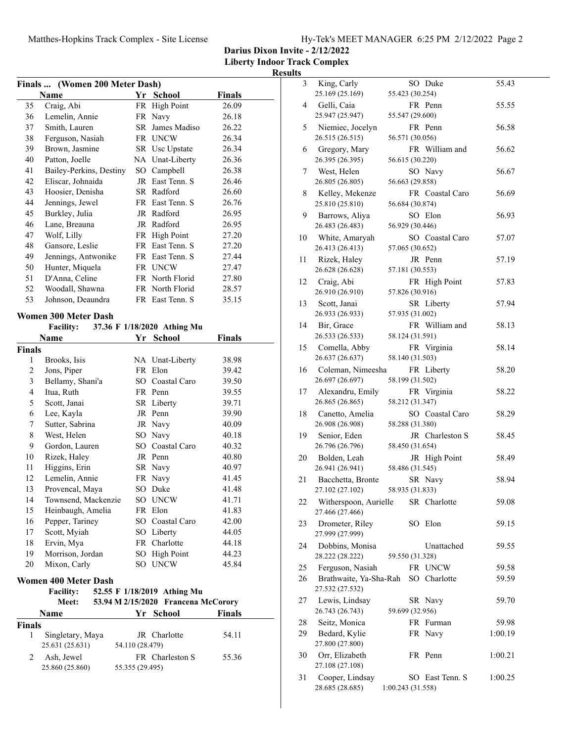**Darius Dixon Invite - 2/12/2022**

**Liberty Indoor Track Complex**

**Results**

### Finals ... (Women 200 Meter Dash)

| | Name | Yr | School | Finals |
|---|---|---|---|---|
| 35 | Craig, Abi | FR | High Point | 26.09 |
| 36 | Lemelin, Annie | FR | Navy | 26.18 |
| 37 | Smith, Lauren | SR | James Madiso | 26.22 |
| 38 | Ferguson, Nasiah | FR | UNCW | 26.34 |
| 39 | Brown, Jasmine | SR | Usc Upstate | 26.34 |
| 40 | Patton, Joelle | NA | Unat-Liberty | 26.36 |
| 41 | Bailey-Perkins, Destiny | SO | Campbell | 26.38 |
| 42 | Eliscar, Johnaida | JR | East Tenn. S | 26.46 |
| 43 | Hoosier, Denisha | SR | Radford | 26.60 |
| 44 | Jennings, Jewel | FR | East Tenn. S | 26.76 |
| 45 | Burkley, Julia | JR | Radford | 26.95 |
| 46 | Lane, Breauna | JR | Radford | 26.95 |
| 47 | Wolf, Lilly | FR | High Point | 27.20 |
| 48 | Gansore, Leslie | FR | East Tenn. S | 27.20 |
| 49 | Jennings, Antwonike | FR | East Tenn. S | 27.44 |
| 50 | Hunter, Miquela | FR | UNCW | 27.47 |
| 51 | D'Anna, Celine | FR | North Florid | 27.80 |
| 52 | Woodall, Shawna | FR | North Florid | 28.57 |
| 53 | Johnson, Deaundra | FR | East Tenn. S | 35.15 |

### Women 300 Meter Dash

**Facility:** 37.36 F 1/18/2020 Athing Mu

| | Name | Yr | School | Finals |
|---|---|---|---|---|
| **Finals** | | | | |
| 1 | Brooks, Isis | NA | Unat-Liberty | 38.98 |
| 2 | Jons, Piper | FR | Elon | 39.42 |
| 3 | Bellamy, Shani'a | SO | Coastal Caro | 39.50 |
| 4 | Itua, Ruth | FR | Penn | 39.55 |
| 5 | Scott, Janai | SR | Liberty | 39.71 |
| 6 | Lee, Kayla | JR | Penn | 39.90 |
| 7 | Sutter, Sabrina | JR | Navy | 40.09 |
| 8 | West, Helen | SO | Navy | 40.18 |
| 9 | Gordon, Lauren | SO | Coastal Caro | 40.32 |
| 10 | Rizek, Haley | JR | Penn | 40.80 |
| 11 | Higgins, Erin | SR | Navy | 40.97 |
| 12 | Lemelin, Annie | FR | Navy | 41.45 |
| 13 | Provencal, Maya | SO | Duke | 41.48 |
| 14 | Townsend, Mackenzie | SO | UNCW | 41.71 |
| 15 | Heinbaugh, Amelia | FR | Elon | 41.83 |
| 16 | Pepper, Tariney | SO | Coastal Caro | 42.00 |
| 17 | Scott, Myiah | SO | Liberty | 44.05 |
| 18 | Ervin, Mya | FR | Charlotte | 44.18 |
| 19 | Morrison, Jordan | SO | High Point | 44.23 |
| 20 | Mixon, Carly | SO | UNCW | 45.84 |

### Women 400 Meter Dash

**Facility:** 52.55 F 1/18/2019 Athing Mu

**Meet:** 53.94 M 2/15/2020 Francena McCorory

| | Name | Yr | School | Finals |
|---|---|---|---|---|
| **Finals** | | | | |
| 1 | Singletary, Maya | JR | Charlotte | 54.11 |
| | 25.631 (25.631) 54.110 (28.479) | | | |
| 2 | Ash, Jewel | FR | Charleston S | 55.36 |
| | 25.860 (25.860) 55.355 (29.495) | | | |
| 3 | King, Carly | SO | Duke | 55.43 |
| | 25.169 (25.169) 55.423 (30.254) | | | |
| 4 | Gelli, Caia | FR | Penn | 55.55 |
| | 25.947 (25.947) 55.547 (29.600) | | | |
| 5 | Niemiec, Jocelyn | FR | Penn | 56.58 |
| | 26.515 (26.515) 56.571 (30.056) | | | |
| 6 | Gregory, Mary | FR | William and | 56.62 |
| | 26.395 (26.395) 56.615 (30.220) | | | |
| 7 | West, Helen | SO | Navy | 56.67 |
| | 26.805 (26.805) 56.663 (29.858) | | | |
| 8 | Kelley, Mekenze | FR | Coastal Caro | 56.69 |
| | 25.810 (25.810) 56.684 (30.874) | | | |
| 9 | Barrows, Aliya | SO | Elon | 56.93 |
| | 26.483 (26.483) 56.929 (30.446) | | | |
| 10 | White, Amaryah | SO | Coastal Caro | 57.07 |
| | 26.413 (26.413) 57.065 (30.652) | | | |
| 11 | Rizek, Haley | JR | Penn | 57.19 |
| | 26.628 (26.628) 57.181 (30.553) | | | |
| 12 | Craig, Abi | FR | High Point | 57.83 |
| | 26.910 (26.910) 57.826 (30.916) | | | |
| 13 | Scott, Janai | SR | Liberty | 57.94 |
| | 26.933 (26.933) 57.935 (31.002) | | | |
| 14 | Bir, Grace | FR | William and | 58.13 |
| | 26.533 (26.533) 58.124 (31.591) | | | |
| 15 | Comella, Abby | FR | Virginia | 58.14 |
| | 26.637 (26.637) 58.140 (31.503) | | | |
| 16 | Coleman, Nimeesha | FR | Liberty | 58.20 |
| | 26.697 (26.697) 58.199 (31.502) | | | |
| 17 | Alexandru, Emily | FR | Virginia | 58.22 |
| | 26.865 (26.865) 58.212 (31.347) | | | |
| 18 | Canetto, Amelia | SO | Coastal Caro | 58.29 |
| | 26.908 (26.908) 58.288 (31.380) | | | |
| 19 | Senior, Eden | JR | Charleston S | 58.45 |
| | 26.796 (26.796) 58.450 (31.654) | | | |
| 20 | Bolden, Leah | JR | High Point | 58.49 |
| | 26.941 (26.941) 58.486 (31.545) | | | |
| 21 | Bacchetta, Bronte | SR | Navy | 58.94 |
| | 27.102 (27.102) 58.935 (31.833) | | | |
| 22 | Witherspoon, Aurielle | SR | Charlotte | 59.08 |
| | 27.466 (27.466) | | | |
| 23 | Drometer, Riley | SO | Elon | 59.15 |
| | 27.999 (27.999) | | | |
| 24 | Dobbins, Monisa | | Unattached | 59.55 |
| | 28.222 (28.222) 59.550 (31.328) | | | |
| 25 | Ferguson, Nasiah | FR | UNCW | 59.58 |
| 26 | Brathwaite, Ya-Sha-Rah | SO | Charlotte | 59.59 |
| | 27.532 (27.532) | | | |
| 27 | Lewis, Lindsay | SR | Navy | 59.70 |
| | 26.743 (26.743) 59.699 (32.956) | | | |
| 28 | Seitz, Monica | FR | Furman | 59.98 |
| 29 | Bedard, Kylie | FR | Navy | 1:00.19 |
| | 27.800 (27.800) | | | |
| 30 | Orr, Elizabeth | FR | Penn | 1:00.21 |
| | 27.108 (27.108) | | | |
| 31 | Cooper, Lindsay | SO | East Tenn. S | 1:00.25 |
| | 28.685 (28.685) 1:00.243 (31.558) | | | |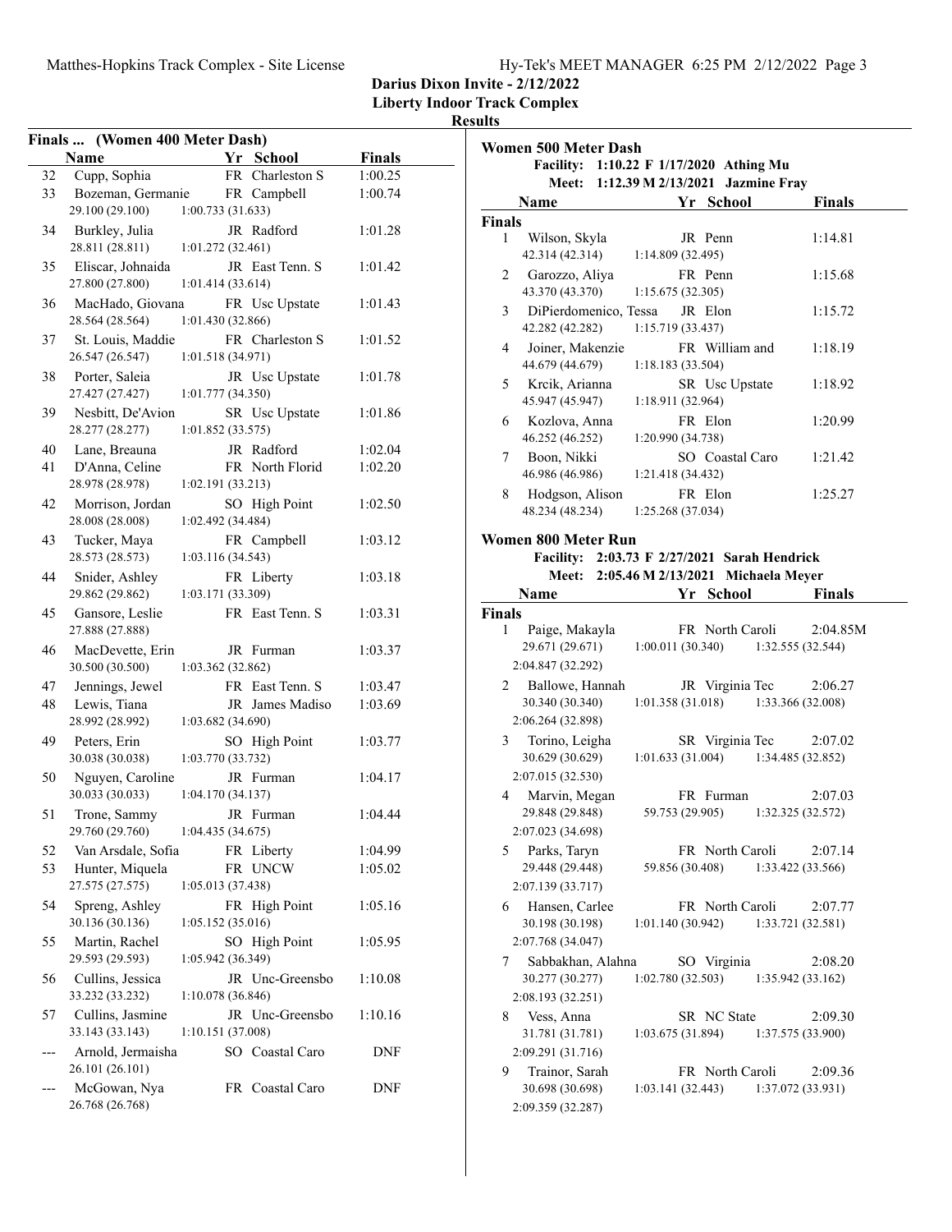**Darius Dixon Invite - 2/12/2022**
**Liberty Indoor Track Complex**
**Results**

## Finals ... (Women 400 Meter Dash)

| | Name | Yr | School | Finals |
|---|---|---|---|---|
| 32 | Cupp, Sophia | FR | Charleston S | 1:00.25 |
| 33 | Bozeman, Germanie | FR | Campbell | 1:00.74 |
| | 29.100 (29.100) | 1:00.733 (31.633) | | |
| 34 | Burkley, Julia | JR | Radford | 1:01.28 |
| | 28.811 (28.811) | 1:01.272 (32.461) | | |
| 35 | Eliscar, Johnaida | JR | East Tenn. S | 1:01.42 |
| | 27.800 (27.800) | 1:01.414 (33.614) | | |
| 36 | MacHado, Giovana | FR | Usc Upstate | 1:01.43 |
| | 28.564 (28.564) | 1:01.430 (32.866) | | |
| 37 | St. Louis, Maddie | FR | Charleston S | 1:01.52 |
| | 26.547 (26.547) | 1:01.518 (34.971) | | |
| 38 | Porter, Saleia | JR | Usc Upstate | 1:01.78 |
| | 27.427 (27.427) | 1:01.777 (34.350) | | |
| 39 | Nesbitt, De'Avion | SR | Usc Upstate | 1:01.86 |
| | 28.277 (28.277) | 1:01.852 (33.575) | | |
| 40 | Lane, Breauna | JR | Radford | 1:02.04 |
| 41 | D'Anna, Celine | FR | North Florid | 1:02.20 |
| | 28.978 (28.978) | 1:02.191 (33.213) | | |
| 42 | Morrison, Jordan | SO | High Point | 1:02.50 |
| | 28.008 (28.008) | 1:02.492 (34.484) | | |
| 43 | Tucker, Maya | FR | Campbell | 1:03.12 |
| | 28.573 (28.573) | 1:03.116 (34.543) | | |
| 44 | Snider, Ashley | FR | Liberty | 1:03.18 |
| | 29.862 (29.862) | 1:03.171 (33.309) | | |
| 45 | Gansore, Leslie | FR | East Tenn. S | 1:03.31 |
| | 27.888 (27.888) | | | |
| 46 | MacDevette, Erin | JR | Furman | 1:03.37 |
| | 30.500 (30.500) | 1:03.362 (32.862) | | |
| 47 | Jennings, Jewel | FR | East Tenn. S | 1:03.47 |
| 48 | Lewis, Tiana | JR | James Madiso | 1:03.69 |
| | 28.992 (28.992) | 1:03.682 (34.690) | | |
| 49 | Peters, Erin | SO | High Point | 1:03.77 |
| | 30.038 (30.038) | 1:03.770 (33.732) | | |
| 50 | Nguyen, Caroline | JR | Furman | 1:04.17 |
| | 30.033 (30.033) | 1:04.170 (34.137) | | |
| 51 | Trone, Sammy | JR | Furman | 1:04.44 |
| | 29.760 (29.760) | 1:04.435 (34.675) | | |
| 52 | Van Arsdale, Sofia | FR | Liberty | 1:04.99 |
| 53 | Hunter, Miquela | FR | UNCW | 1:05.02 |
| | 27.575 (27.575) | 1:05.013 (37.438) | | |
| 54 | Spreng, Ashley | FR | High Point | 1:05.16 |
| | 30.136 (30.136) | 1:05.152 (35.016) | | |
| 55 | Martin, Rachel | SO | High Point | 1:05.95 |
| | 29.593 (29.593) | 1:05.942 (36.349) | | |
| 56 | Cullins, Jessica | JR | Unc-Greensbo | 1:10.08 |
| | 33.232 (33.232) | 1:10.078 (36.846) | | |
| 57 | Cullins, Jasmine | JR | Unc-Greensbo | 1:10.16 |
| | 33.143 (33.143) | 1:10.151 (37.008) | | |
| --- | Arnold, Jermaisha | SO | Coastal Caro | DNF |
| | 26.101 (26.101) | | | |
| --- | McGowan, Nya | FR | Coastal Caro | DNF |
| | 26.768 (26.768) | | | |

## Women 500 Meter Dash

**Facility: 1:10.22 F 1/17/2020 Athing Mu**
**Meet: 1:12.39 M 2/13/2021 Jazmine Fray**

| | Name | Yr | School | Finals |
|---|---|---|---|---|
| **Finals** | | | | |
| 1 | Wilson, Skyla | JR | Penn | 1:14.81 |
| | 42.314 (42.314) | 1:14.809 (32.495) | | |
| 2 | Garozzo, Aliya | FR | Penn | 1:15.68 |
| | 43.370 (43.370) | 1:15.675 (32.305) | | |
| 3 | DiPierdomenico, Tessa | JR | Elon | 1:15.72 |
| | 42.282 (42.282) | 1:15.719 (33.437) | | |
| 4 | Joiner, Makenzie | FR | William and | 1:18.19 |
| | 44.679 (44.679) | 1:18.183 (33.504) | | |
| 5 | Krcik, Arianna | SR | Usc Upstate | 1:18.92 |
| | 45.947 (45.947) | 1:18.911 (32.964) | | |
| 6 | Kozlova, Anna | FR | Elon | 1:20.99 |
| | 46.252 (46.252) | 1:20.990 (34.738) | | |
| 7 | Boon, Nikki | SO | Coastal Caro | 1:21.42 |
| | 46.986 (46.986) | 1:21.418 (34.432) | | |
| 8 | Hodgson, Alison | FR | Elon | 1:25.27 |
| | 48.234 (48.234) | 1:25.268 (37.034) | | |

## Women 800 Meter Run

**Facility: 2:03.73 F 2/27/2021 Sarah Hendrick**
**Meet: 2:05.46 M 2/13/2021 Michaela Meyer**

| | Name | Yr | School | Finals |
|---|---|---|---|---|
| **Finals** | | | | |
| 1 | Paige, Makayla | FR | North Caroli | 2:04.85M |
| | 29.671 (29.671) | 1:00.011 (30.340) | 1:32.555 (32.544) | |
| | 2:04.847 (32.292) | | | |
| 2 | Ballowe, Hannah | JR | Virginia Tec | 2:06.27 |
| | 30.340 (30.340) | 1:01.358 (31.018) | 1:33.366 (32.008) | |
| | 2:06.264 (32.898) | | | |
| 3 | Torino, Leigha | SR | Virginia Tec | 2:07.02 |
| | 30.629 (30.629) | 1:01.633 (31.004) | 1:34.485 (32.852) | |
| | 2:07.015 (32.530) | | | |
| 4 | Marvin, Megan | FR | Furman | 2:07.03 |
| | 29.848 (29.848) | 59.753 (29.905) | 1:32.325 (32.572) | |
| | 2:07.023 (34.698) | | | |
| 5 | Parks, Taryn | FR | North Caroli | 2:07.14 |
| | 29.448 (29.448) | 59.856 (30.408) | 1:33.422 (33.566) | |
| | 2:07.139 (33.717) | | | |
| 6 | Hansen, Carlee | FR | North Caroli | 2:07.77 |
| | 30.198 (30.198) | 1:01.140 (30.942) | 1:33.721 (32.581) | |
| | 2:07.768 (34.047) | | | |
| 7 | Sabbakhan, Alahna | SO | Virginia | 2:08.20 |
| | 30.277 (30.277) | 1:02.780 (32.503) | 1:35.942 (33.162) | |
| | 2:08.193 (32.251) | | | |
| 8 | Vess, Anna | SR | NC State | 2:09.30 |
| | 31.781 (31.781) | 1:03.675 (31.894) | 1:37.575 (33.900) | |
| | 2:09.291 (31.716) | | | |
| 9 | Trainor, Sarah | FR | North Caroli | 2:09.36 |
| | 30.698 (30.698) | 1:03.141 (32.443) | 1:37.072 (33.931) | |
| | 2:09.359 (32.287) | | | |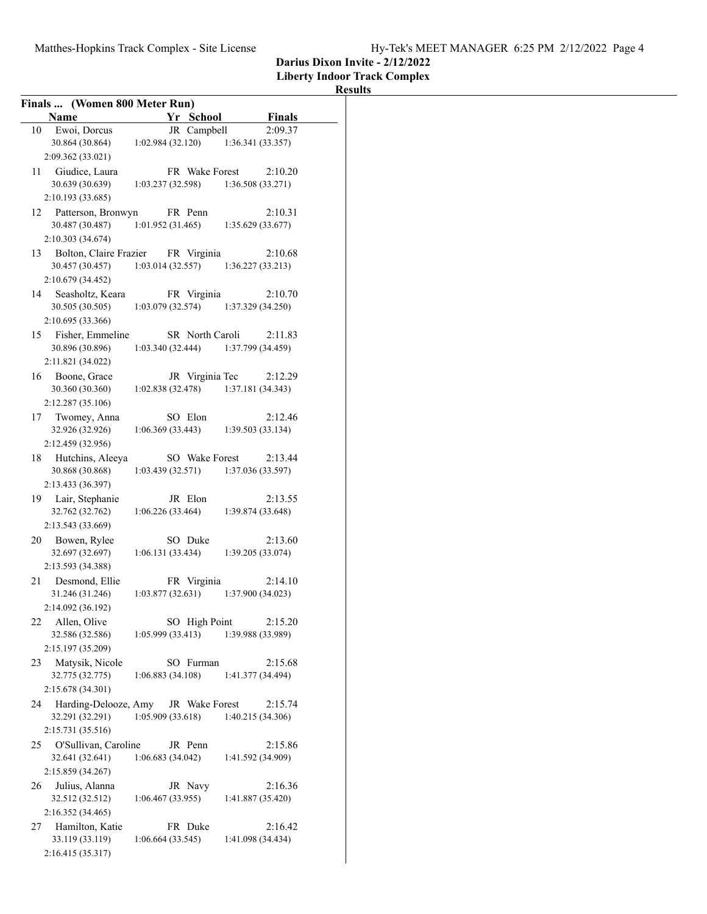**Darius Dixon Invite - 2/12/2022**
**Liberty Indoor Track Complex**
**Results**

### Finals ... (Women 800 Meter Run)

| | Name | Yr | School | Finals |
|---|---|---|---|---|
| 10 | Ewoi, Dorcus | JR | Campbell | 2:09.37 |
| | 30.864 (30.864) | 1:02.984 (32.120) | 1:36.341 (33.357) | 2:09.362 (33.021) |
| 11 | Giudice, Laura | FR | Wake Forest | 2:10.20 |
| | 30.639 (30.639) | 1:03.237 (32.598) | 1:36.508 (33.271) | 2:10.193 (33.685) |
| 12 | Patterson, Bronwyn | FR | Penn | 2:10.31 |
| | 30.487 (30.487) | 1:01.952 (31.465) | 1:35.629 (33.677) | 2:10.303 (34.674) |
| 13 | Bolton, Claire Frazier | FR | Virginia | 2:10.68 |
| | 30.457 (30.457) | 1:03.014 (32.557) | 1:36.227 (33.213) | 2:10.679 (34.452) |
| 14 | Seasholtz, Keara | FR | Virginia | 2:10.70 |
| | 30.505 (30.505) | 1:03.079 (32.574) | 1:37.329 (34.250) | 2:10.695 (33.366) |
| 15 | Fisher, Emmeline | SR | North Caroli | 2:11.83 |
| | 30.896 (30.896) | 1:03.340 (32.444) | 1:37.799 (34.459) | 2:11.821 (34.022) |
| 16 | Boone, Grace | JR | Virginia Tec | 2:12.29 |
| | 30.360 (30.360) | 1:02.838 (32.478) | 1:37.181 (34.343) | 2:12.287 (35.106) |
| 17 | Twomey, Anna | SO | Elon | 2:12.46 |
| | 32.926 (32.926) | 1:06.369 (33.443) | 1:39.503 (33.134) | 2:12.459 (32.956) |
| 18 | Hutchins, Aleeya | SO | Wake Forest | 2:13.44 |
| | 30.868 (30.868) | 1:03.439 (32.571) | 1:37.036 (33.597) | 2:13.433 (36.397) |
| 19 | Lair, Stephanie | JR | Elon | 2:13.55 |
| | 32.762 (32.762) | 1:06.226 (33.464) | 1:39.874 (33.648) | 2:13.543 (33.669) |
| 20 | Bowen, Rylee | SO | Duke | 2:13.60 |
| | 32.697 (32.697) | 1:06.131 (33.434) | 1:39.205 (33.074) | 2:13.593 (34.388) |
| 21 | Desmond, Ellie | FR | Virginia | 2:14.10 |
| | 31.246 (31.246) | 1:03.877 (32.631) | 1:37.900 (34.023) | 2:14.092 (36.192) |
| 22 | Allen, Olive | SO | High Point | 2:15.20 |
| | 32.586 (32.586) | 1:05.999 (33.413) | 1:39.988 (33.989) | 2:15.197 (35.209) |
| 23 | Matysik, Nicole | SO | Furman | 2:15.68 |
| | 32.775 (32.775) | 1:06.883 (34.108) | 1:41.377 (34.494) | 2:15.678 (34.301) |
| 24 | Harding-Delooze, Amy | JR | Wake Forest | 2:15.74 |
| | 32.291 (32.291) | 1:05.909 (33.618) | 1:40.215 (34.306) | 2:15.731 (35.516) |
| 25 | O'Sullivan, Caroline | JR | Penn | 2:15.86 |
| | 32.641 (32.641) | 1:06.683 (34.042) | 1:41.592 (34.909) | 2:15.859 (34.267) |
| 26 | Julius, Alanna | JR | Navy | 2:16.36 |
| | 32.512 (32.512) | 1:06.467 (33.955) | 1:41.887 (35.420) | 2:16.352 (34.465) |
| 27 | Hamilton, Katie | FR | Duke | 2:16.42 |
| | 33.119 (33.119) | 1:06.664 (33.545) | 1:41.098 (34.434) | 2:16.415 (35.317) |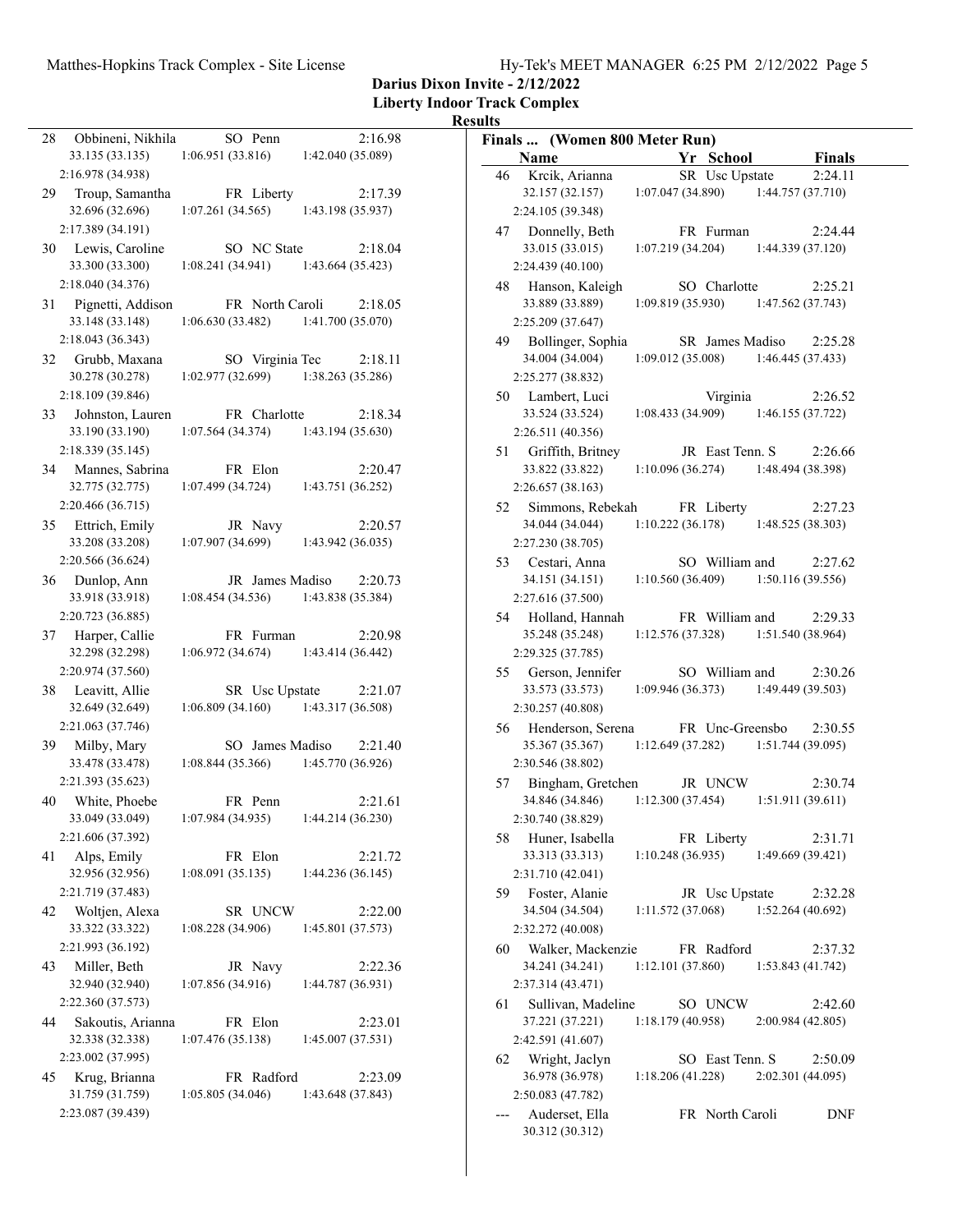**Darius Dixon Invite - 2/12/2022**

**Liberty Indoor Track Complex**

**Results**

**Finals ... (Women 800 Meter Run)**

| Place | Name | Yr | School | Finals |
|---|---|---|---|---|
| 28 | Obbineni, Nikhila | SO | Penn | 2:16.98 |
| | 33.135 (33.135) | 1:06.951 (33.816) | 1:42.040 (35.089) | 2:16.978 (34.938) |
| 29 | Troup, Samantha | FR | Liberty | 2:17.39 |
| | 32.696 (32.696) | 1:07.261 (34.565) | 1:43.198 (35.937) | 2:17.389 (34.191) |
| 30 | Lewis, Caroline | SO | NC State | 2:18.04 |
| | 33.300 (33.300) | 1:08.241 (34.941) | 1:43.664 (35.423) | 2:18.040 (34.376) |
| 31 | Pignetti, Addison | FR | North Caroli | 2:18.05 |
| | 33.148 (33.148) | 1:06.630 (33.482) | 1:41.700 (35.070) | 2:18.043 (36.343) |
| 32 | Grubb, Maxana | SO | Virginia Tec | 2:18.11 |
| | 30.278 (30.278) | 1:02.977 (32.699) | 1:38.263 (35.286) | 2:18.109 (39.846) |
| 33 | Johnston, Lauren | FR | Charlotte | 2:18.34 |
| | 33.190 (33.190) | 1:07.564 (34.374) | 1:43.194 (35.630) | 2:18.339 (35.145) |
| 34 | Mannes, Sabrina | FR | Elon | 2:20.47 |
| | 32.775 (32.775) | 1:07.499 (34.724) | 1:43.751 (36.252) | 2:20.466 (36.715) |
| 35 | Ettrich, Emily | JR | Navy | 2:20.57 |
| | 33.208 (33.208) | 1:07.907 (34.699) | 1:43.942 (36.035) | 2:20.566 (36.624) |
| 36 | Dunlop, Ann | JR | James Madiso | 2:20.73 |
| | 33.918 (33.918) | 1:08.454 (34.536) | 1:43.838 (35.384) | 2:20.723 (36.885) |
| 37 | Harper, Callie | FR | Furman | 2:20.98 |
| | 32.298 (32.298) | 1:06.972 (34.674) | 1:43.414 (36.442) | 2:20.974 (37.560) |
| 38 | Leavitt, Allie | SR | Usc Upstate | 2:21.07 |
| | 32.649 (32.649) | 1:06.809 (34.160) | 1:43.317 (36.508) | 2:21.063 (37.746) |
| 39 | Milby, Mary | SO | James Madiso | 2:21.40 |
| | 33.478 (33.478) | 1:08.844 (35.366) | 1:45.770 (36.926) | 2:21.393 (35.623) |
| 40 | White, Phoebe | FR | Penn | 2:21.61 |
| | 33.049 (33.049) | 1:07.984 (34.935) | 1:44.214 (36.230) | 2:21.606 (37.392) |
| 41 | Alps, Emily | FR | Elon | 2:21.72 |
| | 32.956 (32.956) | 1:08.091 (35.135) | 1:44.236 (36.145) | 2:21.719 (37.483) |
| 42 | Woltjen, Alexa | SR | UNCW | 2:22.00 |
| | 33.322 (33.322) | 1:08.228 (34.906) | 1:45.801 (37.573) | 2:21.993 (36.192) |
| 43 | Miller, Beth | JR | Navy | 2:22.36 |
| | 32.940 (32.940) | 1:07.856 (34.916) | 1:44.787 (36.931) | 2:22.360 (37.573) |
| 44 | Sakoutis, Arianna | FR | Elon | 2:23.01 |
| | 32.338 (32.338) | 1:07.476 (35.138) | 1:45.007 (37.531) | 2:23.002 (37.995) |
| 45 | Krug, Brianna | FR | Radford | 2:23.09 |
| | 31.759 (31.759) | 1:05.805 (34.046) | 1:43.648 (37.843) | 2:23.087 (39.439) |
| 46 | Krcik, Arianna | SR | Usc Upstate | 2:24.11 |
| | 32.157 (32.157) | 1:07.047 (34.890) | 1:44.757 (37.710) | 2:24.105 (39.348) |
| 47 | Donnelly, Beth | FR | Furman | 2:24.44 |
| | 33.015 (33.015) | 1:07.219 (34.204) | 1:44.339 (37.120) | 2:24.439 (40.100) |
| 48 | Hanson, Kaleigh | SO | Charlotte | 2:25.21 |
| | 33.889 (33.889) | 1:09.819 (35.930) | 1:47.562 (37.743) | 2:25.209 (37.647) |
| 49 | Bollinger, Sophia | SR | James Madiso | 2:25.28 |
| | 34.004 (34.004) | 1:09.012 (35.008) | 1:46.445 (37.433) | 2:25.277 (38.832) |
| 50 | Lambert, Luci | | Virginia | 2:26.52 |
| | 33.524 (33.524) | 1:08.433 (34.909) | 1:46.155 (37.722) | 2:26.511 (40.356) |
| 51 | Griffith, Britney | JR | East Tenn. S | 2:26.66 |
| | 33.822 (33.822) | 1:10.096 (36.274) | 1:48.494 (38.398) | 2:26.657 (38.163) |
| 52 | Simmons, Rebekah | FR | Liberty | 2:27.23 |
| | 34.044 (34.044) | 1:10.222 (36.178) | 1:48.525 (38.303) | 2:27.230 (38.705) |
| 53 | Cestari, Anna | SO | William and | 2:27.62 |
| | 34.151 (34.151) | 1:10.560 (36.409) | 1:50.116 (39.556) | 2:27.616 (37.500) |
| 54 | Holland, Hannah | FR | William and | 2:29.33 |
| | 35.248 (35.248) | 1:12.576 (37.328) | 1:51.540 (38.964) | 2:29.325 (37.785) |
| 55 | Gerson, Jennifer | SO | William and | 2:30.26 |
| | 33.573 (33.573) | 1:09.946 (36.373) | 1:49.449 (39.503) | 2:30.257 (40.808) |
| 56 | Henderson, Serena | FR | Unc-Greensbo | 2:30.55 |
| | 35.367 (35.367) | 1:12.649 (37.282) | 1:51.744 (39.095) | 2:30.546 (38.802) |
| 57 | Bingham, Gretchen | JR | UNCW | 2:30.74 |
| | 34.846 (34.846) | 1:12.300 (37.454) | 1:51.911 (39.611) | 2:30.740 (38.829) |
| 58 | Huner, Isabella | FR | Liberty | 2:31.71 |
| | 33.313 (33.313) | 1:10.248 (36.935) | 1:49.669 (39.421) | 2:31.710 (42.041) |
| 59 | Foster, Alanie | JR | Usc Upstate | 2:32.28 |
| | 34.504 (34.504) | 1:11.572 (37.068) | 1:52.264 (40.692) | 2:32.272 (40.008) |
| 60 | Walker, Mackenzie | FR | Radford | 2:37.32 |
| | 34.241 (34.241) | 1:12.101 (37.860) | 1:53.843 (41.742) | 2:37.314 (43.471) |
| 61 | Sullivan, Madeline | SO | UNCW | 2:42.60 |
| | 37.221 (37.221) | 1:18.179 (40.958) | 2:00.984 (42.805) | 2:42.591 (41.607) |
| 62 | Wright, Jaclyn | SO | East Tenn. S | 2:50.09 |
| | 36.978 (36.978) | 1:18.206 (41.228) | 2:02.301 (44.095) | 2:50.083 (47.782) |
| --- | Auderset, Ella | FR | North Caroli | DNF |
| | 30.312 (30.312) | | | |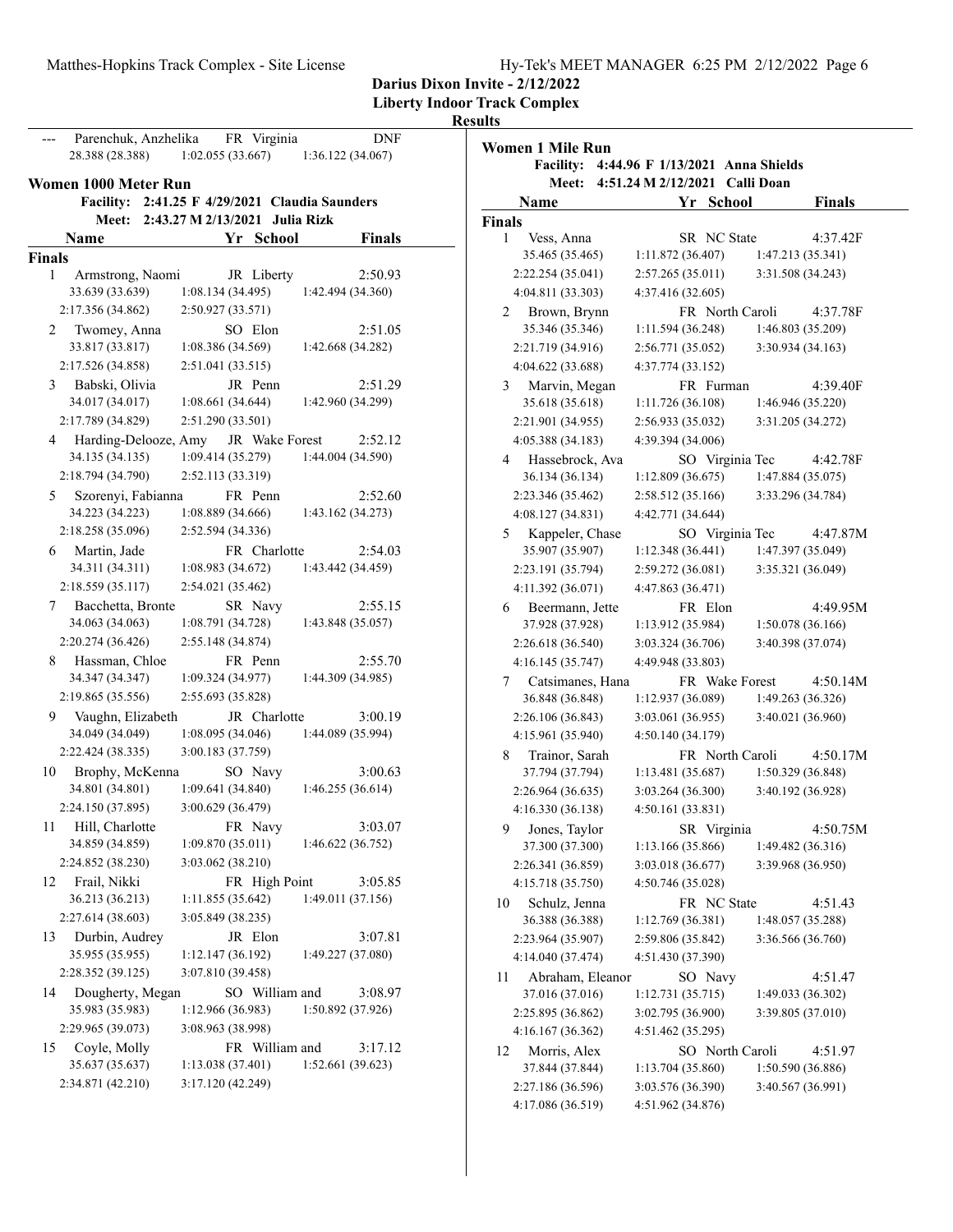**Darius Dixon Invite - 2/12/2022**
**Liberty Indoor Track Complex**
**Results**

| --- | Parenchuk, Anzhelika | FR | Virginia | DNF |
|---|---|---|---|---|
| | 28.388 (28.388) | 1:02.055 (33.667) | 1:36.122 (34.067) | |

### Women 1000 Meter Run

Facility: 2:41.25 F 4/29/2021 Claudia Saunders
Meet: 2:43.27 M 2/13/2021 Julia Rizk

| | Name | Yr | School | Finals |
|---|---|---|---|---|
| **Finals** | | | | |
| 1 | Armstrong, Naomi | JR | Liberty | 2:50.93 |
| | 33.639 (33.639) | 1:08.134 (34.495) | 1:42.494 (34.360) | |
| | 2:17.356 (34.862) | 2:50.927 (33.571) | | |
| 2 | Twomey, Anna | SO | Elon | 2:51.05 |
| | 33.817 (33.817) | 1:08.386 (34.569) | 1:42.668 (34.282) | |
| | 2:17.526 (34.858) | 2:51.041 (33.515) | | |
| 3 | Babski, Olivia | JR | Penn | 2:51.29 |
| | 34.017 (34.017) | 1:08.661 (34.644) | 1:42.960 (34.299) | |
| | 2:17.789 (34.829) | 2:51.290 (33.501) | | |
| 4 | Harding-Delooze, Amy | JR | Wake Forest | 2:52.12 |
| | 34.135 (34.135) | 1:09.414 (35.279) | 1:44.004 (34.590) | |
| | 2:18.794 (34.790) | 2:52.113 (33.319) | | |
| 5 | Szorenyi, Fabianna | FR | Penn | 2:52.60 |
| | 34.223 (34.223) | 1:08.889 (34.666) | 1:43.162 (34.273) | |
| | 2:18.258 (35.096) | 2:52.594 (34.336) | | |
| 6 | Martin, Jade | FR | Charlotte | 2:54.03 |
| | 34.311 (34.311) | 1:08.983 (34.672) | 1:43.442 (34.459) | |
| | 2:18.559 (35.117) | 2:54.021 (35.462) | | |
| 7 | Bacchetta, Bronte | SR | Navy | 2:55.15 |
| | 34.063 (34.063) | 1:08.791 (34.728) | 1:43.848 (35.057) | |
| | 2:20.274 (36.426) | 2:55.148 (34.874) | | |
| 8 | Hassman, Chloe | FR | Penn | 2:55.70 |
| | 34.347 (34.347) | 1:09.324 (34.977) | 1:44.309 (34.985) | |
| | 2:19.865 (35.556) | 2:55.693 (35.828) | | |
| 9 | Vaughn, Elizabeth | JR | Charlotte | 3:00.19 |
| | 34.049 (34.049) | 1:08.095 (34.046) | 1:44.089 (35.994) | |
| | 2:22.424 (38.335) | 3:00.183 (37.759) | | |
| 10 | Brophy, McKenna | SO | Navy | 3:00.63 |
| | 34.801 (34.801) | 1:09.641 (34.840) | 1:46.255 (36.614) | |
| | 2:24.150 (37.895) | 3:00.629 (36.479) | | |
| 11 | Hill, Charlotte | FR | Navy | 3:03.07 |
| | 34.859 (34.859) | 1:09.870 (35.011) | 1:46.622 (36.752) | |
| | 2:24.852 (38.230) | 3:03.062 (38.210) | | |
| 12 | Frail, Nikki | FR | High Point | 3:05.85 |
| | 36.213 (36.213) | 1:11.855 (35.642) | 1:49.011 (37.156) | |
| | 2:27.614 (38.603) | 3:05.849 (38.235) | | |
| 13 | Durbin, Audrey | JR | Elon | 3:07.81 |
| | 35.955 (35.955) | 1:12.147 (36.192) | 1:49.227 (37.080) | |
| | 2:28.352 (39.125) | 3:07.810 (39.458) | | |
| 14 | Dougherty, Megan | SO | William and | 3:08.97 |
| | 35.983 (35.983) | 1:12.966 (36.983) | 1:50.892 (37.926) | |
| | 2:29.965 (39.073) | 3:08.963 (38.998) | | |
| 15 | Coyle, Molly | FR | William and | 3:17.12 |
| | 35.637 (35.637) | 1:13.038 (37.401) | 1:52.661 (39.623) | |
| | 2:34.871 (42.210) | 3:17.120 (42.249) | | |

### Women 1 Mile Run

Facility: 4:44.96 F 1/13/2021 Anna Shields
Meet: 4:51.24 M 2/12/2021 Calli Doan

| | Name | Yr | School | Finals |
|---|---|---|---|---|
| **Finals** | | | | |
| 1 | Vess, Anna | SR | NC State | 4:37.42F |
| | 35.465 (35.465) | 1:11.872 (36.407) | 1:47.213 (35.341) | |
| | 2:22.254 (35.041) | 2:57.265 (35.011) | 3:31.508 (34.243) | |
| | 4:04.811 (33.303) | 4:37.416 (32.605) | | |
| 2 | Brown, Brynn | FR | North Caroli | 4:37.78F |
| | 35.346 (35.346) | 1:11.594 (36.248) | 1:46.803 (35.209) | |
| | 2:21.719 (34.916) | 2:56.771 (35.052) | 3:30.934 (34.163) | |
| | 4:04.622 (33.688) | 4:37.774 (33.152) | | |
| 3 | Marvin, Megan | FR | Furman | 4:39.40F |
| | 35.618 (35.618) | 1:11.726 (36.108) | 1:46.946 (35.220) | |
| | 2:21.901 (34.955) | 2:56.933 (35.032) | 3:31.205 (34.272) | |
| | 4:05.388 (34.183) | 4:39.394 (34.006) | | |
| 4 | Hassebrock, Ava | SO | Virginia Tec | 4:42.78F |
| | 36.134 (36.134) | 1:12.809 (36.675) | 1:47.884 (35.075) | |
| | 2:23.346 (35.462) | 2:58.512 (35.166) | 3:33.296 (34.784) | |
| | 4:08.127 (34.831) | 4:42.771 (34.644) | | |
| 5 | Kappeler, Chase | SO | Virginia Tec | 4:47.87M |
| | 35.907 (35.907) | 1:12.348 (36.441) | 1:47.397 (35.049) | |
| | 2:23.191 (35.794) | 2:59.272 (36.081) | 3:35.321 (36.049) | |
| | 4:11.392 (36.071) | 4:47.863 (36.471) | | |
| 6 | Beermann, Jette | FR | Elon | 4:49.95M |
| | 37.928 (37.928) | 1:13.912 (35.984) | 1:50.078 (36.166) | |
| | 2:26.618 (36.540) | 3:03.324 (36.706) | 3:40.398 (37.074) | |
| | 4:16.145 (35.747) | 4:49.948 (33.803) | | |
| 7 | Catsimanes, Hana | FR | Wake Forest | 4:50.14M |
| | 36.848 (36.848) | 1:12.937 (36.089) | 1:49.263 (36.326) | |
| | 2:26.106 (36.843) | 3:03.061 (36.955) | 3:40.021 (36.960) | |
| | 4:15.961 (35.940) | 4:50.140 (34.179) | | |
| 8 | Trainor, Sarah | FR | North Caroli | 4:50.17M |
| | 37.794 (37.794) | 1:13.481 (35.687) | 1:50.329 (36.848) | |
| | 2:26.964 (36.635) | 3:03.264 (36.300) | 3:40.192 (36.928) | |
| | 4:16.330 (36.138) | 4:50.161 (33.831) | | |
| 9 | Jones, Taylor | SR | Virginia | 4:50.75M |
| | 37.300 (37.300) | 1:13.166 (35.866) | 1:49.482 (36.316) | |
| | 2:26.341 (36.859) | 3:03.018 (36.677) | 3:39.968 (36.950) | |
| | 4:15.718 (35.750) | 4:50.746 (35.028) | | |
| 10 | Schulz, Jenna | FR | NC State | 4:51.43 |
| | 36.388 (36.388) | 1:12.769 (36.381) | 1:48.057 (35.288) | |
| | 2:23.964 (35.907) | 2:59.806 (35.842) | 3:36.566 (36.760) | |
| | 4:14.040 (37.474) | 4:51.430 (37.390) | | |
| 11 | Abraham, Eleanor | SO | Navy | 4:51.47 |
| | 37.016 (37.016) | 1:12.731 (35.715) | 1:49.033 (36.302) | |
| | 2:25.895 (36.862) | 3:02.795 (36.900) | 3:39.805 (37.010) | |
| | 4:16.167 (36.362) | 4:51.462 (35.295) | | |
| 12 | Morris, Alex | SO | North Caroli | 4:51.97 |
| | 37.844 (37.844) | 1:13.704 (35.860) | 1:50.590 (36.886) | |
| | 2:27.186 (36.596) | 3:03.576 (36.390) | 3:40.567 (36.991) | |
| | 4:17.086 (36.519) | 4:51.962 (34.876) | | |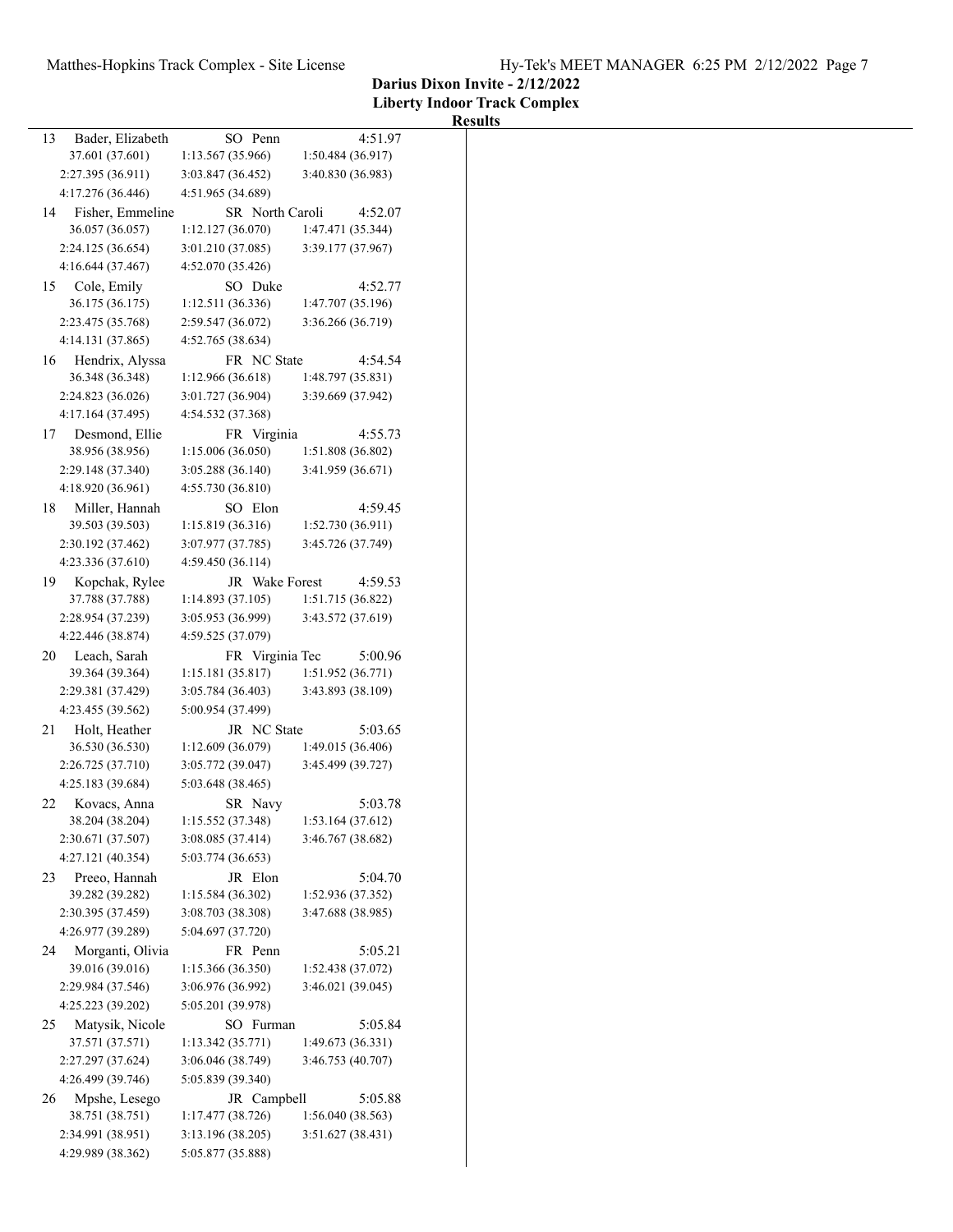**Darius Dixon Invite - 2/12/2022**

**Liberty Indoor Track Complex**

**Results**

| Place | Name | Year School | Finals |
|---|---|---|---|
| 13 | Bader, Elizabeth | SO Penn | 4:51.97 |
| | 37.601 (37.601) | 1:13.567 (35.966) | 1:50.484 (36.917) |
| | 2:27.395 (36.911) | 3:03.847 (36.452) | 3:40.830 (36.983) |
| | 4:17.276 (36.446) | 4:51.965 (34.689) | |
| 14 | Fisher, Emmeline | SR North Caroli | 4:52.07 |
| | 36.057 (36.057) | 1:12.127 (36.070) | 1:47.471 (35.344) |
| | 2:24.125 (36.654) | 3:01.210 (37.085) | 3:39.177 (37.967) |
| | 4:16.644 (37.467) | 4:52.070 (35.426) | |
| 15 | Cole, Emily | SO Duke | 4:52.77 |
| | 36.175 (36.175) | 1:12.511 (36.336) | 1:47.707 (35.196) |
| | 2:23.475 (35.768) | 2:59.547 (36.072) | 3:36.266 (36.719) |
| | 4:14.131 (37.865) | 4:52.765 (38.634) | |
| 16 | Hendrix, Alyssa | FR NC State | 4:54.54 |
| | 36.348 (36.348) | 1:12.966 (36.618) | 1:48.797 (35.831) |
| | 2:24.823 (36.026) | 3:01.727 (36.904) | 3:39.669 (37.942) |
| | 4:17.164 (37.495) | 4:54.532 (37.368) | |
| 17 | Desmond, Ellie | FR Virginia | 4:55.73 |
| | 38.956 (38.956) | 1:15.006 (36.050) | 1:51.808 (36.802) |
| | 2:29.148 (37.340) | 3:05.288 (36.140) | 3:41.959 (36.671) |
| | 4:18.920 (36.961) | 4:55.730 (36.810) | |
| 18 | Miller, Hannah | SO Elon | 4:59.45 |
| | 39.503 (39.503) | 1:15.819 (36.316) | 1:52.730 (36.911) |
| | 2:30.192 (37.462) | 3:07.977 (37.785) | 3:45.726 (37.749) |
| | 4:23.336 (37.610) | 4:59.450 (36.114) | |
| 19 | Kopchak, Rylee | JR Wake Forest | 4:59.53 |
| | 37.788 (37.788) | 1:14.893 (37.105) | 1:51.715 (36.822) |
| | 2:28.954 (37.239) | 3:05.953 (36.999) | 3:43.572 (37.619) |
| | 4:22.446 (38.874) | 4:59.525 (37.079) | |
| 20 | Leach, Sarah | FR Virginia Tec | 5:00.96 |
| | 39.364 (39.364) | 1:15.181 (35.817) | 1:51.952 (36.771) |
| | 2:29.381 (37.429) | 3:05.784 (36.403) | 3:43.893 (38.109) |
| | 4:23.455 (39.562) | 5:00.954 (37.499) | |
| 21 | Holt, Heather | JR NC State | 5:03.65 |
| | 36.530 (36.530) | 1:12.609 (36.079) | 1:49.015 (36.406) |
| | 2:26.725 (37.710) | 3:05.772 (39.047) | 3:45.499 (39.727) |
| | 4:25.183 (39.684) | 5:03.648 (38.465) | |
| 22 | Kovacs, Anna | SR Navy | 5:03.78 |
| | 38.204 (38.204) | 1:15.552 (37.348) | 1:53.164 (37.612) |
| | 2:30.671 (37.507) | 3:08.085 (37.414) | 3:46.767 (38.682) |
| | 4:27.121 (40.354) | 5:03.774 (36.653) | |
| 23 | Preeo, Hannah | JR Elon | 5:04.70 |
| | 39.282 (39.282) | 1:15.584 (36.302) | 1:52.936 (37.352) |
| | 2:30.395 (37.459) | 3:08.703 (38.308) | 3:47.688 (38.985) |
| | 4:26.977 (39.289) | 5:04.697 (37.720) | |
| 24 | Morganti, Olivia | FR Penn | 5:05.21 |
| | 39.016 (39.016) | 1:15.366 (36.350) | 1:52.438 (37.072) |
| | 2:29.984 (37.546) | 3:06.976 (36.992) | 3:46.021 (39.045) |
| | 4:25.223 (39.202) | 5:05.201 (39.978) | |
| 25 | Matysik, Nicole | SO Furman | 5:05.84 |
| | 37.571 (37.571) | 1:13.342 (35.771) | 1:49.673 (36.331) |
| | 2:27.297 (37.624) | 3:06.046 (38.749) | 3:46.753 (40.707) |
| | 4:26.499 (39.746) | 5:05.839 (39.340) | |
| 26 | Mpshe, Lesego | JR Campbell | 5:05.88 |
| | 38.751 (38.751) | 1:17.477 (38.726) | 1:56.040 (38.563) |
| | 2:34.991 (38.951) | 3:13.196 (38.205) | 3:51.627 (38.431) |
| | 4:29.989 (38.362) | 5:05.877 (35.888) | |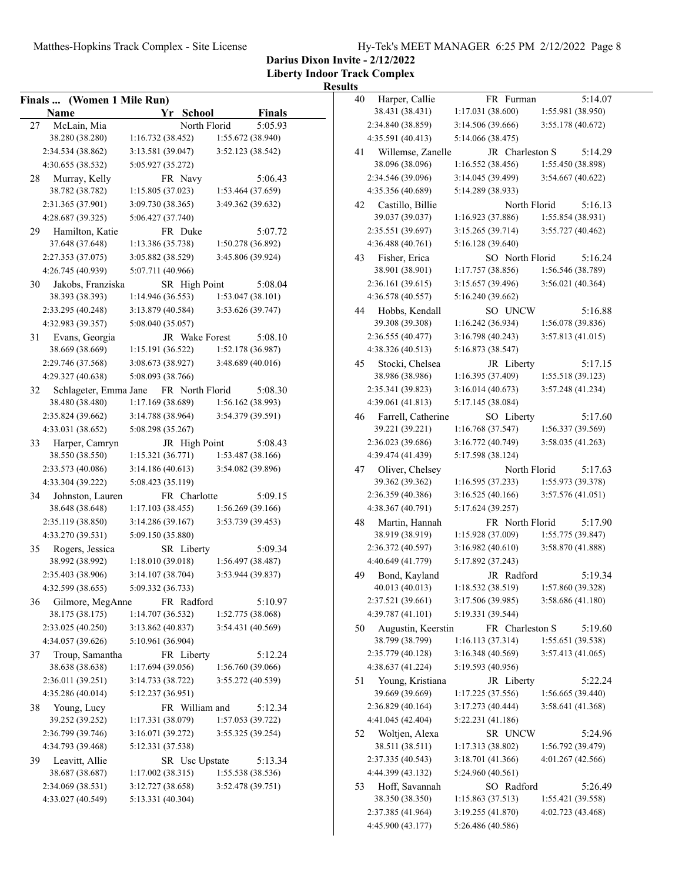**Darius Dixon Invite - 2/12/2022**
**Liberty Indoor Track Complex**
**Results**

## Finals ... (Women 1 Mile Run)

| Place | Name | Yr | School | Finals |
|---|---|---|---|---|
| 27 | McLain, Mia | | North Florid | 5:05.93 |
| | 38.280 (38.280) | 1:16.732 (38.452) | 1:55.672 (38.940) | |
| | 2:34.534 (38.862) | 3:13.581 (39.047) | 3:52.123 (38.542) | |
| | 4:30.655 (38.532) | 5:05.927 (35.272) | | |
| 28 | Murray, Kelly | FR | Navy | 5:06.43 |
| | 38.782 (38.782) | 1:15.805 (37.023) | 1:53.464 (37.659) | |
| | 2:31.365 (37.901) | 3:09.730 (38.365) | 3:49.362 (39.632) | |
| | 4:28.687 (39.325) | 5:06.427 (37.740) | | |
| 29 | Hamilton, Katie | FR | Duke | 5:07.72 |
| | 37.648 (37.648) | 1:13.386 (35.738) | 1:50.278 (36.892) | |
| | 2:27.353 (37.075) | 3:05.882 (38.529) | 3:45.806 (39.924) | |
| | 4:26.745 (40.939) | 5:07.711 (40.966) | | |
| 30 | Jakobs, Franziska | SR | High Point | 5:08.04 |
| | 38.393 (38.393) | 1:14.946 (36.553) | 1:53.047 (38.101) | |
| | 2:33.295 (40.248) | 3:13.879 (40.584) | 3:53.626 (39.747) | |
| | 4:32.983 (39.357) | 5:08.040 (35.057) | | |
| 31 | Evans, Georgia | JR | Wake Forest | 5:08.10 |
| | 38.669 (38.669) | 1:15.191 (36.522) | 1:52.178 (36.987) | |
| | 2:29.746 (37.568) | 3:08.673 (38.927) | 3:48.689 (40.016) | |
| | 4:29.327 (40.638) | 5:08.093 (38.766) | | |
| 32 | Schlageter, Emma Jane | FR | North Florid | 5:08.30 |
| | 38.480 (38.480) | 1:17.169 (38.689) | 1:56.162 (38.993) | |
| | 2:35.824 (39.662) | 3:14.788 (38.964) | 3:54.379 (39.591) | |
| | 4:33.031 (38.652) | 5:08.298 (35.267) | | |
| 33 | Harper, Camryn | JR | High Point | 5:08.43 |
| | 38.550 (38.550) | 1:15.321 (36.771) | 1:53.487 (38.166) | |
| | 2:33.573 (40.086) | 3:14.186 (40.613) | 3:54.082 (39.896) | |
| | 4:33.304 (39.222) | 5:08.423 (35.119) | | |
| 34 | Johnston, Lauren | FR | Charlotte | 5:09.15 |
| | 38.648 (38.648) | 1:17.103 (38.455) | 1:56.269 (39.166) | |
| | 2:35.119 (38.850) | 3:14.286 (39.167) | 3:53.739 (39.453) | |
| | 4:33.270 (39.531) | 5:09.150 (35.880) | | |
| 35 | Rogers, Jessica | SR | Liberty | 5:09.34 |
| | 38.992 (38.992) | 1:18.010 (39.018) | 1:56.497 (38.487) | |
| | 2:35.403 (38.906) | 3:14.107 (38.704) | 3:53.944 (39.837) | |
| | 4:32.599 (38.655) | 5:09.332 (36.733) | | |
| 36 | Gilmore, MegAnne | FR | Radford | 5:10.97 |
| | 38.175 (38.175) | 1:14.707 (36.532) | 1:52.775 (38.068) | |
| | 2:33.025 (40.250) | 3:13.862 (40.837) | 3:54.431 (40.569) | |
| | 4:34.057 (39.626) | 5:10.961 (36.904) | | |
| 37 | Troup, Samantha | FR | Liberty | 5:12.24 |
| | 38.638 (38.638) | 1:17.694 (39.056) | 1:56.760 (39.066) | |
| | 2:36.011 (39.251) | 3:14.733 (38.722) | 3:55.272 (40.539) | |
| | 4:35.286 (40.014) | 5:12.237 (36.951) | | |
| 38 | Young, Lucy | FR | William and | 5:12.34 |
| | 39.252 (39.252) | 1:17.331 (38.079) | 1:57.053 (39.722) | |
| | 2:36.799 (39.746) | 3:16.071 (39.272) | 3:55.325 (39.254) | |
| | 4:34.793 (39.468) | 5:12.331 (37.538) | | |
| 39 | Leavitt, Allie | SR | Usc Upstate | 5:13.34 |
| | 38.687 (38.687) | 1:17.002 (38.315) | 1:55.538 (38.536) | |
| | 2:34.069 (38.531) | 3:12.727 (38.658) | 3:52.478 (39.751) | |
| | 4:33.027 (40.549) | 5:13.331 (40.304) | | |
| 40 | Harper, Callie | FR | Furman | 5:14.07 |
| | 38.431 (38.431) | 1:17.031 (38.600) | 1:55.981 (38.950) | |
| | 2:34.840 (38.859) | 3:14.506 (39.666) | 3:55.178 (40.672) | |
| | 4:35.591 (40.413) | 5:14.066 (38.475) | | |
| 41 | Willemse, Zanelle | JR | Charleston S | 5:14.29 |
| | 38.096 (38.096) | 1:16.552 (38.456) | 1:55.450 (38.898) | |
| | 2:34.546 (39.096) | 3:14.045 (39.499) | 3:54.667 (40.622) | |
| | 4:35.356 (40.689) | 5:14.289 (38.933) | | |
| 42 | Castillo, Billie | | North Florid | 5:16.13 |
| | 39.037 (39.037) | 1:16.923 (37.886) | 1:55.854 (38.931) | |
| | 2:35.551 (39.697) | 3:15.265 (39.714) | 3:55.727 (40.462) | |
| | 4:36.488 (40.761) | 5:16.128 (39.640) | | |
| 43 | Fisher, Erica | SO | North Florid | 5:16.24 |
| | 38.901 (38.901) | 1:17.757 (38.856) | 1:56.546 (38.789) | |
| | 2:36.161 (39.615) | 3:15.657 (39.496) | 3:56.021 (40.364) | |
| | 4:36.578 (40.557) | 5:16.240 (39.662) | | |
| 44 | Hobbs, Kendall | SO | UNCW | 5:16.88 |
| | 39.308 (39.308) | 1:16.242 (36.934) | 1:56.078 (39.836) | |
| | 2:36.555 (40.477) | 3:16.798 (40.243) | 3:57.813 (41.015) | |
| | 4:38.326 (40.513) | 5:16.873 (38.547) | | |
| 45 | Stocki, Chelsea | JR | Liberty | 5:17.15 |
| | 38.986 (38.986) | 1:16.395 (37.409) | 1:55.518 (39.123) | |
| | 2:35.341 (39.823) | 3:16.014 (40.673) | 3:57.248 (41.234) | |
| | 4:39.061 (41.813) | 5:17.145 (38.084) | | |
| 46 | Farrell, Catherine | SO | Liberty | 5:17.60 |
| | 39.221 (39.221) | 1:16.768 (37.547) | 1:56.337 (39.569) | |
| | 2:36.023 (39.686) | 3:16.772 (40.749) | 3:58.035 (41.263) | |
| | 4:39.474 (41.439) | 5:17.598 (38.124) | | |
| 47 | Oliver, Chelsey | | North Florid | 5:17.63 |
| | 39.362 (39.362) | 1:16.595 (37.233) | 1:55.973 (39.378) | |
| | 2:36.359 (40.386) | 3:16.525 (40.166) | 3:57.576 (41.051) | |
| | 4:38.367 (40.791) | 5:17.624 (39.257) | | |
| 48 | Martin, Hannah | FR | North Florid | 5:17.90 |
| | 38.919 (38.919) | 1:15.928 (37.009) | 1:55.775 (39.847) | |
| | 2:36.372 (40.597) | 3:16.982 (40.610) | 3:58.870 (41.888) | |
| | 4:40.649 (41.779) | 5:17.892 (37.243) | | |
| 49 | Bond, Kayland | JR | Radford | 5:19.34 |
| | 40.013 (40.013) | 1:18.532 (38.519) | 1:57.860 (39.328) | |
| | 2:37.521 (39.661) | 3:17.506 (39.985) | 3:58.686 (41.180) | |
| | 4:39.787 (41.101) | 5:19.331 (39.544) | | |
| 50 | Augustin, Keerstin | FR | Charleston S | 5:19.60 |
| | 38.799 (38.799) | 1:16.113 (37.314) | 1:55.651 (39.538) | |
| | 2:35.779 (40.128) | 3:16.348 (40.569) | 3:57.413 (41.065) | |
| | 4:38.637 (41.224) | 5:19.593 (40.956) | | |
| 51 | Young, Kristiana | JR | Liberty | 5:22.24 |
| | 39.669 (39.669) | 1:17.225 (37.556) | 1:56.665 (39.440) | |
| | 2:36.829 (40.164) | 3:17.273 (40.444) | 3:58.641 (41.368) | |
| | 4:41.045 (42.404) | 5:22.231 (41.186) | | |
| 52 | Woltjen, Alexa | SR | UNCW | 5:24.96 |
| | 38.511 (38.511) | 1:17.313 (38.802) | 1:56.792 (39.479) | |
| | 2:37.335 (40.543) | 3:18.701 (41.366) | 4:01.267 (42.566) | |
| | 4:44.399 (43.132) | 5:24.960 (40.561) | | |
| 53 | Hoff, Savannah | SO | Radford | 5:26.49 |
| | 38.350 (38.350) | 1:15.863 (37.513) | 1:55.421 (39.558) | |
| | 2:37.385 (41.964) | 3:19.255 (41.870) | 4:02.723 (43.468) | |
| | 4:45.900 (43.177) | 5:26.486 (40.586) | | |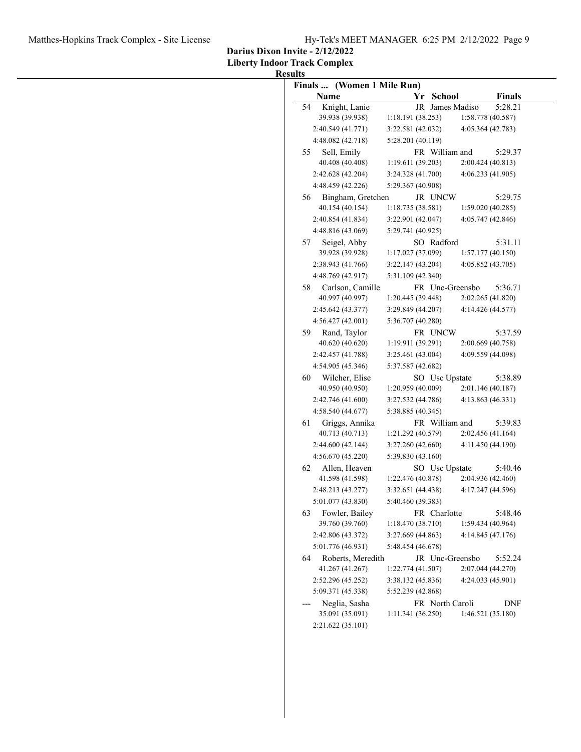**Darius Dixon Invite - 2/12/2022**
**Liberty Indoor Track Complex**
**Results**

**Finals ... (Women 1 Mile Run)**

| | Name | Yr | School | Finals |
|---|---|---|---|---|
| 54 | Knight, Lanie | JR | James Madiso | 5:28.21 |
| | 39.938 (39.938) | 1:18.191 (38.253) | 1:58.778 (40.587) | |
| | 2:40.549 (41.771) | 3:22.581 (42.032) | 4:05.364 (42.783) | |
| | 4:48.082 (42.718) | 5:28.201 (40.119) | | |
| 55 | Sell, Emily | FR | William and | 5:29.37 |
| | 40.408 (40.408) | 1:19.611 (39.203) | 2:00.424 (40.813) | |
| | 2:42.628 (42.204) | 3:24.328 (41.700) | 4:06.233 (41.905) | |
| | 4:48.459 (42.226) | 5:29.367 (40.908) | | |
| 56 | Bingham, Gretchen | JR | UNCW | 5:29.75 |
| | 40.154 (40.154) | 1:18.735 (38.581) | 1:59.020 (40.285) | |
| | 2:40.854 (41.834) | 3:22.901 (42.047) | 4:05.747 (42.846) | |
| | 4:48.816 (43.069) | 5:29.741 (40.925) | | |
| 57 | Seigel, Abby | SO | Radford | 5:31.11 |
| | 39.928 (39.928) | 1:17.027 (37.099) | 1:57.177 (40.150) | |
| | 2:38.943 (41.766) | 3:22.147 (43.204) | 4:05.852 (43.705) | |
| | 4:48.769 (42.917) | 5:31.109 (42.340) | | |
| 58 | Carlson, Camille | FR | Unc-Greensbo | 5:36.71 |
| | 40.997 (40.997) | 1:20.445 (39.448) | 2:02.265 (41.820) | |
| | 2:45.642 (43.377) | 3:29.849 (44.207) | 4:14.426 (44.577) | |
| | 4:56.427 (42.001) | 5:36.707 (40.280) | | |
| 59 | Rand, Taylor | FR | UNCW | 5:37.59 |
| | 40.620 (40.620) | 1:19.911 (39.291) | 2:00.669 (40.758) | |
| | 2:42.457 (41.788) | 3:25.461 (43.004) | 4:09.559 (44.098) | |
| | 4:54.905 (45.346) | 5:37.587 (42.682) | | |
| 60 | Wilcher, Elise | SO | Usc Upstate | 5:38.89 |
| | 40.950 (40.950) | 1:20.959 (40.009) | 2:01.146 (40.187) | |
| | 2:42.746 (41.600) | 3:27.532 (44.786) | 4:13.863 (46.331) | |
| | 4:58.540 (44.677) | 5:38.885 (40.345) | | |
| 61 | Griggs, Annika | FR | William and | 5:39.83 |
| | 40.713 (40.713) | 1:21.292 (40.579) | 2:02.456 (41.164) | |
| | 2:44.600 (42.144) | 3:27.260 (42.660) | 4:11.450 (44.190) | |
| | 4:56.670 (45.220) | 5:39.830 (43.160) | | |
| 62 | Allen, Heaven | SO | Usc Upstate | 5:40.46 |
| | 41.598 (41.598) | 1:22.476 (40.878) | 2:04.936 (42.460) | |
| | 2:48.213 (43.277) | 3:32.651 (44.438) | 4:17.247 (44.596) | |
| | 5:01.077 (43.830) | 5:40.460 (39.383) | | |
| 63 | Fowler, Bailey | FR | Charlotte | 5:48.46 |
| | 39.760 (39.760) | 1:18.470 (38.710) | 1:59.434 (40.964) | |
| | 2:42.806 (43.372) | 3:27.669 (44.863) | 4:14.845 (47.176) | |
| | 5:01.776 (46.931) | 5:48.454 (46.678) | | |
| 64 | Roberts, Meredith | JR | Unc-Greensbo | 5:52.24 |
| | 41.267 (41.267) | 1:22.774 (41.507) | 2:07.044 (44.270) | |
| | 2:52.296 (45.252) | 3:38.132 (45.836) | 4:24.033 (45.901) | |
| | 5:09.371 (45.338) | 5:52.239 (42.868) | | |
| --- | Neglia, Sasha | FR | North Caroli | DNF |
| | 35.091 (35.091) | 1:11.341 (36.250) | 1:46.521 (35.180) | |
| | 2:21.622 (35.101) | | | |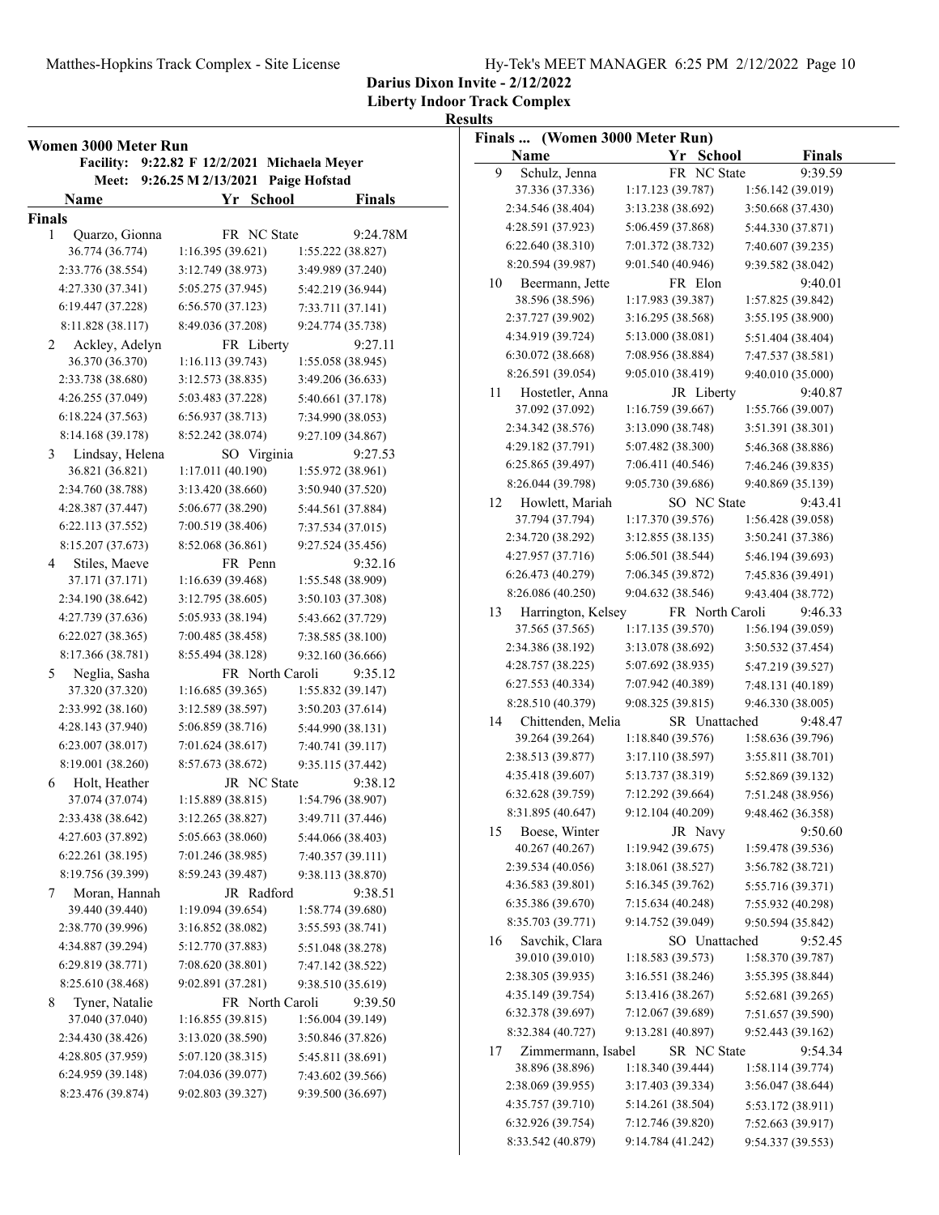Darius Dixon Invite - 2/12/2022
Liberty Indoor Track Complex
Results

## Women 3000 Meter Run

Facility: 9:22.82 F 12/2/2021 Michaela Meyer
Meet: 9:26.25 M 2/13/2021 Paige Hofstad

### Finals

| Place | Name | Yr | School | Finals |
|---|---|---|---|---|
| 1 | Quarzo, Gionna | FR | NC State | 9:24.78M |
| | 36.774 (36.774) | 1:16.395 (39.621) | 1:55.222 (38.827) | |
| | 2:33.776 (38.554) | 3:12.749 (38.973) | 3:49.989 (37.240) | |
| | 4:27.330 (37.341) | 5:05.275 (37.945) | 5:42.219 (36.944) | |
| | 6:19.447 (37.228) | 6:56.570 (37.123) | 7:33.711 (37.141) | |
| | 8:11.828 (38.117) | 8:49.036 (37.208) | 9:24.774 (35.738) | |
| 2 | Ackley, Adelyn | FR | Liberty | 9:27.11 |
| | 36.370 (36.370) | 1:16.113 (39.743) | 1:55.058 (38.945) | |
| | 2:33.738 (38.680) | 3:12.573 (38.835) | 3:49.206 (36.633) | |
| | 4:26.255 (37.049) | 5:03.483 (37.228) | 5:40.661 (37.178) | |
| | 6:18.224 (37.563) | 6:56.937 (38.713) | 7:34.990 (38.053) | |
| | 8:14.168 (39.178) | 8:52.242 (38.074) | 9:27.109 (34.867) | |
| 3 | Lindsay, Helena | SO | Virginia | 9:27.53 |
| | 36.821 (36.821) | 1:17.011 (40.190) | 1:55.972 (38.961) | |
| | 2:34.760 (38.788) | 3:13.420 (38.660) | 3:50.940 (37.520) | |
| | 4:28.387 (37.447) | 5:06.677 (38.290) | 5:44.561 (37.884) | |
| | 6:22.113 (37.552) | 7:00.519 (38.406) | 7:37.534 (37.015) | |
| | 8:15.207 (37.673) | 8:52.068 (36.861) | 9:27.524 (35.456) | |
| 4 | Stiles, Maeve | FR | Penn | 9:32.16 |
| | 37.171 (37.171) | 1:16.639 (39.468) | 1:55.548 (38.909) | |
| | 2:34.190 (38.642) | 3:12.795 (38.605) | 3:50.103 (37.308) | |
| | 4:27.739 (37.636) | 5:05.933 (38.194) | 5:43.662 (37.729) | |
| | 6:22.027 (38.365) | 7:00.485 (38.458) | 7:38.585 (38.100) | |
| | 8:17.366 (38.781) | 8:55.494 (38.128) | 9:32.160 (36.666) | |
| 5 | Neglia, Sasha | FR | North Caroli | 9:35.12 |
| | 37.320 (37.320) | 1:16.685 (39.365) | 1:55.832 (39.147) | |
| | 2:33.992 (38.160) | 3:12.589 (38.597) | 3:50.203 (37.614) | |
| | 4:28.143 (37.940) | 5:06.859 (38.716) | 5:44.990 (38.131) | |
| | 6:23.007 (38.017) | 7:01.624 (38.617) | 7:40.741 (39.117) | |
| | 8:19.001 (38.260) | 8:57.673 (38.672) | 9:35.115 (37.442) | |
| 6 | Holt, Heather | JR | NC State | 9:38.12 |
| | 37.074 (37.074) | 1:15.889 (38.815) | 1:54.796 (38.907) | |
| | 2:33.438 (38.642) | 3:12.265 (38.827) | 3:49.711 (37.446) | |
| | 4:27.603 (37.892) | 5:05.663 (38.060) | 5:44.066 (38.403) | |
| | 6:22.261 (38.195) | 7:01.246 (38.985) | 7:40.357 (39.111) | |
| | 8:19.756 (39.399) | 8:59.243 (39.487) | 9:38.113 (38.870) | |
| 7 | Moran, Hannah | JR | Radford | 9:38.51 |
| | 39.440 (39.440) | 1:19.094 (39.654) | 1:58.774 (39.680) | |
| | 2:38.770 (39.996) | 3:16.852 (38.082) | 3:55.593 (38.741) | |
| | 4:34.887 (39.294) | 5:12.770 (37.883) | 5:51.048 (38.278) | |
| | 6:29.819 (38.771) | 7:08.620 (38.801) | 7:47.142 (38.522) | |
| | 8:25.610 (38.468) | 9:02.891 (37.281) | 9:38.510 (35.619) | |
| 8 | Tyner, Natalie | FR | North Caroli | 9:39.50 |
| | 37.040 (37.040) | 1:16.855 (39.815) | 1:56.004 (39.149) | |
| | 2:34.430 (38.426) | 3:13.020 (38.590) | 3:50.846 (37.826) | |
| | 4:28.805 (37.959) | 5:07.120 (38.315) | 5:45.811 (38.691) | |
| | 6:24.959 (39.148) | 7:04.036 (39.077) | 7:43.602 (39.566) | |
| | 8:23.476 (39.874) | 9:02.803 (39.327) | 9:39.500 (36.697) | |
| 9 | Schulz, Jenna | FR | NC State | 9:39.59 |
| | 37.336 (37.336) | 1:17.123 (39.787) | 1:56.142 (39.019) | |
| | 2:34.546 (38.404) | 3:13.238 (38.692) | 3:50.668 (37.430) | |
| | 4:28.591 (37.923) | 5:06.459 (37.868) | 5:44.330 (37.871) | |
| | 6:22.640 (38.310) | 7:01.372 (38.732) | 7:40.607 (39.235) | |
| | 8:20.594 (39.987) | 9:01.540 (40.946) | 9:39.582 (38.042) | |
| 10 | Beermann, Jette | FR | Elon | 9:40.01 |
| | 38.596 (38.596) | 1:17.983 (39.387) | 1:57.825 (39.842) | |
| | 2:37.727 (39.902) | 3:16.295 (38.568) | 3:55.195 (38.900) | |
| | 4:34.919 (39.724) | 5:13.000 (38.081) | 5:51.404 (38.404) | |
| | 6:30.072 (38.668) | 7:08.956 (38.884) | 7:47.537 (38.581) | |
| | 8:26.591 (39.054) | 9:05.010 (38.419) | 9:40.010 (35.000) | |
| 11 | Hostetler, Anna | JR | Liberty | 9:40.87 |
| | 37.092 (37.092) | 1:16.759 (39.667) | 1:55.766 (39.007) | |
| | 2:34.342 (38.576) | 3:13.090 (38.748) | 3:51.391 (38.301) | |
| | 4:29.182 (37.791) | 5:07.482 (38.300) | 5:46.368 (38.886) | |
| | 6:25.865 (39.497) | 7:06.411 (40.546) | 7:46.246 (39.835) | |
| | 8:26.044 (39.798) | 9:05.730 (39.686) | 9:40.869 (35.139) | |
| 12 | Howlett, Mariah | SO | NC State | 9:43.41 |
| | 37.794 (37.794) | 1:17.370 (39.576) | 1:56.428 (39.058) | |
| | 2:34.720 (38.292) | 3:12.855 (38.135) | 3:50.241 (37.386) | |
| | 4:27.957 (37.716) | 5:06.501 (38.544) | 5:46.194 (39.693) | |
| | 6:26.473 (40.279) | 7:06.345 (39.872) | 7:45.836 (39.491) | |
| | 8:26.086 (40.250) | 9:04.632 (38.546) | 9:43.404 (38.772) | |
| 13 | Harrington, Kelsey | FR | North Caroli | 9:46.33 |
| | 37.565 (37.565) | 1:17.135 (39.570) | 1:56.194 (39.059) | |
| | 2:34.386 (38.192) | 3:13.078 (38.692) | 3:50.532 (37.454) | |
| | 4:28.757 (38.225) | 5:07.692 (38.935) | 5:47.219 (39.527) | |
| | 6:27.553 (40.334) | 7:07.942 (40.389) | 7:48.131 (40.189) | |
| | 8:28.510 (40.379) | 9:08.325 (39.815) | 9:46.330 (38.005) | |
| 14 | Chittenden, Melia | SR | Unattached | 9:48.47 |
| | 39.264 (39.264) | 1:18.840 (39.576) | 1:58.636 (39.796) | |
| | 2:38.513 (39.877) | 3:17.110 (38.597) | 3:55.811 (38.701) | |
| | 4:35.418 (39.607) | 5:13.737 (38.319) | 5:52.869 (39.132) | |
| | 6:32.628 (39.759) | 7:12.292 (39.664) | 7:51.248 (38.956) | |
| | 8:31.895 (40.647) | 9:12.104 (40.209) | 9:48.462 (36.358) | |
| 15 | Boese, Winter | JR | Navy | 9:50.60 |
| | 40.267 (40.267) | 1:19.942 (39.675) | 1:59.478 (39.536) | |
| | 2:39.534 (40.056) | 3:18.061 (38.527) | 3:56.782 (38.721) | |
| | 4:36.583 (39.801) | 5:16.345 (39.762) | 5:55.716 (39.371) | |
| | 6:35.386 (39.670) | 7:15.634 (40.248) | 7:55.932 (40.298) | |
| | 8:35.703 (39.771) | 9:14.752 (39.049) | 9:50.594 (35.842) | |
| 16 | Savchik, Clara | SO | Unattached | 9:52.45 |
| | 39.010 (39.010) | 1:18.583 (39.573) | 1:58.370 (39.787) | |
| | 2:38.305 (39.935) | 3:16.551 (38.246) | 3:55.395 (38.844) | |
| | 4:35.149 (39.754) | 5:13.416 (38.267) | 5:52.681 (39.265) | |
| | 6:32.378 (39.697) | 7:12.067 (39.689) | 7:51.657 (39.590) | |
| | 8:32.384 (40.727) | 9:13.281 (40.897) | 9:52.443 (39.162) | |
| 17 | Zimmermann, Isabel | SR | NC State | 9:54.34 |
| | 38.896 (38.896) | 1:18.340 (39.444) | 1:58.114 (39.774) | |
| | 2:38.069 (39.955) | 3:17.403 (39.334) | 3:56.047 (38.644) | |
| | 4:35.757 (39.710) | 5:14.261 (38.504) | 5:53.172 (38.911) | |
| | 6:32.926 (39.754) | 7:12.746 (39.820) | 7:52.663 (39.917) | |
| | 8:33.542 (40.879) | 9:14.784 (41.242) | 9:54.337 (39.553) | |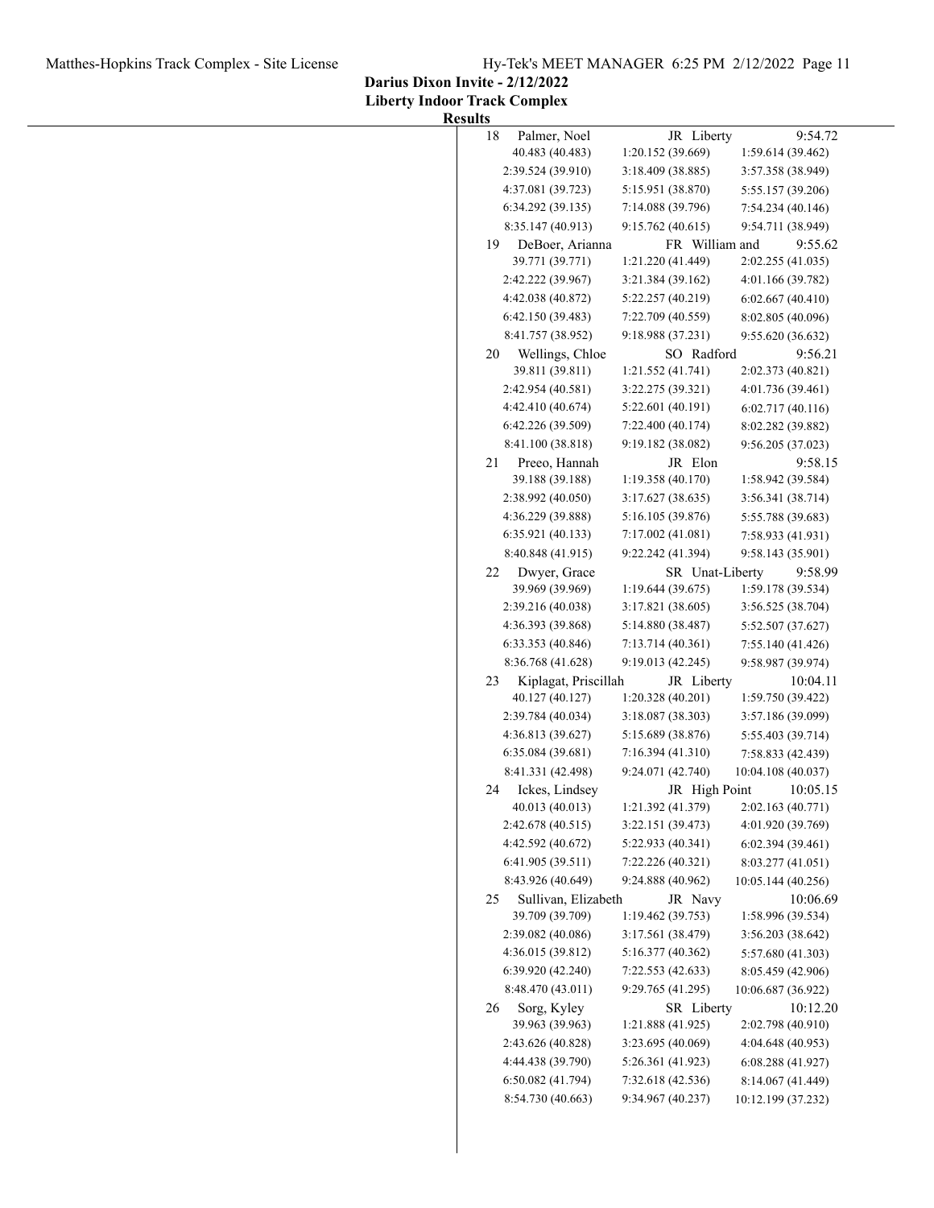**Darius Dixon Invite - 2/12/2022**
**Liberty Indoor Track Complex**
**Results**

| Place | Name | Year | School | Time |
|---|---|---|---|---|
| 18 | Palmer, Noel | JR | Liberty | 9:54.72 |
| | 40.483 (40.483) | 1:20.152 (39.669) | 1:59.614 (39.462) | |
| | 2:39.524 (39.910) | 3:18.409 (38.885) | 3:57.358 (38.949) | |
| | 4:37.081 (39.723) | 5:15.951 (38.870) | 5:55.157 (39.206) | |
| | 6:34.292 (39.135) | 7:14.088 (39.796) | 7:54.234 (40.146) | |
| | 8:35.147 (40.913) | 9:15.762 (40.615) | 9:54.711 (38.949) | |
| 19 | DeBoer, Arianna | FR | William and | 9:55.62 |
| | 39.771 (39.771) | 1:21.220 (41.449) | 2:02.255 (41.035) | |
| | 2:42.222 (39.967) | 3:21.384 (39.162) | 4:01.166 (39.782) | |
| | 4:42.038 (40.872) | 5:22.257 (40.219) | 6:02.667 (40.410) | |
| | 6:42.150 (39.483) | 7:22.709 (40.559) | 8:02.805 (40.096) | |
| | 8:41.757 (38.952) | 9:18.988 (37.231) | 9:55.620 (36.632) | |
| 20 | Wellings, Chloe | SO | Radford | 9:56.21 |
| | 39.811 (39.811) | 1:21.552 (41.741) | 2:02.373 (40.821) | |
| | 2:42.954 (40.581) | 3:22.275 (39.321) | 4:01.736 (39.461) | |
| | 4:42.410 (40.674) | 5:22.601 (40.191) | 6:02.717 (40.116) | |
| | 6:42.226 (39.509) | 7:22.400 (40.174) | 8:02.282 (39.882) | |
| | 8:41.100 (38.818) | 9:19.182 (38.082) | 9:56.205 (37.023) | |
| 21 | Preeo, Hannah | JR | Elon | 9:58.15 |
| | 39.188 (39.188) | 1:19.358 (40.170) | 1:58.942 (39.584) | |
| | 2:38.992 (40.050) | 3:17.627 (38.635) | 3:56.341 (38.714) | |
| | 4:36.229 (39.888) | 5:16.105 (39.876) | 5:55.788 (39.683) | |
| | 6:35.921 (40.133) | 7:17.002 (41.081) | 7:58.933 (41.931) | |
| | 8:40.848 (41.915) | 9:22.242 (41.394) | 9:58.143 (35.901) | |
| 22 | Dwyer, Grace | SR | Unat-Liberty | 9:58.99 |
| | 39.969 (39.969) | 1:19.644 (39.675) | 1:59.178 (39.534) | |
| | 2:39.216 (40.038) | 3:17.821 (38.605) | 3:56.525 (38.704) | |
| | 4:36.393 (39.868) | 5:14.880 (38.487) | 5:52.507 (37.627) | |
| | 6:33.353 (40.846) | 7:13.714 (40.361) | 7:55.140 (41.426) | |
| | 8:36.768 (41.628) | 9:19.013 (42.245) | 9:58.987 (39.974) | |
| 23 | Kiplagat, Priscillah | JR | Liberty | 10:04.11 |
| | 40.127 (40.127) | 1:20.328 (40.201) | 1:59.750 (39.422) | |
| | 2:39.784 (40.034) | 3:18.087 (38.303) | 3:57.186 (39.099) | |
| | 4:36.813 (39.627) | 5:15.689 (38.876) | 5:55.403 (39.714) | |
| | 6:35.084 (39.681) | 7:16.394 (41.310) | 7:58.833 (42.439) | |
| | 8:41.331 (42.498) | 9:24.071 (42.740) | 10:04.108 (40.037) | |
| 24 | Ickes, Lindsey | JR | High Point | 10:05.15 |
| | 40.013 (40.013) | 1:21.392 (41.379) | 2:02.163 (40.771) | |
| | 2:42.678 (40.515) | 3:22.151 (39.473) | 4:01.920 (39.769) | |
| | 4:42.592 (40.672) | 5:22.933 (40.341) | 6:02.394 (39.461) | |
| | 6:41.905 (39.511) | 7:22.226 (40.321) | 8:03.277 (41.051) | |
| | 8:43.926 (40.649) | 9:24.888 (40.962) | 10:05.144 (40.256) | |
| 25 | Sullivan, Elizabeth | JR | Navy | 10:06.69 |
| | 39.709 (39.709) | 1:19.462 (39.753) | 1:58.996 (39.534) | |
| | 2:39.082 (40.086) | 3:17.561 (38.479) | 3:56.203 (38.642) | |
| | 4:36.015 (39.812) | 5:16.377 (40.362) | 5:57.680 (41.303) | |
| | 6:39.920 (42.240) | 7:22.553 (42.633) | 8:05.459 (42.906) | |
| | 8:48.470 (43.011) | 9:29.765 (41.295) | 10:06.687 (36.922) | |
| 26 | Sorg, Kyley | SR | Liberty | 10:12.20 |
| | 39.963 (39.963) | 1:21.888 (41.925) | 2:02.798 (40.910) | |
| | 2:43.626 (40.828) | 3:23.695 (40.069) | 4:04.648 (40.953) | |
| | 4:44.438 (39.790) | 5:26.361 (41.923) | 6:08.288 (41.927) | |
| | 6:50.082 (41.794) | 7:32.618 (42.536) | 8:14.067 (41.449) | |
| | 8:54.730 (40.663) | 9:34.967 (40.237) | 10:12.199 (37.232) | |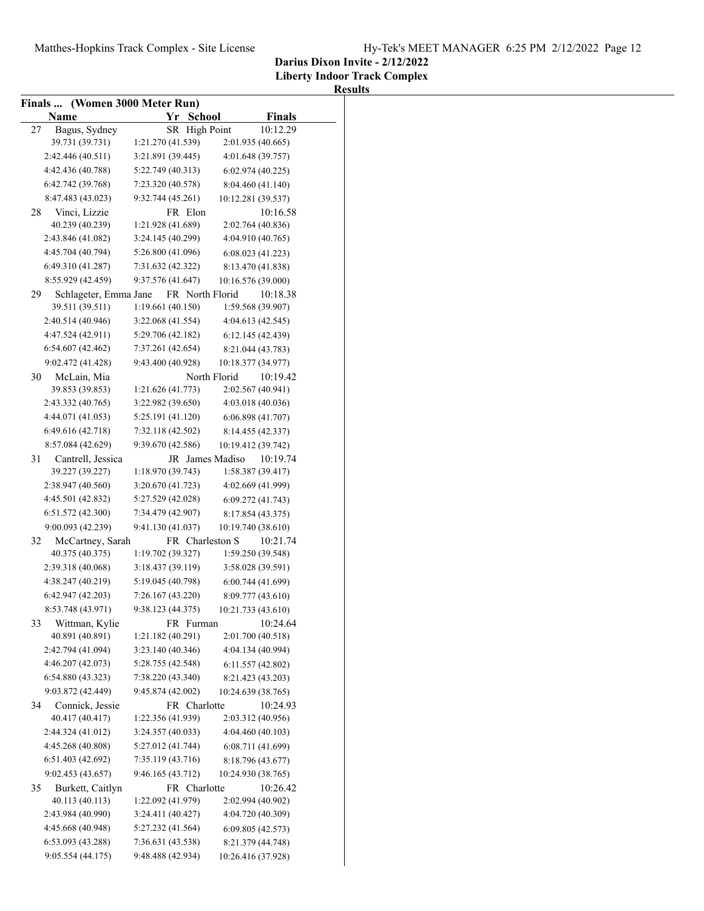**Darius Dixon Invite - 2/12/2022**
**Liberty Indoor Track Complex**
**Results**

## Finals ... (Women 3000 Meter Run)

| | Name | Yr | School | Finals |
|---|---|---|---|---|
| 27 | Bagus, Sydney | SR | High Point | 10:12.29 |
| | 39.731 (39.731) | 1:21.270 (41.539) | 2:01.935 (40.665) | |
| | 2:42.446 (40.511) | 3:21.891 (39.445) | 4:01.648 (39.757) | |
| | 4:42.436 (40.788) | 5:22.749 (40.313) | 6:02.974 (40.225) | |
| | 6:42.742 (39.768) | 7:23.320 (40.578) | 8:04.460 (41.140) | |
| | 8:47.483 (43.023) | 9:32.744 (45.261) | 10:12.281 (39.537) | |
| 28 | Vinci, Lizzie | FR | Elon | 10:16.58 |
| | 40.239 (40.239) | 1:21.928 (41.689) | 2:02.764 (40.836) | |
| | 2:43.846 (41.082) | 3:24.145 (40.299) | 4:04.910 (40.765) | |
| | 4:45.704 (40.794) | 5:26.800 (41.096) | 6:08.023 (41.223) | |
| | 6:49.310 (41.287) | 7:31.632 (42.322) | 8:13.470 (41.838) | |
| | 8:55.929 (42.459) | 9:37.576 (41.647) | 10:16.576 (39.000) | |
| 29 | Schlageter, Emma Jane | FR | North Florid | 10:18.38 |
| | 39.511 (39.511) | 1:19.661 (40.150) | 1:59.568 (39.907) | |
| | 2:40.514 (40.946) | 3:22.068 (41.554) | 4:04.613 (42.545) | |
| | 4:47.524 (42.911) | 5:29.706 (42.182) | 6:12.145 (42.439) | |
| | 6:54.607 (42.462) | 7:37.261 (42.654) | 8:21.044 (43.783) | |
| | 9:02.472 (41.428) | 9:43.400 (40.928) | 10:18.377 (34.977) | |
| 30 | McLain, Mia | | North Florid | 10:19.42 |
| | 39.853 (39.853) | 1:21.626 (41.773) | 2:02.567 (40.941) | |
| | 2:43.332 (40.765) | 3:22.982 (39.650) | 4:03.018 (40.036) | |
| | 4:44.071 (41.053) | 5:25.191 (41.120) | 6:06.898 (41.707) | |
| | 6:49.616 (42.718) | 7:32.118 (42.502) | 8:14.455 (42.337) | |
| | 8:57.084 (42.629) | 9:39.670 (42.586) | 10:19.412 (39.742) | |
| 31 | Cantrell, Jessica | JR | James Madiso | 10:19.74 |
| | 39.227 (39.227) | 1:18.970 (39.743) | 1:58.387 (39.417) | |
| | 2:38.947 (40.560) | 3:20.670 (41.723) | 4:02.669 (41.999) | |
| | 4:45.501 (42.832) | 5:27.529 (42.028) | 6:09.272 (41.743) | |
| | 6:51.572 (42.300) | 7:34.479 (42.907) | 8:17.854 (43.375) | |
| | 9:00.093 (42.239) | 9:41.130 (41.037) | 10:19.740 (38.610) | |
| 32 | McCartney, Sarah | FR | Charleston S | 10:21.74 |
| | 40.375 (40.375) | 1:19.702 (39.327) | 1:59.250 (39.548) | |
| | 2:39.318 (40.068) | 3:18.437 (39.119) | 3:58.028 (39.591) | |
| | 4:38.247 (40.219) | 5:19.045 (40.798) | 6:00.744 (41.699) | |
| | 6:42.947 (42.203) | 7:26.167 (43.220) | 8:09.777 (43.610) | |
| | 8:53.748 (43.971) | 9:38.123 (44.375) | 10:21.733 (43.610) | |
| 33 | Wittman, Kylie | FR | Furman | 10:24.64 |
| | 40.891 (40.891) | 1:21.182 (40.291) | 2:01.700 (40.518) | |
| | 2:42.794 (41.094) | 3:23.140 (40.346) | 4:04.134 (40.994) | |
| | 4:46.207 (42.073) | 5:28.755 (42.548) | 6:11.557 (42.802) | |
| | 6:54.880 (43.323) | 7:38.220 (43.340) | 8:21.423 (43.203) | |
| | 9:03.872 (42.449) | 9:45.874 (42.002) | 10:24.639 (38.765) | |
| 34 | Connick, Jessie | FR | Charlotte | 10:24.93 |
| | 40.417 (40.417) | 1:22.356 (41.939) | 2:03.312 (40.956) | |
| | 2:44.324 (41.012) | 3:24.357 (40.033) | 4:04.460 (40.103) | |
| | 4:45.268 (40.808) | 5:27.012 (41.744) | 6:08.711 (41.699) | |
| | 6:51.403 (42.692) | 7:35.119 (43.716) | 8:18.796 (43.677) | |
| | 9:02.453 (43.657) | 9:46.165 (43.712) | 10:24.930 (38.765) | |
| 35 | Burkett, Caitlyn | FR | Charlotte | 10:26.42 |
| | 40.113 (40.113) | 1:22.092 (41.979) | 2:02.994 (40.902) | |
| | 2:43.984 (40.990) | 3:24.411 (40.427) | 4:04.720 (40.309) | |
| | 4:45.668 (40.948) | 5:27.232 (41.564) | 6:09.805 (42.573) | |
| | 6:53.093 (43.288) | 7:36.631 (43.538) | 8:21.379 (44.748) | |
| | 9:05.554 (44.175) | 9:48.488 (42.934) | 10:26.416 (37.928) | |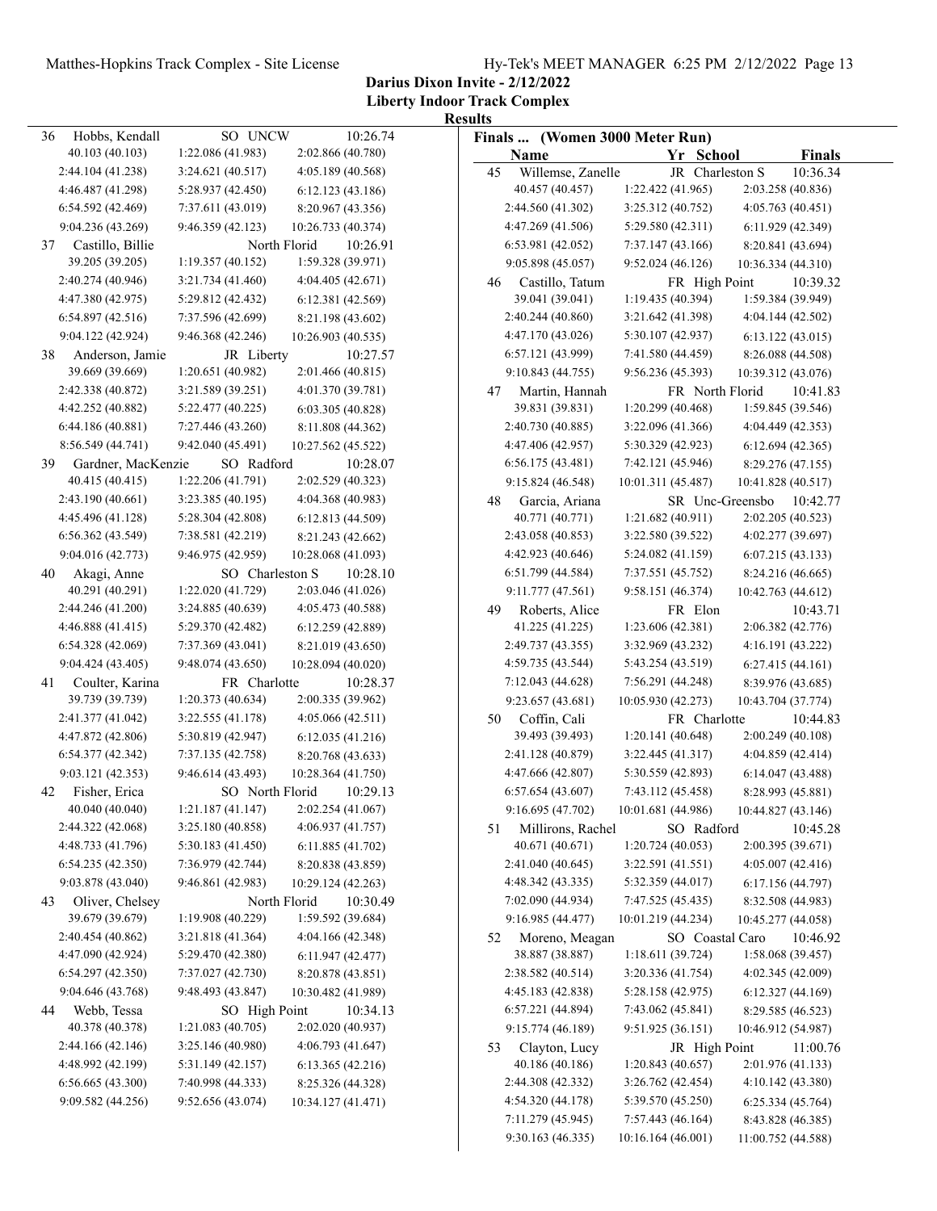**Darius Dixon Invite - 2/12/2022**

**Liberty Indoor Track Complex**

**Results**

**Finals ... (Women 3000 Meter Run)**

| | Name | Yr | School | Finals |
|---|---|---|---|---|
| 36 | Hobbs, Kendall | SO | UNCW | 10:26.74 |
| | 40.103 (40.103) | 1:22.086 (41.983) | 2:02.866 (40.780) | |
| | 2:44.104 (41.238) | 3:24.621 (40.517) | 4:05.189 (40.568) | |
| | 4:46.487 (41.298) | 5:28.937 (42.450) | 6:12.123 (43.186) | |
| | 6:54.592 (42.469) | 7:37.611 (43.019) | 8:20.967 (43.356) | |
| | 9:04.236 (43.269) | 9:46.359 (42.123) | 10:26.733 (40.374) | |
| 37 | Castillo, Billie | | North Florid | 10:26.91 |
| | 39.205 (39.205) | 1:19.357 (40.152) | 1:59.328 (39.971) | |
| | 2:40.274 (40.946) | 3:21.734 (41.460) | 4:04.405 (42.671) | |
| | 4:47.380 (42.975) | 5:29.812 (42.432) | 6:12.381 (42.569) | |
| | 6:54.897 (42.516) | 7:37.596 (42.699) | 8:21.198 (43.602) | |
| | 9:04.122 (42.924) | 9:46.368 (42.246) | 10:26.903 (40.535) | |
| 38 | Anderson, Jamie | JR | Liberty | 10:27.57 |
| | 39.669 (39.669) | 1:20.651 (40.982) | 2:01.466 (40.815) | |
| | 2:42.338 (40.872) | 3:21.589 (39.251) | 4:01.370 (39.781) | |
| | 4:42.252 (40.882) | 5:22.477 (40.225) | 6:03.305 (40.828) | |
| | 6:44.186 (40.881) | 7:27.446 (43.260) | 8:11.808 (44.362) | |
| | 8:56.549 (44.741) | 9:42.040 (45.491) | 10:27.562 (45.522) | |
| 39 | Gardner, MacKenzie | SO | Radford | 10:28.07 |
| | 40.415 (40.415) | 1:22.206 (41.791) | 2:02.529 (40.323) | |
| | 2:43.190 (40.661) | 3:23.385 (40.195) | 4:04.368 (40.983) | |
| | 4:45.496 (41.128) | 5:28.304 (42.808) | 6:12.813 (44.509) | |
| | 6:56.362 (43.549) | 7:38.581 (42.219) | 8:21.243 (42.662) | |
| | 9:04.016 (42.773) | 9:46.975 (42.959) | 10:28.068 (41.093) | |
| 40 | Akagi, Anne | SO | Charleston S | 10:28.10 |
| | 40.291 (40.291) | 1:22.020 (41.729) | 2:03.046 (41.026) | |
| | 2:44.246 (41.200) | 3:24.885 (40.639) | 4:05.473 (40.588) | |
| | 4:46.888 (41.415) | 5:29.370 (42.482) | 6:12.259 (42.889) | |
| | 6:54.328 (42.069) | 7:37.369 (43.041) | 8:21.019 (43.650) | |
| | 9:04.424 (43.405) | 9:48.074 (43.650) | 10:28.094 (40.020) | |
| 41 | Coulter, Karina | FR | Charlotte | 10:28.37 |
| | 39.739 (39.739) | 1:20.373 (40.634) | 2:00.335 (39.962) | |
| | 2:41.377 (41.042) | 3:22.555 (41.178) | 4:05.066 (42.511) | |
| | 4:47.872 (42.806) | 5:30.819 (42.947) | 6:12.035 (41.216) | |
| | 6:54.377 (42.342) | 7:37.135 (42.758) | 8:20.768 (43.633) | |
| | 9:03.121 (42.353) | 9:46.614 (43.493) | 10:28.364 (41.750) | |
| 42 | Fisher, Erica | SO | North Florid | 10:29.13 |
| | 40.040 (40.040) | 1:21.187 (41.147) | 2:02.254 (41.067) | |
| | 2:44.322 (42.068) | 3:25.180 (40.858) | 4:06.937 (41.757) | |
| | 4:48.733 (41.796) | 5:30.183 (41.450) | 6:11.885 (41.702) | |
| | 6:54.235 (42.350) | 7:36.979 (42.744) | 8:20.838 (43.859) | |
| | 9:03.878 (43.040) | 9:46.861 (42.983) | 10:29.124 (42.263) | |
| 43 | Oliver, Chelsey | | North Florid | 10:30.49 |
| | 39.679 (39.679) | 1:19.908 (40.229) | 1:59.592 (39.684) | |
| | 2:40.454 (40.862) | 3:21.818 (41.364) | 4:04.166 (42.348) | |
| | 4:47.090 (42.924) | 5:29.470 (42.380) | 6:11.947 (42.477) | |
| | 6:54.297 (42.350) | 7:37.027 (42.730) | 8:20.878 (43.851) | |
| | 9:04.646 (43.768) | 9:48.493 (43.847) | 10:30.482 (41.989) | |
| 44 | Webb, Tessa | SO | High Point | 10:34.13 |
| | 40.378 (40.378) | 1:21.083 (40.705) | 2:02.020 (40.937) | |
| | 2:44.166 (42.146) | 3:25.146 (40.980) | 4:06.793 (41.647) | |
| | 4:48.992 (42.199) | 5:31.149 (42.157) | 6:13.365 (42.216) | |
| | 6:56.665 (43.300) | 7:40.998 (44.333) | 8:25.326 (44.328) | |
| | 9:09.582 (44.256) | 9:52.656 (43.074) | 10:34.127 (41.471) | |
| 45 | Willemse, Zanelle | JR | Charleston S | 10:36.34 |
| | 40.457 (40.457) | 1:22.422 (41.965) | 2:03.258 (40.836) | |
| | 2:44.560 (41.302) | 3:25.312 (40.752) | 4:05.763 (40.451) | |
| | 4:47.269 (41.506) | 5:29.580 (42.311) | 6:11.929 (42.349) | |
| | 6:53.981 (42.052) | 7:37.147 (43.166) | 8:20.841 (43.694) | |
| | 9:05.898 (45.057) | 9:52.024 (46.126) | 10:36.334 (44.310) | |
| 46 | Castillo, Tatum | FR | High Point | 10:39.32 |
| | 39.041 (39.041) | 1:19.435 (40.394) | 1:59.384 (39.949) | |
| | 2:40.244 (40.860) | 3:21.642 (41.398) | 4:04.144 (42.502) | |
| | 4:47.170 (43.026) | 5:30.107 (42.937) | 6:13.122 (43.015) | |
| | 6:57.121 (43.999) | 7:41.580 (44.459) | 8:26.088 (44.508) | |
| | 9:10.843 (44.755) | 9:56.236 (45.393) | 10:39.312 (43.076) | |
| 47 | Martin, Hannah | FR | North Florid | 10:41.83 |
| | 39.831 (39.831) | 1:20.299 (40.468) | 1:59.845 (39.546) | |
| | 2:40.730 (40.885) | 3:22.096 (41.366) | 4:04.449 (42.353) | |
| | 4:47.406 (42.957) | 5:30.329 (42.923) | 6:12.694 (42.365) | |
| | 6:56.175 (43.481) | 7:42.121 (45.946) | 8:29.276 (47.155) | |
| | 9:15.824 (46.548) | 10:01.311 (45.487) | 10:41.828 (40.517) | |
| 48 | Garcia, Ariana | SR | Unc-Greensbo | 10:42.77 |
| | 40.771 (40.771) | 1:21.682 (40.911) | 2:02.205 (40.523) | |
| | 2:43.058 (40.853) | 3:22.580 (39.522) | 4:02.277 (39.697) | |
| | 4:42.923 (40.646) | 5:24.082 (41.159) | 6:07.215 (43.133) | |
| | 6:51.799 (44.584) | 7:37.551 (45.752) | 8:24.216 (46.665) | |
| | 9:11.777 (47.561) | 9:58.151 (46.374) | 10:42.763 (44.612) | |
| 49 | Roberts, Alice | FR | Elon | 10:43.71 |
| | 41.225 (41.225) | 1:23.606 (42.381) | 2:06.382 (42.776) | |
| | 2:49.737 (43.355) | 3:32.969 (43.232) | 4:16.191 (43.222) | |
| | 4:59.735 (43.544) | 5:43.254 (43.519) | 6:27.415 (44.161) | |
| | 7:12.043 (44.628) | 7:56.291 (44.248) | 8:39.976 (43.685) | |
| | 9:23.657 (43.681) | 10:05.930 (42.273) | 10:43.704 (37.774) | |
| 50 | Coffin, Cali | FR | Charlotte | 10:44.83 |
| | 39.493 (39.493) | 1:20.141 (40.648) | 2:00.249 (40.108) | |
| | 2:41.128 (40.879) | 3:22.445 (41.317) | 4:04.859 (42.414) | |
| | 4:47.666 (42.807) | 5:30.559 (42.893) | 6:14.047 (43.488) | |
| | 6:57.654 (43.607) | 7:43.112 (45.458) | 8:28.993 (45.881) | |
| | 9:16.695 (47.702) | 10:01.681 (44.986) | 10:44.827 (43.146) | |
| 51 | Millirons, Rachel | SO | Radford | 10:45.28 |
| | 40.671 (40.671) | 1:20.724 (40.053) | 2:00.395 (39.671) | |
| | 2:41.040 (40.645) | 3:22.591 (41.551) | 4:05.007 (42.416) | |
| | 4:48.342 (43.335) | 5:32.359 (44.017) | 6:17.156 (44.797) | |
| | 7:02.090 (44.934) | 7:47.525 (45.435) | 8:32.508 (44.983) | |
| | 9:16.985 (44.477) | 10:01.219 (44.234) | 10:45.277 (44.058) | |
| 52 | Moreno, Meagan | SO | Coastal Caro | 10:46.92 |
| | 38.887 (38.887) | 1:18.611 (39.724) | 1:58.068 (39.457) | |
| | 2:38.582 (40.514) | 3:20.336 (41.754) | 4:02.345 (42.009) | |
| | 4:45.183 (42.838) | 5:28.158 (42.975) | 6:12.327 (44.169) | |
| | 6:57.221 (44.894) | 7:43.062 (45.841) | 8:29.585 (46.523) | |
| | 9:15.774 (46.189) | 9:51.925 (36.151) | 10:46.912 (54.987) | |
| 53 | Clayton, Lucy | JR | High Point | 11:00.76 |
| | 40.186 (40.186) | 1:20.843 (40.657) | 2:01.976 (41.133) | |
| | 2:44.308 (42.332) | 3:26.762 (42.454) | 4:10.142 (43.380) | |
| | 4:54.320 (44.178) | 5:39.570 (45.250) | 6:25.334 (45.764) | |
| | 7:11.279 (45.945) | 7:57.443 (46.164) | 8:43.828 (46.385) | |
| | 9:30.163 (46.335) | 10:16.164 (46.001) | 11:00.752 (44.588) | |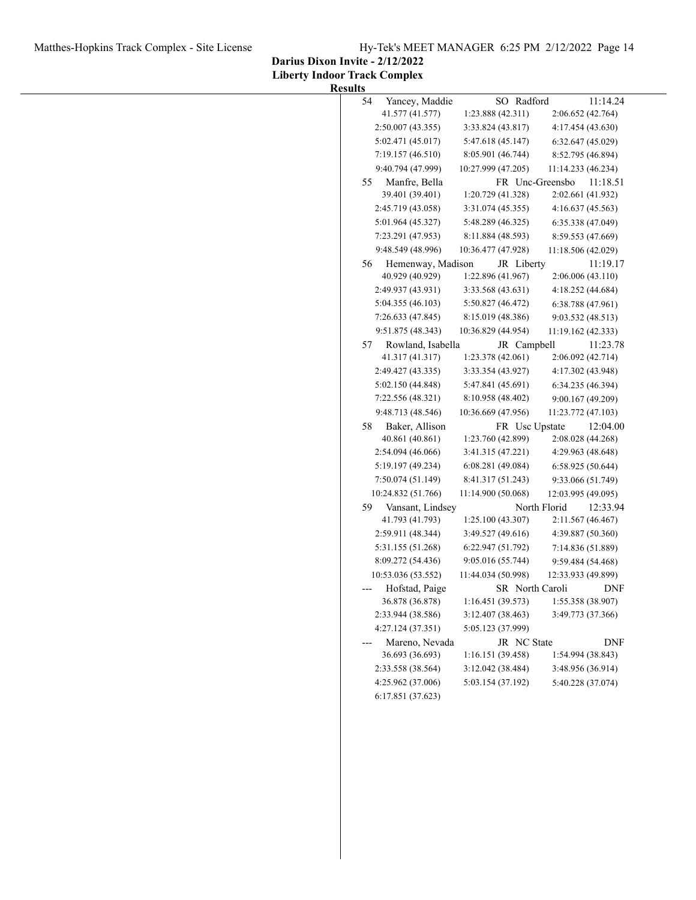**Darius Dixon Invite - 2/12/2022**
**Liberty Indoor Track Complex**
**Results**

| Place | Name | Year | School | Finals |
|---|---|---|---|---|
| 54 | Yancey, Maddie | SO | Radford | 11:14.24 |

41.577 (41.577) 1:23.888 (42.311) 2:06.652 (42.764)
2:50.007 (43.355) 3:33.824 (43.817) 4:17.454 (43.630)
5:02.471 (45.017) 5:47.618 (45.147) 6:32.647 (45.029)
7:19.157 (46.510) 8:05.901 (46.744) 8:52.795 (46.894)
9:40.794 (47.999) 10:27.999 (47.205) 11:14.233 (46.234)

| Place | Name | Year | School | Finals |
|---|---|---|---|---|
| 55 | Manfre, Bella | FR | Unc-Greensbo | 11:18.51 |

39.401 (39.401) 1:20.729 (41.328) 2:02.661 (41.932)
2:45.719 (43.058) 3:31.074 (45.355) 4:16.637 (45.563)
5:01.964 (45.327) 5:48.289 (46.325) 6:35.338 (47.049)
7:23.291 (47.953) 8:11.884 (48.593) 8:59.553 (47.669)
9:48.549 (48.996) 10:36.477 (47.928) 11:18.506 (42.029)

| Place | Name | Year | School | Finals |
|---|---|---|---|---|
| 56 | Hemenway, Madison | JR | Liberty | 11:19.17 |

40.929 (40.929) 1:22.896 (41.967) 2:06.006 (43.110)
2:49.937 (43.931) 3:33.568 (43.631) 4:18.252 (44.684)
5:04.355 (46.103) 5:50.827 (46.472) 6:38.788 (47.961)
7:26.633 (47.845) 8:15.019 (48.386) 9:03.532 (48.513)
9:51.875 (48.343) 10:36.829 (44.954) 11:19.162 (42.333)

| Place | Name | Year | School | Finals |
|---|---|---|---|---|
| 57 | Rowland, Isabella | JR | Campbell | 11:23.78 |

41.317 (41.317) 1:23.378 (42.061) 2:06.092 (42.714)
2:49.427 (43.335) 3:33.354 (43.927) 4:17.302 (43.948)
5:02.150 (44.848) 5:47.841 (45.691) 6:34.235 (46.394)
7:22.556 (48.321) 8:10.958 (48.402) 9:00.167 (49.209)
9:48.713 (48.546) 10:36.669 (47.956) 11:23.772 (47.103)

| Place | Name | Year | School | Finals |
|---|---|---|---|---|
| 58 | Baker, Allison | FR | Usc Upstate | 12:04.00 |

40.861 (40.861) 1:23.760 (42.899) 2:08.028 (44.268)
2:54.094 (46.066) 3:41.315 (47.221) 4:29.963 (48.648)
5:19.197 (49.234) 6:08.281 (49.084) 6:58.925 (50.644)
7:50.074 (51.149) 8:41.317 (51.243) 9:33.066 (51.749)
10:24.832 (51.766) 11:14.900 (50.068) 12:03.995 (49.095)

| Place | Name | Year | School | Finals |
|---|---|---|---|---|
| 59 | Vansant, Lindsey | | North Florid | 12:33.94 |

41.793 (41.793) 1:25.100 (43.307) 2:11.567 (46.467)
2:59.911 (48.344) 3:49.527 (49.616) 4:39.887 (50.360)
5:31.155 (51.268) 6:22.947 (51.792) 7:14.836 (51.889)
8:09.272 (54.436) 9:05.016 (55.744) 9:59.484 (54.468)
10:53.036 (53.552) 11:44.034 (50.998) 12:33.933 (49.899)

| Place | Name | Year | School | Finals |
|---|---|---|---|---|
| --- | Hofstad, Paige | SR | North Caroli | DNF |

36.878 (36.878) 1:16.451 (39.573) 1:55.358 (38.907)
2:33.944 (38.586) 3:12.407 (38.463) 3:49.773 (37.366)
4:27.124 (37.351) 5:05.123 (37.999)

| Place | Name | Year | School | Finals |
|---|---|---|---|---|
| --- | Mareno, Nevada | JR | NC State | DNF |

36.693 (36.693) 1:16.151 (39.458) 1:54.994 (38.843)
2:33.558 (38.564) 3:12.042 (38.484) 3:48.956 (36.914)
4:25.962 (37.006) 5:03.154 (37.192) 5:40.228 (37.074)
6:17.851 (37.623)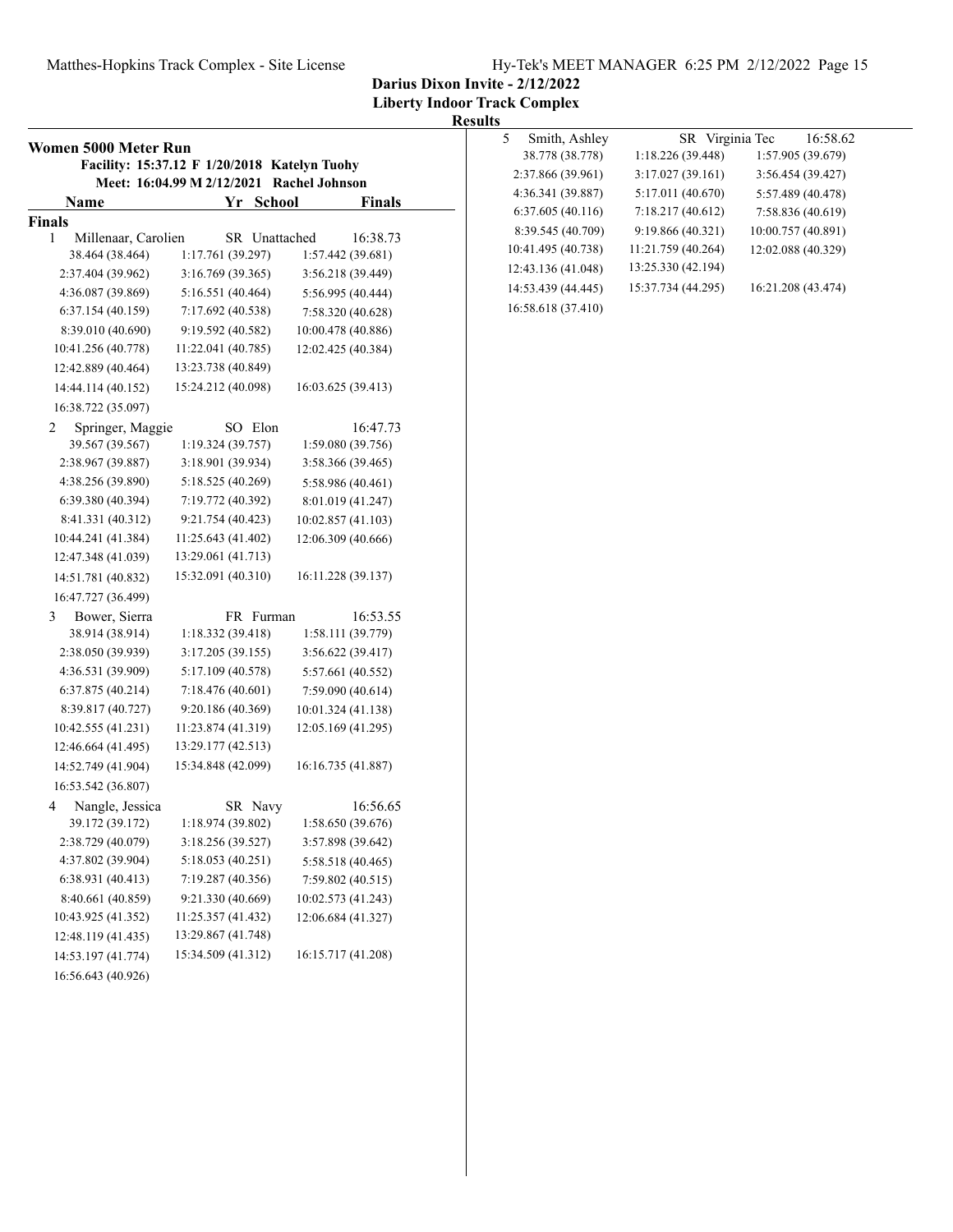**Darius Dixon Invite - 2/12/2022**

**Liberty Indoor Track Complex**

**Results**

## Women 5000 Meter Run

**Facility: 15:37.12 F 1/20/2018 Katelyn Tuohy**

**Meet: 16:04.99 M 2/12/2021 Rachel Johnson**

| Name | Yr | School | Finals |
|---|---|---|---|

**Finals**

1 Millenaar, Carolien — SR — Unattached — 16:38.73

| | | |
|---|---|---|
| 38.464 (38.464) | 1:17.761 (39.297) | 1:57.442 (39.681) |
| 2:37.404 (39.962) | 3:16.769 (39.365) | 3:56.218 (39.449) |
| 4:36.087 (39.869) | 5:16.551 (40.464) | 5:56.995 (40.444) |
| 6:37.154 (40.159) | 7:17.692 (40.538) | 7:58.320 (40.628) |
| 8:39.010 (40.690) | 9:19.592 (40.582) | 10:00.478 (40.886) |
| 10:41.256 (40.778) | 11:22.041 (40.785) | 12:02.425 (40.384) |
| 12:42.889 (40.464) | 13:23.738 (40.849) | |
| 14:44.114 (40.152) | 15:24.212 (40.098) | 16:03.625 (39.413) |
| 16:38.722 (35.097) | | |

2 Springer, Maggie — SO — Elon — 16:47.73

| | | |
|---|---|---|
| 39.567 (39.567) | 1:19.324 (39.757) | 1:59.080 (39.756) |
| 2:38.967 (39.887) | 3:18.901 (39.934) | 3:58.366 (39.465) |
| 4:38.256 (39.890) | 5:18.525 (40.269) | 5:58.986 (40.461) |
| 6:39.380 (40.394) | 7:19.772 (40.392) | 8:01.019 (41.247) |
| 8:41.331 (40.312) | 9:21.754 (40.423) | 10:02.857 (41.103) |
| 10:44.241 (41.384) | 11:25.643 (41.402) | 12:06.309 (40.666) |
| 12:47.348 (41.039) | 13:29.061 (41.713) | |
| 14:51.781 (40.832) | 15:32.091 (40.310) | 16:11.228 (39.137) |
| 16:47.727 (36.499) | | |

3 Bower, Sierra — FR — Furman — 16:53.55

| | | |
|---|---|---|
| 38.914 (38.914) | 1:18.332 (39.418) | 1:58.111 (39.779) |
| 2:38.050 (39.939) | 3:17.205 (39.155) | 3:56.622 (39.417) |
| 4:36.531 (39.909) | 5:17.109 (40.578) | 5:57.661 (40.552) |
| 6:37.875 (40.214) | 7:18.476 (40.601) | 7:59.090 (40.614) |
| 8:39.817 (40.727) | 9:20.186 (40.369) | 10:01.324 (41.138) |
| 10:42.555 (41.231) | 11:23.874 (41.319) | 12:05.169 (41.295) |
| 12:46.664 (41.495) | 13:29.177 (42.513) | |
| 14:52.749 (41.904) | 15:34.848 (42.099) | 16:16.735 (41.887) |
| 16:53.542 (36.807) | | |

4 Nangle, Jessica — SR — Navy — 16:56.65

| | | |
|---|---|---|
| 39.172 (39.172) | 1:18.974 (39.802) | 1:58.650 (39.676) |
| 2:38.729 (40.079) | 3:18.256 (39.527) | 3:57.898 (39.642) |
| 4:37.802 (39.904) | 5:18.053 (40.251) | 5:58.518 (40.465) |
| 6:38.931 (40.413) | 7:19.287 (40.356) | 7:59.802 (40.515) |
| 8:40.661 (40.859) | 9:21.330 (40.669) | 10:02.573 (41.243) |
| 10:43.925 (41.352) | 11:25.357 (41.432) | 12:06.684 (41.327) |
| 12:48.119 (41.435) | 13:29.867 (41.748) | |
| 14:53.197 (41.774) | 15:34.509 (41.312) | 16:15.717 (41.208) |
| 16:56.643 (40.926) | | |

5 Smith, Ashley — SR — Virginia Tec — 16:58.62

| | | |
|---|---|---|
| 38.778 (38.778) | 1:18.226 (39.448) | 1:57.905 (39.679) |
| 2:37.866 (39.961) | 3:17.027 (39.161) | 3:56.454 (39.427) |
| 4:36.341 (39.887) | 5:17.011 (40.670) | 5:57.489 (40.478) |
| 6:37.605 (40.116) | 7:18.217 (40.612) | 7:58.836 (40.619) |
| 8:39.545 (40.709) | 9:19.866 (40.321) | 10:00.757 (40.891) |
| 10:41.495 (40.738) | 11:21.759 (40.264) | 12:02.088 (40.329) |
| 12:43.136 (41.048) | 13:25.330 (42.194) | |
| 14:53.439 (44.445) | 15:37.734 (44.295) | 16:21.208 (43.474) |
| 16:58.618 (37.410) | | |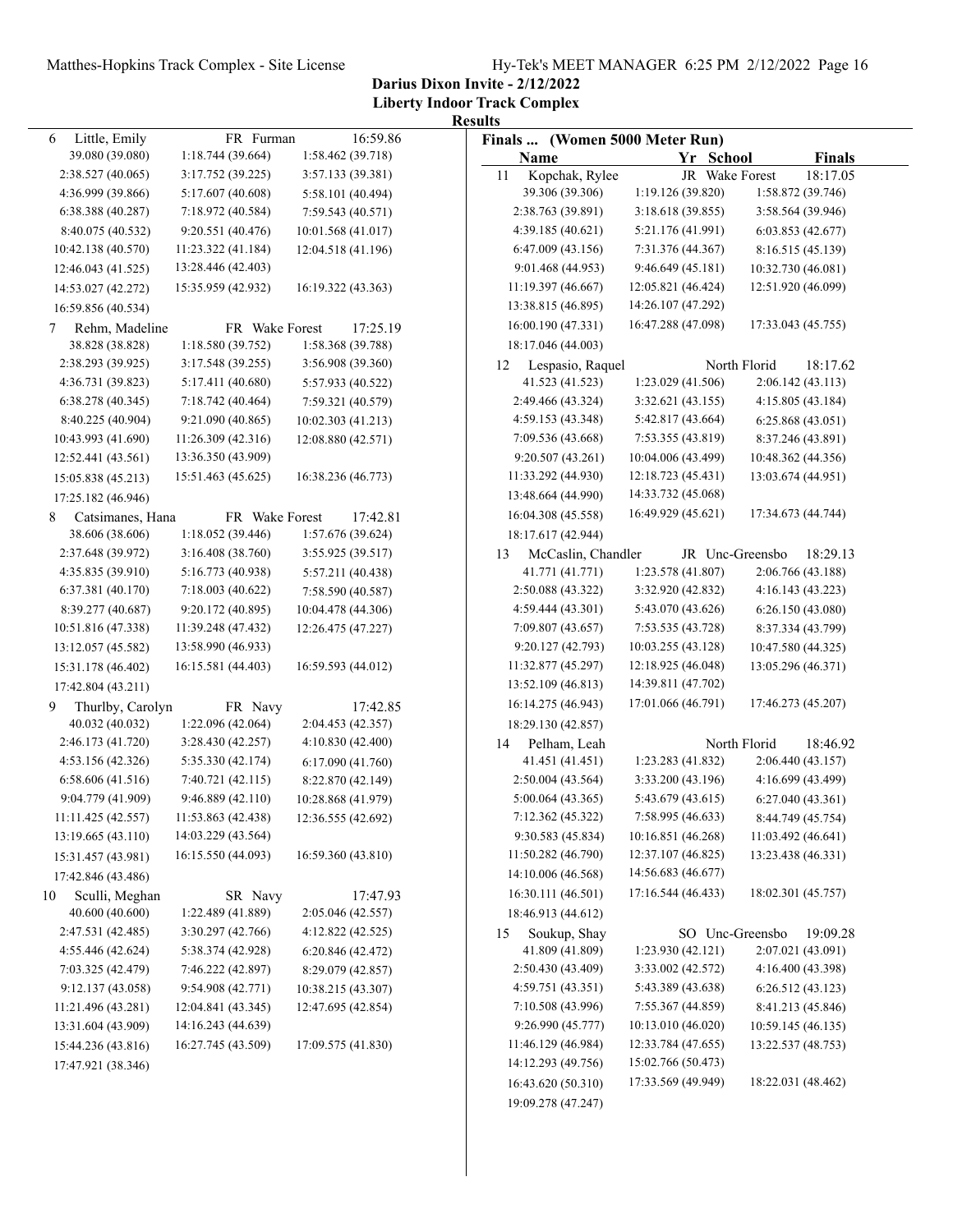**Darius Dixon Invite - 2/12/2022**
**Liberty Indoor Track Complex**
**Results**

Finals ... (Women 5000 Meter Run)

| Name | Yr | School | Finals |
|---|---|---|---|
| 6 Little, Emily | FR | Furman | 16:59.86 |
| 39.080 (39.080) | 1:18.744 (39.664) | 1:58.462 (39.718) | |
| 2:38.527 (40.065) | 3:17.752 (39.225) | 3:57.133 (39.381) | |
| 4:36.999 (39.866) | 5:17.607 (40.608) | 5:58.101 (40.494) | |
| 6:38.388 (40.287) | 7:18.972 (40.584) | 7:59.543 (40.571) | |
| 8:40.075 (40.532) | 9:20.551 (40.476) | 10:01.568 (41.017) | |
| 10:42.138 (40.570) | 11:23.322 (41.184) | 12:04.518 (41.196) | |
| 12:46.043 (41.525) | 13:28.446 (42.403) | | |
| 14:53.027 (42.272) | 15:35.959 (42.932) | 16:19.322 (43.363) | |
| 16:59.856 (40.534) | | | |
| 7 Rehm, Madeline | FR | Wake Forest | 17:25.19 |
| 38.828 (38.828) | 1:18.580 (39.752) | 1:58.368 (39.788) | |
| 2:38.293 (39.925) | 3:17.548 (39.255) | 3:56.908 (39.360) | |
| 4:36.731 (39.823) | 5:17.411 (40.680) | 5:57.933 (40.522) | |
| 6:38.278 (40.345) | 7:18.742 (40.464) | 7:59.321 (40.579) | |
| 8:40.225 (40.904) | 9:21.090 (40.865) | 10:02.303 (41.213) | |
| 10:43.993 (41.690) | 11:26.309 (42.316) | 12:08.880 (42.571) | |
| 12:52.441 (43.561) | 13:36.350 (43.909) | | |
| 15:05.838 (45.213) | 15:51.463 (45.625) | 16:38.236 (46.773) | |
| 17:25.182 (46.946) | | | |
| 8 Catsimanes, Hana | FR | Wake Forest | 17:42.81 |
| 38.606 (38.606) | 1:18.052 (39.446) | 1:57.676 (39.624) | |
| 2:37.648 (39.972) | 3:16.408 (38.760) | 3:55.925 (39.517) | |
| 4:35.835 (39.910) | 5:16.773 (40.938) | 5:57.211 (40.438) | |
| 6:37.381 (40.170) | 7:18.003 (40.622) | 7:58.590 (40.587) | |
| 8:39.277 (40.687) | 9:20.172 (40.895) | 10:04.478 (44.306) | |
| 10:51.816 (47.338) | 11:39.248 (47.432) | 12:26.475 (47.227) | |
| 13:12.057 (45.582) | 13:58.990 (46.933) | | |
| 15:31.178 (46.402) | 16:15.581 (44.403) | 16:59.593 (44.012) | |
| 17:42.804 (43.211) | | | |
| 9 Thurlby, Carolyn | FR | Navy | 17:42.85 |
| 40.032 (40.032) | 1:22.096 (42.064) | 2:04.453 (42.357) | |
| 2:46.173 (41.720) | 3:28.430 (42.257) | 4:10.830 (42.400) | |
| 4:53.156 (42.326) | 5:35.330 (42.174) | 6:17.090 (41.760) | |
| 6:58.606 (41.516) | 7:40.721 (42.115) | 8:22.870 (42.149) | |
| 9:04.779 (41.909) | 9:46.889 (42.110) | 10:28.868 (41.979) | |
| 11:11.425 (42.557) | 11:53.863 (42.438) | 12:36.555 (42.692) | |
| 13:19.665 (43.110) | 14:03.229 (43.564) | | |
| 15:31.457 (43.981) | 16:15.550 (44.093) | 16:59.360 (43.810) | |
| 17:42.846 (43.486) | | | |
| 10 Sculli, Meghan | SR | Navy | 17:47.93 |
| 40.600 (40.600) | 1:22.489 (41.889) | 2:05.046 (42.557) | |
| 2:47.531 (42.485) | 3:30.297 (42.766) | 4:12.822 (42.525) | |
| 4:55.446 (42.624) | 5:38.374 (42.928) | 6:20.846 (42.472) | |
| 7:03.325 (42.479) | 7:46.222 (42.897) | 8:29.079 (42.857) | |
| 9:12.137 (43.058) | 9:54.908 (42.771) | 10:38.215 (43.307) | |
| 11:21.496 (43.281) | 12:04.841 (43.345) | 12:47.695 (42.854) | |
| 13:31.604 (43.909) | 14:16.243 (44.639) | | |
| 15:44.236 (43.816) | 16:27.745 (43.509) | 17:09.575 (41.830) | |
| 17:47.921 (38.346) | | | |
| 11 Kopchak, Rylee | JR | Wake Forest | 18:17.05 |
| 39.306 (39.306) | 1:19.126 (39.820) | 1:58.872 (39.746) | |
| 2:38.763 (39.891) | 3:18.618 (39.855) | 3:58.564 (39.946) | |
| 4:39.185 (40.621) | 5:21.176 (41.991) | 6:03.853 (42.677) | |
| 6:47.009 (43.156) | 7:31.376 (44.367) | 8:16.515 (45.139) | |
| 9:01.468 (44.953) | 9:46.649 (45.181) | 10:32.730 (46.081) | |
| 11:19.397 (46.667) | 12:05.821 (46.424) | 12:51.920 (46.099) | |
| 13:38.815 (46.895) | 14:26.107 (47.292) | | |
| 16:00.190 (47.331) | 16:47.288 (47.098) | 17:33.043 (45.755) | |
| 18:17.046 (44.003) | | | |
| 12 Lespasio, Raquel | | North Florid | 18:17.62 |
| 41.523 (41.523) | 1:23.029 (41.506) | 2:06.142 (43.113) | |
| 2:49.466 (43.324) | 3:32.621 (43.155) | 4:15.805 (43.184) | |
| 4:59.153 (43.348) | 5:42.817 (43.664) | 6:25.868 (43.051) | |
| 7:09.536 (43.668) | 7:53.355 (43.819) | 8:37.246 (43.891) | |
| 9:20.507 (43.261) | 10:04.006 (43.499) | 10:48.362 (44.356) | |
| 11:33.292 (44.930) | 12:18.723 (45.431) | 13:03.674 (44.951) | |
| 13:48.664 (44.990) | 14:33.732 (45.068) | | |
| 16:04.308 (45.558) | 16:49.929 (45.621) | 17:34.673 (44.744) | |
| 18:17.617 (42.944) | | | |
| 13 McCaslin, Chandler | JR | Unc-Greensbo | 18:29.13 |
| 41.771 (41.771) | 1:23.578 (41.807) | 2:06.766 (43.188) | |
| 2:50.088 (43.322) | 3:32.920 (42.832) | 4:16.143 (43.223) | |
| 4:59.444 (43.301) | 5:43.070 (43.626) | 6:26.150 (43.080) | |
| 7:09.807 (43.657) | 7:53.535 (43.728) | 8:37.334 (43.799) | |
| 9:20.127 (42.793) | 10:03.255 (43.128) | 10:47.580 (44.325) | |
| 11:32.877 (45.297) | 12:18.925 (46.048) | 13:05.296 (46.371) | |
| 13:52.109 (46.813) | 14:39.811 (47.702) | | |
| 16:14.275 (46.943) | 17:01.066 (46.791) | 17:46.273 (45.207) | |
| 18:29.130 (42.857) | | | |
| 14 Pelham, Leah | | North Florid | 18:46.92 |
| 41.451 (41.451) | 1:23.283 (41.832) | 2:06.440 (43.157) | |
| 2:50.004 (43.564) | 3:33.200 (43.196) | 4:16.699 (43.499) | |
| 5:00.064 (43.365) | 5:43.679 (43.615) | 6:27.040 (43.361) | |
| 7:12.362 (45.322) | 7:58.995 (46.633) | 8:44.749 (45.754) | |
| 9:30.583 (45.834) | 10:16.851 (46.268) | 11:03.492 (46.641) | |
| 11:50.282 (46.790) | 12:37.107 (46.825) | 13:23.438 (46.331) | |
| 14:10.006 (46.568) | 14:56.683 (46.677) | | |
| 16:30.111 (46.501) | 17:16.544 (46.433) | 18:02.301 (45.757) | |
| 18:46.913 (44.612) | | | |
| 15 Soukup, Shay | SO | Unc-Greensbo | 19:09.28 |
| 41.809 (41.809) | 1:23.930 (42.121) | 2:07.021 (43.091) | |
| 2:50.430 (43.409) | 3:33.002 (42.572) | 4:16.400 (43.398) | |
| 4:59.751 (43.351) | 5:43.389 (43.638) | 6:26.512 (43.123) | |
| 7:10.508 (43.996) | 7:55.367 (44.859) | 8:41.213 (45.846) | |
| 9:26.990 (45.777) | 10:13.010 (46.020) | 10:59.145 (46.135) | |
| 11:46.129 (46.984) | 12:33.784 (47.655) | 13:22.537 (48.753) | |
| 14:12.293 (49.756) | 15:02.766 (50.473) | | |
| 16:43.620 (50.310) | 17:33.569 (49.949) | 18:22.031 (48.462) | |
| 19:09.278 (47.247) | | | |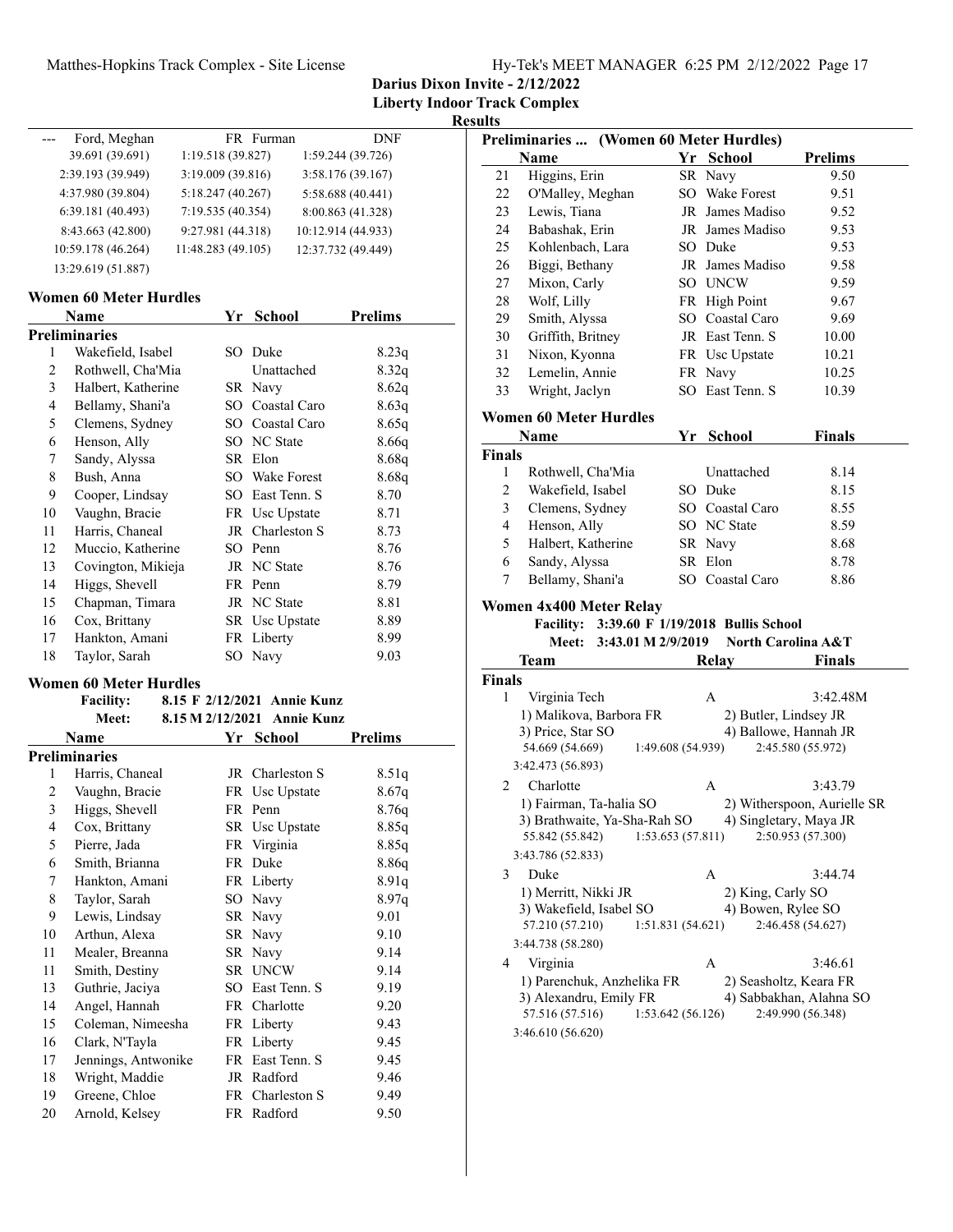**Darius Dixon Invite - 2/12/2022**
**Liberty Indoor Track Complex**
**Results**

| | Name | Yr | School | Finals |
|---|---|---|---|---|
| --- | Ford, Meghan | FR | Furman | DNF |

39.691 (39.691) 1:19.518 (39.827) 1:59.244 (39.726)
2:39.193 (39.949) 3:19.009 (39.816) 3:58.176 (39.167)
4:37.980 (39.804) 5:18.247 (40.267) 5:58.688 (40.441)
6:39.181 (40.493) 7:19.535 (40.354) 8:00.863 (41.328)
8:43.663 (42.800) 9:27.981 (44.318) 10:12.914 (44.933)
10:59.178 (46.264) 11:48.283 (49.105) 12:37.732 (49.449)
13:29.619 (51.887)

## Women 60 Meter Hurdles

| | Name | Yr | School | Prelims |
|---|---|---|---|---|
| **Preliminaries** | | | | |
| 1 | Wakefield, Isabel | SO | Duke | 8.23q |
| 2 | Rothwell, Cha'Mia | | Unattached | 8.32q |
| 3 | Halbert, Katherine | SR | Navy | 8.62q |
| 4 | Bellamy, Shani'a | SO | Coastal Caro | 8.63q |
| 5 | Clemens, Sydney | SO | Coastal Caro | 8.65q |
| 6 | Henson, Ally | SO | NC State | 8.66q |
| 7 | Sandy, Alyssa | SR | Elon | 8.68q |
| 8 | Bush, Anna | SO | Wake Forest | 8.68q |
| 9 | Cooper, Lindsay | SO | East Tenn. S | 8.70 |
| 10 | Vaughn, Bracie | FR | Usc Upstate | 8.71 |
| 11 | Harris, Chaneal | JR | Charleston S | 8.73 |
| 12 | Muccio, Katherine | SO | Penn | 8.76 |
| 13 | Covington, Mikieja | JR | NC State | 8.76 |
| 14 | Higgs, Shevell | FR | Penn | 8.79 |
| 15 | Chapman, Timara | JR | NC State | 8.81 |
| 16 | Cox, Brittany | SR | Usc Upstate | 8.89 |
| 17 | Hankton, Amani | FR | Liberty | 8.99 |
| 18 | Taylor, Sarah | SO | Navy | 9.03 |

## Women 60 Meter Hurdles

Facility: 8.15 F 2/12/2021 Annie Kunz
Meet: 8.15 M 2/12/2021 Annie Kunz

| | Name | Yr | School | Prelims |
|---|---|---|---|---|
| **Preliminaries** | | | | |
| 1 | Harris, Chaneal | JR | Charleston S | 8.51q |
| 2 | Vaughn, Bracie | FR | Usc Upstate | 8.67q |
| 3 | Higgs, Shevell | FR | Penn | 8.76q |
| 4 | Cox, Brittany | SR | Usc Upstate | 8.85q |
| 5 | Pierre, Jada | FR | Virginia | 8.85q |
| 6 | Smith, Brianna | FR | Duke | 8.86q |
| 7 | Hankton, Amani | FR | Liberty | 8.91q |
| 8 | Taylor, Sarah | SO | Navy | 8.97q |
| 9 | Lewis, Lindsay | SR | Navy | 9.01 |
| 10 | Arthun, Alexa | SR | Navy | 9.10 |
| 11 | Mealer, Breanna | SR | Navy | 9.14 |
| 11 | Smith, Destiny | SR | UNCW | 9.14 |
| 13 | Guthrie, Jaciya | SO | East Tenn. S | 9.19 |
| 14 | Angel, Hannah | FR | Charlotte | 9.20 |
| 15 | Coleman, Nimeesha | FR | Liberty | 9.43 |
| 16 | Clark, N'Tayla | FR | Liberty | 9.45 |
| 17 | Jennings, Antwonike | FR | East Tenn. S | 9.45 |
| 18 | Wright, Maddie | JR | Radford | 9.46 |
| 19 | Greene, Chloe | FR | Charleston S | 9.49 |
| 20 | Arnold, Kelsey | FR | Radford | 9.50 |

### Preliminaries ... (Women 60 Meter Hurdles)

| | Name | Yr | School | Prelims |
|---|---|---|---|---|
| 21 | Higgins, Erin | SR | Navy | 9.50 |
| 22 | O'Malley, Meghan | SO | Wake Forest | 9.51 |
| 23 | Lewis, Tiana | JR | James Madiso | 9.52 |
| 24 | Babashak, Erin | JR | James Madiso | 9.53 |
| 25 | Kohlenbach, Lara | SO | Duke | 9.53 |
| 26 | Biggi, Bethany | JR | James Madiso | 9.58 |
| 27 | Mixon, Carly | SO | UNCW | 9.59 |
| 28 | Wolf, Lilly | FR | High Point | 9.67 |
| 29 | Smith, Alyssa | SO | Coastal Caro | 9.69 |
| 30 | Griffith, Britney | JR | East Tenn. S | 10.00 |
| 31 | Nixon, Kyonna | FR | Usc Upstate | 10.21 |
| 32 | Lemelin, Annie | FR | Navy | 10.25 |
| 33 | Wright, Jaclyn | SO | East Tenn. S | 10.39 |

## Women 60 Meter Hurdles

| | Name | Yr | School | Finals |
|---|---|---|---|---|
| **Finals** | | | | |
| 1 | Rothwell, Cha'Mia | | Unattached | 8.14 |
| 2 | Wakefield, Isabel | SO | Duke | 8.15 |
| 3 | Clemens, Sydney | SO | Coastal Caro | 8.55 |
| 4 | Henson, Ally | SO | NC State | 8.59 |
| 5 | Halbert, Katherine | SR | Navy | 8.68 |
| 6 | Sandy, Alyssa | SR | Elon | 8.78 |
| 7 | Bellamy, Shani'a | SO | Coastal Caro | 8.86 |

## Women 4x400 Meter Relay

Facility: 3:39.60 F 1/19/2018 Bullis School
Meet: 3:43.01 M 2/9/2019 North Carolina A&T

| | Team | Relay | Finals |
|---|---|---|---|
| **Finals** | | | |
| 1 | Virginia Tech | A | 3:42.48M |
| 2 | Charlotte | A | 3:43.79 |
| 3 | Duke | A | 3:44.74 |
| 4 | Virginia | A | 3:46.61 |

1 Virginia Tech — 1) Malikova, Barbora FR 2) Butler, Lindsey JR 3) Price, Star SO 4) Ballowe, Hannah JR
54.669 (54.669) 1:49.608 (54.939) 2:45.580 (55.972) 3:42.473 (56.893)

2 Charlotte — 1) Fairman, Ta-halia SO 2) Witherspoon, Aurielle SR 3) Brathwaite, Ya-Sha-Rah SO 4) Singletary, Maya JR
55.842 (55.842) 1:53.653 (57.811) 2:50.953 (57.300) 3:43.786 (52.833)

3 Duke — 1) Merritt, Nikki JR 2) King, Carly SO 3) Wakefield, Isabel SO 4) Bowen, Rylee SO
57.210 (57.210) 1:51.831 (54.621) 2:46.458 (54.627) 3:44.738 (58.280)

4 Virginia — 1) Parenchuk, Anzhelika FR 2) Seasholtz, Keara FR 3) Alexandru, Emily FR 4) Sabbakhan, Alahna SO
57.516 (57.516) 1:53.642 (56.126) 2:49.990 (56.348) 3:46.610 (56.620)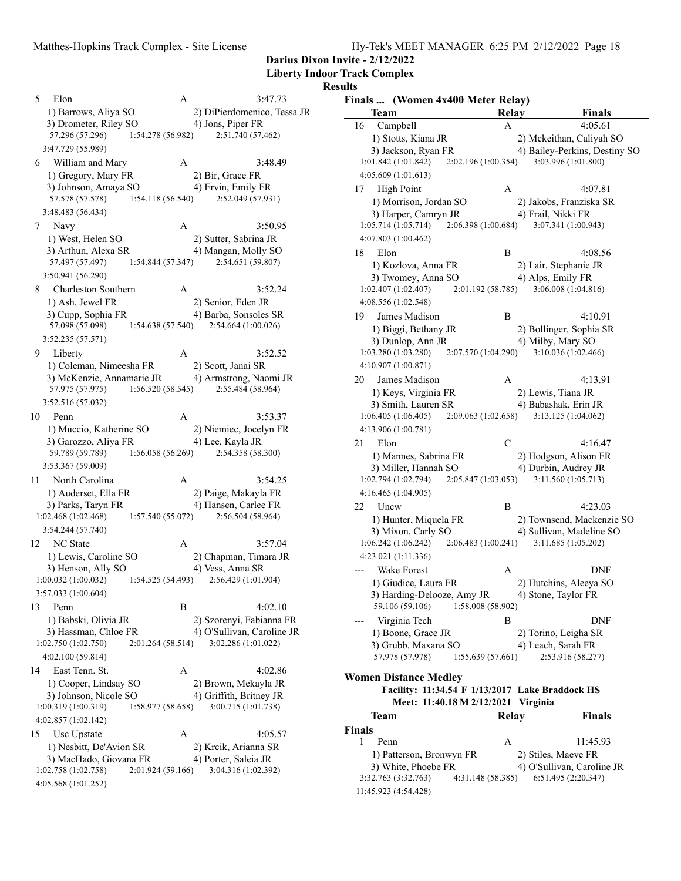Darius Dixon Invite - 2/12/2022

Liberty Indoor Track Complex

**Results**

5 Elon A 3:47.73
1) Barrows, Aliya SO 2) DiPierdomenico, Tessa JR
3) Drometer, Riley SO 4) Jons, Piper FR
57.296 (57.296) 1:54.278 (56.982) 2:51.740 (57.462)
3:47.729 (55.989)

6 William and Mary A 3:48.49
1) Gregory, Mary FR 2) Bir, Grace FR
3) Johnson, Amaya SO 4) Ervin, Emily FR
57.578 (57.578) 1:54.118 (56.540) 2:52.049 (57.931)
3:48.483 (56.434)

7 Navy A 3:50.95
1) West, Helen SO 2) Sutter, Sabrina JR
3) Arthun, Alexa SR 4) Mangan, Molly SO
57.497 (57.497) 1:54.844 (57.347) 2:54.651 (59.807)
3:50.941 (56.290)

8 Charleston Southern A 3:52.24
1) Ash, Jewel FR 2) Senior, Eden JR
3) Cupp, Sophia FR 4) Barba, Sonsoles SR
57.098 (57.098) 1:54.638 (57.540) 2:54.664 (1:00.026)
3:52.235 (57.571)

9 Liberty A 3:52.52
1) Coleman, Nimeesha FR 2) Scott, Janai SR
3) McKenzie, Annamarie JR 4) Armstrong, Naomi JR
57.975 (57.975) 1:56.520 (58.545) 2:55.484 (58.964)
3:52.516 (57.032)

10 Penn A 3:53.37
1) Muccio, Katherine SO 2) Niemiec, Jocelyn FR
3) Garozzo, Aliya FR 4) Lee, Kayla JR
59.789 (59.789) 1:56.058 (56.269) 2:54.358 (58.300)
3:53.367 (59.009)

11 North Carolina A 3:54.25
1) Auderset, Ella FR 2) Paige, Makayla FR
3) Parks, Taryn FR 4) Hansen, Carlee FR
1:02.468 (1:02.468) 1:57.540 (55.072) 2:56.504 (58.964)
3:54.244 (57.740)

12 NC State A 3:57.04
1) Lewis, Caroline SO 2) Chapman, Timara JR
3) Henson, Ally SO 4) Vess, Anna SR
1:00.032 (1:00.032) 1:54.525 (54.493) 2:56.429 (1:01.904)
3:57.033 (1:00.604)

13 Penn B 4:02.10
1) Babski, Olivia JR 2) Szorenyi, Fabianna FR
3) Hassman, Chloe FR 4) O'Sullivan, Caroline JR
1:02.750 (1:02.750) 2:01.264 (58.514) 3:02.286 (1:01.022)
4:02.100 (59.814)

14 East Tenn. St. A 4:02.86
1) Cooper, Lindsay SO 2) Brown, Mekayla JR
3) Johnson, Nicole SO 4) Griffith, Britney JR
1:00.319 (1:00.319) 1:58.977 (58.658) 3:00.715 (1:01.738)
4:02.857 (1:02.142)

15 Usc Upstate A 4:05.57
1) Nesbitt, De'Avion SR 2) Krcik, Arianna SR
3) MacHado, Giovana FR 4) Porter, Saleia JR
1:02.758 (1:02.758) 2:01.924 (59.166) 3:04.316 (1:02.392)
4:05.568 (1:01.252)

**Finals ... (Women 4x400 Meter Relay)**

| Team | Relay | Finals |
|---|---|---|

16 Campbell A 4:05.61
1) Stotts, Kiana JR 2) Mckeithan, Caliyah SO
3) Jackson, Ryan FR 4) Bailey-Perkins, Destiny SO
1:01.842 (1:01.842) 2:02.196 (1:00.354) 3:03.996 (1:01.800)
4:05.609 (1:01.613)

17 High Point A 4:07.81
1) Morrison, Jordan SO 2) Jakobs, Franziska SR
3) Harper, Camryn JR 4) Frail, Nikki FR
1:05.714 (1:05.714) 2:06.398 (1:00.684) 3:07.341 (1:00.943)
4:07.803 (1:00.462)

18 Elon B 4:08.56
1) Kozlova, Anna FR 2) Lair, Stephanie JR
3) Twomey, Anna SO 4) Alps, Emily FR
1:02.407 (1:02.407) 2:01.192 (58.785) 3:06.008 (1:04.816)
4:08.556 (1:02.548)

19 James Madison B 4:10.91
1) Biggi, Bethany JR 2) Bollinger, Sophia SR
3) Dunlop, Ann JR 4) Milby, Mary SO
1:03.280 (1:03.280) 2:07.570 (1:04.290) 3:10.036 (1:02.466)
4:10.907 (1:00.871)

20 James Madison A 4:13.91
1) Keys, Virginia FR 2) Lewis, Tiana JR
3) Smith, Lauren SR 4) Babashak, Erin JR
1:06.405 (1:06.405) 2:09.063 (1:02.658) 3:13.125 (1:04.062)
4:13.906 (1:00.781)

21 Elon C 4:16.47
1) Mannes, Sabrina FR 2) Hodgson, Alison FR
3) Miller, Hannah SO 4) Durbin, Audrey JR
1:02.794 (1:02.794) 2:05.847 (1:03.053) 3:11.560 (1:05.713)
4:16.465 (1:04.905)

22 Uncw B 4:23.03
1) Hunter, Miquela FR 2) Townsend, Mackenzie SO
3) Mixon, Carly SO 4) Sullivan, Madeline SO
1:06.242 (1:06.242) 2:06.483 (1:00.241) 3:11.685 (1:05.202)
4:23.021 (1:11.336)

--- Wake Forest A DNF
1) Giudice, Laura FR 2) Hutchins, Aleeya SO
3) Harding-Delooze, Amy JR 4) Stone, Taylor FR
59.106 (59.106) 1:58.008 (58.902)

--- Virginia Tech B DNF
1) Boone, Grace JR 2) Torino, Leigha SR
3) Grubb, Maxana SO 4) Leach, Sarah FR
57.978 (57.978) 1:55.639 (57.661) 2:53.916 (58.277)

## Women Distance Medley

**Facility: 11:34.54 F 1/13/2017 Lake Braddock HS**
**Meet: 11:40.18 M 2/12/2021 Virginia**

| Team | Relay | Finals |
|---|---|---|

**Finals**

1 Penn A 11:45.93
1) Patterson, Bronwyn FR 2) Stiles, Maeve FR
3) White, Phoebe FR 4) O'Sullivan, Caroline JR
3:32.763 (3:32.763) 4:31.148 (58.385) 6:51.495 (2:20.347)
11:45.923 (4:54.428)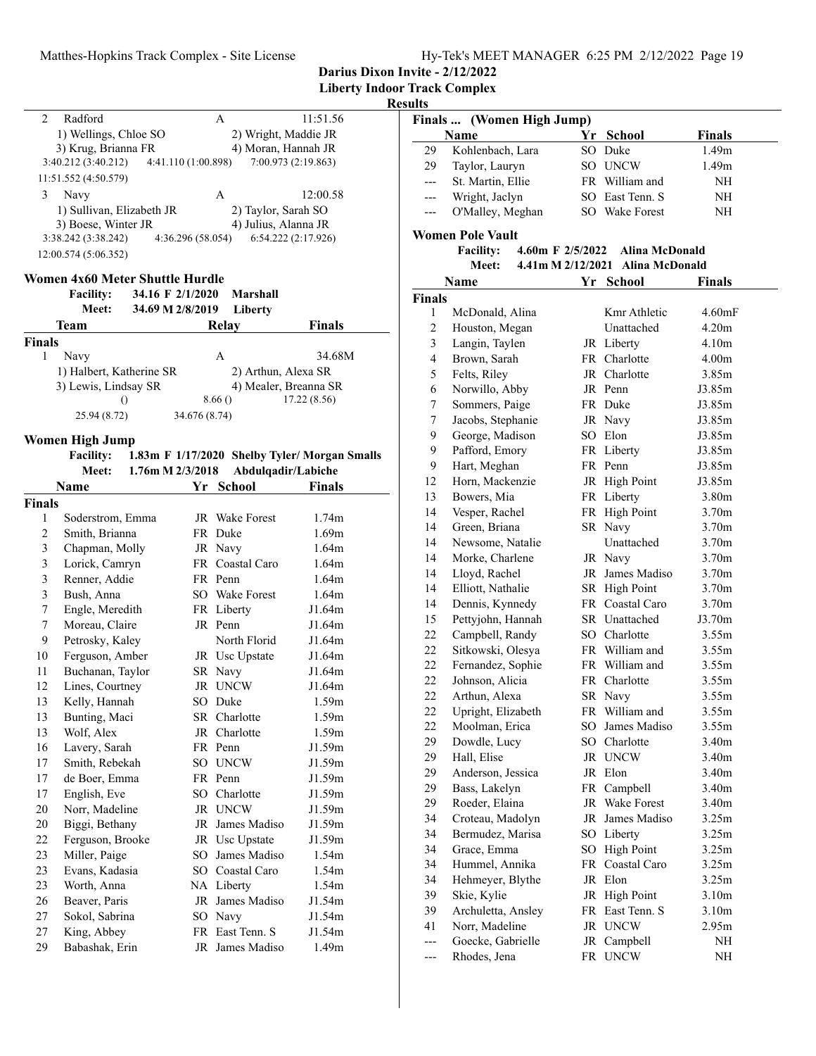**Darius Dixon Invite - 2/12/2022**
**Liberty Indoor Track Complex**
**Results**

| | Team | Relay | Finals |
|---|---|---|---|
| 2 | Radford | A | 11:51.56 |
| | 1) Wellings, Chloe SO | 2) Wright, Maddie JR | |
| | 3) Krug, Brianna FR | 4) Moran, Hannah JR | |
| | 3:40.212 (3:40.212) | 4:41.110 (1:00.898) | 7:00.973 (2:19.863) |
| | 11:51.552 (4:50.579) | | |
| 3 | Navy | A | 12:00.58 |
| | 1) Sullivan, Elizabeth JR | 2) Taylor, Sarah SO | |
| | 3) Boese, Winter JR | 4) Julius, Alanna JR | |
| | 3:38.242 (3:38.242) | 4:36.296 (58.054) | 6:54.222 (2:17.926) |
| | 12:00.574 (5:06.352) | | |

## Women 4x60 Meter Shuttle Hurdle

**Facility:** 34.16 F 2/1/2020 Marshall
**Meet:** 34.69 M 2/8/2019 Liberty

| | Team | Relay | Finals |
|---|---|---|---|
| **Finals** | | | |
| 1 | Navy | A | 34.68M |
| | 1) Halbert, Katherine SR | 2) Arthun, Alexa SR | |
| | 3) Lewis, Lindsay SR | 4) Mealer, Breanna SR | |
| | () | 8.66 () | 17.22 (8.56) |
| | 25.94 (8.72) | 34.676 (8.74) | |

## Women High Jump

**Facility:** 1.83m F 1/17/2020 Shelby Tyler/ Morgan Smalls
**Meet:** 1.76m M 2/3/2018 Abdulqadir/Labiche

| | Name | Yr | School | Finals |
|---|---|---|---|---|
| **Finals** | | | | |
| 1 | Soderstrom, Emma | JR | Wake Forest | 1.74m |
| 2 | Smith, Brianna | FR | Duke | 1.69m |
| 3 | Chapman, Molly | JR | Navy | 1.64m |
| 3 | Lorick, Camryn | FR | Coastal Caro | 1.64m |
| 3 | Renner, Addie | FR | Penn | 1.64m |
| 3 | Bush, Anna | SO | Wake Forest | 1.64m |
| 7 | Engle, Meredith | FR | Liberty | J1.64m |
| 7 | Moreau, Claire | JR | Penn | J1.64m |
| 9 | Petrosky, Kaley | | North Florid | J1.64m |
| 10 | Ferguson, Amber | JR | Usc Upstate | J1.64m |
| 11 | Buchanan, Taylor | SR | Navy | J1.64m |
| 12 | Lines, Courtney | JR | UNCW | J1.64m |
| 13 | Kelly, Hannah | SO | Duke | 1.59m |
| 13 | Bunting, Maci | SR | Charlotte | 1.59m |
| 13 | Wolf, Alex | JR | Charlotte | 1.59m |
| 16 | Lavery, Sarah | FR | Penn | J1.59m |
| 17 | Smith, Rebekah | SO | UNCW | J1.59m |
| 17 | de Boer, Emma | FR | Penn | J1.59m |
| 17 | English, Eve | SO | Charlotte | J1.59m |
| 20 | Norr, Madeline | JR | UNCW | J1.59m |
| 20 | Biggi, Bethany | JR | James Madiso | J1.59m |
| 22 | Ferguson, Brooke | JR | Usc Upstate | J1.59m |
| 23 | Miller, Paige | SO | James Madiso | 1.54m |
| 23 | Evans, Kadasia | SO | Coastal Caro | 1.54m |
| 23 | Worth, Anna | NA | Liberty | 1.54m |
| 26 | Beaver, Paris | JR | James Madiso | J1.54m |
| 27 | Sokol, Sabrina | SO | Navy | J1.54m |
| 27 | King, Abbey | FR | East Tenn. S | J1.54m |
| 29 | Babashak, Erin | JR | James Madiso | 1.49m |
| 29 | Kohlenbach, Lara | SO | Duke | 1.49m |
| 29 | Taylor, Lauryn | SO | UNCW | 1.49m |
| --- | St. Martin, Ellie | FR | William and | NH |
| --- | Wright, Jaclyn | SO | East Tenn. S | NH |
| --- | O'Malley, Meghan | SO | Wake Forest | NH |

## Women Pole Vault

**Facility:** 4.60m F 2/5/2022 Alina McDonald
**Meet:** 4.41m M 2/12/2021 Alina McDonald

| | Name | Yr | School | Finals |
|---|---|---|---|---|
| **Finals** | | | | |
| 1 | McDonald, Alina | | Kmr Athletic | 4.60mF |
| 2 | Houston, Megan | | Unattached | 4.20m |
| 3 | Langin, Taylen | JR | Liberty | 4.10m |
| 4 | Brown, Sarah | FR | Charlotte | 4.00m |
| 5 | Felts, Riley | JR | Charlotte | 3.85m |
| 6 | Norwillo, Abby | JR | Penn | J3.85m |
| 7 | Sommers, Paige | FR | Duke | J3.85m |
| 7 | Jacobs, Stephanie | JR | Navy | J3.85m |
| 9 | George, Madison | SO | Elon | J3.85m |
| 9 | Pafford, Emory | FR | Liberty | J3.85m |
| 9 | Hart, Meghan | FR | Penn | J3.85m |
| 12 | Horn, Mackenzie | JR | High Point | J3.85m |
| 13 | Bowers, Mia | FR | Liberty | 3.80m |
| 14 | Vesper, Rachel | FR | High Point | 3.70m |
| 14 | Green, Briana | SR | Navy | 3.70m |
| 14 | Newsome, Natalie | | Unattached | 3.70m |
| 14 | Morke, Charlene | JR | Navy | 3.70m |
| 14 | Lloyd, Rachel | JR | James Madiso | 3.70m |
| 14 | Elliott, Nathalie | SR | High Point | 3.70m |
| 14 | Dennis, Kynnedy | FR | Coastal Caro | 3.70m |
| 15 | Pettyjohn, Hannah | SR | Unattached | J3.70m |
| 22 | Campbell, Randy | SO | Charlotte | 3.55m |
| 22 | Sitkowski, Olesya | FR | William and | 3.55m |
| 22 | Fernandez, Sophie | FR | William and | 3.55m |
| 22 | Johnson, Alicia | FR | Charlotte | 3.55m |
| 22 | Arthun, Alexa | SR | Navy | 3.55m |
| 22 | Upright, Elizabeth | FR | William and | 3.55m |
| 22 | Moolman, Erica | SO | James Madiso | 3.55m |
| 29 | Dowdle, Lucy | SO | Charlotte | 3.40m |
| 29 | Hall, Elise | JR | UNCW | 3.40m |
| 29 | Anderson, Jessica | JR | Elon | 3.40m |
| 29 | Bass, Lakelyn | FR | Campbell | 3.40m |
| 29 | Roeder, Elaina | JR | Wake Forest | 3.40m |
| 34 | Croteau, Madolyn | JR | James Madiso | 3.25m |
| 34 | Bermudez, Marisa | SO | Liberty | 3.25m |
| 34 | Grace, Emma | SO | High Point | 3.25m |
| 34 | Hummel, Annika | FR | Coastal Caro | 3.25m |
| 34 | Hehmeyer, Blythe | JR | Elon | 3.25m |
| 39 | Skie, Kylie | JR | High Point | 3.10m |
| 39 | Archuletta, Ansley | FR | East Tenn. S | 3.10m |
| 41 | Norr, Madeline | JR | UNCW | 2.95m |
| --- | Goecke, Gabrielle | JR | Campbell | NH |
| --- | Rhodes, Jena | FR | UNCW | NH |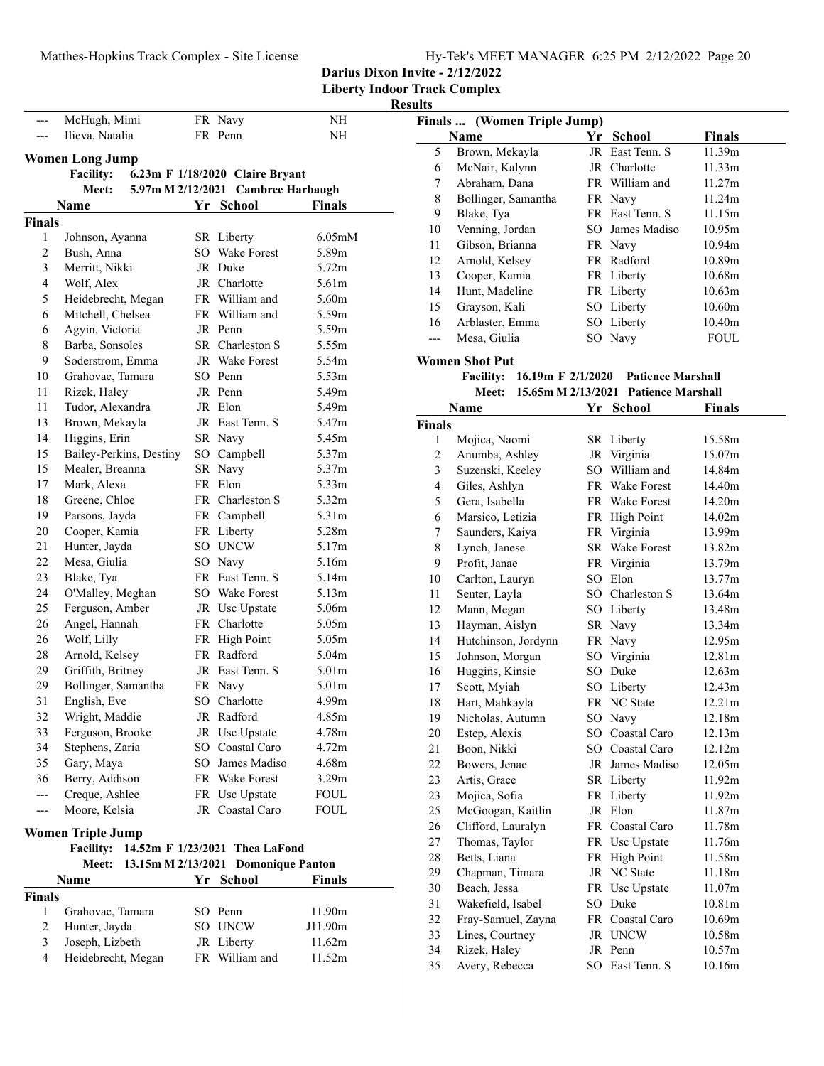**Darius Dixon Invite - 2/12/2022**
**Liberty Indoor Track Complex**
**Results**

| | Name | Yr | School | Finals |
|---|---|---|---|---|
| --- | McHugh, Mimi | FR | Navy | NH |
| --- | Ilieva, Natalia | FR | Penn | NH |

## Women Long Jump

**Facility:** 6.23m F 1/18/2020 Claire Bryant
**Meet:** 5.97m M 2/12/2021 Cambree Harbaugh

| | Name | Yr | School | Finals |
|---|---|---|---|---|
| **Finals** | | | | |
| 1 | Johnson, Ayanna | SR | Liberty | 6.05mM |
| 2 | Bush, Anna | SO | Wake Forest | 5.89m |
| 3 | Merritt, Nikki | JR | Duke | 5.72m |
| 4 | Wolf, Alex | JR | Charlotte | 5.61m |
| 5 | Heidebrecht, Megan | FR | William and | 5.60m |
| 6 | Mitchell, Chelsea | FR | William and | 5.59m |
| 6 | Agyin, Victoria | JR | Penn | 5.59m |
| 8 | Barba, Sonsoles | SR | Charleston S | 5.55m |
| 9 | Soderstrom, Emma | JR | Wake Forest | 5.54m |
| 10 | Grahovac, Tamara | SO | Penn | 5.53m |
| 11 | Rizek, Haley | JR | Penn | 5.49m |
| 11 | Tudor, Alexandra | JR | Elon | 5.49m |
| 13 | Brown, Mekayla | JR | East Tenn. S | 5.47m |
| 14 | Higgins, Erin | SR | Navy | 5.45m |
| 15 | Bailey-Perkins, Destiny | SO | Campbell | 5.37m |
| 15 | Mealer, Breanna | SR | Navy | 5.37m |
| 17 | Mark, Alexa | FR | Elon | 5.33m |
| 18 | Greene, Chloe | FR | Charleston S | 5.32m |
| 19 | Parsons, Jayda | FR | Campbell | 5.31m |
| 20 | Cooper, Kamia | FR | Liberty | 5.28m |
| 21 | Hunter, Jayda | SO | UNCW | 5.17m |
| 22 | Mesa, Giulia | SO | Navy | 5.16m |
| 23 | Blake, Tya | FR | East Tenn. S | 5.14m |
| 24 | O'Malley, Meghan | SO | Wake Forest | 5.13m |
| 25 | Ferguson, Amber | JR | Usc Upstate | 5.06m |
| 26 | Angel, Hannah | FR | Charlotte | 5.05m |
| 26 | Wolf, Lilly | FR | High Point | 5.05m |
| 28 | Arnold, Kelsey | FR | Radford | 5.04m |
| 29 | Griffith, Britney | JR | East Tenn. S | 5.01m |
| 29 | Bollinger, Samantha | FR | Navy | 5.01m |
| 31 | English, Eve | SO | Charlotte | 4.99m |
| 32 | Wright, Maddie | JR | Radford | 4.85m |
| 33 | Ferguson, Brooke | JR | Usc Upstate | 4.78m |
| 34 | Stephens, Zaria | SO | Coastal Caro | 4.72m |
| 35 | Gary, Maya | SO | James Madiso | 4.68m |
| 36 | Berry, Addison | FR | Wake Forest | 3.29m |
| --- | Creque, Ashlee | FR | Usc Upstate | FOUL |
| --- | Moore, Kelsia | JR | Coastal Caro | FOUL |

## Women Triple Jump

**Facility:** 14.52m F 1/23/2021 Thea LaFond
**Meet:** 13.15m M 2/13/2021 Domonique Panton

| | Name | Yr | School | Finals |
|---|---|---|---|---|
| **Finals** | | | | |
| 1 | Grahovac, Tamara | SO | Penn | 11.90m |
| 2 | Hunter, Jayda | SO | UNCW | J11.90m |
| 3 | Joseph, Lizbeth | JR | Liberty | 11.62m |
| 4 | Heidebrecht, Megan | FR | William and | 11.52m |
| 5 | Brown, Mekayla | JR | East Tenn. S | 11.39m |
| 6 | McNair, Kalynn | JR | Charlotte | 11.33m |
| 7 | Abraham, Dana | FR | William and | 11.27m |
| 8 | Bollinger, Samantha | FR | Navy | 11.24m |
| 9 | Blake, Tya | FR | East Tenn. S | 11.15m |
| 10 | Venning, Jordan | SO | James Madiso | 10.95m |
| 11 | Gibson, Brianna | FR | Navy | 10.94m |
| 12 | Arnold, Kelsey | FR | Radford | 10.89m |
| 13 | Cooper, Kamia | FR | Liberty | 10.68m |
| 14 | Hunt, Madeline | FR | Liberty | 10.63m |
| 15 | Grayson, Kali | SO | Liberty | 10.60m |
| 16 | Arblaster, Emma | SO | Liberty | 10.40m |
| --- | Mesa, Giulia | SO | Navy | FOUL |

## Women Shot Put

**Facility:** 16.19m F 2/1/2020 Patience Marshall
**Meet:** 15.65m M 2/13/2021 Patience Marshall

| | Name | Yr | School | Finals |
|---|---|---|---|---|
| **Finals** | | | | |
| 1 | Mojica, Naomi | SR | Liberty | 15.58m |
| 2 | Anumba, Ashley | JR | Virginia | 15.07m |
| 3 | Suzenski, Keeley | SO | William and | 14.84m |
| 4 | Giles, Ashlyn | FR | Wake Forest | 14.40m |
| 5 | Gera, Isabella | FR | Wake Forest | 14.20m |
| 6 | Marsico, Letizia | FR | High Point | 14.02m |
| 7 | Saunders, Kaiya | FR | Virginia | 13.99m |
| 8 | Lynch, Janese | SR | Wake Forest | 13.82m |
| 9 | Profit, Janae | FR | Virginia | 13.79m |
| 10 | Carlton, Lauryn | SO | Elon | 13.77m |
| 11 | Senter, Layla | SO | Charleston S | 13.64m |
| 12 | Mann, Megan | SO | Liberty | 13.48m |
| 13 | Hayman, Aislyn | SR | Navy | 13.34m |
| 14 | Hutchinson, Jordynn | FR | Navy | 12.95m |
| 15 | Johnson, Morgan | SO | Virginia | 12.81m |
| 16 | Huggins, Kinsie | SO | Duke | 12.63m |
| 17 | Scott, Myiah | SO | Liberty | 12.43m |
| 18 | Hart, Mahkayla | FR | NC State | 12.21m |
| 19 | Nicholas, Autumn | SO | Navy | 12.18m |
| 20 | Estep, Alexis | SO | Coastal Caro | 12.13m |
| 21 | Boon, Nikki | SO | Coastal Caro | 12.12m |
| 22 | Bowers, Jenae | JR | James Madiso | 12.05m |
| 23 | Artis, Grace | SR | Liberty | 11.92m |
| 23 | Mojica, Sofia | FR | Liberty | 11.92m |
| 25 | McGoogan, Kaitlin | JR | Elon | 11.87m |
| 26 | Clifford, Lauralyn | FR | Coastal Caro | 11.78m |
| 27 | Thomas, Taylor | FR | Usc Upstate | 11.76m |
| 28 | Betts, Liana | FR | High Point | 11.58m |
| 29 | Chapman, Timara | JR | NC State | 11.18m |
| 30 | Beach, Jessa | FR | Usc Upstate | 11.07m |
| 31 | Wakefield, Isabel | SO | Duke | 10.81m |
| 32 | Fray-Samuel, Zayna | FR | Coastal Caro | 10.69m |
| 33 | Lines, Courtney | JR | UNCW | 10.58m |
| 34 | Rizek, Haley | JR | Penn | 10.57m |
| 35 | Avery, Rebecca | SO | East Tenn. S | 10.16m |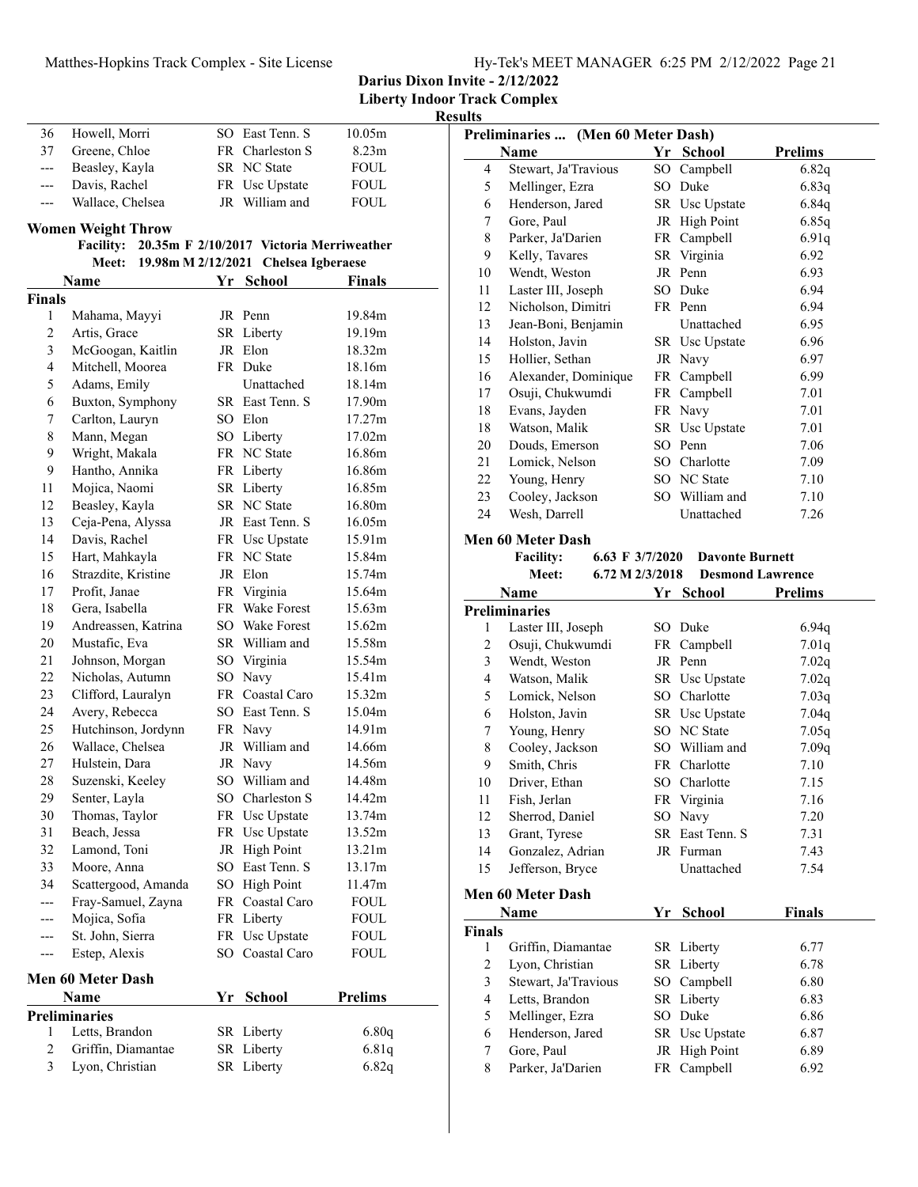**Darius Dixon Invite - 2/12/2022**
**Liberty Indoor Track Complex**
**Results**

| | Name | Yr | School | Finals |
|---|---|---|---|---|
| 36 | Howell, Morri | SO | East Tenn. S | 10.05m |
| 37 | Greene, Chloe | FR | Charleston S | 8.23m |
| --- | Beasley, Kayla | SR | NC State | FOUL |
| --- | Davis, Rachel | FR | Usc Upstate | FOUL |
| --- | Wallace, Chelsea | JR | William and | FOUL |

### Women Weight Throw

Facility: 20.35m F 2/10/2017 Victoria Merriweather
Meet: 19.98m M 2/12/2021 Chelsea Igberaese

| | Name | Yr | School | Finals |
|---|---|---|---|---|
| **Finals** | | | | |
| 1 | Mahama, Mayyi | JR | Penn | 19.84m |
| 2 | Artis, Grace | SR | Liberty | 19.19m |
| 3 | McGoogan, Kaitlin | JR | Elon | 18.32m |
| 4 | Mitchell, Moorea | FR | Duke | 18.16m |
| 5 | Adams, Emily | | Unattached | 18.14m |
| 6 | Buxton, Symphony | SR | East Tenn. S | 17.90m |
| 7 | Carlton, Lauryn | SO | Elon | 17.27m |
| 8 | Mann, Megan | SO | Liberty | 17.02m |
| 9 | Wright, Makala | FR | NC State | 16.86m |
| 9 | Hantho, Annika | FR | Liberty | 16.86m |
| 11 | Mojica, Naomi | SR | Liberty | 16.85m |
| 12 | Beasley, Kayla | SR | NC State | 16.80m |
| 13 | Ceja-Pena, Alyssa | JR | East Tenn. S | 16.05m |
| 14 | Davis, Rachel | FR | Usc Upstate | 15.91m |
| 15 | Hart, Mahkayla | FR | NC State | 15.84m |
| 16 | Strazdite, Kristine | JR | Elon | 15.74m |
| 17 | Profit, Janae | FR | Virginia | 15.64m |
| 18 | Gera, Isabella | FR | Wake Forest | 15.63m |
| 19 | Andreassen, Katrina | SO | Wake Forest | 15.62m |
| 20 | Mustafic, Eva | SR | William and | 15.58m |
| 21 | Johnson, Morgan | SO | Virginia | 15.54m |
| 22 | Nicholas, Autumn | SO | Navy | 15.41m |
| 23 | Clifford, Lauralyn | FR | Coastal Caro | 15.32m |
| 24 | Avery, Rebecca | SO | East Tenn. S | 15.04m |
| 25 | Hutchinson, Jordynn | FR | Navy | 14.91m |
| 26 | Wallace, Chelsea | JR | William and | 14.66m |
| 27 | Hulstein, Dara | JR | Navy | 14.56m |
| 28 | Suzenski, Keeley | SO | William and | 14.48m |
| 29 | Senter, Layla | SO | Charleston S | 14.42m |
| 30 | Thomas, Taylor | FR | Usc Upstate | 13.74m |
| 31 | Beach, Jessa | FR | Usc Upstate | 13.52m |
| 32 | Lamond, Toni | JR | High Point | 13.21m |
| 33 | Moore, Anna | SO | East Tenn. S | 13.17m |
| 34 | Scattergood, Amanda | SO | High Point | 11.47m |
| --- | Fray-Samuel, Zayna | FR | Coastal Caro | FOUL |
| --- | Mojica, Sofia | FR | Liberty | FOUL |
| --- | St. John, Sierra | FR | Usc Upstate | FOUL |
| --- | Estep, Alexis | SO | Coastal Caro | FOUL |

### Men 60 Meter Dash

| | Name | Yr | School | Prelims |
|---|---|---|---|---|
| **Preliminaries** | | | | |
| 1 | Letts, Brandon | SR | Liberty | 6.80q |
| 2 | Griffin, Diamantae | SR | Liberty | 6.81q |
| 3 | Lyon, Christian | SR | Liberty | 6.82q |
| 4 | Stewart, Ja'Travious | SO | Campbell | 6.82q |
| 5 | Mellinger, Ezra | SO | Duke | 6.83q |
| 6 | Henderson, Jared | SR | Usc Upstate | 6.84q |
| 7 | Gore, Paul | JR | High Point | 6.85q |
| 8 | Parker, Ja'Darien | FR | Campbell | 6.91q |
| 9 | Kelly, Tavares | SR | Virginia | 6.92 |
| 10 | Wendt, Weston | JR | Penn | 6.93 |
| 11 | Laster III, Joseph | SO | Duke | 6.94 |
| 12 | Nicholson, Dimitri | FR | Penn | 6.94 |
| 13 | Jean-Boni, Benjamin | | Unattached | 6.95 |
| 14 | Holston, Javin | SR | Usc Upstate | 6.96 |
| 15 | Hollier, Sethan | JR | Navy | 6.97 |
| 16 | Alexander, Dominique | FR | Campbell | 6.99 |
| 17 | Osuji, Chukwumdi | FR | Campbell | 7.01 |
| 18 | Evans, Jayden | FR | Navy | 7.01 |
| 18 | Watson, Malik | SR | Usc Upstate | 7.01 |
| 20 | Douds, Emerson | SO | Penn | 7.06 |
| 21 | Lomick, Nelson | SO | Charlotte | 7.09 |
| 22 | Young, Henry | SO | NC State | 7.10 |
| 23 | Cooley, Jackson | SO | William and | 7.10 |
| 24 | Wesh, Darrell | | Unattached | 7.26 |

### Men 60 Meter Dash

Facility: 6.63 F 3/7/2020 Davonte Burnett
Meet: 6.72 M 2/3/2018 Desmond Lawrence

| | Name | Yr | School | Prelims |
|---|---|---|---|---|
| **Preliminaries** | | | | |
| 1 | Laster III, Joseph | SO | Duke | 6.94q |
| 2 | Osuji, Chukwumdi | FR | Campbell | 7.01q |
| 3 | Wendt, Weston | JR | Penn | 7.02q |
| 4 | Watson, Malik | SR | Usc Upstate | 7.02q |
| 5 | Lomick, Nelson | SO | Charlotte | 7.03q |
| 6 | Holston, Javin | SR | Usc Upstate | 7.04q |
| 7 | Young, Henry | SO | NC State | 7.05q |
| 8 | Cooley, Jackson | SO | William and | 7.09q |
| 9 | Smith, Chris | FR | Charlotte | 7.10 |
| 10 | Driver, Ethan | SO | Charlotte | 7.15 |
| 11 | Fish, Jerlan | FR | Virginia | 7.16 |
| 12 | Sherrod, Daniel | SO | Navy | 7.20 |
| 13 | Grant, Tyrese | SR | East Tenn. S | 7.31 |
| 14 | Gonzalez, Adrian | JR | Furman | 7.43 |
| 15 | Jefferson, Bryce | | Unattached | 7.54 |

### Men 60 Meter Dash

| | Name | Yr | School | Finals |
|---|---|---|---|---|
| **Finals** | | | | |
| 1 | Griffin, Diamantae | SR | Liberty | 6.77 |
| 2 | Lyon, Christian | SR | Liberty | 6.78 |
| 3 | Stewart, Ja'Travious | SO | Campbell | 6.80 |
| 4 | Letts, Brandon | SR | Liberty | 6.83 |
| 5 | Mellinger, Ezra | SO | Duke | 6.86 |
| 6 | Henderson, Jared | SR | Usc Upstate | 6.87 |
| 7 | Gore, Paul | JR | High Point | 6.89 |
| 8 | Parker, Ja'Darien | FR | Campbell | 6.92 |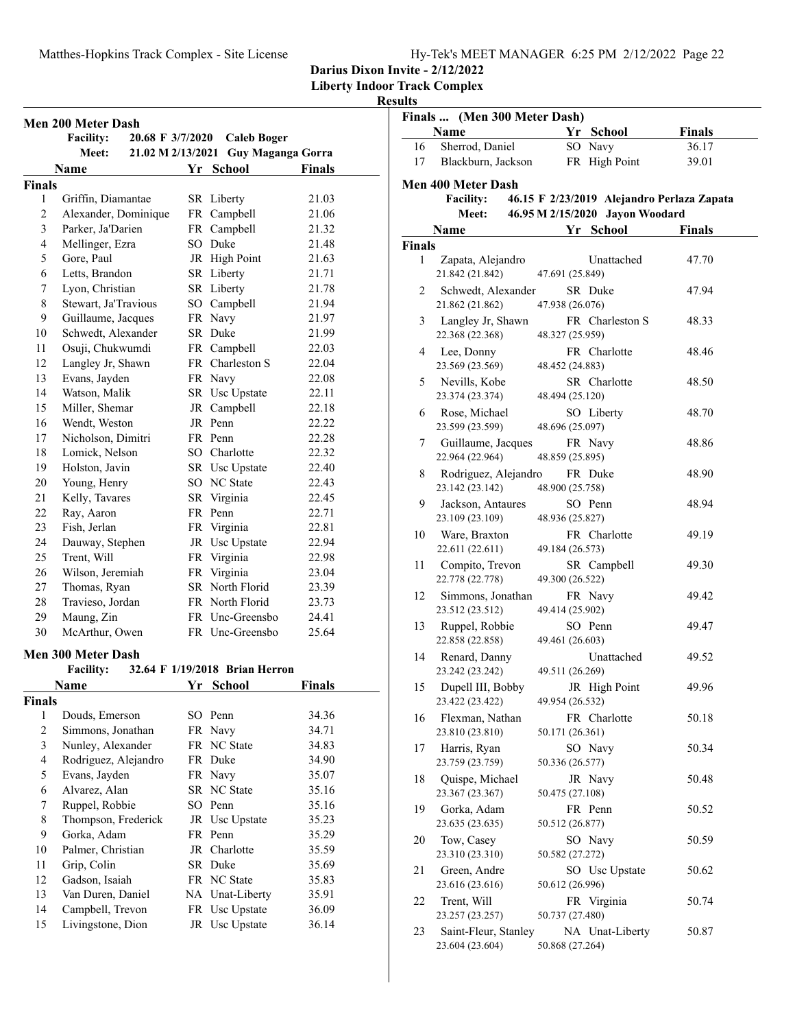Darius Dixon Invite - 2/12/2022

Liberty Indoor Track Complex

Results

## Men 200 Meter Dash

Facility: 20.68 F 3/7/2020 Caleb Boger

Meet: 21.02 M 2/13/2021 Guy Maganga Gorra

| | Name | Yr | School | Finals |
|---|---|---|---|---|
| **Finals** | | | | |
| 1 | Griffin, Diamantae | SR | Liberty | 21.03 |
| 2 | Alexander, Dominique | FR | Campbell | 21.06 |
| 3 | Parker, Ja'Darien | FR | Campbell | 21.32 |
| 4 | Mellinger, Ezra | SO | Duke | 21.48 |
| 5 | Gore, Paul | JR | High Point | 21.63 |
| 6 | Letts, Brandon | SR | Liberty | 21.71 |
| 7 | Lyon, Christian | SR | Liberty | 21.78 |
| 8 | Stewart, Ja'Travious | SO | Campbell | 21.94 |
| 9 | Guillaume, Jacques | FR | Navy | 21.97 |
| 10 | Schwedt, Alexander | SR | Duke | 21.99 |
| 11 | Osuji, Chukwumdi | FR | Campbell | 22.03 |
| 12 | Langley Jr, Shawn | FR | Charleston S | 22.04 |
| 13 | Evans, Jayden | FR | Navy | 22.08 |
| 14 | Watson, Malik | SR | Usc Upstate | 22.11 |
| 15 | Miller, Shemar | JR | Campbell | 22.18 |
| 16 | Wendt, Weston | JR | Penn | 22.22 |
| 17 | Nicholson, Dimitri | FR | Penn | 22.28 |
| 18 | Lomick, Nelson | SO | Charlotte | 22.32 |
| 19 | Holston, Javin | SR | Usc Upstate | 22.40 |
| 20 | Young, Henry | SO | NC State | 22.43 |
| 21 | Kelly, Tavares | SR | Virginia | 22.45 |
| 22 | Ray, Aaron | FR | Penn | 22.71 |
| 23 | Fish, Jerlan | FR | Virginia | 22.81 |
| 24 | Dauway, Stephen | JR | Usc Upstate | 22.94 |
| 25 | Trent, Will | FR | Virginia | 22.98 |
| 26 | Wilson, Jeremiah | FR | Virginia | 23.04 |
| 27 | Thomas, Ryan | SR | North Florid | 23.39 |
| 28 | Travieso, Jordan | FR | North Florid | 23.73 |
| 29 | Maung, Zin | FR | Unc-Greensbo | 24.41 |
| 30 | McArthur, Owen | FR | Unc-Greensbo | 25.64 |

## Men 300 Meter Dash

Facility: 32.64 F 1/19/2018 Brian Herron

| | Name | Yr | School | Finals |
|---|---|---|---|---|
| **Finals** | | | | |
| 1 | Douds, Emerson | SO | Penn | 34.36 |
| 2 | Simmons, Jonathan | FR | Navy | 34.71 |
| 3 | Nunley, Alexander | FR | NC State | 34.83 |
| 4 | Rodriguez, Alejandro | FR | Duke | 34.90 |
| 5 | Evans, Jayden | FR | Navy | 35.07 |
| 6 | Alvarez, Alan | SR | NC State | 35.16 |
| 7 | Ruppel, Robbie | SO | Penn | 35.16 |
| 8 | Thompson, Frederick | JR | Usc Upstate | 35.23 |
| 9 | Gorka, Adam | FR | Penn | 35.29 |
| 10 | Palmer, Christian | JR | Charlotte | 35.59 |
| 11 | Grip, Colin | SR | Duke | 35.69 |
| 12 | Gadson, Isaiah | FR | NC State | 35.83 |
| 13 | Van Duren, Daniel | NA | Unat-Liberty | 35.91 |
| 14 | Campbell, Trevon | FR | Usc Upstate | 36.09 |
| 15 | Livingstone, Dion | JR | Usc Upstate | 36.14 |
| 16 | Sherrod, Daniel | SO | Navy | 36.17 |
| 17 | Blackburn, Jackson | FR | High Point | 39.01 |

## Men 400 Meter Dash

Facility: 46.15 F 2/23/2019 Alejandro Perlaza Zapata

Meet: 46.95 M 2/15/2020 Jayon Woodard

| | Name | Yr | School | Finals |
|---|---|---|---|---|
| **Finals** | | | | |
| 1 | Zapata, Alejandro | | Unattached | 47.70 |
| | 21.842 (21.842) 47.691 (25.849) | | | |
| 2 | Schwedt, Alexander | SR | Duke | 47.94 |
| | 21.862 (21.862) 47.938 (26.076) | | | |
| 3 | Langley Jr, Shawn | FR | Charleston S | 48.33 |
| | 22.368 (22.368) 48.327 (25.959) | | | |
| 4 | Lee, Donny | FR | Charlotte | 48.46 |
| | 23.569 (23.569) 48.452 (24.883) | | | |
| 5 | Nevills, Kobe | SR | Charlotte | 48.50 |
| | 23.374 (23.374) 48.494 (25.120) | | | |
| 6 | Rose, Michael | SO | Liberty | 48.70 |
| | 23.599 (23.599) 48.696 (25.097) | | | |
| 7 | Guillaume, Jacques | FR | Navy | 48.86 |
| | 22.964 (22.964) 48.859 (25.895) | | | |
| 8 | Rodriguez, Alejandro | FR | Duke | 48.90 |
| | 23.142 (23.142) 48.900 (25.758) | | | |
| 9 | Jackson, Antaures | SO | Penn | 48.94 |
| | 23.109 (23.109) 48.936 (25.827) | | | |
| 10 | Ware, Braxton | FR | Charlotte | 49.19 |
| | 22.611 (22.611) 49.184 (26.573) | | | |
| 11 | Compito, Trevon | SR | Campbell | 49.30 |
| | 22.778 (22.778) 49.300 (26.522) | | | |
| 12 | Simmons, Jonathan | FR | Navy | 49.42 |
| | 23.512 (23.512) 49.414 (25.902) | | | |
| 13 | Ruppel, Robbie | SO | Penn | 49.47 |
| | 22.858 (22.858) 49.461 (26.603) | | | |
| 14 | Renard, Danny | | Unattached | 49.52 |
| | 23.242 (23.242) 49.511 (26.269) | | | |
| 15 | Dupell III, Bobby | JR | High Point | 49.96 |
| | 23.422 (23.422) 49.954 (26.532) | | | |
| 16 | Flexman, Nathan | FR | Charlotte | 50.18 |
| | 23.810 (23.810) 50.171 (26.361) | | | |
| 17 | Harris, Ryan | SO | Navy | 50.34 |
| | 23.759 (23.759) 50.336 (26.577) | | | |
| 18 | Quispe, Michael | JR | Navy | 50.48 |
| | 23.367 (23.367) 50.475 (27.108) | | | |
| 19 | Gorka, Adam | FR | Penn | 50.52 |
| | 23.635 (23.635) 50.512 (26.877) | | | |
| 20 | Tow, Casey | SO | Navy | 50.59 |
| | 23.310 (23.310) 50.582 (27.272) | | | |
| 21 | Green, Andre | SO | Usc Upstate | 50.62 |
| | 23.616 (23.616) 50.612 (26.996) | | | |
| 22 | Trent, Will | FR | Virginia | 50.74 |
| | 23.257 (23.257) 50.737 (27.480) | | | |
| 23 | Saint-Fleur, Stanley | NA | Unat-Liberty | 50.87 |
| | 23.604 (23.604) 50.868 (27.264) | | | |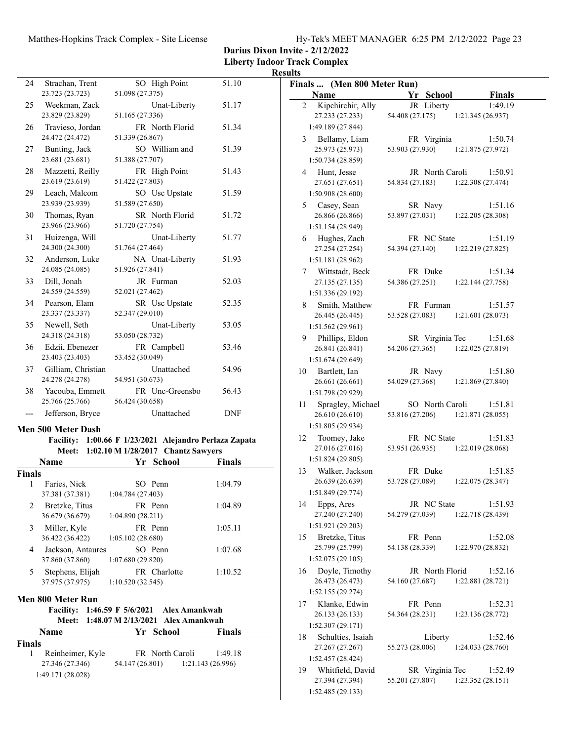Darius Dixon Invite - 2/12/2022
Liberty Indoor Track Complex
Results

| Place | Name | Yr | School | Finals |
|---|---|---|---|---|
| 24 | Strachan, Trent | SO | High Point | 51.10 |
| | 23.723 (23.723) | 51.098 (27.375) | | |
| 25 | Weekman, Zack | | Unat-Liberty | 51.17 |
| | 23.829 (23.829) | 51.165 (27.336) | | |
| 26 | Travieso, Jordan | FR | North Florid | 51.34 |
| | 24.472 (24.472) | 51.339 (26.867) | | |
| 27 | Bunting, Jack | SO | William and | 51.39 |
| | 23.681 (23.681) | 51.388 (27.707) | | |
| 28 | Mazzetti, Reilly | FR | High Point | 51.43 |
| | 23.619 (23.619) | 51.422 (27.803) | | |
| 29 | Leach, Malcom | SO | Usc Upstate | 51.59 |
| | 23.939 (23.939) | 51.589 (27.650) | | |
| 30 | Thomas, Ryan | SR | North Florid | 51.72 |
| | 23.966 (23.966) | 51.720 (27.754) | | |
| 31 | Huizenga, Will | | Unat-Liberty | 51.77 |
| | 24.300 (24.300) | 51.764 (27.464) | | |
| 32 | Anderson, Luke | NA | Unat-Liberty | 51.93 |
| | 24.085 (24.085) | 51.926 (27.841) | | |
| 33 | Dill, Jonah | JR | Furman | 52.03 |
| | 24.559 (24.559) | 52.021 (27.462) | | |
| 34 | Pearson, Elam | SR | Usc Upstate | 52.35 |
| | 23.337 (23.337) | 52.347 (29.010) | | |
| 35 | Newell, Seth | | Unat-Liberty | 53.05 |
| | 24.318 (24.318) | 53.050 (28.732) | | |
| 36 | Edzii, Ebenezer | FR | Campbell | 53.46 |
| | 23.403 (23.403) | 53.452 (30.049) | | |
| 37 | Gilliam, Christian | | Unattached | 54.96 |
| | 24.278 (24.278) | 54.951 (30.673) | | |
| 38 | Yacouba, Emmett | FR | Unc-Greensbo | 56.43 |
| | 25.766 (25.766) | 56.424 (30.658) | | |
| --- | Jefferson, Bryce | | Unattached | DNF |

## Men 500 Meter Dash

Facility: 1:00.66 F 1/23/2021 Alejandro Perlaza Zapata
Meet: 1:02.10 M 1/28/2017 Chantz Sawyers

| Place | Name | Yr | School | Finals |
|---|---|---|---|---|
| **Finals** | | | | |
| 1 | Faries, Nick | SO | Penn | 1:04.79 |
| | 37.381 (37.381) | 1:04.784 (27.403) | | |
| 2 | Bretzke, Titus | FR | Penn | 1:04.89 |
| | 36.679 (36.679) | 1:04.890 (28.211) | | |
| 3 | Miller, Kyle | FR | Penn | 1:05.11 |
| | 36.422 (36.422) | 1:05.102 (28.680) | | |
| 4 | Jackson, Antaures | SO | Penn | 1:07.68 |
| | 37.860 (37.860) | 1:07.680 (29.820) | | |
| 5 | Stephens, Elijah | FR | Charlotte | 1:10.52 |
| | 37.975 (37.975) | 1:10.520 (32.545) | | |

## Men 800 Meter Run

Facility: 1:46.59 F 5/6/2021 Alex Amankwah
Meet: 1:48.07 M 2/13/2021 Alex Amankwah

| Place | Name | Yr | School | Finals |
|---|---|---|---|---|
| **Finals** | | | | |
| 1 | Reinheimer, Kyle | FR | North Caroli | 1:49.18 |
| | 27.346 (27.346) | 54.147 (26.801) | 1:21.143 (26.996) | |
| | 1:49.171 (28.028) | | | |

### Finals ... (Men 800 Meter Run)

| Place | Name | Yr | School | Finals |
|---|---|---|---|---|
| 2 | Kipchirchir, Ally | JR | Liberty | 1:49.19 |
| | 27.233 (27.233) | 54.408 (27.175) | 1:21.345 (26.937) | |
| | 1:49.189 (27.844) | | | |
| 3 | Bellamy, Liam | FR | Virginia | 1:50.74 |
| | 25.973 (25.973) | 53.903 (27.930) | 1:21.875 (27.972) | |
| | 1:50.734 (28.859) | | | |
| 4 | Hunt, Jesse | JR | North Caroli | 1:50.91 |
| | 27.651 (27.651) | 54.834 (27.183) | 1:22.308 (27.474) | |
| | 1:50.908 (28.600) | | | |
| 5 | Casey, Sean | SR | Navy | 1:51.16 |
| | 26.866 (26.866) | 53.897 (27.031) | 1:22.205 (28.308) | |
| | 1:51.154 (28.949) | | | |
| 6 | Hughes, Zach | FR | NC State | 1:51.19 |
| | 27.254 (27.254) | 54.394 (27.140) | 1:22.219 (27.825) | |
| | 1:51.181 (28.962) | | | |
| 7 | Wittstadt, Beck | FR | Duke | 1:51.34 |
| | 27.135 (27.135) | 54.386 (27.251) | 1:22.144 (27.758) | |
| | 1:51.336 (29.192) | | | |
| 8 | Smith, Matthew | FR | Furman | 1:51.57 |
| | 26.445 (26.445) | 53.528 (27.083) | 1:21.601 (28.073) | |
| | 1:51.562 (29.961) | | | |
| 9 | Phillips, Eldon | SR | Virginia Tec | 1:51.68 |
| | 26.841 (26.841) | 54.206 (27.365) | 1:22.025 (27.819) | |
| | 1:51.674 (29.649) | | | |
| 10 | Bartlett, Ian | JR | Navy | 1:51.80 |
| | 26.661 (26.661) | 54.029 (27.368) | 1:21.869 (27.840) | |
| | 1:51.798 (29.929) | | | |
| 11 | Spragley, Michael | SO | North Caroli | 1:51.81 |
| | 26.610 (26.610) | 53.816 (27.206) | 1:21.871 (28.055) | |
| | 1:51.805 (29.934) | | | |
| 12 | Toomey, Jake | FR | NC State | 1:51.83 |
| | 27.016 (27.016) | 53.951 (26.935) | 1:22.019 (28.068) | |
| | 1:51.824 (29.805) | | | |
| 13 | Walker, Jackson | FR | Duke | 1:51.85 |
| | 26.639 (26.639) | 53.728 (27.089) | 1:22.075 (28.347) | |
| | 1:51.849 (29.774) | | | |
| 14 | Epps, Ares | JR | NC State | 1:51.93 |
| | 27.240 (27.240) | 54.279 (27.039) | 1:22.718 (28.439) | |
| | 1:51.921 (29.203) | | | |
| 15 | Bretzke, Titus | FR | Penn | 1:52.08 |
| | 25.799 (25.799) | 54.138 (28.339) | 1:22.970 (28.832) | |
| | 1:52.075 (29.105) | | | |
| 16 | Doyle, Timothy | JR | North Florid | 1:52.16 |
| | 26.473 (26.473) | 54.160 (27.687) | 1:22.881 (28.721) | |
| | 1:52.155 (29.274) | | | |
| 17 | Klanke, Edwin | FR | Penn | 1:52.31 |
| | 26.133 (26.133) | 54.364 (28.231) | 1:23.136 (28.772) | |
| | 1:52.307 (29.171) | | | |
| 18 | Schulties, Isaiah | | Liberty | 1:52.46 |
| | 27.267 (27.267) | 55.273 (28.006) | 1:24.033 (28.760) | |
| | 1:52.457 (28.424) | | | |
| 19 | Whitfield, David | SR | Virginia Tec | 1:52.49 |
| | 27.394 (27.394) | 55.201 (27.807) | 1:23.352 (28.151) | |
| | 1:52.485 (29.133) | | | |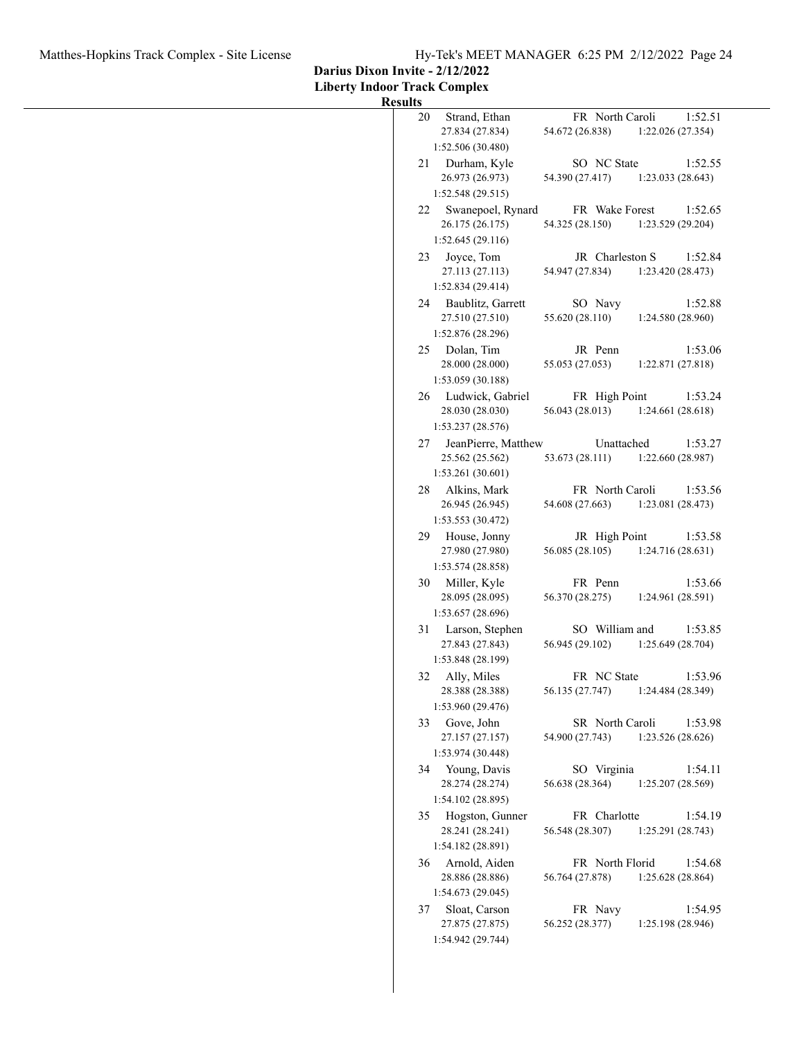**Darius Dixon Invite - 2/12/2022**
**Liberty Indoor Track Complex**
**Results**

| Place | Name | Year | School | Time |
|---|---|---|---|---|
| 20 | Strand, Ethan | FR | North Caroli | 1:52.51 |
| | 27.834 (27.834) | 54.672 (26.838) | 1:22.026 (27.354) | 1:52.506 (30.480) |
| 21 | Durham, Kyle | SO | NC State | 1:52.55 |
| | 26.973 (26.973) | 54.390 (27.417) | 1:23.033 (28.643) | 1:52.548 (29.515) |
| 22 | Swanepoel, Rynard | FR | Wake Forest | 1:52.65 |
| | 26.175 (26.175) | 54.325 (28.150) | 1:23.529 (29.204) | 1:52.645 (29.116) |
| 23 | Joyce, Tom | JR | Charleston S | 1:52.84 |
| | 27.113 (27.113) | 54.947 (27.834) | 1:23.420 (28.473) | 1:52.834 (29.414) |
| 24 | Baublitz, Garrett | SO | Navy | 1:52.88 |
| | 27.510 (27.510) | 55.620 (28.110) | 1:24.580 (28.960) | 1:52.876 (28.296) |
| 25 | Dolan, Tim | JR | Penn | 1:53.06 |
| | 28.000 (28.000) | 55.053 (27.053) | 1:22.871 (27.818) | 1:53.059 (30.188) |
| 26 | Ludwick, Gabriel | FR | High Point | 1:53.24 |
| | 28.030 (28.030) | 56.043 (28.013) | 1:24.661 (28.618) | 1:53.237 (28.576) |
| 27 | JeanPierre, Matthew | | Unattached | 1:53.27 |
| | 25.562 (25.562) | 53.673 (28.111) | 1:22.660 (28.987) | 1:53.261 (30.601) |
| 28 | Alkins, Mark | FR | North Caroli | 1:53.56 |
| | 26.945 (26.945) | 54.608 (27.663) | 1:23.081 (28.473) | 1:53.553 (30.472) |
| 29 | House, Jonny | JR | High Point | 1:53.58 |
| | 27.980 (27.980) | 56.085 (28.105) | 1:24.716 (28.631) | 1:53.574 (28.858) |
| 30 | Miller, Kyle | FR | Penn | 1:53.66 |
| | 28.095 (28.095) | 56.370 (28.275) | 1:24.961 (28.591) | 1:53.657 (28.696) |
| 31 | Larson, Stephen | SO | William and | 1:53.85 |
| | 27.843 (27.843) | 56.945 (29.102) | 1:25.649 (28.704) | 1:53.848 (28.199) |
| 32 | Ally, Miles | FR | NC State | 1:53.96 |
| | 28.388 (28.388) | 56.135 (27.747) | 1:24.484 (28.349) | 1:53.960 (29.476) |
| 33 | Gove, John | SR | North Caroli | 1:53.98 |
| | 27.157 (27.157) | 54.900 (27.743) | 1:23.526 (28.626) | 1:53.974 (30.448) |
| 34 | Young, Davis | SO | Virginia | 1:54.11 |
| | 28.274 (28.274) | 56.638 (28.364) | 1:25.207 (28.569) | 1:54.102 (28.895) |
| 35 | Hogston, Gunner | FR | Charlotte | 1:54.19 |
| | 28.241 (28.241) | 56.548 (28.307) | 1:25.291 (28.743) | 1:54.182 (28.891) |
| 36 | Arnold, Aiden | FR | North Florid | 1:54.68 |
| | 28.886 (28.886) | 56.764 (27.878) | 1:25.628 (28.864) | 1:54.673 (29.045) |
| 37 | Sloat, Carson | FR | Navy | 1:54.95 |
| | 27.875 (27.875) | 56.252 (28.377) | 1:25.198 (28.946) | 1:54.942 (29.744) |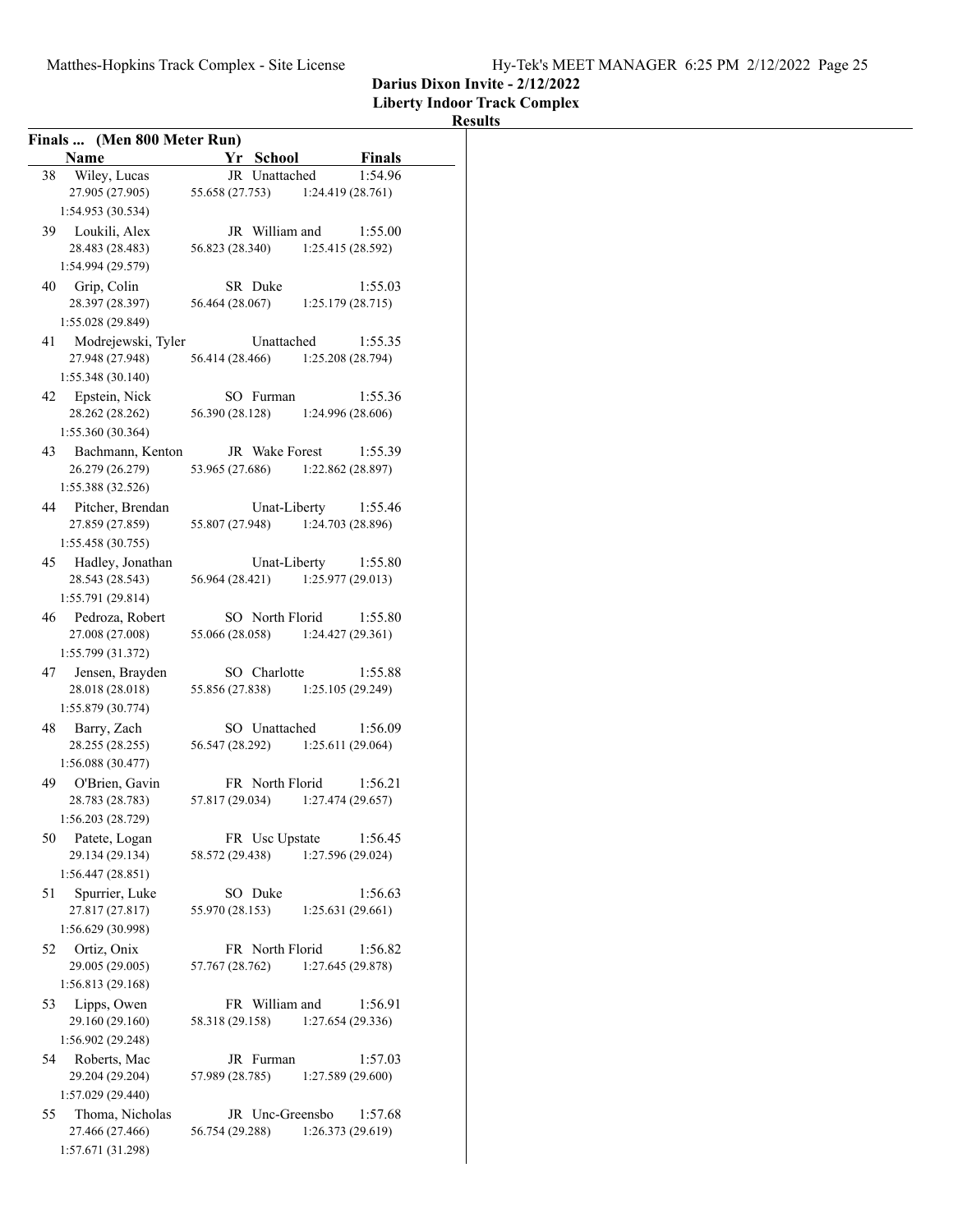**Darius Dixon Invite - 2/12/2022**
**Liberty Indoor Track Complex**
**Results**

## Finals ... (Men 800 Meter Run)

| | Name | Yr | School | Finals |
|---|---|---|---|---|
| 38 | Wiley, Lucas | JR | Unattached | 1:54.96 |
| | 27.905 (27.905) | 55.658 (27.753) | 1:24.419 (28.761) | 1:54.953 (30.534) |
| 39 | Loukili, Alex | JR | William and | 1:55.00 |
| | 28.483 (28.483) | 56.823 (28.340) | 1:25.415 (28.592) | 1:54.994 (29.579) |
| 40 | Grip, Colin | SR | Duke | 1:55.03 |
| | 28.397 (28.397) | 56.464 (28.067) | 1:25.179 (28.715) | 1:55.028 (29.849) |
| 41 | Modrejewski, Tyler | | Unattached | 1:55.35 |
| | 27.948 (27.948) | 56.414 (28.466) | 1:25.208 (28.794) | 1:55.348 (30.140) |
| 42 | Epstein, Nick | SO | Furman | 1:55.36 |
| | 28.262 (28.262) | 56.390 (28.128) | 1:24.996 (28.606) | 1:55.360 (30.364) |
| 43 | Bachmann, Kenton | JR | Wake Forest | 1:55.39 |
| | 26.279 (26.279) | 53.965 (27.686) | 1:22.862 (28.897) | 1:55.388 (32.526) |
| 44 | Pitcher, Brendan | | Unat-Liberty | 1:55.46 |
| | 27.859 (27.859) | 55.807 (27.948) | 1:24.703 (28.896) | 1:55.458 (30.755) |
| 45 | Hadley, Jonathan | | Unat-Liberty | 1:55.80 |
| | 28.543 (28.543) | 56.964 (28.421) | 1:25.977 (29.013) | 1:55.791 (29.814) |
| 46 | Pedroza, Robert | SO | North Florid | 1:55.80 |
| | 27.008 (27.008) | 55.066 (28.058) | 1:24.427 (29.361) | 1:55.799 (31.372) |
| 47 | Jensen, Brayden | SO | Charlotte | 1:55.88 |
| | 28.018 (28.018) | 55.856 (27.838) | 1:25.105 (29.249) | 1:55.879 (30.774) |
| 48 | Barry, Zach | SO | Unattached | 1:56.09 |
| | 28.255 (28.255) | 56.547 (28.292) | 1:25.611 (29.064) | 1:56.088 (30.477) |
| 49 | O'Brien, Gavin | FR | North Florid | 1:56.21 |
| | 28.783 (28.783) | 57.817 (29.034) | 1:27.474 (29.657) | 1:56.203 (28.729) |
| 50 | Patete, Logan | FR | Usc Upstate | 1:56.45 |
| | 29.134 (29.134) | 58.572 (29.438) | 1:27.596 (29.024) | 1:56.447 (28.851) |
| 51 | Spurrier, Luke | SO | Duke | 1:56.63 |
| | 27.817 (27.817) | 55.970 (28.153) | 1:25.631 (29.661) | 1:56.629 (30.998) |
| 52 | Ortiz, Onix | FR | North Florid | 1:56.82 |
| | 29.005 (29.005) | 57.767 (28.762) | 1:27.645 (29.878) | 1:56.813 (29.168) |
| 53 | Lipps, Owen | FR | William and | 1:56.91 |
| | 29.160 (29.160) | 58.318 (29.158) | 1:27.654 (29.336) | 1:56.902 (29.248) |
| 54 | Roberts, Mac | JR | Furman | 1:57.03 |
| | 29.204 (29.204) | 57.989 (28.785) | 1:27.589 (29.600) | 1:57.029 (29.440) |
| 55 | Thoma, Nicholas | JR | Unc-Greensbo | 1:57.68 |
| | 27.466 (27.466) | 56.754 (29.288) | 1:26.373 (29.619) | 1:57.671 (31.298) |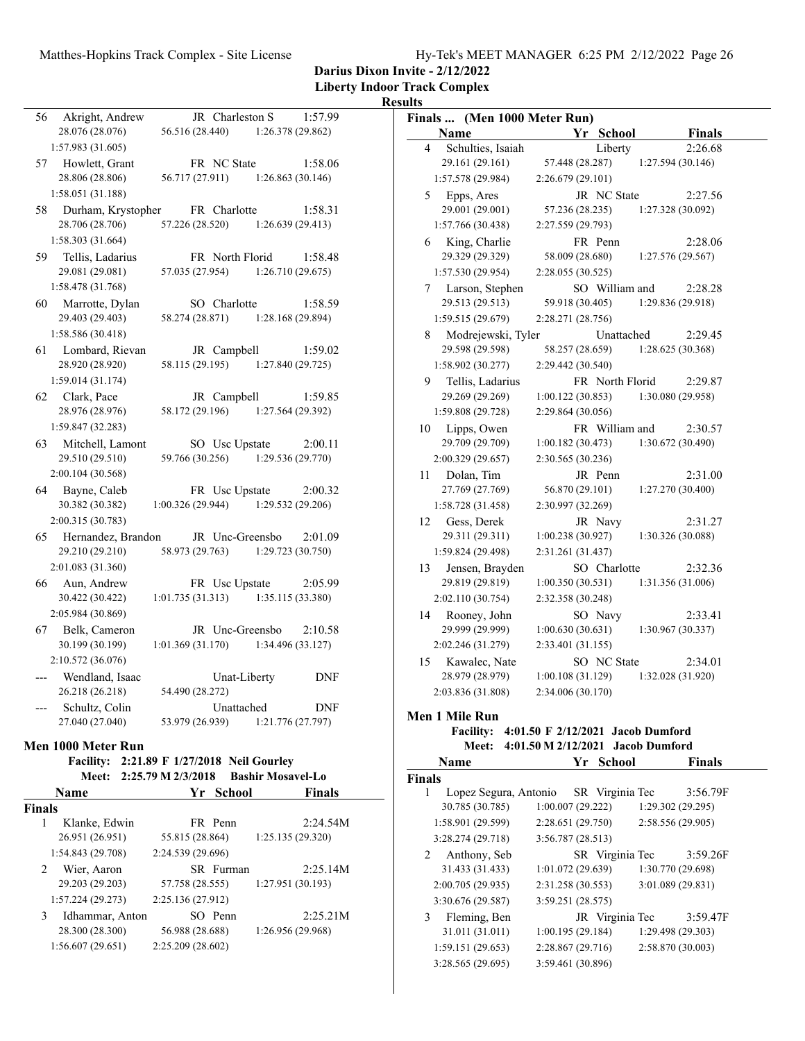**Darius Dixon Invite - 2/12/2022**
**Liberty Indoor Track Complex**
**Results**

| Place | Name | Yr | School | Finals |
|---|---|---|---|---|
| 56 | Akright, Andrew | JR | Charleston S | 1:57.99 |
| | 28.076 (28.076) | 56.516 (28.440) | 1:26.378 (29.862) | |
| | 1:57.983 (31.605) | | | |
| 57 | Howlett, Grant | FR | NC State | 1:58.06 |
| | 28.806 (28.806) | 56.717 (27.911) | 1:26.863 (30.146) | |
| | 1:58.051 (31.188) | | | |
| 58 | Durham, Krystopher | FR | Charlotte | 1:58.31 |
| | 28.706 (28.706) | 57.226 (28.520) | 1:26.639 (29.413) | |
| | 1:58.303 (31.664) | | | |
| 59 | Tellis, Ladarius | FR | North Florid | 1:58.48 |
| | 29.081 (29.081) | 57.035 (27.954) | 1:26.710 (29.675) | |
| | 1:58.478 (31.768) | | | |
| 60 | Marrotte, Dylan | SO | Charlotte | 1:58.59 |
| | 29.403 (29.403) | 58.274 (28.871) | 1:28.168 (29.894) | |
| | 1:58.586 (30.418) | | | |
| 61 | Lombard, Rievan | JR | Campbell | 1:59.02 |
| | 28.920 (28.920) | 58.115 (29.195) | 1:27.840 (29.725) | |
| | 1:59.014 (31.174) | | | |
| 62 | Clark, Pace | JR | Campbell | 1:59.85 |
| | 28.976 (28.976) | 58.172 (29.196) | 1:27.564 (29.392) | |
| | 1:59.847 (32.283) | | | |
| 63 | Mitchell, Lamont | SO | Usc Upstate | 2:00.11 |
| | 29.510 (29.510) | 59.766 (30.256) | 1:29.536 (29.770) | |
| | 2:00.104 (30.568) | | | |
| 64 | Bayne, Caleb | FR | Usc Upstate | 2:00.32 |
| | 30.382 (30.382) | 1:00.326 (29.944) | 1:29.532 (29.206) | |
| | 2:00.315 (30.783) | | | |
| 65 | Hernandez, Brandon | JR | Unc-Greensbo | 2:01.09 |
| | 29.210 (29.210) | 58.973 (29.763) | 1:29.723 (30.750) | |
| | 2:01.083 (31.360) | | | |
| 66 | Aun, Andrew | FR | Usc Upstate | 2:05.99 |
| | 30.422 (30.422) | 1:01.735 (31.313) | 1:35.115 (33.380) | |
| | 2:05.984 (30.869) | | | |
| 67 | Belk, Cameron | JR | Unc-Greensbo | 2:10.58 |
| | 30.199 (30.199) | 1:01.369 (31.170) | 1:34.496 (33.127) | |
| | 2:10.572 (36.076) | | | |
| --- | Wendland, Isaac | | Unat-Liberty | DNF |
| | 26.218 (26.218) | 54.490 (28.272) | | |
| --- | Schultz, Colin | | Unattached | DNF |
| | 27.040 (27.040) | 53.979 (26.939) | 1:21.776 (27.797) | |

## Men 1000 Meter Run

**Facility: 2:21.89 F 1/27/2018 Neil Gourley**
**Meet: 2:25.79 M 2/3/2018 Bashir Mosavel-Lo**

**Finals**

| Place | Name | Yr | School | Finals |
|---|---|---|---|---|
| 1 | Klanke, Edwin | FR | Penn | 2:24.54M |
| | 26.951 (26.951) | 55.815 (28.864) | 1:25.135 (29.320) | |
| | 1:54.843 (29.708) | 2:24.539 (29.696) | | |
| 2 | Wier, Aaron | SR | Furman | 2:25.14M |
| | 29.203 (29.203) | 57.758 (28.555) | 1:27.951 (30.193) | |
| | 1:57.224 (29.273) | 2:25.136 (27.912) | | |
| 3 | Idhammar, Anton | SO | Penn | 2:25.21M |
| | 28.300 (28.300) | 56.988 (28.688) | 1:26.956 (29.968) | |
| | 1:56.607 (29.651) | 2:25.209 (28.602) | | |
| 4 | Schulties, Isaiah | | Liberty | 2:26.68 |
| | 29.161 (29.161) | 57.448 (28.287) | 1:27.594 (30.146) | |
| | 1:57.578 (29.984) | 2:26.679 (29.101) | | |
| 5 | Epps, Ares | JR | NC State | 2:27.56 |
| | 29.001 (29.001) | 57.236 (28.235) | 1:27.328 (30.092) | |
| | 1:57.766 (30.438) | 2:27.559 (29.793) | | |
| 6 | King, Charlie | FR | Penn | 2:28.06 |
| | 29.329 (29.329) | 58.009 (28.680) | 1:27.576 (29.567) | |
| | 1:57.530 (29.954) | 2:28.055 (30.525) | | |
| 7 | Larson, Stephen | SO | William and | 2:28.28 |
| | 29.513 (29.513) | 59.918 (30.405) | 1:29.836 (29.918) | |
| | 1:59.515 (29.679) | 2:28.271 (28.756) | | |
| 8 | Modrejewski, Tyler | | Unattached | 2:29.45 |
| | 29.598 (29.598) | 58.257 (28.659) | 1:28.625 (30.368) | |
| | 1:58.902 (30.277) | 2:29.442 (30.540) | | |
| 9 | Tellis, Ladarius | FR | North Florid | 2:29.87 |
| | 29.269 (29.269) | 1:00.122 (30.853) | 1:30.080 (29.958) | |
| | 1:59.808 (29.728) | 2:29.864 (30.056) | | |
| 10 | Lipps, Owen | FR | William and | 2:30.57 |
| | 29.709 (29.709) | 1:00.182 (30.473) | 1:30.672 (30.490) | |
| | 2:00.329 (29.657) | 2:30.565 (30.236) | | |
| 11 | Dolan, Tim | JR | Penn | 2:31.00 |
| | 27.769 (27.769) | 56.870 (29.101) | 1:27.270 (30.400) | |
| | 1:58.728 (31.458) | 2:30.997 (32.269) | | |
| 12 | Gess, Derek | JR | Navy | 2:31.27 |
| | 29.311 (29.311) | 1:00.238 (30.927) | 1:30.326 (30.088) | |
| | 1:59.824 (29.498) | 2:31.261 (31.437) | | |
| 13 | Jensen, Brayden | SO | Charlotte | 2:32.36 |
| | 29.819 (29.819) | 1:00.350 (30.531) | 1:31.356 (31.006) | |
| | 2:02.110 (30.754) | 2:32.358 (30.248) | | |
| 14 | Rooney, John | SO | Navy | 2:33.41 |
| | 29.999 (29.999) | 1:00.630 (30.631) | 1:30.967 (30.337) | |
| | 2:02.246 (31.279) | 2:33.401 (31.155) | | |
| 15 | Kawalec, Nate | SO | NC State | 2:34.01 |
| | 28.979 (28.979) | 1:00.108 (31.129) | 1:32.028 (31.920) | |
| | 2:03.836 (31.808) | 2:34.006 (30.170) | | |

## Men 1 Mile Run

**Facility: 4:01.50 F 2/12/2021 Jacob Dumford**
**Meet: 4:01.50 M 2/12/2021 Jacob Dumford**

**Finals**

| Place | Name | Yr | School | Finals |
|---|---|---|---|---|
| 1 | Lopez Segura, Antonio | SR | Virginia Tec | 3:56.79F |
| | 30.785 (30.785) | 1:00.007 (29.222) | 1:29.302 (29.295) | |
| | 1:58.901 (29.599) | 2:28.651 (29.750) | 2:58.556 (29.905) | |
| | 3:28.274 (29.718) | 3:56.787 (28.513) | | |
| 2 | Anthony, Seb | SR | Virginia Tec | 3:59.26F |
| | 31.433 (31.433) | 1:01.072 (29.639) | 1:30.770 (29.698) | |
| | 2:00.705 (29.935) | 2:31.258 (30.553) | 3:01.089 (29.831) | |
| | 3:30.676 (29.587) | 3:59.251 (28.575) | | |
| 3 | Fleming, Ben | JR | Virginia Tec | 3:59.47F |
| | 31.011 (31.011) | 1:00.195 (29.184) | 1:29.498 (29.303) | |
| | 1:59.151 (29.653) | 2:28.867 (29.716) | 2:58.870 (30.003) | |
| | 3:28.565 (29.695) | 3:59.461 (30.896) | | |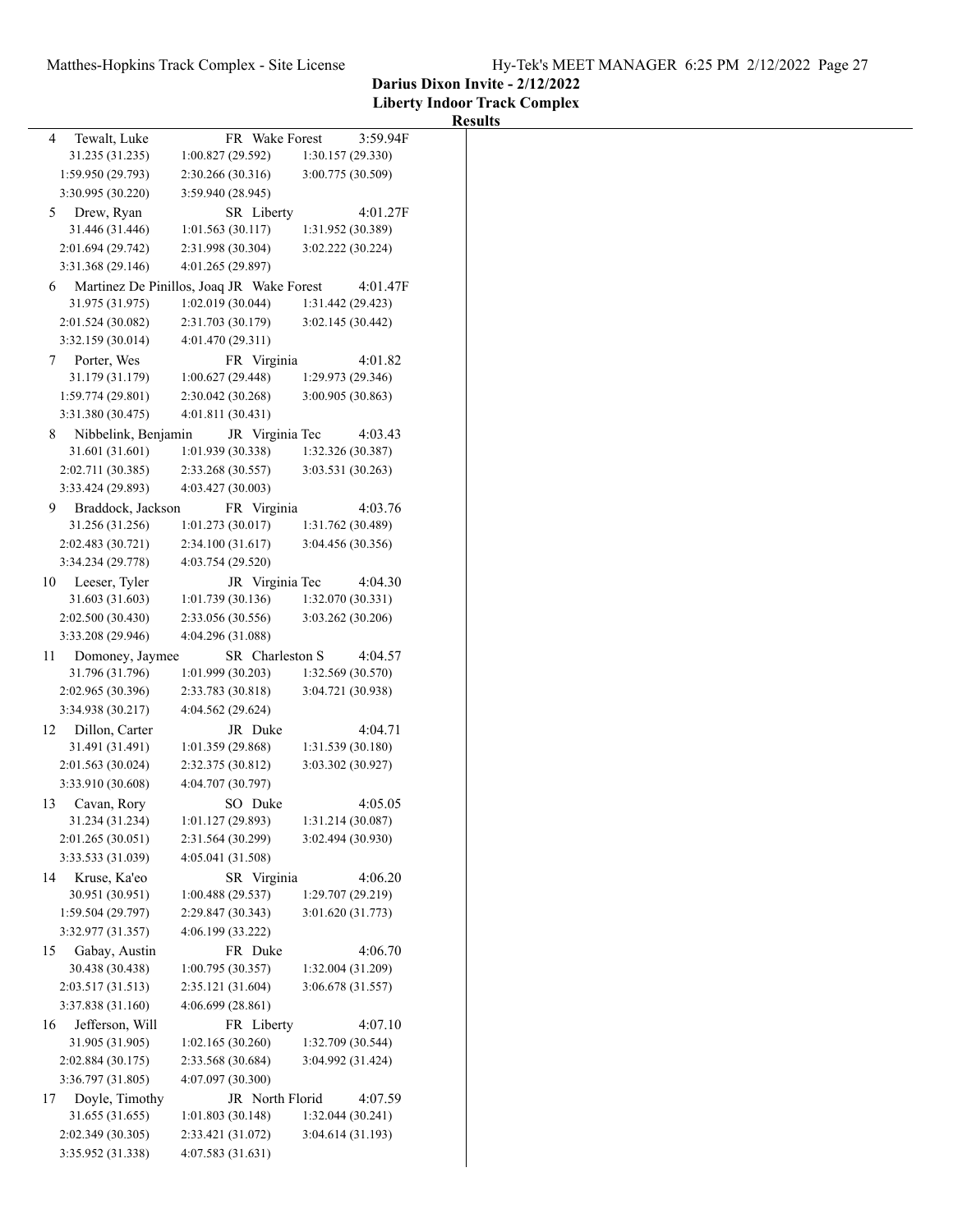**Darius Dixon Invite - 2/12/2022**
**Liberty Indoor Track Complex**
**Results**

```
  4 Tewalt, Luke                 FR Wake Forest       3:59.94F
     31.235 (31.235)    1:00.827 (29.592)    1:30.157 (29.330)
   1:59.950 (29.793)    2:30.266 (30.316)    3:00.775 (30.509)
   3:30.995 (30.220)    3:59.940 (28.945)
  5 Drew, Ryan                   SR Liberty           4:01.27F
     31.446 (31.446)    1:01.563 (30.117)    1:31.952 (30.389)
   2:01.694 (29.742)    2:31.998 (30.304)    3:02.222 (30.224)
   3:31.368 (29.146)    4:01.265 (29.897)
  6 Martinez De Pinillos, Joaq JR Wake Forest     4:01.47F
     31.975 (31.975)    1:02.019 (30.044)    1:31.442 (29.423)
   2:01.524 (30.082)    2:31.703 (30.179)    3:02.145 (30.442)
   3:32.159 (30.014)    4:01.470 (29.311)
  7 Porter, Wes                  FR Virginia          4:01.82
     31.179 (31.179)    1:00.627 (29.448)    1:29.973 (29.346)
   1:59.774 (29.801)    2:30.042 (30.268)    3:00.905 (30.863)
   3:31.380 (30.475)    4:01.811 (30.431)
  8 Nibbelink, Benjamin          JR Virginia Tec      4:03.43
     31.601 (31.601)    1:01.939 (30.338)    1:32.326 (30.387)
   2:02.711 (30.385)    2:33.268 (30.557)    3:03.531 (30.263)
   3:33.424 (29.893)    4:03.427 (30.003)
  9 Braddock, Jackson            FR Virginia          4:03.76
     31.256 (31.256)    1:01.273 (30.017)    1:31.762 (30.489)
   2:02.483 (30.721)    2:34.100 (31.617)    3:04.456 (30.356)
   3:34.234 (29.778)    4:03.754 (29.520)
 10 Leeser, Tyler                JR Virginia Tec      4:04.30
     31.603 (31.603)    1:01.739 (30.136)    1:32.070 (30.331)
   2:02.500 (30.430)    2:33.056 (30.556)    3:03.262 (30.206)
   3:33.208 (29.946)    4:04.296 (31.088)
 11 Domoney, Jaymee              SR Charleston S      4:04.57
     31.796 (31.796)    1:01.999 (30.203)    1:32.569 (30.570)
   2:02.965 (30.396)    2:33.783 (30.818)    3:04.721 (30.938)
   3:34.938 (30.217)    4:04.562 (29.624)
 12 Dillon, Carter               JR Duke              4:04.71
     31.491 (31.491)    1:01.359 (29.868)    1:31.539 (30.180)
   2:01.563 (30.024)    2:32.375 (30.812)    3:03.302 (30.927)
   3:33.910 (30.608)    4:04.707 (30.797)
 13 Cavan, Rory                  SO Duke              4:05.05
     31.234 (31.234)    1:01.127 (29.893)    1:31.214 (30.087)
   2:01.265 (30.051)    2:31.564 (30.299)    3:02.494 (30.930)
   3:33.533 (31.039)    4:05.041 (31.508)
 14 Kruse, Ka'eo                 SR Virginia          4:06.20
     30.951 (30.951)    1:00.488 (29.537)    1:29.707 (29.219)
   1:59.504 (29.797)    2:29.847 (30.343)    3:01.620 (31.773)
   3:32.977 (31.357)    4:06.199 (33.222)
 15 Gabay, Austin                FR Duke              4:06.70
     30.438 (30.438)    1:00.795 (30.357)    1:32.004 (31.209)
   2:03.517 (31.513)    2:35.121 (31.604)    3:06.678 (31.557)
   3:37.838 (31.160)    4:06.699 (28.861)
 16 Jefferson, Will              FR Liberty           4:07.10
     31.905 (31.905)    1:02.165 (30.260)    1:32.709 (30.544)
   2:02.884 (30.175)    2:33.568 (30.684)    3:04.992 (31.424)
   3:36.797 (31.805)    4:07.097 (30.300)
 17 Doyle, Timothy               JR North Florid      4:07.59
     31.655 (31.655)    1:01.803 (30.148)    1:32.044 (30.241)
   2:02.349 (30.305)    2:33.421 (31.072)    3:04.614 (31.193)
   3:35.952 (31.338)    4:07.583 (31.631)
```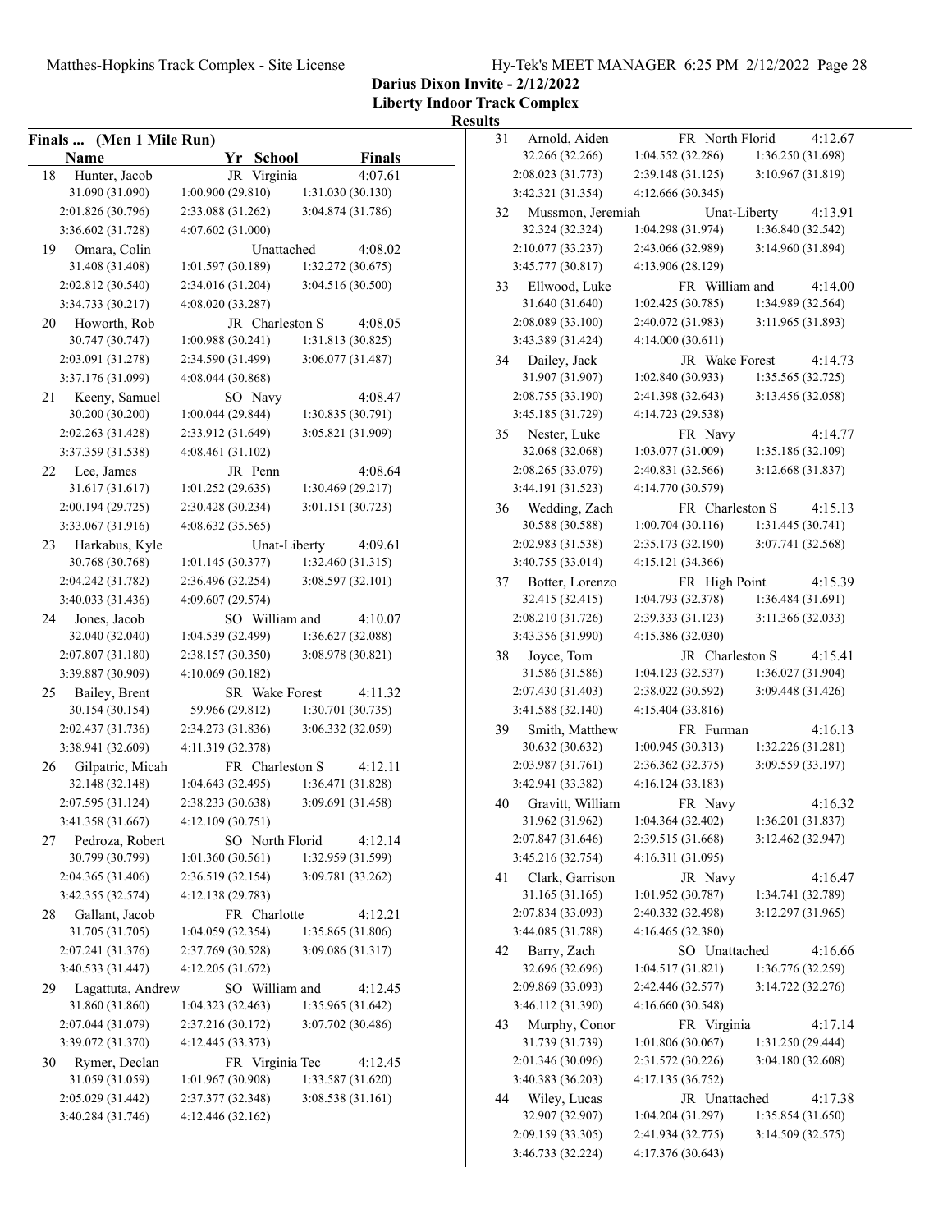**Darius Dixon Invite - 2/12/2022**
**Liberty Indoor Track Complex**
**Results**

## Finals ... (Men 1 Mile Run)

| Place | Name | Yr | School | Finals |
|---|---|---|---|---|
| 18 | Hunter, Jacob | JR | Virginia | 4:07.61 |
| | 31.090 (31.090) | 1:00.900 (29.810) | 1:31.030 (30.130) | |
| | 2:01.826 (30.796) | 2:33.088 (31.262) | 3:04.874 (31.786) | |
| | 3:36.602 (31.728) | 4:07.602 (31.000) | | |
| 19 | Omara, Colin | | Unattached | 4:08.02 |
| | 31.408 (31.408) | 1:01.597 (30.189) | 1:32.272 (30.675) | |
| | 2:02.812 (30.540) | 2:34.016 (31.204) | 3:04.516 (30.500) | |
| | 3:34.733 (30.217) | 4:08.020 (33.287) | | |
| 20 | Howorth, Rob | JR | Charleston S | 4:08.05 |
| | 30.747 (30.747) | 1:00.988 (30.241) | 1:31.813 (30.825) | |
| | 2:03.091 (31.278) | 2:34.590 (31.499) | 3:06.077 (31.487) | |
| | 3:37.176 (31.099) | 4:08.044 (30.868) | | |
| 21 | Keeny, Samuel | SO | Navy | 4:08.47 |
| | 30.200 (30.200) | 1:00.044 (29.844) | 1:30.835 (30.791) | |
| | 2:02.263 (31.428) | 2:33.912 (31.649) | 3:05.821 (31.909) | |
| | 3:37.359 (31.538) | 4:08.461 (31.102) | | |
| 22 | Lee, James | JR | Penn | 4:08.64 |
| | 31.617 (31.617) | 1:01.252 (29.635) | 1:30.469 (29.217) | |
| | 2:00.194 (29.725) | 2:30.428 (30.234) | 3:01.151 (30.723) | |
| | 3:33.067 (31.916) | 4:08.632 (35.565) | | |
| 23 | Harkabus, Kyle | | Unat-Liberty | 4:09.61 |
| | 30.768 (30.768) | 1:01.145 (30.377) | 1:32.460 (31.315) | |
| | 2:04.242 (31.782) | 2:36.496 (32.254) | 3:08.597 (32.101) | |
| | 3:40.033 (31.436) | 4:09.607 (29.574) | | |
| 24 | Jones, Jacob | SO | William and | 4:10.07 |
| | 32.040 (32.040) | 1:04.539 (32.499) | 1:36.627 (32.088) | |
| | 2:07.807 (31.180) | 2:38.157 (30.350) | 3:08.978 (30.821) | |
| | 3:39.887 (30.909) | 4:10.069 (30.182) | | |
| 25 | Bailey, Brent | SR | Wake Forest | 4:11.32 |
| | 30.154 (30.154) | 59.966 (29.812) | 1:30.701 (30.735) | |
| | 2:02.437 (31.736) | 2:34.273 (31.836) | 3:06.332 (32.059) | |
| | 3:38.941 (32.609) | 4:11.319 (32.378) | | |
| 26 | Gilpatric, Micah | FR | Charleston S | 4:12.11 |
| | 32.148 (32.148) | 1:04.643 (32.495) | 1:36.471 (31.828) | |
| | 2:07.595 (31.124) | 2:38.233 (30.638) | 3:09.691 (31.458) | |
| | 3:41.358 (31.667) | 4:12.109 (30.751) | | |
| 27 | Pedroza, Robert | SO | North Florid | 4:12.14 |
| | 30.799 (30.799) | 1:01.360 (30.561) | 1:32.959 (31.599) | |
| | 2:04.365 (31.406) | 2:36.519 (32.154) | 3:09.781 (33.262) | |
| | 3:42.355 (32.574) | 4:12.138 (29.783) | | |
| 28 | Gallant, Jacob | FR | Charlotte | 4:12.21 |
| | 31.705 (31.705) | 1:04.059 (32.354) | 1:35.865 (31.806) | |
| | 2:07.241 (31.376) | 2:37.769 (30.528) | 3:09.086 (31.317) | |
| | 3:40.533 (31.447) | 4:12.205 (31.672) | | |
| 29 | Lagattuta, Andrew | SO | William and | 4:12.45 |
| | 31.860 (31.860) | 1:04.323 (32.463) | 1:35.965 (31.642) | |
| | 2:07.044 (31.079) | 2:37.216 (30.172) | 3:07.702 (30.486) | |
| | 3:39.072 (31.370) | 4:12.445 (33.373) | | |
| 30 | Rymer, Declan | FR | Virginia Tec | 4:12.45 |
| | 31.059 (31.059) | 1:01.967 (30.908) | 1:33.587 (31.620) | |
| | 2:05.029 (31.442) | 2:37.377 (32.348) | 3:08.538 (31.161) | |
| | 3:40.284 (31.746) | 4:12.446 (32.162) | | |
| 31 | Arnold, Aiden | FR | North Florid | 4:12.67 |
| | 32.266 (32.266) | 1:04.552 (32.286) | 1:36.250 (31.698) | |
| | 2:08.023 (31.773) | 2:39.148 (31.125) | 3:10.967 (31.819) | |
| | 3:42.321 (31.354) | 4:12.666 (30.345) | | |
| 32 | Mussmon, Jeremiah | | Unat-Liberty | 4:13.91 |
| | 32.324 (32.324) | 1:04.298 (31.974) | 1:36.840 (32.542) | |
| | 2:10.077 (33.237) | 2:43.066 (32.989) | 3:14.960 (31.894) | |
| | 3:45.777 (30.817) | 4:13.906 (28.129) | | |
| 33 | Ellwood, Luke | FR | William and | 4:14.00 |
| | 31.640 (31.640) | 1:02.425 (30.785) | 1:34.989 (32.564) | |
| | 2:08.089 (33.100) | 2:40.072 (31.983) | 3:11.965 (31.893) | |
| | 3:43.389 (31.424) | 4:14.000 (30.611) | | |
| 34 | Dailey, Jack | JR | Wake Forest | 4:14.73 |
| | 31.907 (31.907) | 1:02.840 (30.933) | 1:35.565 (32.725) | |
| | 2:08.755 (33.190) | 2:41.398 (32.643) | 3:13.456 (32.058) | |
| | 3:45.185 (31.729) | 4:14.723 (29.538) | | |
| 35 | Nester, Luke | FR | Navy | 4:14.77 |
| | 32.068 (32.068) | 1:03.077 (31.009) | 1:35.186 (32.109) | |
| | 2:08.265 (33.079) | 2:40.831 (32.566) | 3:12.668 (31.837) | |
| | 3:44.191 (31.523) | 4:14.770 (30.579) | | |
| 36 | Wedding, Zach | FR | Charleston S | 4:15.13 |
| | 30.588 (30.588) | 1:00.704 (30.116) | 1:31.445 (30.741) | |
| | 2:02.983 (31.538) | 2:35.173 (32.190) | 3:07.741 (32.568) | |
| | 3:40.755 (33.014) | 4:15.121 (34.366) | | |
| 37 | Botter, Lorenzo | FR | High Point | 4:15.39 |
| | 32.415 (32.415) | 1:04.793 (32.378) | 1:36.484 (31.691) | |
| | 2:08.210 (31.726) | 2:39.333 (31.123) | 3:11.366 (32.033) | |
| | 3:43.356 (31.990) | 4:15.386 (32.030) | | |
| 38 | Joyce, Tom | JR | Charleston S | 4:15.41 |
| | 31.586 (31.586) | 1:04.123 (32.537) | 1:36.027 (31.904) | |
| | 2:07.430 (31.403) | 2:38.022 (30.592) | 3:09.448 (31.426) | |
| | 3:41.588 (32.140) | 4:15.404 (33.816) | | |
| 39 | Smith, Matthew | FR | Furman | 4:16.13 |
| | 30.632 (30.632) | 1:00.945 (30.313) | 1:32.226 (31.281) | |
| | 2:03.987 (31.761) | 2:36.362 (32.375) | 3:09.559 (33.197) | |
| | 3:42.941 (33.382) | 4:16.124 (33.183) | | |
| 40 | Gravitt, William | FR | Navy | 4:16.32 |
| | 31.962 (31.962) | 1:04.364 (32.402) | 1:36.201 (31.837) | |
| | 2:07.847 (31.646) | 2:39.515 (31.668) | 3:12.462 (32.947) | |
| | 3:45.216 (32.754) | 4:16.311 (31.095) | | |
| 41 | Clark, Garrison | JR | Navy | 4:16.47 |
| | 31.165 (31.165) | 1:01.952 (30.787) | 1:34.741 (32.789) | |
| | 2:07.834 (33.093) | 2:40.332 (32.498) | 3:12.297 (31.965) | |
| | 3:44.085 (31.788) | 4:16.465 (32.380) | | |
| 42 | Barry, Zach | SO | Unattached | 4:16.66 |
| | 32.696 (32.696) | 1:04.517 (31.821) | 1:36.776 (32.259) | |
| | 2:09.869 (33.093) | 2:42.446 (32.577) | 3:14.722 (32.276) | |
| | 3:46.112 (31.390) | 4:16.660 (30.548) | | |
| 43 | Murphy, Conor | FR | Virginia | 4:17.14 |
| | 31.739 (31.739) | 1:01.806 (30.067) | 1:31.250 (29.444) | |
| | 2:01.346 (30.096) | 2:31.572 (30.226) | 3:04.180 (32.608) | |
| | 3:40.383 (36.203) | 4:17.135 (36.752) | | |
| 44 | Wiley, Lucas | JR | Unattached | 4:17.38 |
| | 32.907 (32.907) | 1:04.204 (31.297) | 1:35.854 (31.650) | |
| | 2:09.159 (33.305) | 2:41.934 (32.775) | 3:14.509 (32.575) | |
| | 3:46.733 (32.224) | 4:17.376 (30.643) | | |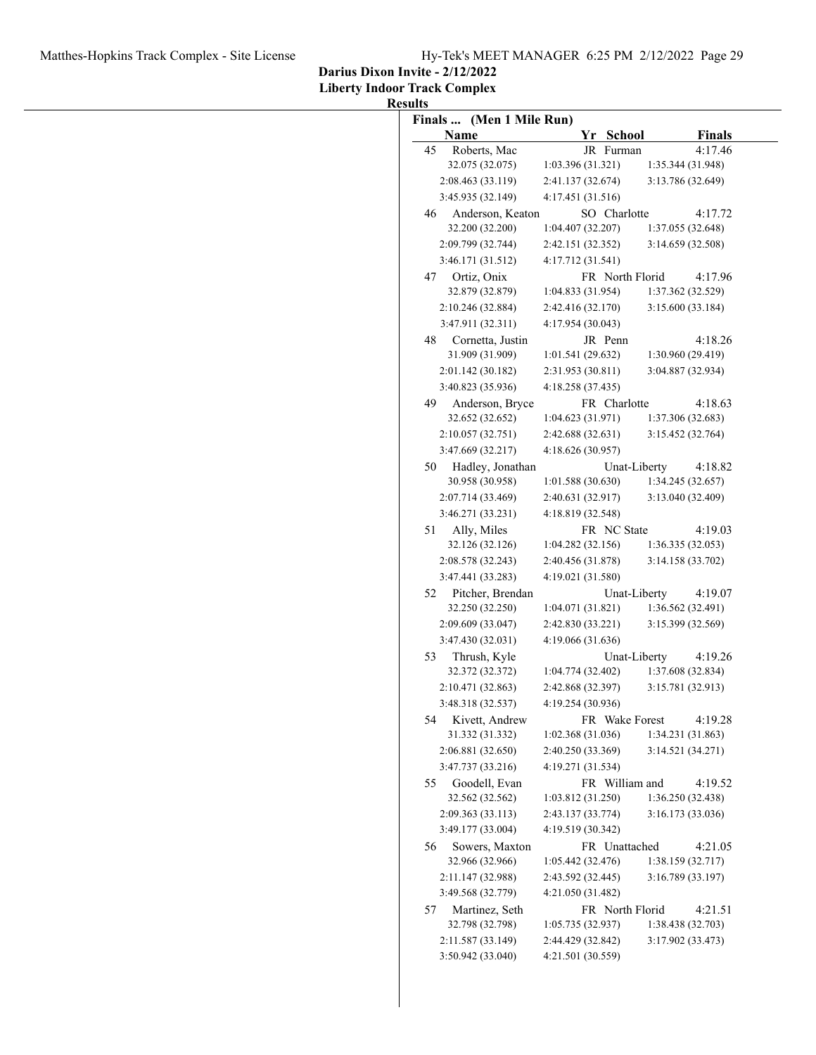**Darius Dixon Invite - 2/12/2022**

**Liberty Indoor Track Complex**

**Results**

**Finals ... (Men 1 Mile Run)**

| | Name | Yr | School | Finals |
|---|---|---|---|---|
| 45 | Roberts, Mac | JR | Furman | 4:17.46 |
| | 32.075 (32.075) | 1:03.396 (31.321) | 1:35.344 (31.948) | |
| | 2:08.463 (33.119) | 2:41.137 (32.674) | 3:13.786 (32.649) | |
| | 3:45.935 (32.149) | 4:17.451 (31.516) | | |
| 46 | Anderson, Keaton | SO | Charlotte | 4:17.72 |
| | 32.200 (32.200) | 1:04.407 (32.207) | 1:37.055 (32.648) | |
| | 2:09.799 (32.744) | 2:42.151 (32.352) | 3:14.659 (32.508) | |
| | 3:46.171 (31.512) | 4:17.712 (31.541) | | |
| 47 | Ortiz, Onix | FR | North Florid | 4:17.96 |
| | 32.879 (32.879) | 1:04.833 (31.954) | 1:37.362 (32.529) | |
| | 2:10.246 (32.884) | 2:42.416 (32.170) | 3:15.600 (33.184) | |
| | 3:47.911 (32.311) | 4:17.954 (30.043) | | |
| 48 | Cornetta, Justin | JR | Penn | 4:18.26 |
| | 31.909 (31.909) | 1:01.541 (29.632) | 1:30.960 (29.419) | |
| | 2:01.142 (30.182) | 2:31.953 (30.811) | 3:04.887 (32.934) | |
| | 3:40.823 (35.936) | 4:18.258 (37.435) | | |
| 49 | Anderson, Bryce | FR | Charlotte | 4:18.63 |
| | 32.652 (32.652) | 1:04.623 (31.971) | 1:37.306 (32.683) | |
| | 2:10.057 (32.751) | 2:42.688 (32.631) | 3:15.452 (32.764) | |
| | 3:47.669 (32.217) | 4:18.626 (30.957) | | |
| 50 | Hadley, Jonathan | | Unat-Liberty | 4:18.82 |
| | 30.958 (30.958) | 1:01.588 (30.630) | 1:34.245 (32.657) | |
| | 2:07.714 (33.469) | 2:40.631 (32.917) | 3:13.040 (32.409) | |
| | 3:46.271 (33.231) | 4:18.819 (32.548) | | |
| 51 | Ally, Miles | FR | NC State | 4:19.03 |
| | 32.126 (32.126) | 1:04.282 (32.156) | 1:36.335 (32.053) | |
| | 2:08.578 (32.243) | 2:40.456 (31.878) | 3:14.158 (33.702) | |
| | 3:47.441 (33.283) | 4:19.021 (31.580) | | |
| 52 | Pitcher, Brendan | | Unat-Liberty | 4:19.07 |
| | 32.250 (32.250) | 1:04.071 (31.821) | 1:36.562 (32.491) | |
| | 2:09.609 (33.047) | 2:42.830 (33.221) | 3:15.399 (32.569) | |
| | 3:47.430 (32.031) | 4:19.066 (31.636) | | |
| 53 | Thrush, Kyle | | Unat-Liberty | 4:19.26 |
| | 32.372 (32.372) | 1:04.774 (32.402) | 1:37.608 (32.834) | |
| | 2:10.471 (32.863) | 2:42.868 (32.397) | 3:15.781 (32.913) | |
| | 3:48.318 (32.537) | 4:19.254 (30.936) | | |
| 54 | Kivett, Andrew | FR | Wake Forest | 4:19.28 |
| | 31.332 (31.332) | 1:02.368 (31.036) | 1:34.231 (31.863) | |
| | 2:06.881 (32.650) | 2:40.250 (33.369) | 3:14.521 (34.271) | |
| | 3:47.737 (33.216) | 4:19.271 (31.534) | | |
| 55 | Goodell, Evan | FR | William and | 4:19.52 |
| | 32.562 (32.562) | 1:03.812 (31.250) | 1:36.250 (32.438) | |
| | 2:09.363 (33.113) | 2:43.137 (33.774) | 3:16.173 (33.036) | |
| | 3:49.177 (33.004) | 4:19.519 (30.342) | | |
| 56 | Sowers, Maxton | FR | Unattached | 4:21.05 |
| | 32.966 (32.966) | 1:05.442 (32.476) | 1:38.159 (32.717) | |
| | 2:11.147 (32.988) | 2:43.592 (32.445) | 3:16.789 (33.197) | |
| | 3:49.568 (32.779) | 4:21.050 (31.482) | | |
| 57 | Martinez, Seth | FR | North Florid | 4:21.51 |
| | 32.798 (32.798) | 1:05.735 (32.937) | 1:38.438 (32.703) | |
| | 2:11.587 (33.149) | 2:44.429 (32.842) | 3:17.902 (33.473) | |
| | 3:50.942 (33.040) | 4:21.501 (30.559) | | |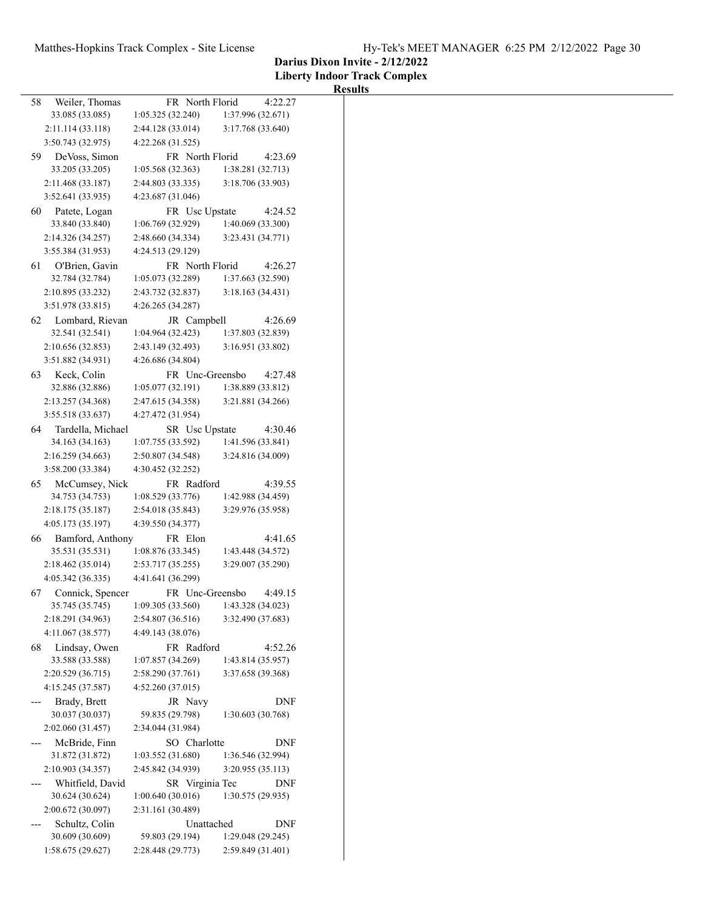**Darius Dixon Invite - 2/12/2022**

**Liberty Indoor Track Complex**

**Results**

| Place | Name | Year | School | Time |
|---|---|---|---|---|
| 58 | Weiler, Thomas | FR | North Florid | 4:22.27 |
| | 33.085 (33.085) | 1:05.325 (32.240) | 1:37.996 (32.671) | |
| | 2:11.114 (33.118) | 2:44.128 (33.014) | 3:17.768 (33.640) | |
| | 3:50.743 (32.975) | 4:22.268 (31.525) | | |
| 59 | DeVoss, Simon | FR | North Florid | 4:23.69 |
| | 33.205 (33.205) | 1:05.568 (32.363) | 1:38.281 (32.713) | |
| | 2:11.468 (33.187) | 2:44.803 (33.335) | 3:18.706 (33.903) | |
| | 3:52.641 (33.935) | 4:23.687 (31.046) | | |
| 60 | Patete, Logan | FR | Usc Upstate | 4:24.52 |
| | 33.840 (33.840) | 1:06.769 (32.929) | 1:40.069 (33.300) | |
| | 2:14.326 (34.257) | 2:48.660 (34.334) | 3:23.431 (34.771) | |
| | 3:55.384 (31.953) | 4:24.513 (29.129) | | |
| 61 | O'Brien, Gavin | FR | North Florid | 4:26.27 |
| | 32.784 (32.784) | 1:05.073 (32.289) | 1:37.663 (32.590) | |
| | 2:10.895 (33.232) | 2:43.732 (32.837) | 3:18.163 (34.431) | |
| | 3:51.978 (33.815) | 4:26.265 (34.287) | | |
| 62 | Lombard, Rievan | JR | Campbell | 4:26.69 |
| | 32.541 (32.541) | 1:04.964 (32.423) | 1:37.803 (32.839) | |
| | 2:10.656 (32.853) | 2:43.149 (32.493) | 3:16.951 (33.802) | |
| | 3:51.882 (34.931) | 4:26.686 (34.804) | | |
| 63 | Keck, Colin | FR | Unc-Greensbo | 4:27.48 |
| | 32.886 (32.886) | 1:05.077 (32.191) | 1:38.889 (33.812) | |
| | 2:13.257 (34.368) | 2:47.615 (34.358) | 3:21.881 (34.266) | |
| | 3:55.518 (33.637) | 4:27.472 (31.954) | | |
| 64 | Tardella, Michael | SR | Usc Upstate | 4:30.46 |
| | 34.163 (34.163) | 1:07.755 (33.592) | 1:41.596 (33.841) | |
| | 2:16.259 (34.663) | 2:50.807 (34.548) | 3:24.816 (34.009) | |
| | 3:58.200 (33.384) | 4:30.452 (32.252) | | |
| 65 | McCumsey, Nick | FR | Radford | 4:39.55 |
| | 34.753 (34.753) | 1:08.529 (33.776) | 1:42.988 (34.459) | |
| | 2:18.175 (35.187) | 2:54.018 (35.843) | 3:29.976 (35.958) | |
| | 4:05.173 (35.197) | 4:39.550 (34.377) | | |
| 66 | Bamford, Anthony | FR | Elon | 4:41.65 |
| | 35.531 (35.531) | 1:08.876 (33.345) | 1:43.448 (34.572) | |
| | 2:18.462 (35.014) | 2:53.717 (35.255) | 3:29.007 (35.290) | |
| | 4:05.342 (36.335) | 4:41.641 (36.299) | | |
| 67 | Connick, Spencer | FR | Unc-Greensbo | 4:49.15 |
| | 35.745 (35.745) | 1:09.305 (33.560) | 1:43.328 (34.023) | |
| | 2:18.291 (34.963) | 2:54.807 (36.516) | 3:32.490 (37.683) | |
| | 4:11.067 (38.577) | 4:49.143 (38.076) | | |
| 68 | Lindsay, Owen | FR | Radford | 4:52.26 |
| | 33.588 (33.588) | 1:07.857 (34.269) | 1:43.814 (35.957) | |
| | 2:20.529 (36.715) | 2:58.290 (37.761) | 3:37.658 (39.368) | |
| | 4:15.245 (37.587) | 4:52.260 (37.015) | | |
| --- | Brady, Brett | JR | Navy | DNF |
| | 30.037 (30.037) | 59.835 (29.798) | 1:30.603 (30.768) | |
| | 2:02.060 (31.457) | 2:34.044 (31.984) | | |
| --- | McBride, Finn | SO | Charlotte | DNF |
| | 31.872 (31.872) | 1:03.552 (31.680) | 1:36.546 (32.994) | |
| | 2:10.903 (34.357) | 2:45.842 (34.939) | 3:20.955 (35.113) | |
| --- | Whitfield, David | SR | Virginia Tec | DNF |
| | 30.624 (30.624) | 1:00.640 (30.016) | 1:30.575 (29.935) | |
| | 2:00.672 (30.097) | 2:31.161 (30.489) | | |
| --- | Schultz, Colin | | Unattached | DNF |
| | 30.609 (30.609) | 59.803 (29.194) | 1:29.048 (29.245) | |
| | 1:58.675 (29.627) | 2:28.448 (29.773) | 2:59.849 (31.401) | |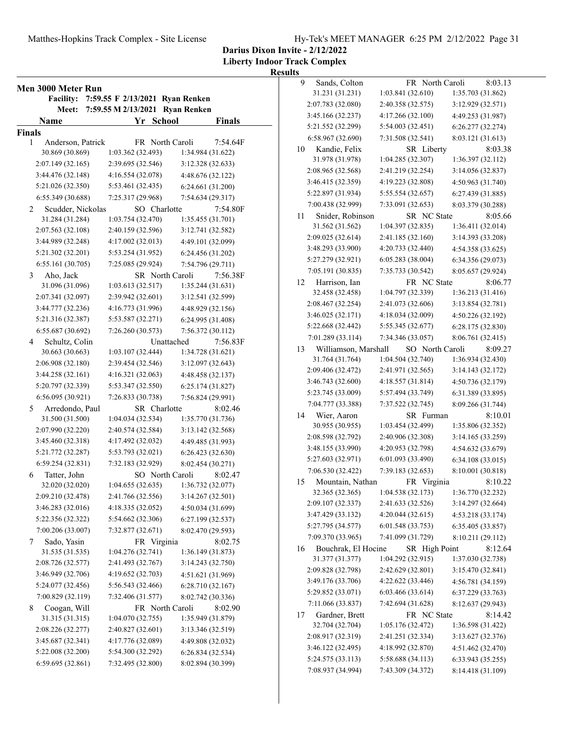Darius Dixon Invite - 2/12/2022
Liberty Indoor Track Complex
Results

## Men 3000 Meter Run

Facility: 7:59.55 F 2/13/2021 Ryan Renken
Meet: 7:59.55 M 2/13/2021 Ryan Renken

| | Name | Yr | School | Finals |
|---|---|---|---|---|

**Finals**

| Place | Name | Yr | School | Finals |
|---|---|---|---|---|
| 1 | Anderson, Patrick | FR | North Caroli | 7:54.64F |
| | 30.869 (30.869) | 1:03.362 (32.493) | 1:34.984 (31.622) | |
| | 2:07.149 (32.165) | 2:39.695 (32.546) | 3:12.328 (32.633) | |
| | 3:44.476 (32.148) | 4:16.554 (32.078) | 4:48.676 (32.122) | |
| | 5:21.026 (32.350) | 5:53.461 (32.435) | 6:24.661 (31.200) | |
| | 6:55.349 (30.688) | 7:25.317 (29.968) | 7:54.634 (29.317) | |
| 2 | Scudder, Nickolas | SO | Charlotte | 7:54.80F |
| | 31.284 (31.284) | 1:03.754 (32.470) | 1:35.455 (31.701) | |
| | 2:07.563 (32.108) | 2:40.159 (32.596) | 3:12.741 (32.582) | |
| | 3:44.989 (32.248) | 4:17.002 (32.013) | 4:49.101 (32.099) | |
| | 5:21.302 (32.201) | 5:53.254 (31.952) | 6:24.456 (31.202) | |
| | 6:55.161 (30.705) | 7:25.085 (29.924) | 7:54.796 (29.711) | |
| 3 | Aho, Jack | SR | North Caroli | 7:56.38F |
| | 31.096 (31.096) | 1:03.613 (32.517) | 1:35.244 (31.631) | |
| | 2:07.341 (32.097) | 2:39.942 (32.601) | 3:12.541 (32.599) | |
| | 3:44.777 (32.236) | 4:16.773 (31.996) | 4:48.929 (32.156) | |
| | 5:21.316 (32.387) | 5:53.587 (32.271) | 6:24.995 (31.408) | |
| | 6:55.687 (30.692) | 7:26.260 (30.573) | 7:56.372 (30.112) | |
| 4 | Schultz, Colin | | Unattached | 7:56.83F |
| | 30.663 (30.663) | 1:03.107 (32.444) | 1:34.728 (31.621) | |
| | 2:06.908 (32.180) | 2:39.454 (32.546) | 3:12.097 (32.643) | |
| | 3:44.258 (32.161) | 4:16.321 (32.063) | 4:48.458 (32.137) | |
| | 5:20.797 (32.339) | 5:53.347 (32.550) | 6:25.174 (31.827) | |
| | 6:56.095 (30.921) | 7:26.833 (30.738) | 7:56.824 (29.991) | |
| 5 | Arredondo, Paul | SR | Charlotte | 8:02.46 |
| | 31.500 (31.500) | 1:04.034 (32.534) | 1:35.770 (31.736) | |
| | 2:07.990 (32.220) | 2:40.574 (32.584) | 3:13.142 (32.568) | |
| | 3:45.460 (32.318) | 4:17.492 (32.032) | 4:49.485 (31.993) | |
| | 5:21.772 (32.287) | 5:53.793 (32.021) | 6:26.423 (32.630) | |
| | 6:59.254 (32.831) | 7:32.183 (32.929) | 8:02.454 (30.271) | |
| 6 | Tatter, John | SO | North Caroli | 8:02.47 |
| | 32.020 (32.020) | 1:04.655 (32.635) | 1:36.732 (32.077) | |
| | 2:09.210 (32.478) | 2:41.766 (32.556) | 3:14.267 (32.501) | |
| | 3:46.283 (32.016) | 4:18.335 (32.052) | 4:50.034 (31.699) | |
| | 5:22.356 (32.322) | 5:54.662 (32.306) | 6:27.199 (32.537) | |
| | 7:00.206 (33.007) | 7:32.877 (32.671) | 8:02.470 (29.593) | |
| 7 | Sado, Yasin | FR | Virginia | 8:02.75 |
| | 31.535 (31.535) | 1:04.276 (32.741) | 1:36.149 (31.873) | |
| | 2:08.726 (32.577) | 2:41.493 (32.767) | 3:14.243 (32.750) | |
| | 3:46.949 (32.706) | 4:19.652 (32.703) | 4:51.621 (31.969) | |
| | 5:24.077 (32.456) | 5:56.543 (32.466) | 6:28.710 (32.167) | |
| | 7:00.829 (32.119) | 7:32.406 (31.577) | 8:02.742 (30.336) | |
| 8 | Coogan, Will | FR | North Caroli | 8:02.90 |
| | 31.315 (31.315) | 1:04.070 (32.755) | 1:35.949 (31.879) | |
| | 2:08.226 (32.277) | 2:40.827 (32.601) | 3:13.346 (32.519) | |
| | 3:45.687 (32.341) | 4:17.776 (32.089) | 4:49.808 (32.032) | |
| | 5:22.008 (32.200) | 5:54.300 (32.292) | 6:26.834 (32.534) | |
| | 6:59.695 (32.861) | 7:32.495 (32.800) | 8:02.894 (30.399) | |
| 9 | Sands, Colton | FR | North Caroli | 8:03.13 |
| | 31.231 (31.231) | 1:03.841 (32.610) | 1:35.703 (31.862) | |
| | 2:07.783 (32.080) | 2:40.358 (32.575) | 3:12.929 (32.571) | |
| | 3:45.166 (32.237) | 4:17.266 (32.100) | 4:49.253 (31.987) | |
| | 5:21.552 (32.299) | 5:54.003 (32.451) | 6:26.277 (32.274) | |
| | 6:58.967 (32.690) | 7:31.508 (32.541) | 8:03.121 (31.613) | |
| 10 | Kandie, Felix | SR | Liberty | 8:03.38 |
| | 31.978 (31.978) | 1:04.285 (32.307) | 1:36.397 (32.112) | |
| | 2:08.965 (32.568) | 2:41.219 (32.254) | 3:14.056 (32.837) | |
| | 3:46.415 (32.359) | 4:19.223 (32.808) | 4:50.963 (31.740) | |
| | 5:22.897 (31.934) | 5:55.554 (32.657) | 6:27.439 (31.885) | |
| | 7:00.438 (32.999) | 7:33.091 (32.653) | 8:03.379 (30.288) | |
| 11 | Snider, Robinson | SR | NC State | 8:05.66 |
| | 31.562 (31.562) | 1:04.397 (32.835) | 1:36.411 (32.014) | |
| | 2:09.025 (32.614) | 2:41.185 (32.160) | 3:14.393 (33.208) | |
| | 3:48.293 (33.900) | 4:20.733 (32.440) | 4:54.358 (33.625) | |
| | 5:27.279 (32.921) | 6:05.283 (38.004) | 6:34.356 (29.073) | |
| | 7:05.191 (30.835) | 7:35.733 (30.542) | 8:05.657 (29.924) | |
| 12 | Harrison, Ian | FR | NC State | 8:06.77 |
| | 32.458 (32.458) | 1:04.797 (32.339) | 1:36.213 (31.416) | |
| | 2:08.467 (32.254) | 2:41.073 (32.606) | 3:13.854 (32.781) | |
| | 3:46.025 (32.171) | 4:18.034 (32.009) | 4:50.226 (32.192) | |
| | 5:22.668 (32.442) | 5:55.345 (32.677) | 6:28.175 (32.830) | |
| | 7:01.289 (33.114) | 7:34.346 (33.057) | 8:06.761 (32.415) | |
| 13 | Williamson, Marshall | SO | North Caroli | 8:09.27 |
| | 31.764 (31.764) | 1:04.504 (32.740) | 1:36.934 (32.430) | |
| | 2:09.406 (32.472) | 2:41.971 (32.565) | 3:14.143 (32.172) | |
| | 3:46.743 (32.600) | 4:18.557 (31.814) | 4:50.736 (32.179) | |
| | 5:23.745 (33.009) | 5:57.494 (33.749) | 6:31.389 (33.895) | |
| | 7:04.777 (33.388) | 7:37.522 (32.745) | 8:09.266 (31.744) | |
| 14 | Wier, Aaron | SR | Furman | 8:10.01 |
| | 30.955 (30.955) | 1:03.454 (32.499) | 1:35.806 (32.352) | |
| | 2:08.598 (32.792) | 2:40.906 (32.308) | 3:14.165 (33.259) | |
| | 3:48.155 (33.990) | 4:20.953 (32.798) | 4:54.632 (33.679) | |
| | 5:27.603 (32.971) | 6:01.093 (33.490) | 6:34.108 (33.015) | |
| | 7:06.530 (32.422) | 7:39.183 (32.653) | 8:10.001 (30.818) | |
| 15 | Mountain, Nathan | FR | Virginia | 8:10.22 |
| | 32.365 (32.365) | 1:04.538 (32.173) | 1:36.770 (32.232) | |
| | 2:09.107 (32.337) | 2:41.633 (32.526) | 3:14.297 (32.664) | |
| | 3:47.429 (33.132) | 4:20.044 (32.615) | 4:53.218 (33.174) | |
| | 5:27.795 (34.577) | 6:01.548 (33.753) | 6:35.405 (33.857) | |
| | 7:09.370 (33.965) | 7:41.099 (31.729) | 8:10.211 (29.112) | |
| 16 | Bouchrak, El Hocine | SR | High Point | 8:12.64 |
| | 31.377 (31.377) | 1:04.292 (32.915) | 1:37.030 (32.738) | |
| | 2:09.828 (32.798) | 2:42.629 (32.801) | 3:15.470 (32.841) | |
| | 3:49.176 (33.706) | 4:22.622 (33.446) | 4:56.781 (34.159) | |
| | 5:29.852 (33.071) | 6:03.466 (33.614) | 6:37.229 (33.763) | |
| | 7:11.066 (33.837) | 7:42.694 (31.628) | 8:12.637 (29.943) | |
| 17 | Gardner, Brett | FR | NC State | 8:14.42 |
| | 32.704 (32.704) | 1:05.176 (32.472) | 1:36.598 (31.422) | |
| | 2:08.917 (32.319) | 2:41.251 (32.334) | 3:13.627 (32.376) | |
| | 3:46.122 (32.495) | 4:18.992 (32.870) | 4:51.462 (32.470) | |
| | 5:24.575 (33.113) | 5:58.688 (34.113) | 6:33.943 (35.255) | |
| | 7:08.937 (34.994) | 7:43.309 (34.372) | 8:14.418 (31.109) | |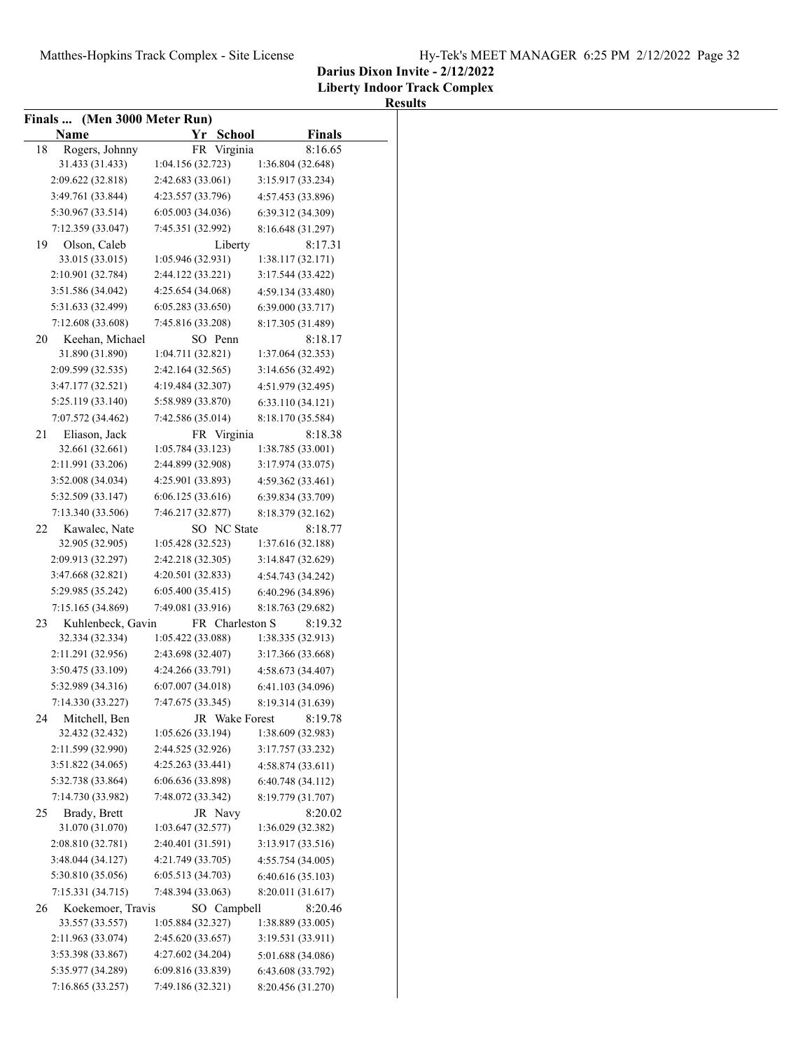**Darius Dixon Invite - 2/12/2022**
**Liberty Indoor Track Complex**
**Results**

## Finals ... (Men 3000 Meter Run)

| | Name | Yr | School | Finals |
|---|---|---|---|---|
| 18 | Rogers, Johnny | FR | Virginia | 8:16.65 |
| | 31.433 (31.433) | 1:04.156 (32.723) | 1:36.804 (32.648) | |
| | 2:09.622 (32.818) | 2:42.683 (33.061) | 3:15.917 (33.234) | |
| | 3:49.761 (33.844) | 4:23.557 (33.796) | 4:57.453 (33.896) | |
| | 5:30.967 (33.514) | 6:05.003 (34.036) | 6:39.312 (34.309) | |
| | 7:12.359 (33.047) | 7:45.351 (32.992) | 8:16.648 (31.297) | |
| 19 | Olson, Caleb | | Liberty | 8:17.31 |
| | 33.015 (33.015) | 1:05.946 (32.931) | 1:38.117 (32.171) | |
| | 2:10.901 (32.784) | 2:44.122 (33.221) | 3:17.544 (33.422) | |
| | 3:51.586 (34.042) | 4:25.654 (34.068) | 4:59.134 (33.480) | |
| | 5:31.633 (32.499) | 6:05.283 (33.650) | 6:39.000 (33.717) | |
| | 7:12.608 (33.608) | 7:45.816 (33.208) | 8:17.305 (31.489) | |
| 20 | Keehan, Michael | SO | Penn | 8:18.17 |
| | 31.890 (31.890) | 1:04.711 (32.821) | 1:37.064 (32.353) | |
| | 2:09.599 (32.535) | 2:42.164 (32.565) | 3:14.656 (32.492) | |
| | 3:47.177 (32.521) | 4:19.484 (32.307) | 4:51.979 (32.495) | |
| | 5:25.119 (33.140) | 5:58.989 (33.870) | 6:33.110 (34.121) | |
| | 7:07.572 (34.462) | 7:42.586 (35.014) | 8:18.170 (35.584) | |
| 21 | Eliason, Jack | FR | Virginia | 8:18.38 |
| | 32.661 (32.661) | 1:05.784 (33.123) | 1:38.785 (33.001) | |
| | 2:11.991 (33.206) | 2:44.899 (32.908) | 3:17.974 (33.075) | |
| | 3:52.008 (34.034) | 4:25.901 (33.893) | 4:59.362 (33.461) | |
| | 5:32.509 (33.147) | 6:06.125 (33.616) | 6:39.834 (33.709) | |
| | 7:13.340 (33.506) | 7:46.217 (32.877) | 8:18.379 (32.162) | |
| 22 | Kawalec, Nate | SO | NC State | 8:18.77 |
| | 32.905 (32.905) | 1:05.428 (32.523) | 1:37.616 (32.188) | |
| | 2:09.913 (32.297) | 2:42.218 (32.305) | 3:14.847 (32.629) | |
| | 3:47.668 (32.821) | 4:20.501 (32.833) | 4:54.743 (34.242) | |
| | 5:29.985 (35.242) | 6:05.400 (35.415) | 6:40.296 (34.896) | |
| | 7:15.165 (34.869) | 7:49.081 (33.916) | 8:18.763 (29.682) | |
| 23 | Kuhlenbeck, Gavin | FR | Charleston S | 8:19.32 |
| | 32.334 (32.334) | 1:05.422 (33.088) | 1:38.335 (32.913) | |
| | 2:11.291 (32.956) | 2:43.698 (32.407) | 3:17.366 (33.668) | |
| | 3:50.475 (33.109) | 4:24.266 (33.791) | 4:58.673 (34.407) | |
| | 5:32.989 (34.316) | 6:07.007 (34.018) | 6:41.103 (34.096) | |
| | 7:14.330 (33.227) | 7:47.675 (33.345) | 8:19.314 (31.639) | |
| 24 | Mitchell, Ben | JR | Wake Forest | 8:19.78 |
| | 32.432 (32.432) | 1:05.626 (33.194) | 1:38.609 (32.983) | |
| | 2:11.599 (32.990) | 2:44.525 (32.926) | 3:17.757 (33.232) | |
| | 3:51.822 (34.065) | 4:25.263 (33.441) | 4:58.874 (33.611) | |
| | 5:32.738 (33.864) | 6:06.636 (33.898) | 6:40.748 (34.112) | |
| | 7:14.730 (33.982) | 7:48.072 (33.342) | 8:19.779 (31.707) | |
| 25 | Brady, Brett | JR | Navy | 8:20.02 |
| | 31.070 (31.070) | 1:03.647 (32.577) | 1:36.029 (32.382) | |
| | 2:08.810 (32.781) | 2:40.401 (31.591) | 3:13.917 (33.516) | |
| | 3:48.044 (34.127) | 4:21.749 (33.705) | 4:55.754 (34.005) | |
| | 5:30.810 (35.056) | 6:05.513 (34.703) | 6:40.616 (35.103) | |
| | 7:15.331 (34.715) | 7:48.394 (33.063) | 8:20.011 (31.617) | |
| 26 | Koekemoer, Travis | SO | Campbell | 8:20.46 |
| | 33.557 (33.557) | 1:05.884 (32.327) | 1:38.889 (33.005) | |
| | 2:11.963 (33.074) | 2:45.620 (33.657) | 3:19.531 (33.911) | |
| | 3:53.398 (33.867) | 4:27.602 (34.204) | 5:01.688 (34.086) | |
| | 5:35.977 (34.289) | 6:09.816 (33.839) | 6:43.608 (33.792) | |
| | 7:16.865 (33.257) | 7:49.186 (32.321) | 8:20.456 (31.270) | |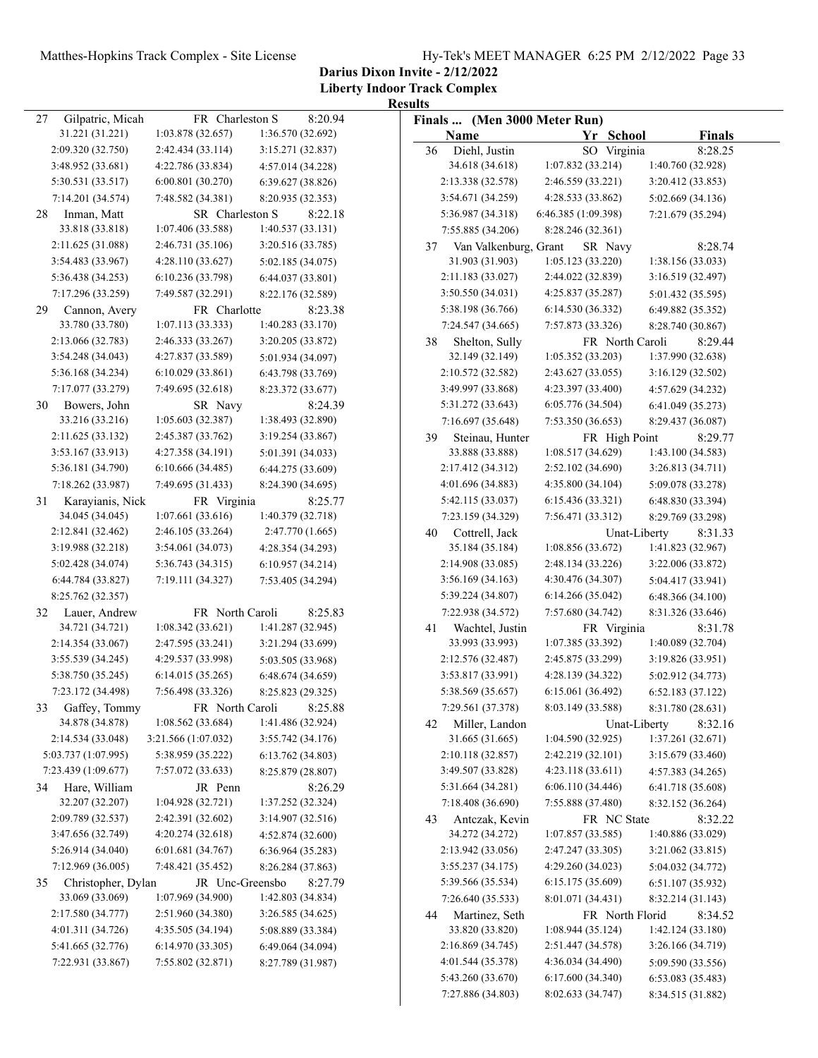**Darius Dixon Invite - 2/12/2022**

**Liberty Indoor Track Complex**

**Results**

**Finals ... (Men 3000 Meter Run)**

| Name | Yr | School | Finals |
|---|---|---|---|
| 27 Gilpatric, Micah | FR | Charleston S | 8:20.94 |
| 31.221 (31.221) | 1:03.878 (32.657) | 1:36.570 (32.692) | |
| 2:09.320 (32.750) | 2:42.434 (33.114) | 3:15.271 (32.837) | |
| 3:48.952 (33.681) | 4:22.786 (33.834) | 4:57.014 (34.228) | |
| 5:30.531 (33.517) | 6:00.801 (30.270) | 6:39.627 (38.826) | |
| 7:14.201 (34.574) | 7:48.582 (34.381) | 8:20.935 (32.353) | |
| 28 Inman, Matt | SR | Charleston S | 8:22.18 |
| 33.818 (33.818) | 1:07.406 (33.588) | 1:40.537 (33.131) | |
| 2:11.625 (31.088) | 2:46.731 (35.106) | 3:20.516 (33.785) | |
| 3:54.483 (33.967) | 4:28.110 (33.627) | 5:02.185 (34.075) | |
| 5:36.438 (34.253) | 6:10.236 (33.798) | 6:44.037 (33.801) | |
| 7:17.296 (33.259) | 7:49.587 (32.291) | 8:22.176 (32.589) | |
| 29 Cannon, Avery | FR | Charlotte | 8:23.38 |
| 33.780 (33.780) | 1:07.113 (33.333) | 1:40.283 (33.170) | |
| 2:13.066 (32.783) | 2:46.333 (33.267) | 3:20.205 (33.872) | |
| 3:54.248 (34.043) | 4:27.837 (33.589) | 5:01.934 (34.097) | |
| 5:36.168 (34.234) | 6:10.029 (33.861) | 6:43.798 (33.769) | |
| 7:17.077 (33.279) | 7:49.695 (32.618) | 8:23.372 (33.677) | |
| 30 Bowers, John | SR | Navy | 8:24.39 |
| 33.216 (33.216) | 1:05.603 (32.387) | 1:38.493 (32.890) | |
| 2:11.625 (33.132) | 2:45.387 (33.762) | 3:19.254 (33.867) | |
| 3:53.167 (33.913) | 4:27.358 (34.191) | 5:01.391 (34.033) | |
| 5:36.181 (34.790) | 6:10.666 (34.485) | 6:44.275 (33.609) | |
| 7:18.262 (33.987) | 7:49.695 (31.433) | 8:24.390 (34.695) | |
| 31 Karayianis, Nick | FR | Virginia | 8:25.77 |
| 34.045 (34.045) | 1:07.661 (33.616) | 1:40.379 (32.718) | |
| 2:12.841 (32.462) | 2:46.105 (33.264) | 2:47.770 (1.665) | |
| 3:19.988 (32.218) | 3:54.061 (34.073) | 4:28.354 (34.293) | |
| 5:02.428 (34.074) | 5:36.743 (34.315) | 6:10.957 (34.214) | |
| 6:44.784 (33.827) | 7:19.111 (34.327) | 7:53.405 (34.294) | |
| 8:25.762 (32.357) | | | |
| 32 Lauer, Andrew | FR | North Caroli | 8:25.83 |
| 34.721 (34.721) | 1:08.342 (33.621) | 1:41.287 (32.945) | |
| 2:14.354 (33.067) | 2:47.595 (33.241) | 3:21.294 (33.699) | |
| 3:55.539 (34.245) | 4:29.537 (33.998) | 5:03.505 (33.968) | |
| 5:38.750 (35.245) | 6:14.015 (35.265) | 6:48.674 (34.659) | |
| 7:23.172 (34.498) | 7:56.498 (33.326) | 8:25.823 (29.325) | |
| 33 Gaffey, Tommy | FR | North Caroli | 8:25.88 |
| 34.878 (34.878) | 1:08.562 (33.684) | 1:41.486 (32.924) | |
| 2:14.534 (33.048) | 3:21.566 (1:07.032) | 3:55.742 (34.176) | |
| 5:03.737 (1:07.995) | 5:38.959 (35.222) | 6:13.762 (34.803) | |
| 7:23.439 (1:09.677) | 7:57.072 (33.633) | 8:25.879 (28.807) | |
| 34 Hare, William | JR | Penn | 8:26.29 |
| 32.207 (32.207) | 1:04.928 (32.721) | 1:37.252 (32.324) | |
| 2:09.789 (32.537) | 2:42.391 (32.602) | 3:14.907 (32.516) | |
| 3:47.656 (32.749) | 4:20.274 (32.618) | 4:52.874 (32.600) | |
| 5:26.914 (34.040) | 6:01.681 (34.767) | 6:36.964 (35.283) | |
| 7:12.969 (36.005) | 7:48.421 (35.452) | 8:26.284 (37.863) | |
| 35 Christopher, Dylan | JR | Unc-Greensbo | 8:27.79 |
| 33.069 (33.069) | 1:07.969 (34.900) | 1:42.803 (34.834) | |
| 2:17.580 (34.777) | 2:51.960 (34.380) | 3:26.585 (34.625) | |
| 4:01.311 (34.726) | 4:35.505 (34.194) | 5:08.889 (33.384) | |
| 5:41.665 (32.776) | 6:14.970 (33.305) | 6:49.064 (34.094) | |
| 7:22.931 (33.867) | 7:55.802 (32.871) | 8:27.789 (31.987) | |
| 36 Diehl, Justin | SO | Virginia | 8:28.25 |
| 34.618 (34.618) | 1:07.832 (33.214) | 1:40.760 (32.928) | |
| 2:13.338 (32.578) | 2:46.559 (33.221) | 3:20.412 (33.853) | |
| 3:54.671 (34.259) | 4:28.533 (33.862) | 5:02.669 (34.136) | |
| 5:36.987 (34.318) | 6:46.385 (1:09.398) | 7:21.679 (35.294) | |
| 7:55.885 (34.206) | 8:28.246 (32.361) | | |
| 37 Van Valkenburg, Grant | SR | Navy | 8:28.74 |
| 31.903 (31.903) | 1:05.123 (33.220) | 1:38.156 (33.033) | |
| 2:11.183 (33.027) | 2:44.022 (32.839) | 3:16.519 (32.497) | |
| 3:50.550 (34.031) | 4:25.837 (35.287) | 5:01.432 (35.595) | |
| 5:38.198 (36.766) | 6:14.530 (36.332) | 6:49.882 (35.352) | |
| 7:24.547 (34.665) | 7:57.873 (33.326) | 8:28.740 (30.867) | |
| 38 Shelton, Sully | FR | North Caroli | 8:29.44 |
| 32.149 (32.149) | 1:05.352 (33.203) | 1:37.990 (32.638) | |
| 2:10.572 (32.582) | 2:43.627 (33.055) | 3:16.129 (32.502) | |
| 3:49.997 (33.868) | 4:23.397 (33.400) | 4:57.629 (34.232) | |
| 5:31.272 (33.643) | 6:05.776 (34.504) | 6:41.049 (35.273) | |
| 7:16.697 (35.648) | 7:53.350 (36.653) | 8:29.437 (36.087) | |
| 39 Steinau, Hunter | FR | High Point | 8:29.77 |
| 33.888 (33.888) | 1:08.517 (34.629) | 1:43.100 (34.583) | |
| 2:17.412 (34.312) | 2:52.102 (34.690) | 3:26.813 (34.711) | |
| 4:01.696 (34.883) | 4:35.800 (34.104) | 5:09.078 (33.278) | |
| 5:42.115 (33.037) | 6:15.436 (33.321) | 6:48.830 (33.394) | |
| 7:23.159 (34.329) | 7:56.471 (33.312) | 8:29.769 (33.298) | |
| 40 Cottrell, Jack | | Unat-Liberty | 8:31.33 |
| 35.184 (35.184) | 1:08.856 (33.672) | 1:41.823 (32.967) | |
| 2:14.908 (33.085) | 2:48.134 (33.226) | 3:22.006 (33.872) | |
| 3:56.169 (34.163) | 4:30.476 (34.307) | 5:04.417 (33.941) | |
| 5:39.224 (34.807) | 6:14.266 (35.042) | 6:48.366 (34.100) | |
| 7:22.938 (34.572) | 7:57.680 (34.742) | 8:31.326 (33.646) | |
| 41 Wachtel, Justin | FR | Virginia | 8:31.78 |
| 33.993 (33.993) | 1:07.385 (33.392) | 1:40.089 (32.704) | |
| 2:12.576 (32.487) | 2:45.875 (33.299) | 3:19.826 (33.951) | |
| 3:53.817 (33.991) | 4:28.139 (34.322) | 5:02.912 (34.773) | |
| 5:38.569 (35.657) | 6:15.061 (36.492) | 6:52.183 (37.122) | |
| 7:29.561 (37.378) | 8:03.149 (33.588) | 8:31.780 (28.631) | |
| 42 Miller, Landon | | Unat-Liberty | 8:32.16 |
| 31.665 (31.665) | 1:04.590 (32.925) | 1:37.261 (32.671) | |
| 2:10.118 (32.857) | 2:42.219 (32.101) | 3:15.679 (33.460) | |
| 3:49.507 (33.828) | 4:23.118 (33.611) | 4:57.383 (34.265) | |
| 5:31.664 (34.281) | 6:06.110 (34.446) | 6:41.718 (35.608) | |
| 7:18.408 (36.690) | 7:55.888 (37.480) | 8:32.152 (36.264) | |
| 43 Antczak, Kevin | FR | NC State | 8:32.22 |
| 34.272 (34.272) | 1:07.857 (33.585) | 1:40.886 (33.029) | |
| 2:13.942 (33.056) | 2:47.247 (33.305) | 3:21.062 (33.815) | |
| 3:55.237 (34.175) | 4:29.260 (34.023) | 5:04.032 (34.772) | |
| 5:39.566 (35.534) | 6:15.175 (35.609) | 6:51.107 (35.932) | |
| 7:26.640 (35.533) | 8:01.071 (34.431) | 8:32.214 (31.143) | |
| 44 Martinez, Seth | FR | North Florid | 8:34.52 |
| 33.820 (33.820) | 1:08.944 (35.124) | 1:42.124 (33.180) | |
| 2:16.869 (34.745) | 2:51.447 (34.578) | 3:26.166 (34.719) | |
| 4:01.544 (35.378) | 4:36.034 (34.490) | 5:09.590 (33.556) | |
| 5:43.260 (33.670) | 6:17.600 (34.340) | 6:53.083 (35.483) | |
| 7:27.886 (34.803) | 8:02.633 (34.747) | 8:34.515 (31.882) | |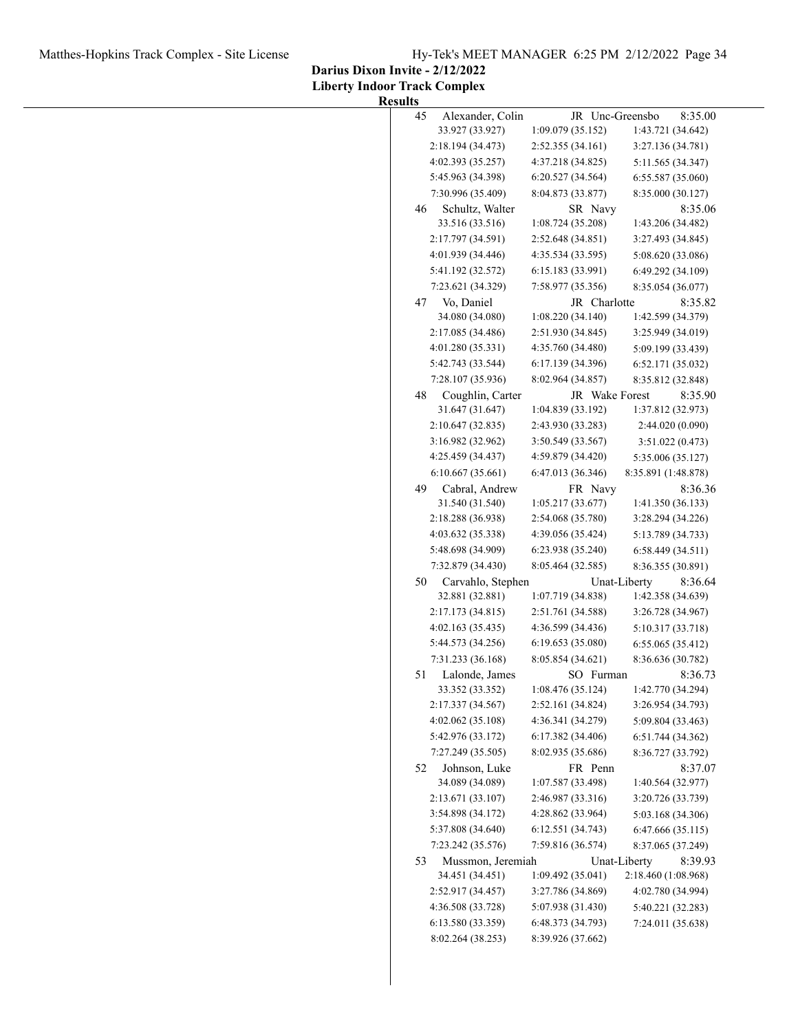**Darius Dixon Invite - 2/12/2022**

**Liberty Indoor Track Complex**

**Results**

| Place | Name | Year | School | Time |
|---|---|---|---|---|
| 45 | Alexander, Colin | JR | Unc-Greensbo | 8:35.00 |
| | 33.927 (33.927) | 1:09.079 (35.152) | 1:43.721 (34.642) | |
| | 2:18.194 (34.473) | 2:52.355 (34.161) | 3:27.136 (34.781) | |
| | 4:02.393 (35.257) | 4:37.218 (34.825) | 5:11.565 (34.347) | |
| | 5:45.963 (34.398) | 6:20.527 (34.564) | 6:55.587 (35.060) | |
| | 7:30.996 (35.409) | 8:04.873 (33.877) | 8:35.000 (30.127) | |
| 46 | Schultz, Walter | SR | Navy | 8:35.06 |
| | 33.516 (33.516) | 1:08.724 (35.208) | 1:43.206 (34.482) | |
| | 2:17.797 (34.591) | 2:52.648 (34.851) | 3:27.493 (34.845) | |
| | 4:01.939 (34.446) | 4:35.534 (33.595) | 5:08.620 (33.086) | |
| | 5:41.192 (32.572) | 6:15.183 (33.991) | 6:49.292 (34.109) | |
| | 7:23.621 (34.329) | 7:58.977 (35.356) | 8:35.054 (36.077) | |
| 47 | Vo, Daniel | JR | Charlotte | 8:35.82 |
| | 34.080 (34.080) | 1:08.220 (34.140) | 1:42.599 (34.379) | |
| | 2:17.085 (34.486) | 2:51.930 (34.845) | 3:25.949 (34.019) | |
| | 4:01.280 (35.331) | 4:35.760 (34.480) | 5:09.199 (33.439) | |
| | 5:42.743 (33.544) | 6:17.139 (34.396) | 6:52.171 (35.032) | |
| | 7:28.107 (35.936) | 8:02.964 (34.857) | 8:35.812 (32.848) | |
| 48 | Coughlin, Carter | JR | Wake Forest | 8:35.90 |
| | 31.647 (31.647) | 1:04.839 (33.192) | 1:37.812 (32.973) | |
| | 2:10.647 (32.835) | 2:43.930 (33.283) | 2:44.020 (0.090) | |
| | 3:16.982 (32.962) | 3:50.549 (33.567) | 3:51.022 (0.473) | |
| | 4:25.459 (34.437) | 4:59.879 (34.420) | 5:35.006 (35.127) | |
| | 6:10.667 (35.661) | 6:47.013 (36.346) | 8:35.891 (1:48.878) | |
| 49 | Cabral, Andrew | FR | Navy | 8:36.36 |
| | 31.540 (31.540) | 1:05.217 (33.677) | 1:41.350 (36.133) | |
| | 2:18.288 (36.938) | 2:54.068 (35.780) | 3:28.294 (34.226) | |
| | 4:03.632 (35.338) | 4:39.056 (35.424) | 5:13.789 (34.733) | |
| | 5:48.698 (34.909) | 6:23.938 (35.240) | 6:58.449 (34.511) | |
| | 7:32.879 (34.430) | 8:05.464 (32.585) | 8:36.355 (30.891) | |
| 50 | Carvahlo, Stephen | | Unat-Liberty | 8:36.64 |
| | 32.881 (32.881) | 1:07.719 (34.838) | 1:42.358 (34.639) | |
| | 2:17.173 (34.815) | 2:51.761 (34.588) | 3:26.728 (34.967) | |
| | 4:02.163 (35.435) | 4:36.599 (34.436) | 5:10.317 (33.718) | |
| | 5:44.573 (34.256) | 6:19.653 (35.080) | 6:55.065 (35.412) | |
| | 7:31.233 (36.168) | 8:05.854 (34.621) | 8:36.636 (30.782) | |
| 51 | Lalonde, James | SO | Furman | 8:36.73 |
| | 33.352 (33.352) | 1:08.476 (35.124) | 1:42.770 (34.294) | |
| | 2:17.337 (34.567) | 2:52.161 (34.824) | 3:26.954 (34.793) | |
| | 4:02.062 (35.108) | 4:36.341 (34.279) | 5:09.804 (33.463) | |
| | 5:42.976 (33.172) | 6:17.382 (34.406) | 6:51.744 (34.362) | |
| | 7:27.249 (35.505) | 8:02.935 (35.686) | 8:36.727 (33.792) | |
| 52 | Johnson, Luke | FR | Penn | 8:37.07 |
| | 34.089 (34.089) | 1:07.587 (33.498) | 1:40.564 (32.977) | |
| | 2:13.671 (33.107) | 2:46.987 (33.316) | 3:20.726 (33.739) | |
| | 3:54.898 (34.172) | 4:28.862 (33.964) | 5:03.168 (34.306) | |
| | 5:37.808 (34.640) | 6:12.551 (34.743) | 6:47.666 (35.115) | |
| | 7:23.242 (35.576) | 7:59.816 (36.574) | 8:37.065 (37.249) | |
| 53 | Mussmon, Jeremiah | | Unat-Liberty | 8:39.93 |
| | 34.451 (34.451) | 1:09.492 (35.041) | 2:18.460 (1:08.968) | |
| | 2:52.917 (34.457) | 3:27.786 (34.869) | 4:02.780 (34.994) | |
| | 4:36.508 (33.728) | 5:07.938 (31.430) | 5:40.221 (32.283) | |
| | 6:13.580 (33.359) | 6:48.373 (34.793) | 7:24.011 (35.638) | |
| | 8:02.264 (38.253) | 8:39.926 (37.662) | | |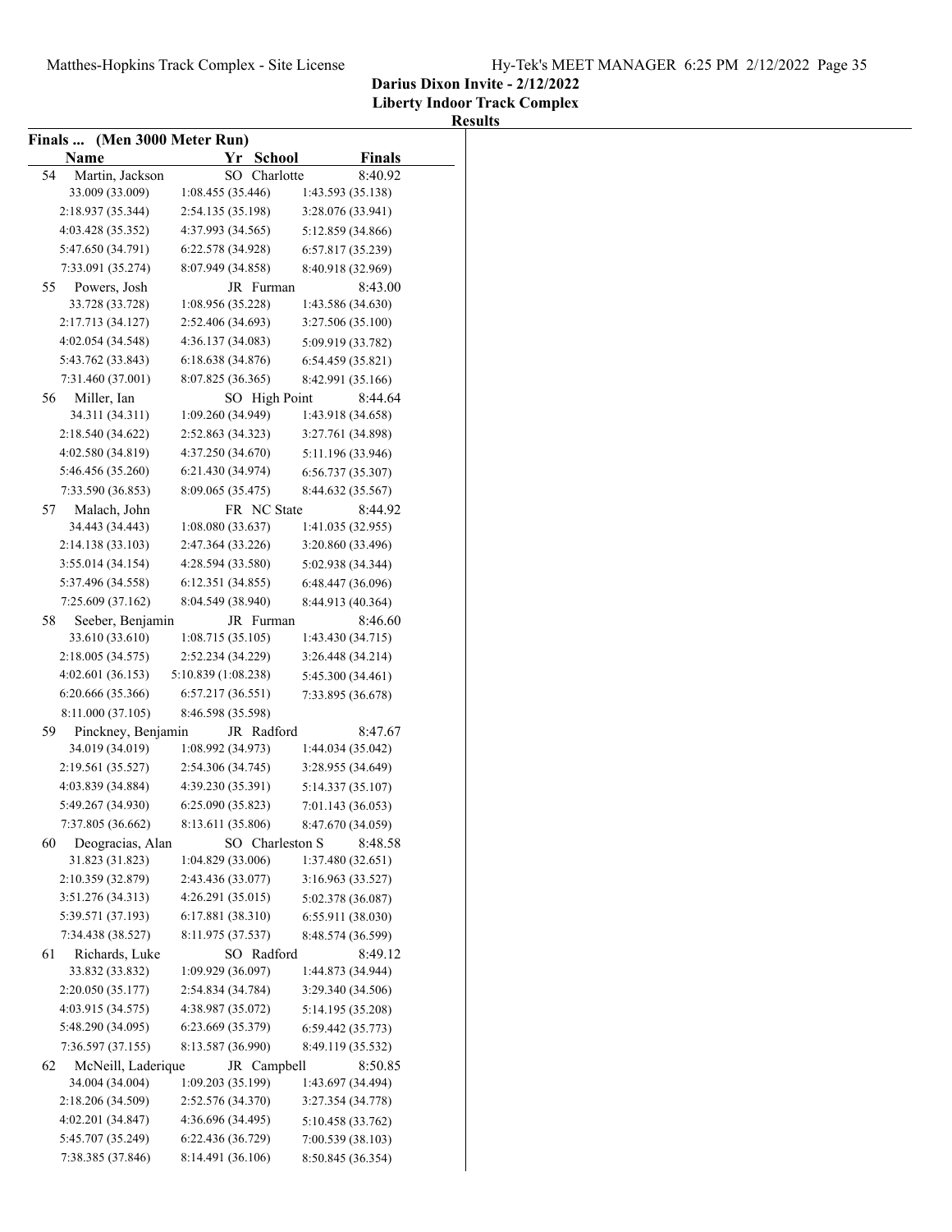**Darius Dixon Invite - 2/12/2022**
**Liberty Indoor Track Complex**
**Results**

**Finals ... (Men 3000 Meter Run)**

| | Name | Yr | School | Finals |
|---|---|---|---|---|
| 54 | Martin, Jackson | SO | Charlotte | 8:40.92 |
| | 33.009 (33.009) | 1:08.455 (35.446) | 1:43.593 (35.138) | |
| | 2:18.937 (35.344) | 2:54.135 (35.198) | 3:28.076 (33.941) | |
| | 4:03.428 (35.352) | 4:37.993 (34.565) | 5:12.859 (34.866) | |
| | 5:47.650 (34.791) | 6:22.578 (34.928) | 6:57.817 (35.239) | |
| | 7:33.091 (35.274) | 8:07.949 (34.858) | 8:40.918 (32.969) | |
| 55 | Powers, Josh | JR | Furman | 8:43.00 |
| | 33.728 (33.728) | 1:08.956 (35.228) | 1:43.586 (34.630) | |
| | 2:17.713 (34.127) | 2:52.406 (34.693) | 3:27.506 (35.100) | |
| | 4:02.054 (34.548) | 4:36.137 (34.083) | 5:09.919 (33.782) | |
| | 5:43.762 (33.843) | 6:18.638 (34.876) | 6:54.459 (35.821) | |
| | 7:31.460 (37.001) | 8:07.825 (36.365) | 8:42.991 (35.166) | |
| 56 | Miller, Ian | SO | High Point | 8:44.64 |
| | 34.311 (34.311) | 1:09.260 (34.949) | 1:43.918 (34.658) | |
| | 2:18.540 (34.622) | 2:52.863 (34.323) | 3:27.761 (34.898) | |
| | 4:02.580 (34.819) | 4:37.250 (34.670) | 5:11.196 (33.946) | |
| | 5:46.456 (35.260) | 6:21.430 (34.974) | 6:56.737 (35.307) | |
| | 7:33.590 (36.853) | 8:09.065 (35.475) | 8:44.632 (35.567) | |
| 57 | Malach, John | FR | NC State | 8:44.92 |
| | 34.443 (34.443) | 1:08.080 (33.637) | 1:41.035 (32.955) | |
| | 2:14.138 (33.103) | 2:47.364 (33.226) | 3:20.860 (33.496) | |
| | 3:55.014 (34.154) | 4:28.594 (33.580) | 5:02.938 (34.344) | |
| | 5:37.496 (34.558) | 6:12.351 (34.855) | 6:48.447 (36.096) | |
| | 7:25.609 (37.162) | 8:04.549 (38.940) | 8:44.913 (40.364) | |
| 58 | Seeber, Benjamin | JR | Furman | 8:46.60 |
| | 33.610 (33.610) | 1:08.715 (35.105) | 1:43.430 (34.715) | |
| | 2:18.005 (34.575) | 2:52.234 (34.229) | 3:26.448 (34.214) | |
| | 4:02.601 (36.153) | 5:10.839 (1:08.238) | 5:45.300 (34.461) | |
| | 6:20.666 (35.366) | 6:57.217 (36.551) | 7:33.895 (36.678) | |
| | 8:11.000 (37.105) | 8:46.598 (35.598) | | |
| 59 | Pinckney, Benjamin | JR | Radford | 8:47.67 |
| | 34.019 (34.019) | 1:08.992 (34.973) | 1:44.034 (35.042) | |
| | 2:19.561 (35.527) | 2:54.306 (34.745) | 3:28.955 (34.649) | |
| | 4:03.839 (34.884) | 4:39.230 (35.391) | 5:14.337 (35.107) | |
| | 5:49.267 (34.930) | 6:25.090 (35.823) | 7:01.143 (36.053) | |
| | 7:37.805 (36.662) | 8:13.611 (35.806) | 8:47.670 (34.059) | |
| 60 | Deogracias, Alan | SO | Charleston S | 8:48.58 |
| | 31.823 (31.823) | 1:04.829 (33.006) | 1:37.480 (32.651) | |
| | 2:10.359 (32.879) | 2:43.436 (33.077) | 3:16.963 (33.527) | |
| | 3:51.276 (34.313) | 4:26.291 (35.015) | 5:02.378 (36.087) | |
| | 5:39.571 (37.193) | 6:17.881 (38.310) | 6:55.911 (38.030) | |
| | 7:34.438 (38.527) | 8:11.975 (37.537) | 8:48.574 (36.599) | |
| 61 | Richards, Luke | SO | Radford | 8:49.12 |
| | 33.832 (33.832) | 1:09.929 (36.097) | 1:44.873 (34.944) | |
| | 2:20.050 (35.177) | 2:54.834 (34.784) | 3:29.340 (34.506) | |
| | 4:03.915 (34.575) | 4:38.987 (35.072) | 5:14.195 (35.208) | |
| | 5:48.290 (34.095) | 6:23.669 (35.379) | 6:59.442 (35.773) | |
| | 7:36.597 (37.155) | 8:13.587 (36.990) | 8:49.119 (35.532) | |
| 62 | McNeill, Laderique | JR | Campbell | 8:50.85 |
| | 34.004 (34.004) | 1:09.203 (35.199) | 1:43.697 (34.494) | |
| | 2:18.206 (34.509) | 2:52.576 (34.370) | 3:27.354 (34.778) | |
| | 4:02.201 (34.847) | 4:36.696 (34.495) | 5:10.458 (33.762) | |
| | 5:45.707 (35.249) | 6:22.436 (36.729) | 7:00.539 (38.103) | |
| | 7:38.385 (37.846) | 8:14.491 (36.106) | 8:50.845 (36.354) | |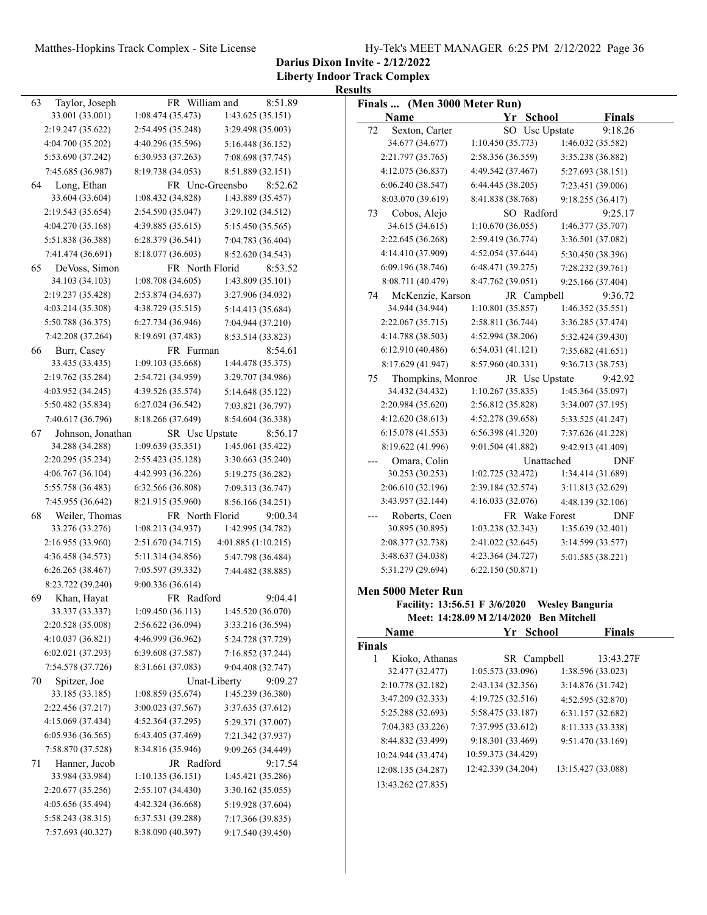**Darius Dixon Invite - 2/12/2022**
**Liberty Indoor Track Complex**
**Results**

| Place | Name | Yr | School | Finals |
|---|---|---|---|---|
| 63 | Taylor, Joseph | FR | William and | 8:51.89 |
| | 33.001 (33.001) | 1:08.474 (35.473) | 1:43.625 (35.151) | |
| | 2:19.247 (35.622) | 2:54.495 (35.248) | 3:29.498 (35.003) | |
| | 4:04.700 (35.202) | 4:40.296 (35.596) | 5:16.448 (36.152) | |
| | 5:53.690 (37.242) | 6:30.953 (37.263) | 7:08.698 (37.745) | |
| | 7:45.685 (36.987) | 8:19.738 (34.053) | 8:51.889 (32.151) | |
| 64 | Long, Ethan | FR | Unc-Greensbo | 8:52.62 |
| | 33.604 (33.604) | 1:08.432 (34.828) | 1:43.889 (35.457) | |
| | 2:19.543 (35.654) | 2:54.590 (35.047) | 3:29.102 (34.512) | |
| | 4:04.270 (35.168) | 4:39.885 (35.615) | 5:15.450 (35.565) | |
| | 5:51.838 (36.388) | 6:28.379 (36.541) | 7:04.783 (36.404) | |
| | 7:41.474 (36.691) | 8:18.077 (36.603) | 8:52.620 (34.543) | |
| 65 | DeVoss, Simon | FR | North Florid | 8:53.52 |
| | 34.103 (34.103) | 1:08.708 (34.605) | 1:43.809 (35.101) | |
| | 2:19.237 (35.428) | 2:53.874 (34.637) | 3:27.906 (34.032) | |
| | 4:03.214 (35.308) | 4:38.729 (35.515) | 5:14.413 (35.684) | |
| | 5:50.788 (36.375) | 6:27.734 (36.946) | 7:04.944 (37.210) | |
| | 7:42.208 (37.264) | 8:19.691 (37.483) | 8:53.514 (33.823) | |
| 66 | Burr, Casey | FR | Furman | 8:54.61 |
| | 33.435 (33.435) | 1:09.103 (35.668) | 1:44.478 (35.375) | |
| | 2:19.762 (35.284) | 2:54.721 (34.959) | 3:29.707 (34.986) | |
| | 4:03.952 (34.245) | 4:39.526 (35.574) | 5:14.648 (35.122) | |
| | 5:50.482 (35.834) | 6:27.024 (36.542) | 7:03.821 (36.797) | |
| | 7:40.617 (36.796) | 8:18.266 (37.649) | 8:54.604 (36.338) | |
| 67 | Johnson, Jonathan | SR | Usc Upstate | 8:56.17 |
| | 34.288 (34.288) | 1:09.639 (35.351) | 1:45.061 (35.422) | |
| | 2:20.295 (35.234) | 2:55.423 (35.128) | 3:30.663 (35.240) | |
| | 4:06.767 (36.104) | 4:42.993 (36.226) | 5:19.275 (36.282) | |
| | 5:55.758 (36.483) | 6:32.566 (36.808) | 7:09.313 (36.747) | |
| | 7:45.955 (36.642) | 8:21.915 (35.960) | 8:56.166 (34.251) | |
| 68 | Weiler, Thomas | FR | North Florid | 9:00.34 |
| | 33.276 (33.276) | 1:08.213 (34.937) | 1:42.995 (34.782) | |
| | 2:16.955 (33.960) | 2:51.670 (34.715) | 4:01.885 (1:10.215) | |
| | 4:36.458 (34.573) | 5:11.314 (34.856) | 5:47.798 (36.484) | |
| | 6:26.265 (38.467) | 7:05.597 (39.332) | 7:44.482 (38.885) | |
| | 8:23.722 (39.240) | 9:00.336 (36.614) | | |
| 69 | Khan, Hayat | FR | Radford | 9:04.41 |
| | 33.337 (33.337) | 1:09.450 (36.113) | 1:45.520 (36.070) | |
| | 2:20.528 (35.008) | 2:56.622 (36.094) | 3:33.216 (36.594) | |
| | 4:10.037 (36.821) | 4:46.999 (36.962) | 5:24.728 (37.729) | |
| | 6:02.021 (37.293) | 6:39.608 (37.587) | 7:16.852 (37.244) | |
| | 7:54.578 (37.726) | 8:31.661 (37.083) | 9:04.408 (32.747) | |
| 70 | Spitzer, Joe | | Unat-Liberty | 9:09.27 |
| | 33.185 (33.185) | 1:08.859 (35.674) | 1:45.239 (36.380) | |
| | 2:22.456 (37.217) | 3:00.023 (37.567) | 3:37.635 (37.612) | |
| | 4:15.069 (37.434) | 4:52.364 (37.295) | 5:29.371 (37.007) | |
| | 6:05.936 (36.565) | 6:43.405 (37.469) | 7:21.342 (37.937) | |
| | 7:58.870 (37.528) | 8:34.816 (35.946) | 9:09.265 (34.449) | |
| 71 | Hanner, Jacob | JR | Radford | 9:17.54 |
| | 33.984 (33.984) | 1:10.135 (36.151) | 1:45.421 (35.286) | |
| | 2:20.677 (35.256) | 2:55.107 (34.430) | 3:30.162 (35.055) | |
| | 4:05.656 (35.494) | 4:42.324 (36.668) | 5:19.928 (37.604) | |
| | 5:58.243 (38.315) | 6:37.531 (39.288) | 7:17.366 (39.835) | |
| | 7:57.693 (40.327) | 8:38.090 (40.397) | 9:17.540 (39.450) | |

**Finals ... (Men 3000 Meter Run)**

| Place | Name | Yr | School | Finals |
|---|---|---|---|---|
| 72 | Sexton, Carter | SO | Usc Upstate | 9:18.26 |
| | 34.677 (34.677) | 1:10.450 (35.773) | 1:46.032 (35.582) | |
| | 2:21.797 (35.765) | 2:58.356 (36.559) | 3:35.238 (36.882) | |
| | 4:12.075 (36.837) | 4:49.542 (37.467) | 5:27.693 (38.151) | |
| | 6:06.240 (38.547) | 6:44.445 (38.205) | 7:23.451 (39.006) | |
| | 8:03.070 (39.619) | 8:41.838 (38.768) | 9:18.255 (36.417) | |
| 73 | Cobos, Alejo | SO | Radford | 9:25.17 |
| | 34.615 (34.615) | 1:10.670 (36.055) | 1:46.377 (35.707) | |
| | 2:22.645 (36.268) | 2:59.419 (36.774) | 3:36.501 (37.082) | |
| | 4:14.410 (37.909) | 4:52.054 (37.644) | 5:30.450 (38.396) | |
| | 6:09.196 (38.746) | 6:48.471 (39.275) | 7:28.232 (39.761) | |
| | 8:08.711 (40.479) | 8:47.762 (39.051) | 9:25.166 (37.404) | |
| 74 | McKenzie, Karson | JR | Campbell | 9:36.72 |
| | 34.944 (34.944) | 1:10.801 (35.857) | 1:46.352 (35.551) | |
| | 2:22.067 (35.715) | 2:58.811 (36.744) | 3:36.285 (37.474) | |
| | 4:14.788 (38.503) | 4:52.994 (38.206) | 5:32.424 (39.430) | |
| | 6:12.910 (40.486) | 6:54.031 (41.121) | 7:35.682 (41.651) | |
| | 8:17.629 (41.947) | 8:57.960 (40.331) | 9:36.713 (38.753) | |
| 75 | Thompkins, Monroe | JR | Usc Upstate | 9:42.92 |
| | 34.432 (34.432) | 1:10.267 (35.835) | 1:45.364 (35.097) | |
| | 2:20.984 (35.620) | 2:56.812 (35.828) | 3:34.007 (37.195) | |
| | 4:12.620 (38.613) | 4:52.278 (39.658) | 5:33.525 (41.247) | |
| | 6:15.078 (41.553) | 6:56.398 (41.320) | 7:37.626 (41.228) | |
| | 8:19.622 (41.996) | 9:01.504 (41.882) | 9:42.913 (41.409) | |
| --- | Omara, Colin | | Unattached | DNF |
| | 30.253 (30.253) | 1:02.725 (32.472) | 1:34.414 (31.689) | |
| | 2:06.610 (32.196) | 2:39.184 (32.574) | 3:11.813 (32.629) | |
| | 3:43.957 (32.144) | 4:16.033 (32.076) | 4:48.139 (32.106) | |
| --- | Roberts, Coen | FR | Wake Forest | DNF |
| | 30.895 (30.895) | 1:03.238 (32.343) | 1:35.639 (32.401) | |
| | 2:08.377 (32.738) | 2:41.022 (32.645) | 3:14.599 (33.577) | |
| | 3:48.637 (34.038) | 4:23.364 (34.727) | 5:01.585 (38.221) | |
| | 5:31.279 (29.694) | 6:22.150 (50.871) | | |

## Men 5000 Meter Run

Facility: 13:56.51 F 3/6/2020 Wesley Banguria
Meet: 14:28.09 M 2/14/2020 Ben Mitchell

**Finals**

| Place | Name | Yr | School | Finals |
|---|---|---|---|---|
| 1 | Kioko, Athanas | SR | Campbell | 13:43.27F |
| | 32.477 (32.477) | 1:05.573 (33.096) | 1:38.596 (33.023) | |
| | 2:10.778 (32.182) | 2:43.134 (32.356) | 3:14.876 (31.742) | |
| | 3:47.209 (32.333) | 4:19.725 (32.516) | 4:52.595 (32.870) | |
| | 5:25.288 (32.693) | 5:58.475 (33.187) | 6:31.157 (32.682) | |
| | 7:04.383 (33.226) | 7:37.995 (33.612) | 8:11.333 (33.338) | |
| | 8:44.832 (33.499) | 9:18.301 (33.469) | 9:51.470 (33.169) | |
| | 10:24.944 (33.474) | 10:59.373 (34.429) | | |
| | 12:08.135 (34.287) | 12:42.339 (34.204) | 13:15.427 (33.088) | |
| | 13:43.262 (27.835) | | | |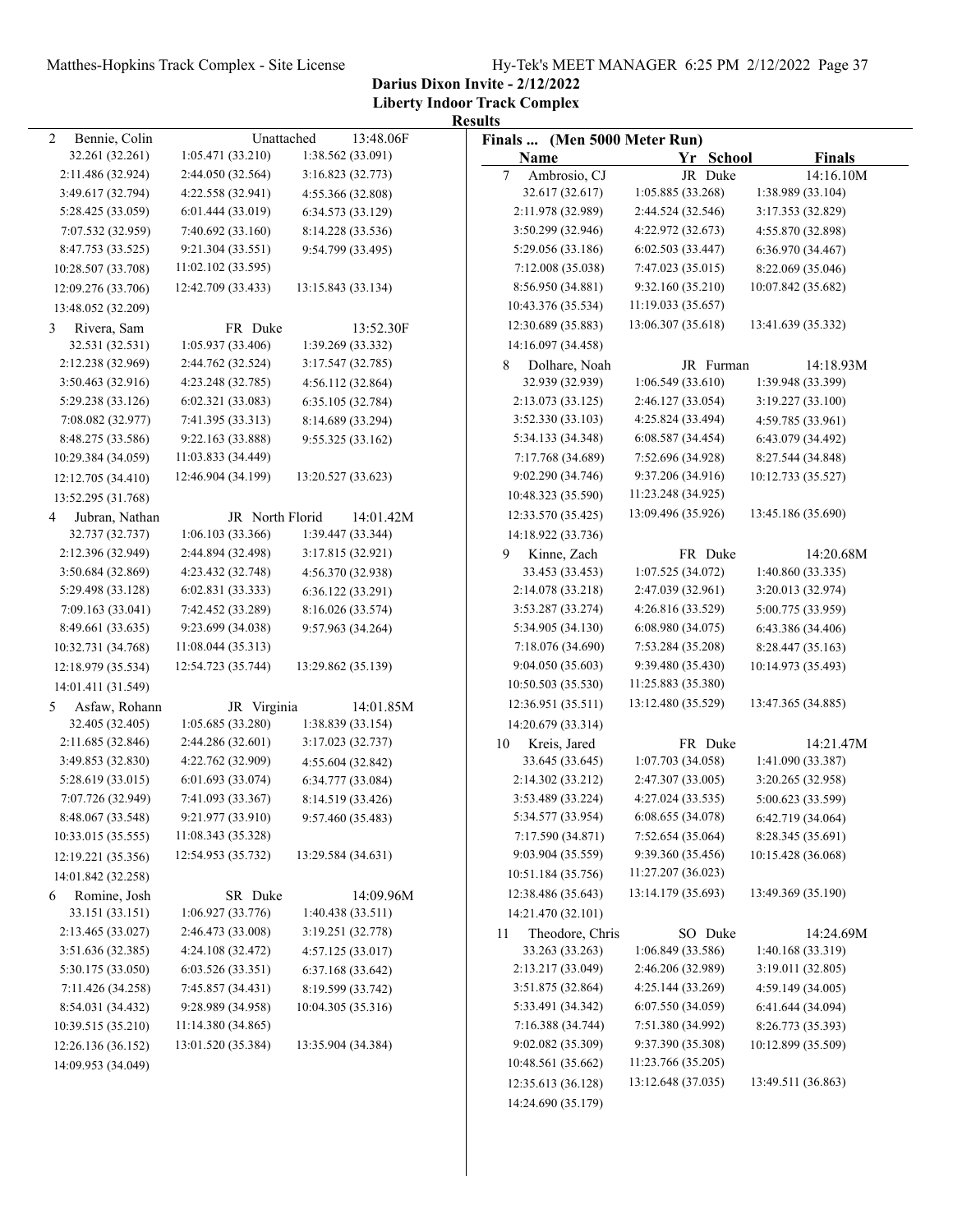**Darius Dixon Invite - 2/12/2022**
**Liberty Indoor Track Complex**
**Results**

| Place | Name | Yr | School | Finals |
|---|---|---|---|---|
| 2 | Bennie, Colin | | Unattached | 13:48.06F |

32.261 (32.261) 1:05.471 (33.210) 1:38.562 (33.091)
2:11.486 (32.924) 2:44.050 (32.564) 3:16.823 (32.773)
3:49.617 (32.794) 4:22.558 (32.941) 4:55.366 (32.808)
5:28.425 (33.059) 6:01.444 (33.019) 6:34.573 (33.129)
7:07.532 (32.959) 7:40.692 (33.160) 8:14.228 (33.536)
8:47.753 (33.525) 9:21.304 (33.551) 9:54.799 (33.495)
10:28.507 (33.708) 11:02.102 (33.595)
12:09.276 (33.706) 12:42.709 (33.433) 13:15.843 (33.134)
13:48.052 (32.209)

| Place | Name | Yr | School | Finals |
|---|---|---|---|---|
| 3 | Rivera, Sam | FR | Duke | 13:52.30F |

32.531 (32.531) 1:05.937 (33.406) 1:39.269 (33.332)
2:12.238 (32.969) 2:44.762 (32.524) 3:17.547 (32.785)
3:50.463 (32.916) 4:23.248 (32.785) 4:56.112 (32.864)
5:29.238 (33.126) 6:02.321 (33.083) 6:35.105 (32.784)
7:08.082 (32.977) 7:41.395 (33.313) 8:14.689 (33.294)
8:48.275 (33.586) 9:22.163 (33.888) 9:55.325 (33.162)
10:29.384 (34.059) 11:03.833 (34.449)
12:12.705 (34.410) 12:46.904 (34.199) 13:20.527 (33.623)
13:52.295 (31.768)

| Place | Name | Yr | School | Finals |
|---|---|---|---|---|
| 4 | Jubran, Nathan | JR | North Florid | 14:01.42M |

32.737 (32.737) 1:06.103 (33.366) 1:39.447 (33.344)
2:12.396 (32.949) 2:44.894 (32.498) 3:17.815 (32.921)
3:50.684 (32.869) 4:23.432 (32.748) 4:56.370 (32.938)
5:29.498 (33.128) 6:02.831 (33.333) 6:36.122 (33.291)
7:09.163 (33.041) 7:42.452 (33.289) 8:16.026 (33.574)
8:49.661 (33.635) 9:23.699 (34.038) 9:57.963 (34.264)
10:32.731 (34.768) 11:08.044 (35.313)
12:18.979 (35.534) 12:54.723 (35.744) 13:29.862 (35.139)
14:01.411 (31.549)

| Place | Name | Yr | School | Finals |
|---|---|---|---|---|
| 5 | Asfaw, Rohann | JR | Virginia | 14:01.85M |

32.405 (32.405) 1:05.685 (33.280) 1:38.839 (33.154)
2:11.685 (32.846) 2:44.286 (32.601) 3:17.023 (32.737)
3:49.853 (32.830) 4:22.762 (32.909) 4:55.604 (32.842)
5:28.619 (33.015) 6:01.693 (33.074) 6:34.777 (33.084)
7:07.726 (32.949) 7:41.093 (33.367) 8:14.519 (33.426)
8:48.067 (33.548) 9:21.977 (33.910) 9:57.460 (35.483)
10:33.015 (35.555) 11:08.343 (35.328)
12:19.221 (35.356) 12:54.953 (35.732) 13:29.584 (34.631)
14:01.842 (32.258)

| Place | Name | Yr | School | Finals |
|---|---|---|---|---|
| 6 | Romine, Josh | SR | Duke | 14:09.96M |

33.151 (33.151) 1:06.927 (33.776) 1:40.438 (33.511)
2:13.465 (33.027) 2:46.473 (33.008) 3:19.251 (32.778)
3:51.636 (32.385) 4:24.108 (32.472) 4:57.125 (33.017)
5:30.175 (33.050) 6:03.526 (33.351) 6:37.168 (33.642)
7:11.426 (34.258) 7:45.857 (34.431) 8:19.599 (33.742)
8:54.031 (34.432) 9:28.989 (34.958) 10:04.305 (35.316)
10:39.515 (35.210) 11:14.380 (34.865)
12:26.136 (36.152) 13:01.520 (35.384) 13:35.904 (34.384)
14:09.953 (34.049)

**Finals ... (Men 5000 Meter Run)**

| Place | Name | Yr | School | Finals |
|---|---|---|---|---|
| 7 | Ambrosio, CJ | JR | Duke | 14:16.10M |

32.617 (32.617) 1:05.885 (33.268) 1:38.989 (33.104)
2:11.978 (32.989) 2:44.524 (32.546) 3:17.353 (32.829)
3:50.299 (32.946) 4:22.972 (32.673) 4:55.870 (32.898)
5:29.056 (33.186) 6:02.503 (33.447) 6:36.970 (34.467)
7:12.008 (35.038) 7:47.023 (35.015) 8:22.069 (35.046)
8:56.950 (34.881) 9:32.160 (35.210) 10:07.842 (35.682)
10:43.376 (35.534) 11:19.033 (35.657)
12:30.689 (35.883) 13:06.307 (35.618) 13:41.639 (35.332)
14:16.097 (34.458)

| Place | Name | Yr | School | Finals |
|---|---|---|---|---|
| 8 | Dolhare, Noah | JR | Furman | 14:18.93M |

32.939 (32.939) 1:06.549 (33.610) 1:39.948 (33.399)
2:13.073 (33.125) 2:46.127 (33.054) 3:19.227 (33.100)
3:52.330 (33.103) 4:25.824 (33.494) 4:59.785 (33.961)
5:34.133 (34.348) 6:08.587 (34.454) 6:43.079 (34.492)
7:17.768 (34.689) 7:52.696 (34.928) 8:27.544 (34.848)
9:02.290 (34.746) 9:37.206 (34.916) 10:12.733 (35.527)
10:48.323 (35.590) 11:23.248 (34.925)
12:33.570 (35.425) 13:09.496 (35.926) 13:45.186 (35.690)
14:18.922 (33.736)

| Place | Name | Yr | School | Finals |
|---|---|---|---|---|
| 9 | Kinne, Zach | FR | Duke | 14:20.68M |

33.453 (33.453) 1:07.525 (34.072) 1:40.860 (33.335)
2:14.078 (33.218) 2:47.039 (32.961) 3:20.013 (32.974)
3:53.287 (33.274) 4:26.816 (33.529) 5:00.775 (33.959)
5:34.905 (34.130) 6:08.980 (34.075) 6:43.386 (34.406)
7:18.076 (34.690) 7:53.284 (35.208) 8:28.447 (35.163)
9:04.050 (35.603) 9:39.480 (35.430) 10:14.973 (35.493)
10:50.503 (35.530) 11:25.883 (35.380)
12:36.951 (35.511) 13:12.480 (35.529) 13:47.365 (34.885)
14:20.679 (33.314)

| Place | Name | Yr | School | Finals |
|---|---|---|---|---|
| 10 | Kreis, Jared | FR | Duke | 14:21.47M |

33.645 (33.645) 1:07.703 (34.058) 1:41.090 (33.387)
2:14.302 (33.212) 2:47.307 (33.005) 3:20.265 (32.958)
3:53.489 (33.224) 4:27.024 (33.535) 5:00.623 (33.599)
5:34.577 (33.954) 6:08.655 (34.078) 6:42.719 (34.064)
7:17.590 (34.871) 7:52.654 (35.064) 8:28.345 (35.691)
9:03.904 (35.559) 9:39.360 (35.456) 10:15.428 (36.068)
10:51.184 (35.756) 11:27.207 (36.023)
12:38.486 (35.643) 13:14.179 (35.693) 13:49.369 (35.190)
14:21.470 (32.101)

| Place | Name | Yr | School | Finals |
|---|---|---|---|---|
| 11 | Theodore, Chris | SO | Duke | 14:24.69M |

33.263 (33.263) 1:06.849 (33.586) 1:40.168 (33.319)
2:13.217 (33.049) 2:46.206 (32.989) 3:19.011 (32.805)
3:51.875 (32.864) 4:25.144 (33.269) 4:59.149 (34.005)
5:33.491 (34.342) 6:07.550 (34.059) 6:41.644 (34.094)
7:16.388 (34.744) 7:51.380 (34.992) 8:26.773 (35.393)
9:02.082 (35.309) 9:37.390 (35.308) 10:12.899 (35.509)
10:48.561 (35.662) 11:23.766 (35.205)
12:35.613 (36.128) 13:12.648 (37.035) 13:49.511 (36.863)
14:24.690 (35.179)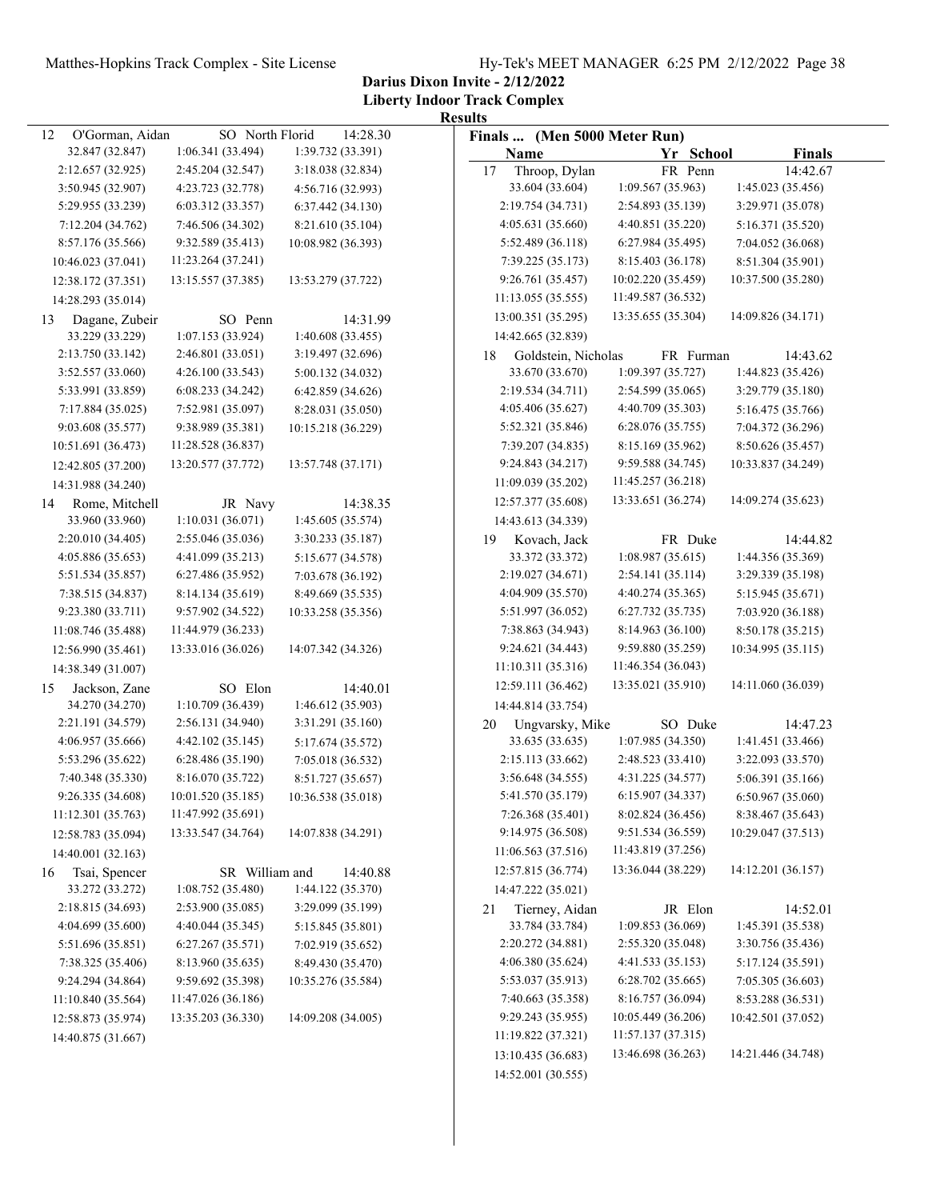**Darius Dixon Invite - 2/12/2022**
**Liberty Indoor Track Complex**
**Results**

| Place | Name | Yr | School | Finals |
|---|---|---|---|---|
| 12 | O'Gorman, Aidan | SO | North Florid | 14:28.30 |

32.847 (32.847) 1:06.341 (33.494) 1:39.732 (33.391)
2:12.657 (32.925) 2:45.204 (32.547) 3:18.038 (32.834)
3:50.945 (32.907) 4:23.723 (32.778) 4:56.716 (32.993)
5:29.955 (33.239) 6:03.312 (33.357) 6:37.442 (34.130)
7:12.204 (34.762) 7:46.506 (34.302) 8:21.610 (35.104)
8:57.176 (35.566) 9:32.589 (35.413) 10:08.982 (36.393)
10:46.023 (37.041) 11:23.264 (37.241)
12:38.172 (37.351) 13:15.557 (37.385) 13:53.279 (37.722)
14:28.293 (35.014)

| Place | Name | Yr | School | Finals |
|---|---|---|---|---|
| 13 | Dagane, Zubeir | SO | Penn | 14:31.99 |

33.229 (33.229) 1:07.153 (33.924) 1:40.608 (33.455)
2:13.750 (33.142) 2:46.801 (33.051) 3:19.497 (32.696)
3:52.557 (33.060) 4:26.100 (33.543) 5:00.132 (34.032)
5:33.991 (33.859) 6:08.233 (34.242) 6:42.859 (34.626)
7:17.884 (35.025) 7:52.981 (35.097) 8:28.031 (35.050)
9:03.608 (35.577) 9:38.989 (35.381) 10:15.218 (36.229)
10:51.691 (36.473) 11:28.528 (36.837)
12:42.805 (37.200) 13:20.577 (37.772) 13:57.748 (37.171)
14:31.988 (34.240)

| Place | Name | Yr | School | Finals |
|---|---|---|---|---|
| 14 | Rome, Mitchell | JR | Navy | 14:38.35 |

33.960 (33.960) 1:10.031 (36.071) 1:45.605 (35.574)
2:20.010 (34.405) 2:55.046 (35.036) 3:30.233 (35.187)
4:05.886 (35.653) 4:41.099 (35.213) 5:15.677 (34.578)
5:51.534 (35.857) 6:27.486 (35.952) 7:03.678 (36.192)
7:38.515 (34.837) 8:14.134 (35.619) 8:49.669 (35.535)
9:23.380 (33.711) 9:57.902 (34.522) 10:33.258 (35.356)
11:08.746 (35.488) 11:44.979 (36.233)
12:56.990 (35.461) 13:33.016 (36.026) 14:07.342 (34.326)
14:38.349 (31.007)

| Place | Name | Yr | School | Finals |
|---|---|---|---|---|
| 15 | Jackson, Zane | SO | Elon | 14:40.01 |

34.270 (34.270) 1:10.709 (36.439) 1:46.612 (35.903)
2:21.191 (34.579) 2:56.131 (34.940) 3:31.291 (35.160)
4:06.957 (35.666) 4:42.102 (35.145) 5:17.674 (35.572)
5:53.296 (35.622) 6:28.486 (35.190) 7:05.018 (36.532)
7:40.348 (35.330) 8:16.070 (35.722) 8:51.727 (35.657)
9:26.335 (34.608) 10:01.520 (35.185) 10:36.538 (35.018)
11:12.301 (35.763) 11:47.992 (35.691)
12:58.783 (35.094) 13:33.547 (34.764) 14:07.838 (34.291)
14:40.001 (32.163)

| Place | Name | Yr | School | Finals |
|---|---|---|---|---|
| 16 | Tsai, Spencer | SR | William and | 14:40.88 |

33.272 (33.272) 1:08.752 (35.480) 1:44.122 (35.370)
2:18.815 (34.693) 2:53.900 (35.085) 3:29.099 (35.199)
4:04.699 (35.600) 4:40.044 (35.345) 5:15.845 (35.801)
5:51.696 (35.851) 6:27.267 (35.571) 7:02.919 (35.652)
7:38.325 (35.406) 8:13.960 (35.635) 8:49.430 (35.470)
9:24.294 (34.864) 9:59.692 (35.398) 10:35.276 (35.584)
11:10.840 (35.564) 11:47.026 (36.186)
12:58.873 (35.974) 13:35.203 (36.330) 14:09.208 (34.005)
14:40.875 (31.667)

**Finals ... (Men 5000 Meter Run)**

| Place | Name | Yr | School | Finals |
|---|---|---|---|---|
| 17 | Throop, Dylan | FR | Penn | 14:42.67 |

33.604 (33.604) 1:09.567 (35.963) 1:45.023 (35.456)
2:19.754 (34.731) 2:54.893 (35.139) 3:29.971 (35.078)
4:05.631 (35.660) 4:40.851 (35.220) 5:16.371 (35.520)
5:52.489 (36.118) 6:27.984 (35.495) 7:04.052 (36.068)
7:39.225 (35.173) 8:15.403 (36.178) 8:51.304 (35.901)
9:26.761 (35.457) 10:02.220 (35.459) 10:37.500 (35.280)
11:13.055 (35.555) 11:49.587 (36.532)
13:00.351 (35.295) 13:35.655 (35.304) 14:09.826 (34.171)
14:42.665 (32.839)

| Place | Name | Yr | School | Finals |
|---|---|---|---|---|
| 18 | Goldstein, Nicholas | FR | Furman | 14:43.62 |

33.670 (33.670) 1:09.397 (35.727) 1:44.823 (35.426)
2:19.534 (34.711) 2:54.599 (35.065) 3:29.779 (35.180)
4:05.406 (35.627) 4:40.709 (35.303) 5:16.475 (35.766)
5:52.321 (35.846) 6:28.076 (35.755) 7:04.372 (36.296)
7:39.207 (34.835) 8:15.169 (35.962) 8:50.626 (35.457)
9:24.843 (34.217) 9:59.588 (34.745) 10:33.837 (34.249)
11:09.039 (35.202) 11:45.257 (36.218)
12:57.377 (35.608) 13:33.651 (36.274) 14:09.274 (35.623)
14:43.613 (34.339)

| Place | Name | Yr | School | Finals |
|---|---|---|---|---|
| 19 | Kovach, Jack | FR | Duke | 14:44.82 |

33.372 (33.372) 1:08.987 (35.615) 1:44.356 (35.369)
2:19.027 (34.671) 2:54.141 (35.114) 3:29.339 (35.198)
4:04.909 (35.570) 4:40.274 (35.365) 5:15.945 (35.671)
5:51.997 (36.052) 6:27.732 (35.735) 7:03.920 (36.188)
7:38.863 (34.943) 8:14.963 (36.100) 8:50.178 (35.215)
9:24.621 (34.443) 9:59.880 (35.259) 10:34.995 (35.115)
11:10.311 (35.316) 11:46.354 (36.043)
12:59.111 (36.462) 13:35.021 (35.910) 14:11.060 (36.039)
14:44.814 (33.754)

| Place | Name | Yr | School | Finals |
|---|---|---|---|---|
| 20 | Ungvarsky, Mike | SO | Duke | 14:47.23 |

33.635 (33.635) 1:07.985 (34.350) 1:41.451 (33.466)
2:15.113 (33.662) 2:48.523 (33.410) 3:22.093 (33.570)
3:56.648 (34.555) 4:31.225 (34.577) 5:06.391 (35.166)
5:41.570 (35.179) 6:15.907 (34.337) 6:50.967 (35.060)
7:26.368 (35.401) 8:02.824 (36.456) 8:38.467 (35.643)
9:14.975 (36.508) 9:51.534 (36.559) 10:29.047 (37.513)
11:06.563 (37.516) 11:43.819 (37.256)
12:57.815 (36.774) 13:36.044 (38.229) 14:12.201 (36.157)
14:47.222 (35.021)

| Place | Name | Yr | School | Finals |
|---|---|---|---|---|
| 21 | Tierney, Aidan | JR | Elon | 14:52.01 |

33.784 (33.784) 1:09.853 (36.069) 1:45.391 (35.538)
2:20.272 (34.881) 2:55.320 (35.048) 3:30.756 (35.436)
4:06.380 (35.624) 4:41.533 (35.153) 5:17.124 (35.591)
5:53.037 (35.913) 6:28.702 (35.665) 7:05.305 (36.603)
7:40.663 (35.358) 8:16.757 (36.094) 8:53.288 (36.531)
9:29.243 (35.955) 10:05.449 (36.206) 10:42.501 (37.052)
11:19.822 (37.321) 11:57.137 (37.315)
13:10.435 (36.683) 13:46.698 (36.263) 14:21.446 (34.748)
14:52.001 (30.555)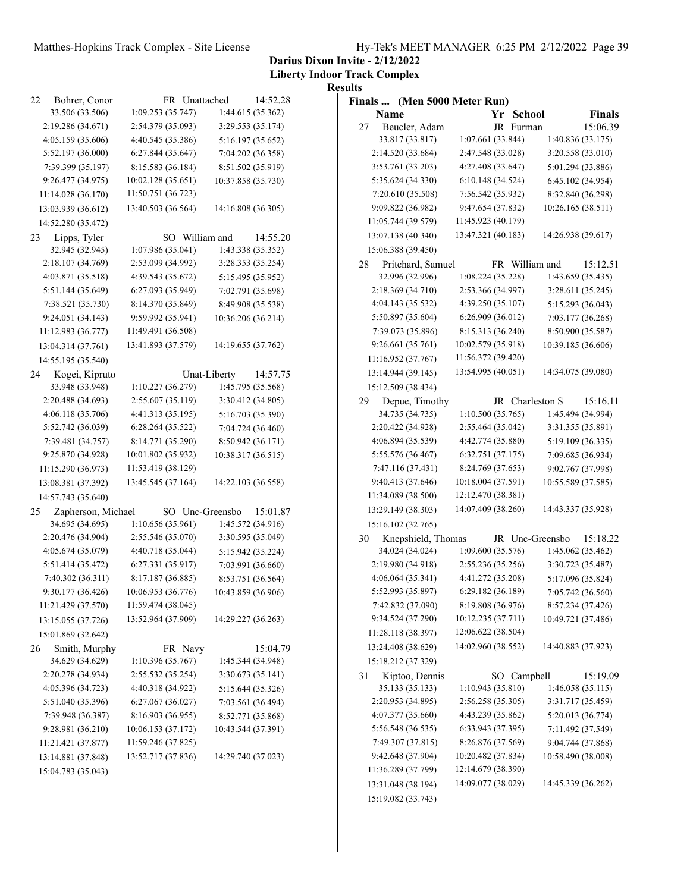**Darius Dixon Invite - 2/12/2022**

**Liberty Indoor Track Complex**

**Results**

**Finals ... (Men 5000 Meter Run)**

| Name | Yr | School | Finals |
|---|---|---|---|
| 22 Bohrer, Conor | FR | Unattached | 14:52.28 |
| 33.506 (33.506) | 1:09.253 (35.747) | 1:44.615 (35.362) | |
| 2:19.286 (34.671) | 2:54.379 (35.093) | 3:29.553 (35.174) | |
| 4:05.159 (35.606) | 4:40.545 (35.386) | 5:16.197 (35.652) | |
| 5:52.197 (36.000) | 6:27.844 (35.647) | 7:04.202 (36.358) | |
| 7:39.399 (35.197) | 8:15.583 (36.184) | 8:51.502 (35.919) | |
| 9:26.477 (34.975) | 10:02.128 (35.651) | 10:37.858 (35.730) | |
| 11:14.028 (36.170) | 11:50.751 (36.723) | | |
| 13:03.939 (36.612) | 13:40.503 (36.564) | 14:16.808 (36.305) | |
| 14:52.280 (35.472) | | | |
| 23 Lipps, Tyler | SO | William and | 14:55.20 |
| 32.945 (32.945) | 1:07.986 (35.041) | 1:43.338 (35.352) | |
| 2:18.107 (34.769) | 2:53.099 (34.992) | 3:28.353 (35.254) | |
| 4:03.871 (35.518) | 4:39.543 (35.672) | 5:15.495 (35.952) | |
| 5:51.144 (35.649) | 6:27.093 (35.949) | 7:02.791 (35.698) | |
| 7:38.521 (35.730) | 8:14.370 (35.849) | 8:49.908 (35.538) | |
| 9:24.051 (34.143) | 9:59.992 (35.941) | 10:36.206 (36.214) | |
| 11:12.983 (36.777) | 11:49.491 (36.508) | | |
| 13:04.314 (37.761) | 13:41.893 (37.579) | 14:19.655 (37.762) | |
| 14:55.195 (35.540) | | | |
| 24 Kogei, Kipruto | | Unat-Liberty | 14:57.75 |
| 33.948 (33.948) | 1:10.227 (36.279) | 1:45.795 (35.568) | |
| 2:20.488 (34.693) | 2:55.607 (35.119) | 3:30.412 (34.805) | |
| 4:06.118 (35.706) | 4:41.313 (35.195) | 5:16.703 (35.390) | |
| 5:52.742 (36.039) | 6:28.264 (35.522) | 7:04.724 (36.460) | |
| 7:39.481 (34.757) | 8:14.771 (35.290) | 8:50.942 (36.171) | |
| 9:25.870 (34.928) | 10:01.802 (35.932) | 10:38.317 (36.515) | |
| 11:15.290 (36.973) | 11:53.419 (38.129) | | |
| 13:08.381 (37.392) | 13:45.545 (37.164) | 14:22.103 (36.558) | |
| 14:57.743 (35.640) | | | |
| 25 Zapherson, Michael | SO | Unc-Greensbo | 15:01.87 |
| 34.695 (34.695) | 1:10.656 (35.961) | 1:45.572 (34.916) | |
| 2:20.476 (34.904) | 2:55.546 (35.070) | 3:30.595 (35.049) | |
| 4:05.674 (35.079) | 4:40.718 (35.044) | 5:15.942 (35.224) | |
| 5:51.414 (35.472) | 6:27.331 (35.917) | 7:03.991 (36.660) | |
| 7:40.302 (36.311) | 8:17.187 (36.885) | 8:53.751 (36.564) | |
| 9:30.177 (36.426) | 10:06.953 (36.776) | 10:43.859 (36.906) | |
| 11:21.429 (37.570) | 11:59.474 (38.045) | | |
| 13:15.055 (37.726) | 13:52.964 (37.909) | 14:29.227 (36.263) | |
| 15:01.869 (32.642) | | | |
| 26 Smith, Murphy | FR | Navy | 15:04.79 |
| 34.629 (34.629) | 1:10.396 (35.767) | 1:45.344 (34.948) | |
| 2:20.278 (34.934) | 2:55.532 (35.254) | 3:30.673 (35.141) | |
| 4:05.396 (34.723) | 4:40.318 (34.922) | 5:15.644 (35.326) | |
| 5:51.040 (35.396) | 6:27.067 (36.027) | 7:03.561 (36.494) | |
| 7:39.948 (36.387) | 8:16.903 (36.955) | 8:52.771 (35.868) | |
| 9:28.981 (36.210) | 10:06.153 (37.172) | 10:43.544 (37.391) | |
| 11:21.421 (37.877) | 11:59.246 (37.825) | | |
| 13:14.881 (37.848) | 13:52.717 (37.836) | 14:29.740 (37.023) | |
| 15:04.783 (35.043) | | | |
| 27 Beucler, Adam | JR | Furman | 15:06.39 |
| 33.817 (33.817) | 1:07.661 (33.844) | 1:40.836 (33.175) | |
| 2:14.520 (33.684) | 2:47.548 (33.028) | 3:20.558 (33.010) | |
| 3:53.761 (33.203) | 4:27.408 (33.647) | 5:01.294 (33.886) | |
| 5:35.624 (34.330) | 6:10.148 (34.524) | 6:45.102 (34.954) | |
| 7:20.610 (35.508) | 7:56.542 (35.932) | 8:32.840 (36.298) | |
| 9:09.822 (36.982) | 9:47.654 (37.832) | 10:26.165 (38.511) | |
| 11:05.744 (39.579) | 11:45.923 (40.179) | | |
| 13:07.138 (40.340) | 13:47.321 (40.183) | 14:26.938 (39.617) | |
| 15:06.388 (39.450) | | | |
| 28 Pritchard, Samuel | FR | William and | 15:12.51 |
| 32.996 (32.996) | 1:08.224 (35.228) | 1:43.659 (35.435) | |
| 2:18.369 (34.710) | 2:53.366 (34.997) | 3:28.611 (35.245) | |
| 4:04.143 (35.532) | 4:39.250 (35.107) | 5:15.293 (36.043) | |
| 5:50.897 (35.604) | 6:26.909 (36.012) | 7:03.177 (36.268) | |
| 7:39.073 (35.896) | 8:15.313 (36.240) | 8:50.900 (35.587) | |
| 9:26.661 (35.761) | 10:02.579 (35.918) | 10:39.185 (36.606) | |
| 11:16.952 (37.767) | 11:56.372 (39.420) | | |
| 13:14.944 (39.145) | 13:54.995 (40.051) | 14:34.075 (39.080) | |
| 15:12.509 (38.434) | | | |
| 29 Depue, Timothy | JR | Charleston S | 15:16.11 |
| 34.735 (34.735) | 1:10.500 (35.765) | 1:45.494 (34.994) | |
| 2:20.422 (34.928) | 2:55.464 (35.042) | 3:31.355 (35.891) | |
| 4:06.894 (35.539) | 4:42.774 (35.880) | 5:19.109 (36.335) | |
| 5:55.576 (36.467) | 6:32.751 (37.175) | 7:09.685 (36.934) | |
| 7:47.116 (37.431) | 8:24.769 (37.653) | 9:02.767 (37.998) | |
| 9:40.413 (37.646) | 10:18.004 (37.591) | 10:55.589 (37.585) | |
| 11:34.089 (38.500) | 12:12.470 (38.381) | | |
| 13:29.149 (38.303) | 14:07.409 (38.260) | 14:43.337 (35.928) | |
| 15:16.102 (32.765) | | | |
| 30 Knepshield, Thomas | JR | Unc-Greensbo | 15:18.22 |
| 34.024 (34.024) | 1:09.600 (35.576) | 1:45.062 (35.462) | |
| 2:19.980 (34.918) | 2:55.236 (35.256) | 3:30.723 (35.487) | |
| 4:06.064 (35.341) | 4:41.272 (35.208) | 5:17.096 (35.824) | |
| 5:52.993 (35.897) | 6:29.182 (36.189) | 7:05.742 (36.560) | |
| 7:42.832 (37.090) | 8:19.808 (36.976) | 8:57.234 (37.426) | |
| 9:34.524 (37.290) | 10:12.235 (37.711) | 10:49.721 (37.486) | |
| 11:28.118 (38.397) | 12:06.622 (38.504) | | |
| 13:24.408 (38.629) | 14:02.960 (38.552) | 14:40.883 (37.923) | |
| 15:18.212 (37.329) | | | |
| 31 Kiptoo, Dennis | SO | Campbell | 15:19.09 |
| 35.133 (35.133) | 1:10.943 (35.810) | 1:46.058 (35.115) | |
| 2:20.953 (34.895) | 2:56.258 (35.305) | 3:31.717 (35.459) | |
| 4:07.377 (35.660) | 4:43.239 (35.862) | 5:20.013 (36.774) | |
| 5:56.548 (36.535) | 6:33.943 (37.395) | 7:11.492 (37.549) | |
| 7:49.307 (37.815) | 8:26.876 (37.569) | 9:04.744 (37.868) | |
| 9:42.648 (37.904) | 10:20.482 (37.834) | 10:58.490 (38.008) | |
| 11:36.289 (37.799) | 12:14.679 (38.390) | | |
| 13:31.048 (38.194) | 14:09.077 (38.029) | 14:45.339 (36.262) | |
| 15:19.082 (33.743) | | | |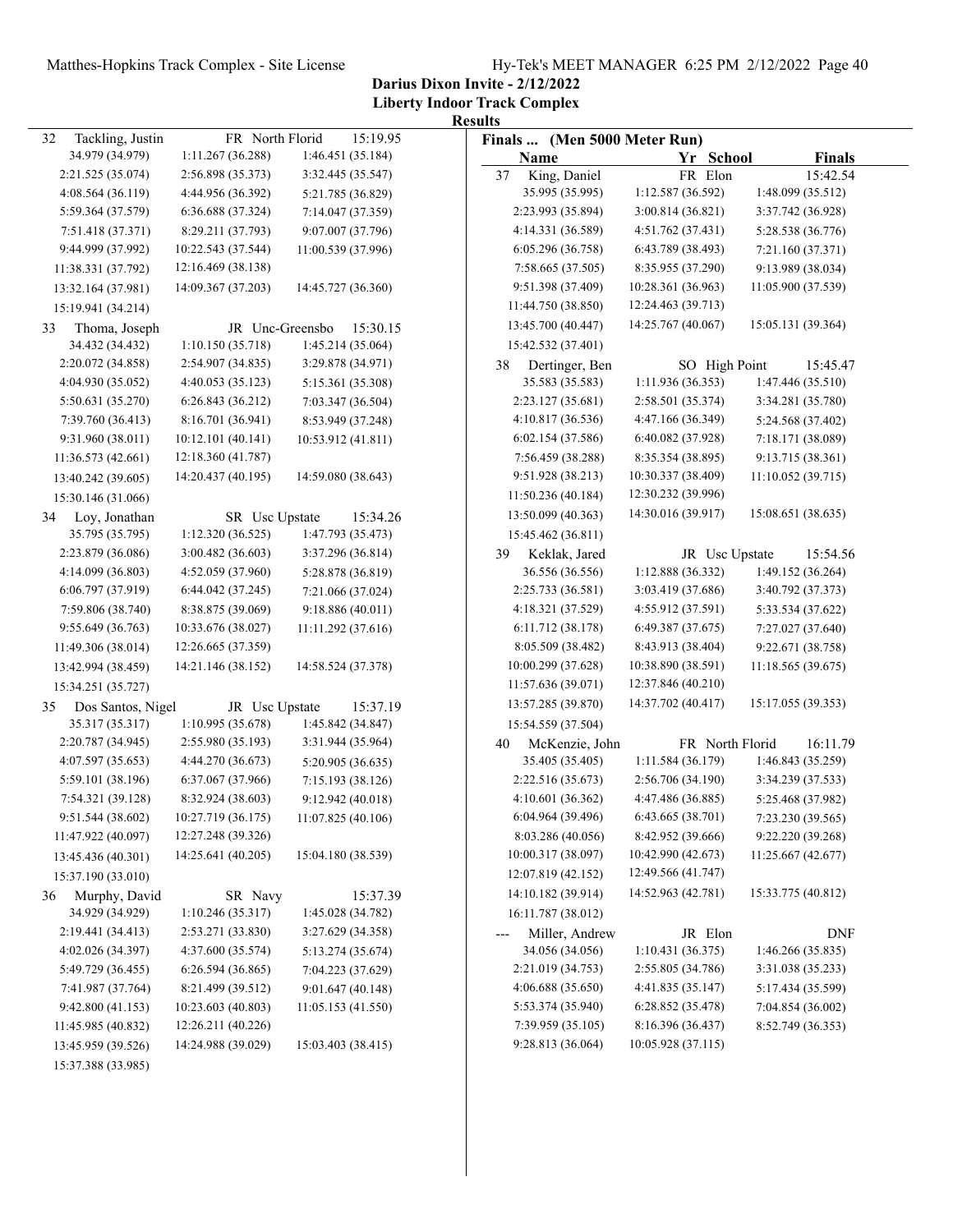**Darius Dixon Invite - 2/12/2022**
**Liberty Indoor Track Complex**
**Results**

| | Name | Yr | School | Finals |
|---|---|---|---|---|
| 32 | Tackling, Justin | FR | North Florid | 15:19.95 |

34.979 (34.979) 1:11.267 (36.288) 1:46.451 (35.184)
2:21.525 (35.074) 2:56.898 (35.373) 3:32.445 (35.547)
4:08.564 (36.119) 4:44.956 (36.392) 5:21.785 (36.829)
5:59.364 (37.579) 6:36.688 (37.324) 7:14.047 (37.359)
7:51.418 (37.371) 8:29.211 (37.793) 9:07.007 (37.796)
9:44.999 (37.992) 10:22.543 (37.544) 11:00.539 (37.996)
11:38.331 (37.792) 12:16.469 (38.138)
13:32.164 (37.981) 14:09.367 (37.203) 14:45.727 (36.360)
15:19.941 (34.214)

| | Name | Yr | School | Finals |
|---|---|---|---|---|
| 33 | Thoma, Joseph | JR | Unc-Greensbo | 15:30.15 |

34.432 (34.432) 1:10.150 (35.718) 1:45.214 (35.064)
2:20.072 (34.858) 2:54.907 (34.835) 3:29.878 (34.971)
4:04.930 (35.052) 4:40.053 (35.123) 5:15.361 (35.308)
5:50.631 (35.270) 6:26.843 (36.212) 7:03.347 (36.504)
7:39.760 (36.413) 8:16.701 (36.941) 8:53.949 (37.248)
9:31.960 (38.011) 10:12.101 (40.141) 10:53.912 (41.811)
11:36.573 (42.661) 12:18.360 (41.787)
13:40.242 (39.605) 14:20.437 (40.195) 14:59.080 (38.643)
15:30.146 (31.066)

| | Name | Yr | School | Finals |
|---|---|---|---|---|
| 34 | Loy, Jonathan | SR | Usc Upstate | 15:34.26 |

35.795 (35.795) 1:12.320 (36.525) 1:47.793 (35.473)
2:23.879 (36.086) 3:00.482 (36.603) 3:37.296 (36.814)
4:14.099 (36.803) 4:52.059 (37.960) 5:28.878 (36.819)
6:06.797 (37.919) 6:44.042 (37.245) 7:21.066 (37.024)
7:59.806 (38.740) 8:38.875 (39.069) 9:18.886 (40.011)
9:55.649 (36.763) 10:33.676 (38.027) 11:11.292 (37.616)
11:49.306 (38.014) 12:26.665 (37.359)
13:42.994 (38.459) 14:21.146 (38.152) 14:58.524 (37.378)
15:34.251 (35.727)

| | Name | Yr | School | Finals |
|---|---|---|---|---|
| 35 | Dos Santos, Nigel | JR | Usc Upstate | 15:37.19 |

35.317 (35.317) 1:10.995 (35.678) 1:45.842 (34.847)
2:20.787 (34.945) 2:55.980 (35.193) 3:31.944 (35.964)
4:07.597 (35.653) 4:44.270 (36.673) 5:20.905 (36.635)
5:59.101 (38.196) 6:37.067 (37.966) 7:15.193 (38.126)
7:54.321 (39.128) 8:32.924 (38.603) 9:12.942 (40.018)
9:51.544 (38.602) 10:27.719 (36.175) 11:07.825 (40.106)
11:47.922 (40.097) 12:27.248 (39.326)
13:45.436 (40.301) 14:25.641 (40.205) 15:04.180 (38.539)
15:37.190 (33.010)

| | Name | Yr | School | Finals |
|---|---|---|---|---|
| 36 | Murphy, David | SR | Navy | 15:37.39 |

34.929 (34.929) 1:10.246 (35.317) 1:45.028 (34.782)
2:19.441 (34.413) 2:53.271 (33.830) 3:27.629 (34.358)
4:02.026 (34.397) 4:37.600 (35.574) 5:13.274 (35.674)
5:49.729 (36.455) 6:26.594 (36.865) 7:04.223 (37.629)
7:41.987 (37.764) 8:21.499 (39.512) 9:01.647 (40.148)
9:42.800 (41.153) 10:23.603 (40.803) 11:05.153 (41.550)
11:45.985 (40.832) 12:26.211 (40.226)
13:45.959 (39.526) 14:24.988 (39.029) 15:03.403 (38.415)
15:37.388 (33.985)

**Finals ... (Men 5000 Meter Run)**

| | Name | Yr | School | Finals |
|---|---|---|---|---|
| 37 | King, Daniel | FR | Elon | 15:42.54 |

35.995 (35.995) 1:12.587 (36.592) 1:48.099 (35.512)
2:23.993 (35.894) 3:00.814 (36.821) 3:37.742 (36.928)
4:14.331 (36.589) 4:51.762 (37.431) 5:28.538 (36.776)
6:05.296 (36.758) 6:43.789 (38.493) 7:21.160 (37.371)
7:58.665 (37.505) 8:35.955 (37.290) 9:13.989 (38.034)
9:51.398 (37.409) 10:28.361 (36.963) 11:05.900 (37.539)
11:44.750 (38.850) 12:24.463 (39.713)
13:45.700 (40.447) 14:25.767 (40.067) 15:05.131 (39.364)
15:42.532 (37.401)

| | Name | Yr | School | Finals |
|---|---|---|---|---|
| 38 | Dertinger, Ben | SO | High Point | 15:45.47 |

35.583 (35.583) 1:11.936 (36.353) 1:47.446 (35.510)
2:23.127 (35.681) 2:58.501 (35.374) 3:34.281 (35.780)
4:10.817 (36.536) 4:47.166 (36.349) 5:24.568 (37.402)
6:02.154 (37.586) 6:40.082 (37.928) 7:18.171 (38.089)
7:56.459 (38.288) 8:35.354 (38.895) 9:13.715 (38.361)
9:51.928 (38.213) 10:30.337 (38.409) 11:10.052 (39.715)
11:50.236 (40.184) 12:30.232 (39.996)
13:50.099 (40.363) 14:30.016 (39.917) 15:08.651 (38.635)
15:45.462 (36.811)

| | Name | Yr | School | Finals |
|---|---|---|---|---|
| 39 | Keklak, Jared | JR | Usc Upstate | 15:54.56 |

36.556 (36.556) 1:12.888 (36.332) 1:49.152 (36.264)
2:25.733 (36.581) 3:03.419 (37.686) 3:40.792 (37.373)
4:18.321 (37.529) 4:55.912 (37.591) 5:33.534 (37.622)
6:11.712 (38.178) 6:49.387 (37.675) 7:27.027 (37.640)
8:05.509 (38.482) 8:43.913 (38.404) 9:22.671 (38.758)
10:00.299 (37.628) 10:38.890 (38.591) 11:18.565 (39.675)
11:57.636 (39.071) 12:37.846 (40.210)
13:57.285 (39.870) 14:37.702 (40.417) 15:17.055 (39.353)
15:54.559 (37.504)

| | Name | Yr | School | Finals |
|---|---|---|---|---|
| 40 | McKenzie, John | FR | North Florid | 16:11.79 |

35.405 (35.405) 1:11.584 (36.179) 1:46.843 (35.259)
2:22.516 (35.673) 2:56.706 (34.190) 3:34.239 (37.533)
4:10.601 (36.362) 4:47.486 (36.885) 5:25.468 (37.982)
6:04.964 (39.496) 6:43.665 (38.701) 7:23.230 (39.565)
8:03.286 (40.056) 8:42.952 (39.666) 9:22.220 (39.268)
10:00.317 (38.097) 10:42.990 (42.673) 11:25.667 (42.677)
12:07.819 (42.152) 12:49.566 (41.747)
14:10.182 (39.914) 14:52.963 (42.781) 15:33.775 (40.812)
16:11.787 (38.012)

| | Name | Yr | School | Finals |
|---|---|---|---|---|
| --- | Miller, Andrew | JR | Elon | DNF |

34.056 (34.056) 1:10.431 (36.375) 1:46.266 (35.835)
2:21.019 (34.753) 2:55.805 (34.786) 3:31.038 (35.233)
4:06.688 (35.650) 4:41.835 (35.147) 5:17.434 (35.599)
5:53.374 (35.940) 6:28.852 (35.478) 7:04.854 (36.002)
7:39.959 (35.105) 8:16.396 (36.437) 8:52.749 (36.353)
9:28.813 (36.064) 10:05.928 (37.115)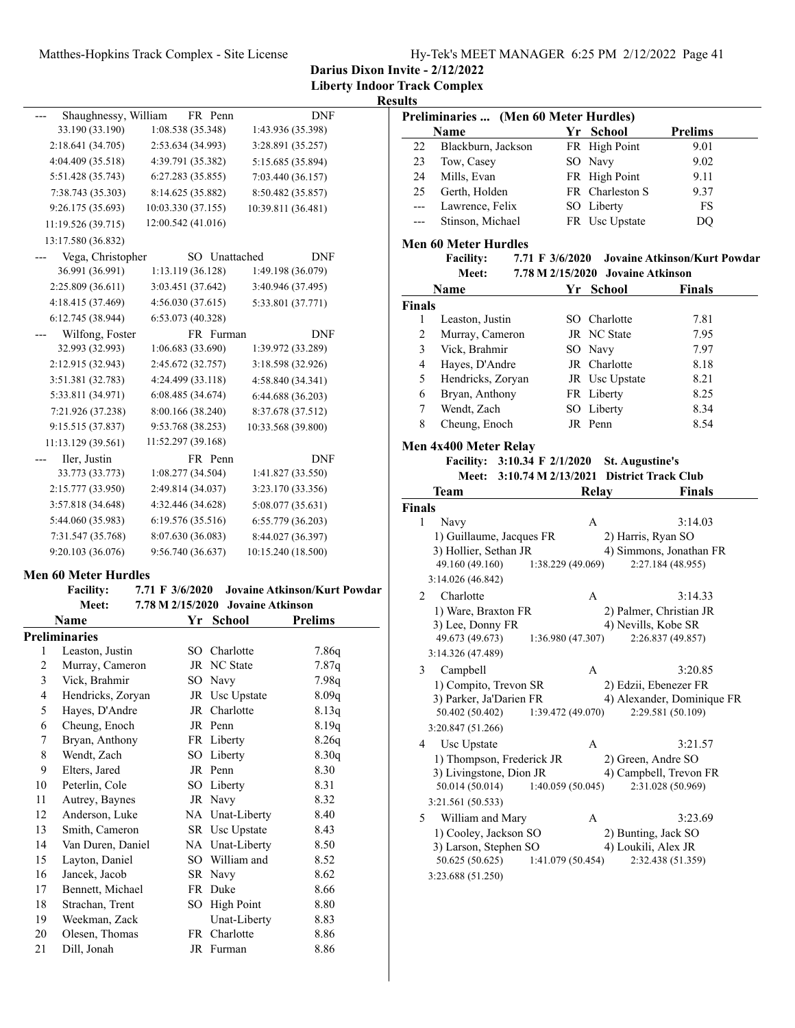**Darius Dixon Invite - 2/12/2022**
**Liberty Indoor Track Complex**
**Results**

| | Name | Yr | School | Finals |
|---|---|---|---|---|
| --- | Shaughnessy, William | FR | Penn | DNF |

33.190 (33.190) 1:08.538 (35.348) 1:43.936 (35.398)
2:18.641 (34.705) 2:53.634 (34.993) 3:28.891 (35.257)
4:04.409 (35.518) 4:39.791 (35.382) 5:15.685 (35.894)
5:51.428 (35.743) 6:27.283 (35.855) 7:03.440 (36.157)
7:38.743 (35.303) 8:14.625 (35.882) 8:50.482 (35.857)
9:26.175 (35.693) 10:03.330 (37.155) 10:39.811 (36.481)
11:19.526 (39.715) 12:00.542 (41.016)
13:17.580 (36.832)

| | Name | Yr | School | Finals |
|---|---|---|---|---|
| --- | Vega, Christopher | SO | Unattached | DNF |

36.991 (36.991) 1:13.119 (36.128) 1:49.198 (36.079)
2:25.809 (36.611) 3:03.451 (37.642) 3:40.946 (37.495)
4:18.415 (37.469) 4:56.030 (37.615) 5:33.801 (37.771)
6:12.745 (38.944) 6:53.073 (40.328)

| | Name | Yr | School | Finals |
|---|---|---|---|---|
| --- | Wilfong, Foster | FR | Furman | DNF |

32.993 (32.993) 1:06.683 (33.690) 1:39.972 (33.289)
2:12.915 (32.943) 2:45.672 (32.757) 3:18.598 (32.926)
3:51.381 (32.783) 4:24.499 (33.118) 4:58.840 (34.341)
5:33.811 (34.971) 6:08.485 (34.674) 6:44.688 (36.203)
7:21.926 (37.238) 8:00.166 (38.240) 8:37.678 (37.512)
9:15.515 (37.837) 9:53.768 (38.253) 10:33.568 (39.800)
11:13.129 (39.561) 11:52.297 (39.168)

| | Name | Yr | School | Finals |
|---|---|---|---|---|
| --- | Iler, Justin | FR | Penn | DNF |

33.773 (33.773) 1:08.277 (34.504) 1:41.827 (33.550)
2:15.777 (33.950) 2:49.814 (34.037) 3:23.170 (33.356)
3:57.818 (34.648) 4:32.446 (34.628) 5:08.077 (35.631)
5:44.060 (35.983) 6:19.576 (35.516) 6:55.779 (36.203)
7:31.547 (35.768) 8:07.630 (36.083) 8:44.027 (36.397)
9:20.103 (36.076) 9:56.740 (36.637) 10:15.240 (18.500)

### Men 60 Meter Hurdles

Facility: 7.71 F 3/6/2020 Jovaine Atkinson/Kurt Powdar
Meet: 7.78 M 2/15/2020 Jovaine Atkinson

**Preliminaries**

| | Name | Yr | School | Prelims |
|---|---|---|---|---|
| 1 | Leaston, Justin | SO | Charlotte | 7.86q |
| 2 | Murray, Cameron | JR | NC State | 7.87q |
| 3 | Vick, Brahmir | SO | Navy | 7.98q |
| 4 | Hendricks, Zoryan | JR | Usc Upstate | 8.09q |
| 5 | Hayes, D'Andre | JR | Charlotte | 8.13q |
| 6 | Cheung, Enoch | JR | Penn | 8.19q |
| 7 | Bryan, Anthony | FR | Liberty | 8.26q |
| 8 | Wendt, Zach | SO | Liberty | 8.30q |
| 9 | Elters, Jared | JR | Penn | 8.30 |
| 10 | Peterlin, Cole | SO | Liberty | 8.31 |
| 11 | Autrey, Baynes | JR | Navy | 8.32 |
| 12 | Anderson, Luke | NA | Unat-Liberty | 8.40 |
| 13 | Smith, Cameron | SR | Usc Upstate | 8.43 |
| 14 | Van Duren, Daniel | NA | Unat-Liberty | 8.50 |
| 15 | Layton, Daniel | SO | William and | 8.52 |
| 16 | Jancek, Jacob | SR | Navy | 8.62 |
| 17 | Bennett, Michael | FR | Duke | 8.66 |
| 18 | Strachan, Trent | SO | High Point | 8.80 |
| 19 | Weekman, Zack | | Unat-Liberty | 8.83 |
| 20 | Olesen, Thomas | FR | Charlotte | 8.86 |
| 21 | Dill, Jonah | JR | Furman | 8.86 |
| 22 | Blackburn, Jackson | FR | High Point | 9.01 |
| 23 | Tow, Casey | SO | Navy | 9.02 |
| 24 | Mills, Evan | FR | High Point | 9.11 |
| 25 | Gerth, Holden | FR | Charleston S | 9.37 |
| --- | Lawrence, Felix | SO | Liberty | FS |
| --- | Stinson, Michael | FR | Usc Upstate | DQ |

### Men 60 Meter Hurdles

Facility: 7.71 F 3/6/2020 Jovaine Atkinson/Kurt Powdar
Meet: 7.78 M 2/15/2020 Jovaine Atkinson

**Finals**

| | Name | Yr | School | Finals |
|---|---|---|---|---|
| 1 | Leaston, Justin | SO | Charlotte | 7.81 |
| 2 | Murray, Cameron | JR | NC State | 7.95 |
| 3 | Vick, Brahmir | SO | Navy | 7.97 |
| 4 | Hayes, D'Andre | JR | Charlotte | 8.18 |
| 5 | Hendricks, Zoryan | JR | Usc Upstate | 8.21 |
| 6 | Bryan, Anthony | FR | Liberty | 8.25 |
| 7 | Wendt, Zach | SO | Liberty | 8.34 |
| 8 | Cheung, Enoch | JR | Penn | 8.54 |

### Men 4x400 Meter Relay

Facility: 3:10.34 F 2/1/2020 St. Augustine's
Meet: 3:10.74 M 2/13/2021 District Track Club

**Finals**

| | Team | Relay | Finals |
|---|---|---|---|
| 1 | Navy | A | 3:14.03 |

1) Guillaume, Jacques FR 2) Harris, Ryan SO
3) Hollier, Sethan JR 4) Simmons, Jonathan FR
49.160 (49.160) 1:38.229 (49.069) 2:27.184 (48.955)
3:14.026 (46.842)

| | Team | Relay | Finals |
|---|---|---|---|
| 2 | Charlotte | A | 3:14.33 |

1) Ware, Braxton FR 2) Palmer, Christian JR
3) Lee, Donny FR 4) Nevills, Kobe SR
49.673 (49.673) 1:36.980 (47.307) 2:26.837 (49.857)
3:14.326 (47.489)

| | Team | Relay | Finals |
|---|---|---|---|
| 3 | Campbell | A | 3:20.85 |

1) Compito, Trevon SR 2) Edzii, Ebenezer FR
3) Parker, Ja'Darien FR 4) Alexander, Dominique FR
50.402 (50.402) 1:39.472 (49.070) 2:29.581 (50.109)
3:20.847 (51.266)

| | Team | Relay | Finals |
|---|---|---|---|
| 4 | Usc Upstate | A | 3:21.57 |

1) Thompson, Frederick JR 2) Green, Andre SO
3) Livingstone, Dion JR 4) Campbell, Trevon FR
50.014 (50.014) 1:40.059 (50.045) 2:31.028 (50.969)
3:21.561 (50.533)

| | Team | Relay | Finals |
|---|---|---|---|
| 5 | William and Mary | A | 3:23.69 |

1) Cooley, Jackson SO 2) Bunting, Jack SO
3) Larson, Stephen SO 4) Loukili, Alex JR
50.625 (50.625) 1:41.079 (50.454) 2:32.438 (51.359)
3:23.688 (51.250)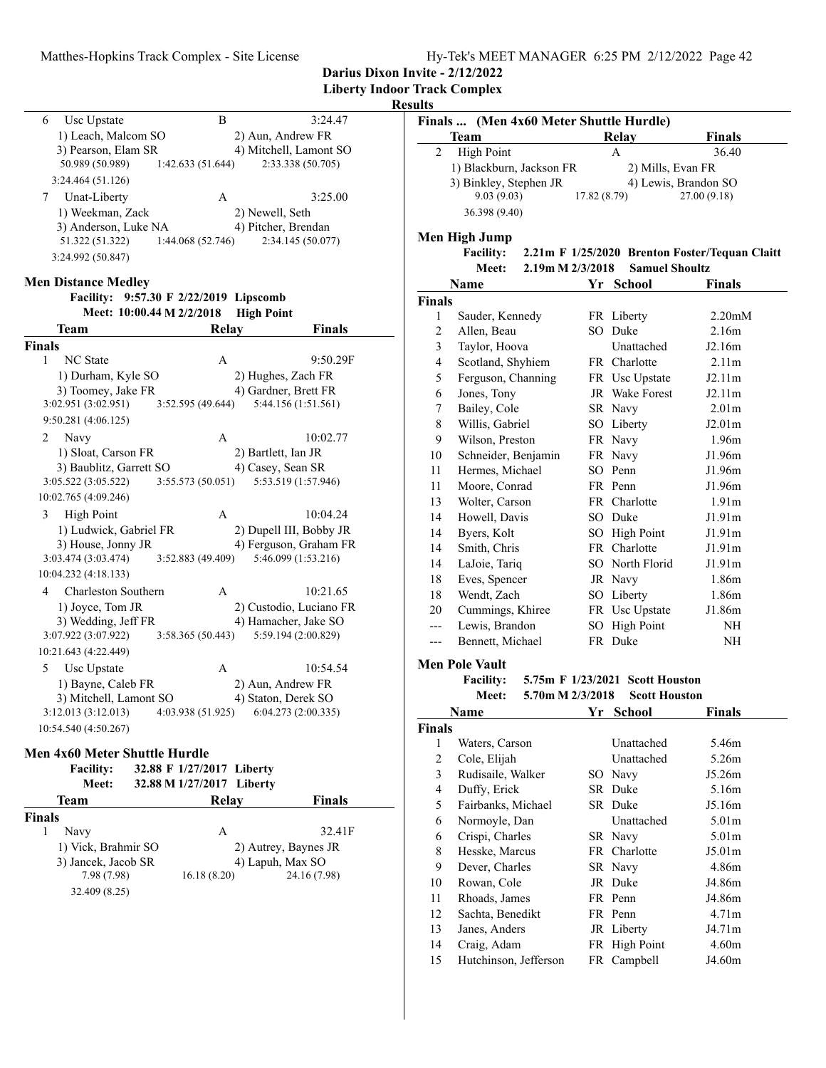**Darius Dixon Invite - 2/12/2022**
**Liberty Indoor Track Complex**
**Results**

| | Team | Relay | Finals |
|---|---|---|---|
| 6 | Usc Upstate | B | 3:24.47 |
| | 1) Leach, Malcom SO | 2) Aun, Andrew FR | |
| | 3) Pearson, Elam SR | 4) Mitchell, Lamont SO | |
| | 50.989 (50.989) | 1:42.633 (51.644) | 2:33.338 (50.705) |
| | 3:24.464 (51.126) | | |
| 7 | Unat-Liberty | A | 3:25.00 |
| | 1) Weekman, Zack | 2) Newell, Seth | |
| | 3) Anderson, Luke NA | 4) Pitcher, Brendan | |
| | 51.322 (51.322) | 1:44.068 (52.746) | 2:34.145 (50.077) |
| | 3:24.992 (50.847) | | |

## Men Distance Medley

Facility: 9:57.30 F 2/22/2019 Lipscomb
Meet: 10:00.44 M 2/2/2018 High Point

| | Team | Relay | Finals |
|---|---|---|---|
| **Finals** | | | |
| 1 | NC State | A | 9:50.29F |
| | 1) Durham, Kyle SO | 2) Hughes, Zach FR | |
| | 3) Toomey, Jake FR | 4) Gardner, Brett FR | |
| | 3:02.951 (3:02.951) | 3:52.595 (49.644) | 5:44.156 (1:51.561) |
| | 9:50.281 (4:06.125) | | |
| 2 | Navy | A | 10:02.77 |
| | 1) Sloat, Carson FR | 2) Bartlett, Ian JR | |
| | 3) Baublitz, Garrett SO | 4) Casey, Sean SR | |
| | 3:05.522 (3:05.522) | 3:55.573 (50.051) | 5:53.519 (1:57.946) |
| | 10:02.765 (4:09.246) | | |
| 3 | High Point | A | 10:04.24 |
| | 1) Ludwick, Gabriel FR | 2) Dupell III, Bobby JR | |
| | 3) House, Jonny JR | 4) Ferguson, Graham FR | |
| | 3:03.474 (3:03.474) | 3:52.883 (49.409) | 5:46.099 (1:53.216) |
| | 10:04.232 (4:18.133) | | |
| 4 | Charleston Southern | A | 10:21.65 |
| | 1) Joyce, Tom JR | 2) Custodio, Luciano FR | |
| | 3) Wedding, Jeff FR | 4) Hamacher, Jake SO | |
| | 3:07.922 (3:07.922) | 3:58.365 (50.443) | 5:59.194 (2:00.829) |
| | 10:21.643 (4:22.449) | | |
| 5 | Usc Upstate | A | 10:54.54 |
| | 1) Bayne, Caleb FR | 2) Aun, Andrew FR | |
| | 3) Mitchell, Lamont SO | 4) Staton, Derek SO | |
| | 3:12.013 (3:12.013) | 4:03.938 (51.925) | 6:04.273 (2:00.335) |
| | 10:54.540 (4:50.267) | | |

## Men 4x60 Meter Shuttle Hurdle

Facility: 32.88 F 1/27/2017 Liberty
Meet: 32.88 M 1/27/2017 Liberty

| | Team | Relay | Finals |
|---|---|---|---|
| **Finals** | | | |
| 1 | Navy | A | 32.41F |
| | 1) Vick, Brahmir SO | 2) Autrey, Baynes JR | |
| | 3) Jancek, Jacob SR | 4) Lapuh, Max SO | |
| | 7.98 (7.98) | 16.18 (8.20) | 24.16 (7.98) |
| | 32.409 (8.25) | | |
| 2 | High Point | A | 36.40 |
| | 1) Blackburn, Jackson FR | 2) Mills, Evan FR | |
| | 3) Binkley, Stephen JR | 4) Lewis, Brandon SO | |
| | 9.03 (9.03) | 17.82 (8.79) | 27.00 (9.18) |
| | 36.398 (9.40) | | |

## Men High Jump

Facility: 2.21m F 1/25/2020 Brenton Foster/Tequan Claitt
Meet: 2.19m M 2/3/2018 Samuel Shoultz

| | Name | Yr | School | Finals |
|---|---|---|---|---|
| **Finals** | | | | |
| 1 | Sauder, Kennedy | FR | Liberty | 2.20mM |
| 2 | Allen, Beau | SO | Duke | 2.16m |
| 3 | Taylor, Hoova | | Unattached | J2.16m |
| 4 | Scotland, Shyhiem | FR | Charlotte | 2.11m |
| 5 | Ferguson, Channing | FR | Usc Upstate | J2.11m |
| 6 | Jones, Tony | JR | Wake Forest | J2.11m |
| 7 | Bailey, Cole | SR | Navy | 2.01m |
| 8 | Willis, Gabriel | SO | Liberty | J2.01m |
| 9 | Wilson, Preston | FR | Navy | 1.96m |
| 10 | Schneider, Benjamin | FR | Navy | J1.96m |
| 11 | Hermes, Michael | SO | Penn | J1.96m |
| 11 | Moore, Conrad | FR | Penn | J1.96m |
| 13 | Wolter, Carson | FR | Charlotte | 1.91m |
| 14 | Howell, Davis | SO | Duke | J1.91m |
| 14 | Byers, Kolt | SO | High Point | J1.91m |
| 14 | Smith, Chris | FR | Charlotte | J1.91m |
| 14 | LaJoie, Tariq | SO | North Florid | J1.91m |
| 18 | Eves, Spencer | JR | Navy | 1.86m |
| 18 | Wendt, Zach | SO | Liberty | 1.86m |
| 20 | Cummings, Khiree | FR | Usc Upstate | J1.86m |
| --- | Lewis, Brandon | SO | High Point | NH |
| --- | Bennett, Michael | FR | Duke | NH |

## Men Pole Vault

Facility: 5.75m F 1/23/2021 Scott Houston
Meet: 5.70m M 2/3/2018 Scott Houston

| | Name | Yr | School | Finals |
|---|---|---|---|---|
| **Finals** | | | | |
| 1 | Waters, Carson | | Unattached | 5.46m |
| 2 | Cole, Elijah | | Unattached | 5.26m |
| 3 | Rudisaile, Walker | SO | Navy | J5.26m |
| 4 | Duffy, Erick | SR | Duke | 5.16m |
| 5 | Fairbanks, Michael | SR | Duke | J5.16m |
| 6 | Normoyle, Dan | | Unattached | 5.01m |
| 6 | Crispi, Charles | SR | Navy | 5.01m |
| 8 | Hesske, Marcus | FR | Charlotte | J5.01m |
| 9 | Dever, Charles | SR | Navy | 4.86m |
| 10 | Rowan, Cole | JR | Duke | J4.86m |
| 11 | Rhoads, James | FR | Penn | J4.86m |
| 12 | Sachta, Benedikt | FR | Penn | 4.71m |
| 13 | Janes, Anders | JR | Liberty | J4.71m |
| 14 | Craig, Adam | FR | High Point | 4.60m |
| 15 | Hutchinson, Jefferson | FR | Campbell | J4.60m |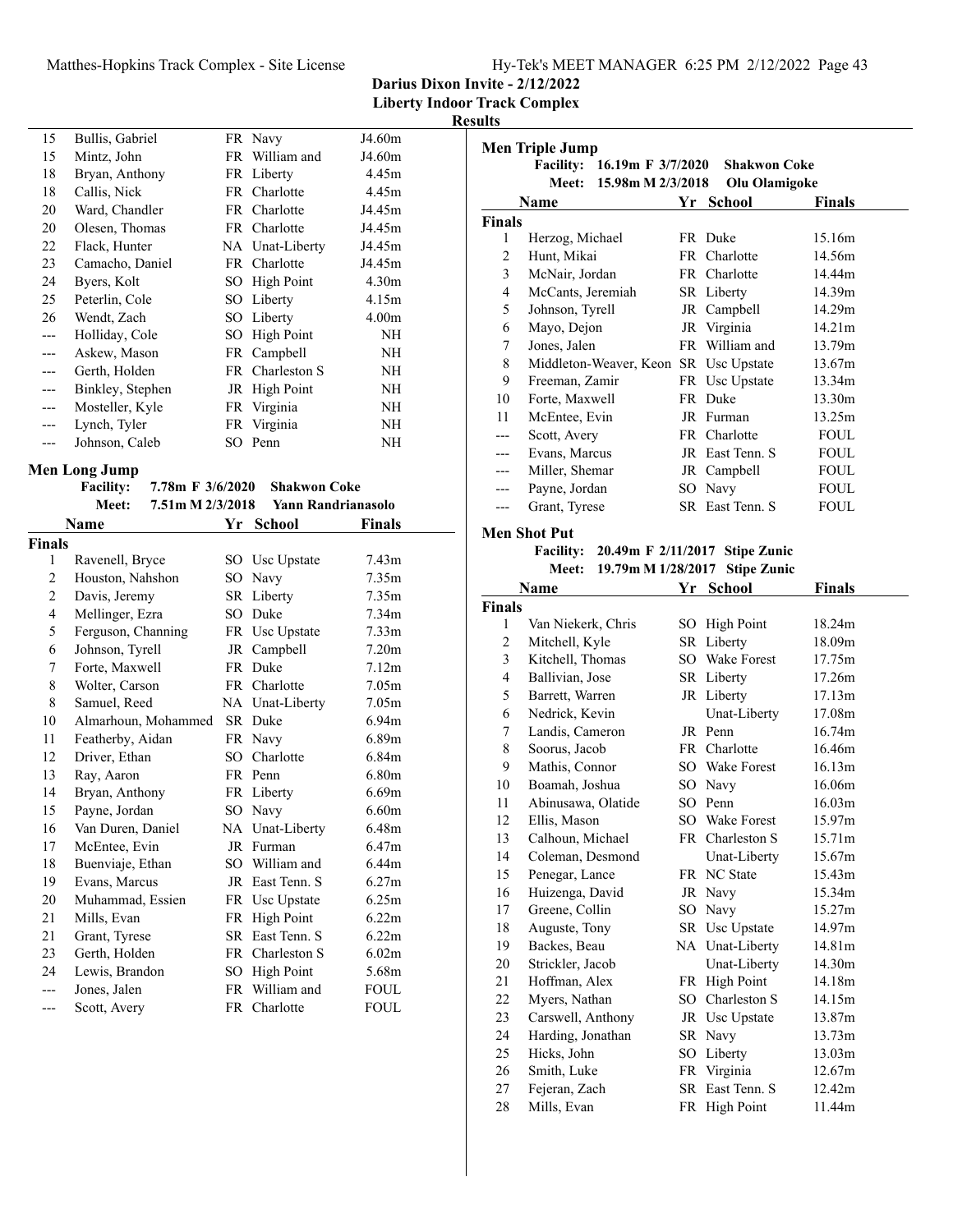**Darius Dixon Invite - 2/12/2022**

**Liberty Indoor Track Complex**

**Results**

| | Name | Yr | School | Finals |
|---|---|---|---|---|
| 15 | Bullis, Gabriel | FR | Navy | J4.60m |
| 15 | Mintz, John | FR | William and | J4.60m |
| 18 | Bryan, Anthony | FR | Liberty | 4.45m |
| 18 | Callis, Nick | FR | Charlotte | 4.45m |
| 20 | Ward, Chandler | FR | Charlotte | J4.45m |
| 20 | Olesen, Thomas | FR | Charlotte | J4.45m |
| 22 | Flack, Hunter | NA | Unat-Liberty | J4.45m |
| 23 | Camacho, Daniel | FR | Charlotte | J4.45m |
| 24 | Byers, Kolt | SO | High Point | 4.30m |
| 25 | Peterlin, Cole | SO | Liberty | 4.15m |
| 26 | Wendt, Zach | SO | Liberty | 4.00m |
| --- | Holliday, Cole | SO | High Point | NH |
| --- | Askew, Mason | FR | Campbell | NH |
| --- | Gerth, Holden | FR | Charleston S | NH |
| --- | Binkley, Stephen | JR | High Point | NH |
| --- | Mosteller, Kyle | FR | Virginia | NH |
| --- | Lynch, Tyler | FR | Virginia | NH |
| --- | Johnson, Caleb | SO | Penn | NH |

### Men Long Jump

**Facility:** 7.78m F 3/6/2020 **Shakwon Coke**
**Meet:** 7.51m M 2/3/2018 **Yann Randrianasolo**

| | Name | Yr | School | Finals |
|---|---|---|---|---|
| **Finals** | | | | |
| 1 | Ravenell, Bryce | SO | Usc Upstate | 7.43m |
| 2 | Houston, Nahshon | SO | Navy | 7.35m |
| 2 | Davis, Jeremy | SR | Liberty | 7.35m |
| 4 | Mellinger, Ezra | SO | Duke | 7.34m |
| 5 | Ferguson, Channing | FR | Usc Upstate | 7.33m |
| 6 | Johnson, Tyrell | JR | Campbell | 7.20m |
| 7 | Forte, Maxwell | FR | Duke | 7.12m |
| 8 | Wolter, Carson | FR | Charlotte | 7.05m |
| 8 | Samuel, Reed | NA | Unat-Liberty | 7.05m |
| 10 | Almarhoun, Mohammed | SR | Duke | 6.94m |
| 11 | Featherby, Aidan | FR | Navy | 6.89m |
| 12 | Driver, Ethan | SO | Charlotte | 6.84m |
| 13 | Ray, Aaron | FR | Penn | 6.80m |
| 14 | Bryan, Anthony | FR | Liberty | 6.69m |
| 15 | Payne, Jordan | SO | Navy | 6.60m |
| 16 | Van Duren, Daniel | NA | Unat-Liberty | 6.48m |
| 17 | McEntee, Evin | JR | Furman | 6.47m |
| 18 | Buenviaje, Ethan | SO | William and | 6.44m |
| 19 | Evans, Marcus | JR | East Tenn. S | 6.27m |
| 20 | Muhammad, Essien | FR | Usc Upstate | 6.25m |
| 21 | Mills, Evan | FR | High Point | 6.22m |
| 21 | Grant, Tyrese | SR | East Tenn. S | 6.22m |
| 23 | Gerth, Holden | FR | Charleston S | 6.02m |
| 24 | Lewis, Brandon | SO | High Point | 5.68m |
| --- | Jones, Jalen | FR | William and | FOUL |
| --- | Scott, Avery | FR | Charlotte | FOUL |

### Men Triple Jump

**Facility:** 16.19m F 3/7/2020 **Shakwon Coke**
**Meet:** 15.98m M 2/3/2018 **Olu Olamigoke**

| | Name | Yr | School | Finals |
|---|---|---|---|---|
| **Finals** | | | | |
| 1 | Herzog, Michael | FR | Duke | 15.16m |
| 2 | Hunt, Mikai | FR | Charlotte | 14.56m |
| 3 | McNair, Jordan | FR | Charlotte | 14.44m |
| 4 | McCants, Jeremiah | SR | Liberty | 14.39m |
| 5 | Johnson, Tyrell | JR | Campbell | 14.29m |
| 6 | Mayo, Dejon | JR | Virginia | 14.21m |
| 7 | Jones, Jalen | FR | William and | 13.79m |
| 8 | Middleton-Weaver, Keon | SR | Usc Upstate | 13.67m |
| 9 | Freeman, Zamir | FR | Usc Upstate | 13.34m |
| 10 | Forte, Maxwell | FR | Duke | 13.30m |
| 11 | McEntee, Evin | JR | Furman | 13.25m |
| --- | Scott, Avery | FR | Charlotte | FOUL |
| --- | Evans, Marcus | JR | East Tenn. S | FOUL |
| --- | Miller, Shemar | JR | Campbell | FOUL |
| --- | Payne, Jordan | SO | Navy | FOUL |
| --- | Grant, Tyrese | SR | East Tenn. S | FOUL |

### Men Shot Put

**Facility:** 20.49m F 2/11/2017 **Stipe Zunic**
**Meet:** 19.79m M 1/28/2017 **Stipe Zunic**

| | Name | Yr | School | Finals |
|---|---|---|---|---|
| **Finals** | | | | |
| 1 | Van Niekerk, Chris | SO | High Point | 18.24m |
| 2 | Mitchell, Kyle | SR | Liberty | 18.09m |
| 3 | Kitchell, Thomas | SO | Wake Forest | 17.75m |
| 4 | Ballivian, Jose | SR | Liberty | 17.26m |
| 5 | Barrett, Warren | JR | Liberty | 17.13m |
| 6 | Nedrick, Kevin | | Unat-Liberty | 17.08m |
| 7 | Landis, Cameron | JR | Penn | 16.74m |
| 8 | Soorus, Jacob | FR | Charlotte | 16.46m |
| 9 | Mathis, Connor | SO | Wake Forest | 16.13m |
| 10 | Boamah, Joshua | SO | Navy | 16.06m |
| 11 | Abinusawa, Olatide | SO | Penn | 16.03m |
| 12 | Ellis, Mason | SO | Wake Forest | 15.97m |
| 13 | Calhoun, Michael | FR | Charleston S | 15.71m |
| 14 | Coleman, Desmond | | Unat-Liberty | 15.67m |
| 15 | Penegar, Lance | FR | NC State | 15.43m |
| 16 | Huizenga, David | JR | Navy | 15.34m |
| 17 | Greene, Collin | SO | Navy | 15.27m |
| 18 | Auguste, Tony | SR | Usc Upstate | 14.97m |
| 19 | Backes, Beau | NA | Unat-Liberty | 14.81m |
| 20 | Strickler, Jacob | | Unat-Liberty | 14.30m |
| 21 | Hoffman, Alex | FR | High Point | 14.18m |
| 22 | Myers, Nathan | SO | Charleston S | 14.15m |
| 23 | Carswell, Anthony | JR | Usc Upstate | 13.87m |
| 24 | Harding, Jonathan | SR | Navy | 13.73m |
| 25 | Hicks, John | SO | Liberty | 13.03m |
| 26 | Smith, Luke | FR | Virginia | 12.67m |
| 27 | Fejeran, Zach | SR | East Tenn. S | 12.42m |
| 28 | Mills, Evan | FR | High Point | 11.44m |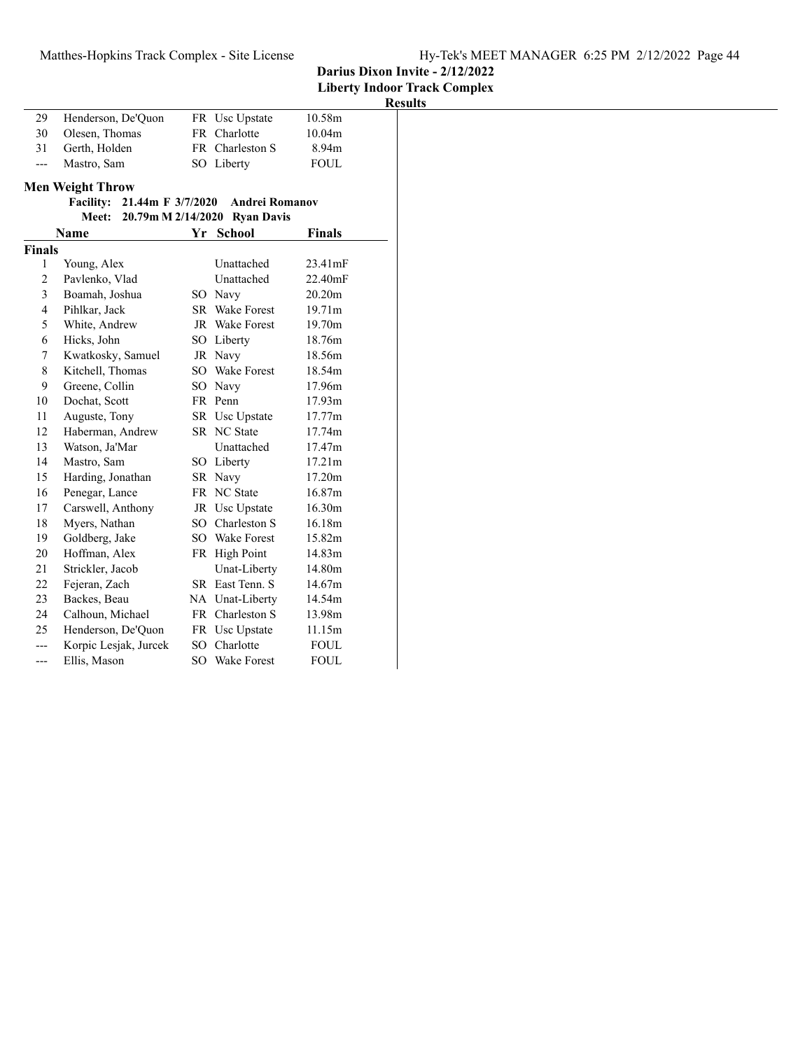**Darius Dixon Invite - 2/12/2022**

**Liberty Indoor Track Complex**

**Results**

| | | | | |
|---|---|---|---|---|
| 29 | Henderson, De'Quon | FR | Usc Upstate | 10.58m |
| 30 | Olesen, Thomas | FR | Charlotte | 10.04m |
| 31 | Gerth, Holden | FR | Charleston S | 8.94m |
| --- | Mastro, Sam | SO | Liberty | FOUL |

### Men Weight Throw

**Facility:** 21.44m F 3/7/2020 **Andrei Romanov**

**Meet:** 20.79m M 2/14/2020 **Ryan Davis**

| | Name | Yr | School | Finals |
|---|---|---|---|---|
| **Finals** | | | | |
| 1 | Young, Alex | | Unattached | 23.41mF |
| 2 | Pavlenko, Vlad | | Unattached | 22.40mF |
| 3 | Boamah, Joshua | SO | Navy | 20.20m |
| 4 | Pihlkar, Jack | SR | Wake Forest | 19.71m |
| 5 | White, Andrew | JR | Wake Forest | 19.70m |
| 6 | Hicks, John | SO | Liberty | 18.76m |
| 7 | Kwatkosky, Samuel | JR | Navy | 18.56m |
| 8 | Kitchell, Thomas | SO | Wake Forest | 18.54m |
| 9 | Greene, Collin | SO | Navy | 17.96m |
| 10 | Dochat, Scott | FR | Penn | 17.93m |
| 11 | Auguste, Tony | SR | Usc Upstate | 17.77m |
| 12 | Haberman, Andrew | SR | NC State | 17.74m |
| 13 | Watson, Ja'Mar | | Unattached | 17.47m |
| 14 | Mastro, Sam | SO | Liberty | 17.21m |
| 15 | Harding, Jonathan | SR | Navy | 17.20m |
| 16 | Penegar, Lance | FR | NC State | 16.87m |
| 17 | Carswell, Anthony | JR | Usc Upstate | 16.30m |
| 18 | Myers, Nathan | SO | Charleston S | 16.18m |
| 19 | Goldberg, Jake | SO | Wake Forest | 15.82m |
| 20 | Hoffman, Alex | FR | High Point | 14.83m |
| 21 | Strickler, Jacob | | Unat-Liberty | 14.80m |
| 22 | Fejeran, Zach | SR | East Tenn. S | 14.67m |
| 23 | Backes, Beau | NA | Unat-Liberty | 14.54m |
| 24 | Calhoun, Michael | FR | Charleston S | 13.98m |
| 25 | Henderson, De'Quon | FR | Usc Upstate | 11.15m |
| --- | Korpic Lesjak, Jurcek | SO | Charlotte | FOUL |
| --- | Ellis, Mason | SO | Wake Forest | FOUL |